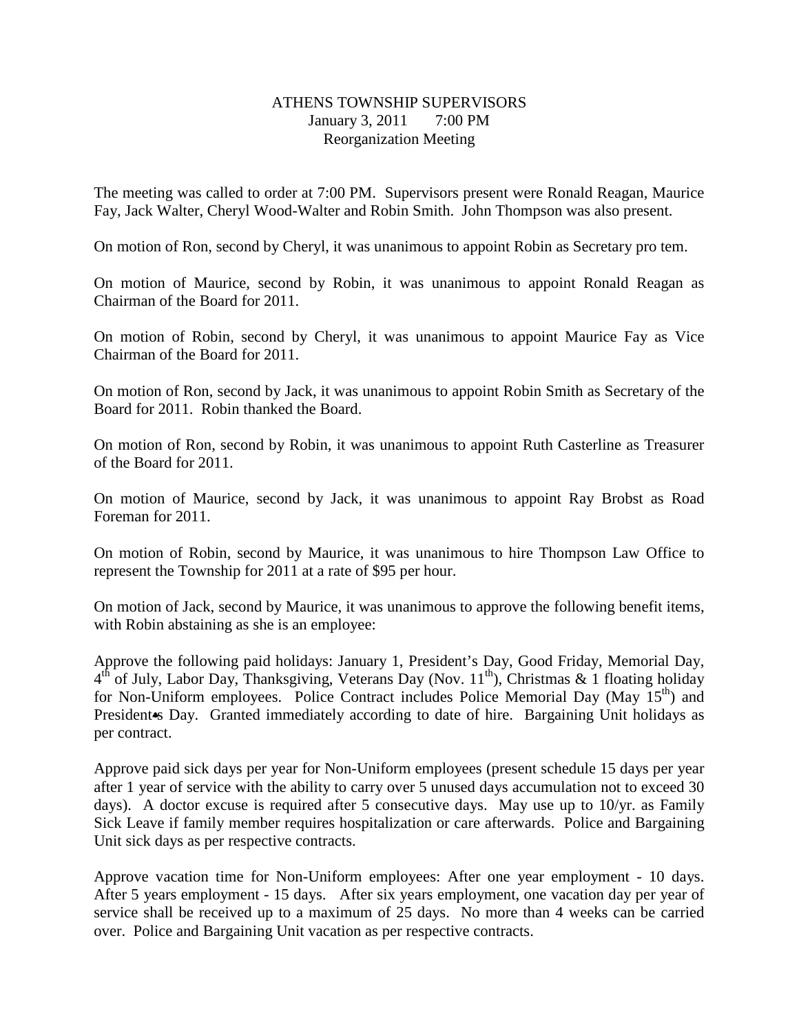# ATHENS TOWNSHIP SUPERVISORS
January 3, 2011 7:00 PM
Reorganization Meeting

The meeting was called to order at 7:00 PM. Supervisors present were Ronald Reagan, Maurice Fay, Jack Walter, Cheryl Wood-Walter and Robin Smith. John Thompson was also present.

On motion of Ron, second by Cheryl, it was unanimous to appoint Robin as Secretary pro tem.

On motion of Maurice, second by Robin, it was unanimous to appoint Ronald Reagan as Chairman of the Board for 2011.

On motion of Robin, second by Cheryl, it was unanimous to appoint Maurice Fay as Vice Chairman of the Board for 2011.

On motion of Ron, second by Jack, it was unanimous to appoint Robin Smith as Secretary of the Board for 2011. Robin thanked the Board.

On motion of Ron, second by Robin, it was unanimous to appoint Ruth Casterline as Treasurer of the Board for 2011.

On motion of Maurice, second by Jack, it was unanimous to appoint Ray Brobst as Road Foreman for 2011.

On motion of Robin, second by Maurice, it was unanimous to hire Thompson Law Office to represent the Township for 2011 at a rate of $95 per hour.

On motion of Jack, second by Maurice, it was unanimous to approve the following benefit items, with Robin abstaining as she is an employee:

Approve the following paid holidays: January 1, President's Day, Good Friday, Memorial Day, 4th of July, Labor Day, Thanksgiving, Veterans Day (Nov. 11th), Christmas & 1 floating holiday for Non-Uniform employees. Police Contract includes Police Memorial Day (May 15th) and President•s Day. Granted immediately according to date of hire. Bargaining Unit holidays as per contract.

Approve paid sick days per year for Non-Uniform employees (present schedule 15 days per year after 1 year of service with the ability to carry over 5 unused days accumulation not to exceed 30 days). A doctor excuse is required after 5 consecutive days. May use up to 10/yr. as Family Sick Leave if family member requires hospitalization or care afterwards. Police and Bargaining Unit sick days as per respective contracts.

Approve vacation time for Non-Uniform employees: After one year employment - 10 days. After 5 years employment - 15 days. After six years employment, one vacation day per year of service shall be received up to a maximum of 25 days. No more than 4 weeks can be carried over. Police and Bargaining Unit vacation as per respective contracts.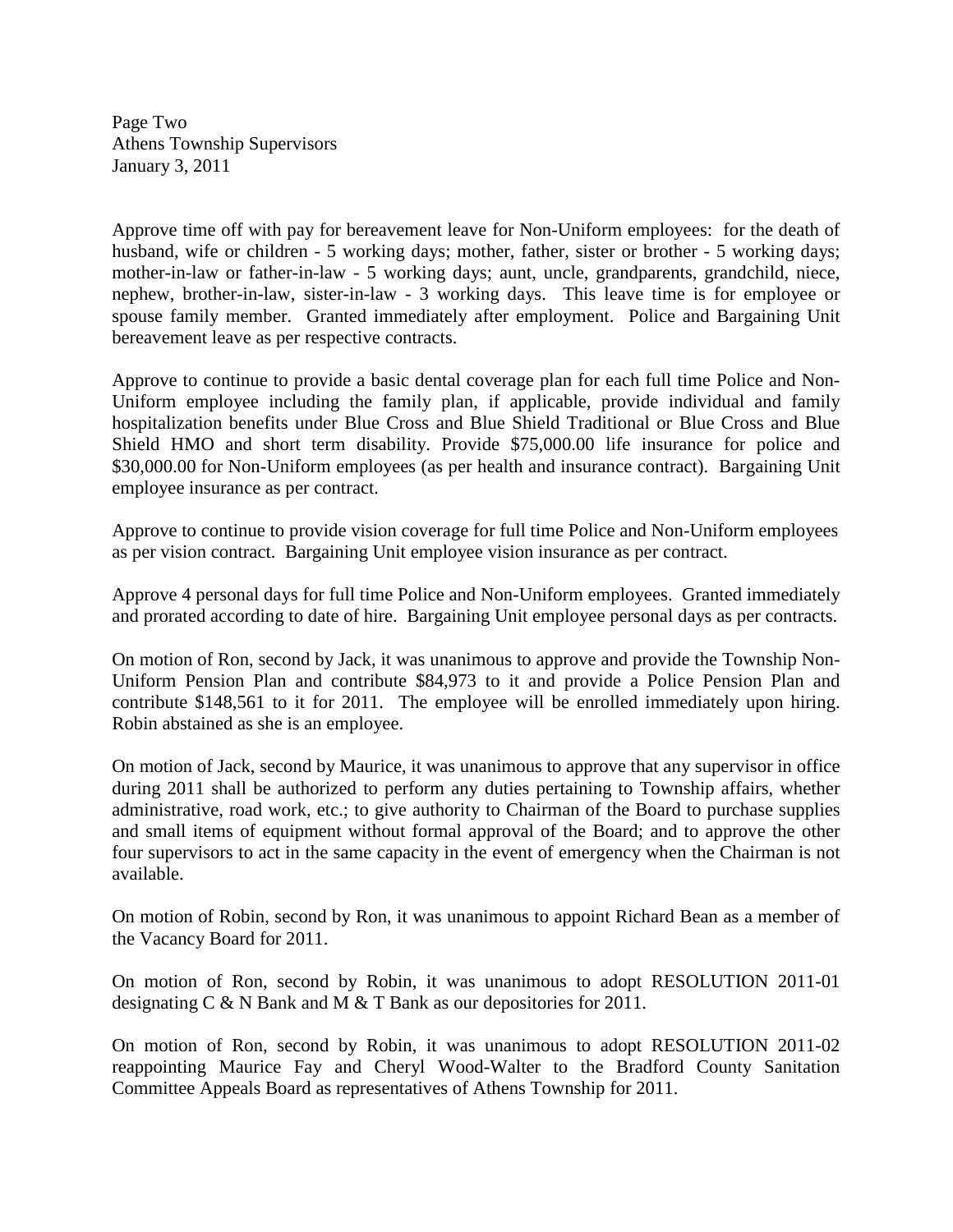Approve time off with pay for bereavement leave for Non-Uniform employees: for the death of husband, wife or children - 5 working days; mother, father, sister or brother - 5 working days; mother-in-law or father-in-law - 5 working days; aunt, uncle, grandparents, grandchild, niece, nephew, brother-in-law, sister-in-law - 3 working days. This leave time is for employee or spouse family member. Granted immediately after employment. Police and Bargaining Unit bereavement leave as per respective contracts.

Approve to continue to provide a basic dental coverage plan for each full time Police and Non-Uniform employee including the family plan, if applicable, provide individual and family hospitalization benefits under Blue Cross and Blue Shield Traditional or Blue Cross and Blue Shield HMO and short term disability. Provide $75,000.00 life insurance for police and $30,000.00 for Non-Uniform employees (as per health and insurance contract). Bargaining Unit employee insurance as per contract.

Approve to continue to provide vision coverage for full time Police and Non-Uniform employees as per vision contract. Bargaining Unit employee vision insurance as per contract.

Approve 4 personal days for full time Police and Non-Uniform employees. Granted immediately and prorated according to date of hire. Bargaining Unit employee personal days as per contracts.

On motion of Ron, second by Jack, it was unanimous to approve and provide the Township Non-Uniform Pension Plan and contribute $84,973 to it and provide a Police Pension Plan and contribute $148,561 to it for 2011. The employee will be enrolled immediately upon hiring. Robin abstained as she is an employee.

On motion of Jack, second by Maurice, it was unanimous to approve that any supervisor in office during 2011 shall be authorized to perform any duties pertaining to Township affairs, whether administrative, road work, etc.; to give authority to Chairman of the Board to purchase supplies and small items of equipment without formal approval of the Board; and to approve the other four supervisors to act in the same capacity in the event of emergency when the Chairman is not available.

On motion of Robin, second by Ron, it was unanimous to appoint Richard Bean as a member of the Vacancy Board for 2011.

On motion of Ron, second by Robin, it was unanimous to adopt RESOLUTION 2011-01 designating C & N Bank and M & T Bank as our depositories for 2011.

On motion of Ron, second by Robin, it was unanimous to adopt RESOLUTION 2011-02 reappointing Maurice Fay and Cheryl Wood-Walter to the Bradford County Sanitation Committee Appeals Board as representatives of Athens Township for 2011.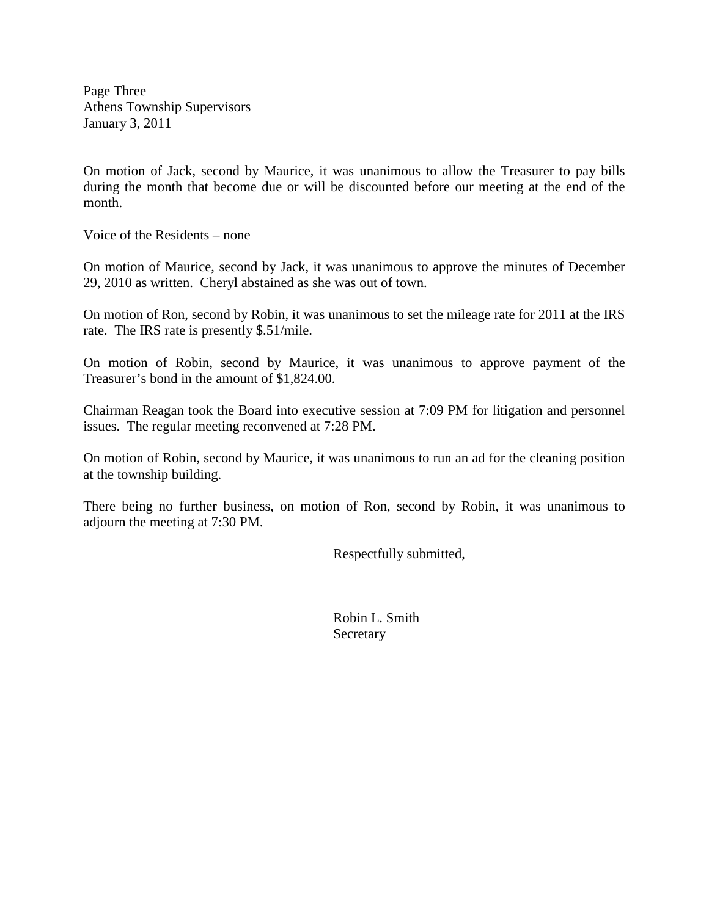Page Three
Athens Township Supervisors
January 3, 2011

On motion of Jack, second by Maurice, it was unanimous to allow the Treasurer to pay bills during the month that become due or will be discounted before our meeting at the end of the month.

Voice of the Residents – none

On motion of Maurice, second by Jack, it was unanimous to approve the minutes of December 29, 2010 as written. Cheryl abstained as she was out of town.

On motion of Ron, second by Robin, it was unanimous to set the mileage rate for 2011 at the IRS rate. The IRS rate is presently $.51/mile.

On motion of Robin, second by Maurice, it was unanimous to approve payment of the Treasurer's bond in the amount of $1,824.00.

Chairman Reagan took the Board into executive session at 7:09 PM for litigation and personnel issues. The regular meeting reconvened at 7:28 PM.

On motion of Robin, second by Maurice, it was unanimous to run an ad for the cleaning position at the township building.

There being no further business, on motion of Ron, second by Robin, it was unanimous to adjourn the meeting at 7:30 PM.

Respectfully submitted,

Robin L. Smith
Secretary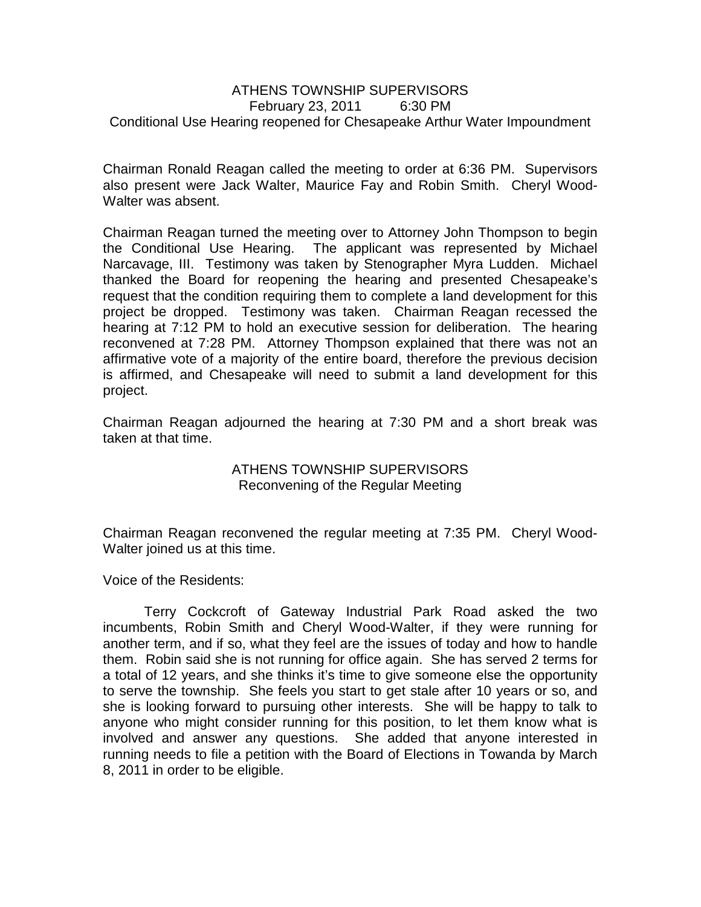ATHENS TOWNSHIP SUPERVISORS
February 23, 2011 6:30 PM
Conditional Use Hearing reopened for Chesapeake Arthur Water Impoundment

Chairman Ronald Reagan called the meeting to order at 6:36 PM. Supervisors also present were Jack Walter, Maurice Fay and Robin Smith. Cheryl Wood-Walter was absent.

Chairman Reagan turned the meeting over to Attorney John Thompson to begin the Conditional Use Hearing. The applicant was represented by Michael Narcavage, III. Testimony was taken by Stenographer Myra Ludden. Michael thanked the Board for reopening the hearing and presented Chesapeake's request that the condition requiring them to complete a land development for this project be dropped. Testimony was taken. Chairman Reagan recessed the hearing at 7:12 PM to hold an executive session for deliberation. The hearing reconvened at 7:28 PM. Attorney Thompson explained that there was not an affirmative vote of a majority of the entire board, therefore the previous decision is affirmed, and Chesapeake will need to submit a land development for this project.

Chairman Reagan adjourned the hearing at 7:30 PM and a short break was taken at that time.

ATHENS TOWNSHIP SUPERVISORS
Reconvening of the Regular Meeting

Chairman Reagan reconvened the regular meeting at 7:35 PM. Cheryl Wood-Walter joined us at this time.

Voice of the Residents:

Terry Cockcroft of Gateway Industrial Park Road asked the two incumbents, Robin Smith and Cheryl Wood-Walter, if they were running for another term, and if so, what they feel are the issues of today and how to handle them. Robin said she is not running for office again. She has served 2 terms for a total of 12 years, and she thinks it's time to give someone else the opportunity to serve the township. She feels you start to get stale after 10 years or so, and she is looking forward to pursuing other interests. She will be happy to talk to anyone who might consider running for this position, to let them know what is involved and answer any questions. She added that anyone interested in running needs to file a petition with the Board of Elections in Towanda by March 8, 2011 in order to be eligible.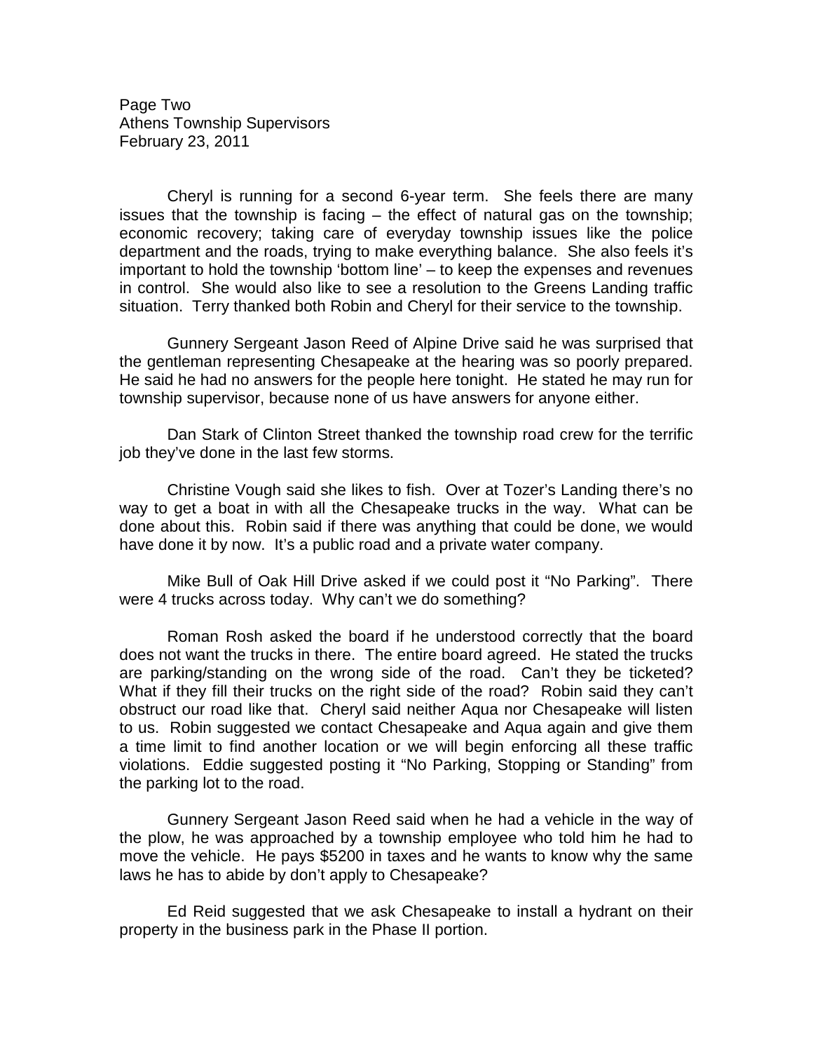Cheryl is running for a second 6-year term. She feels there are many issues that the township is facing – the effect of natural gas on the township; economic recovery; taking care of everyday township issues like the police department and the roads, trying to make everything balance. She also feels it's important to hold the township 'bottom line' – to keep the expenses and revenues in control. She would also like to see a resolution to the Greens Landing traffic situation. Terry thanked both Robin and Cheryl for their service to the township.

Gunnery Sergeant Jason Reed of Alpine Drive said he was surprised that the gentleman representing Chesapeake at the hearing was so poorly prepared. He said he had no answers for the people here tonight. He stated he may run for township supervisor, because none of us have answers for anyone either.

Dan Stark of Clinton Street thanked the township road crew for the terrific job they've done in the last few storms.

Christine Vough said she likes to fish. Over at Tozer's Landing there's no way to get a boat in with all the Chesapeake trucks in the way. What can be done about this. Robin said if there was anything that could be done, we would have done it by now. It's a public road and a private water company.

Mike Bull of Oak Hill Drive asked if we could post it "No Parking". There were 4 trucks across today. Why can't we do something?

Roman Rosh asked the board if he understood correctly that the board does not want the trucks in there. The entire board agreed. He stated the trucks are parking/standing on the wrong side of the road. Can't they be ticketed? What if they fill their trucks on the right side of the road? Robin said they can't obstruct our road like that. Cheryl said neither Aqua nor Chesapeake will listen to us. Robin suggested we contact Chesapeake and Aqua again and give them a time limit to find another location or we will begin enforcing all these traffic violations. Eddie suggested posting it "No Parking, Stopping or Standing" from the parking lot to the road.

Gunnery Sergeant Jason Reed said when he had a vehicle in the way of the plow, he was approached by a township employee who told him he had to move the vehicle. He pays $5200 in taxes and he wants to know why the same laws he has to abide by don't apply to Chesapeake?

Ed Reid suggested that we ask Chesapeake to install a hydrant on their property in the business park in the Phase II portion.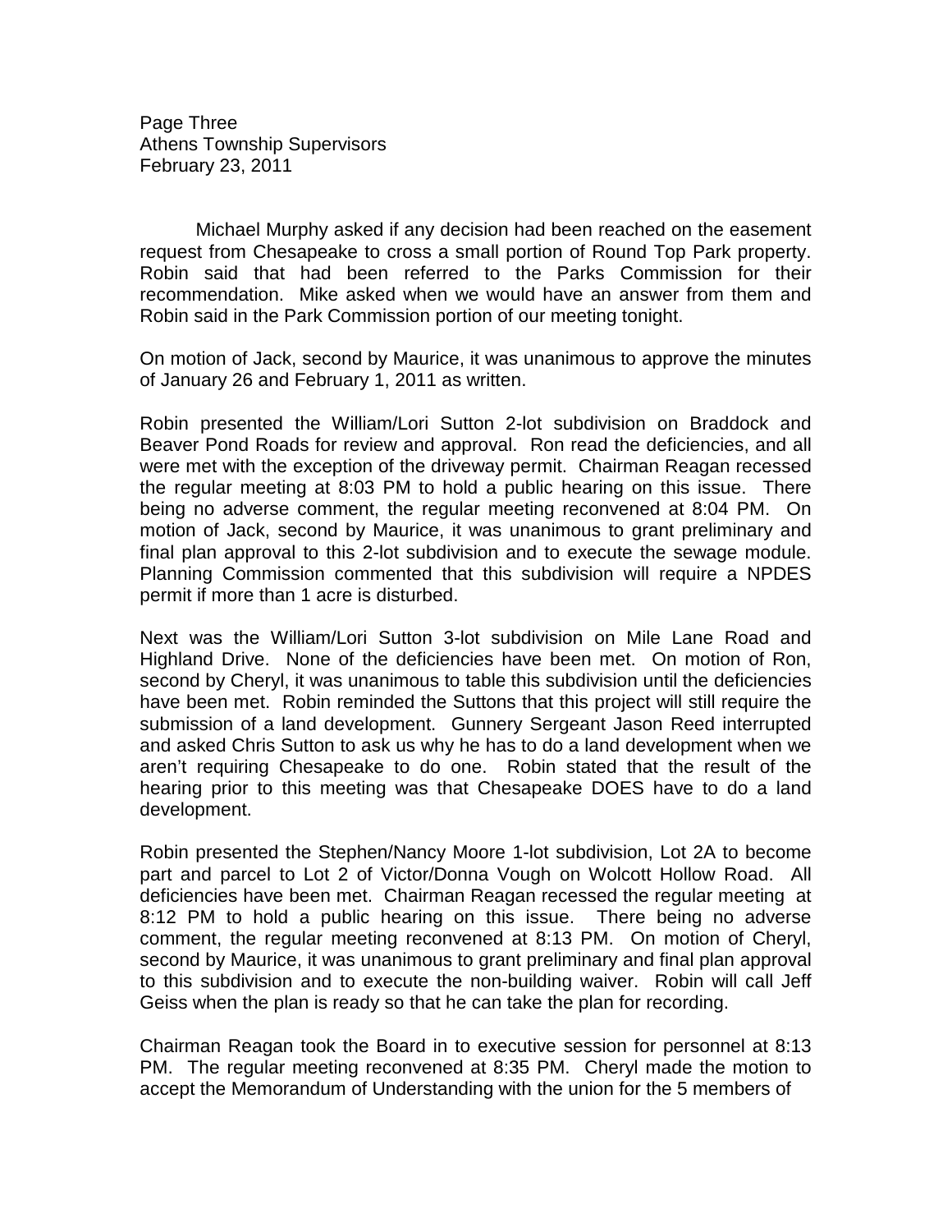Michael Murphy asked if any decision had been reached on the easement request from Chesapeake to cross a small portion of Round Top Park property. Robin said that had been referred to the Parks Commission for their recommendation. Mike asked when we would have an answer from them and Robin said in the Park Commission portion of our meeting tonight.

On motion of Jack, second by Maurice, it was unanimous to approve the minutes of January 26 and February 1, 2011 as written.

Robin presented the William/Lori Sutton 2-lot subdivision on Braddock and Beaver Pond Roads for review and approval. Ron read the deficiencies, and all were met with the exception of the driveway permit. Chairman Reagan recessed the regular meeting at 8:03 PM to hold a public hearing on this issue. There being no adverse comment, the regular meeting reconvened at 8:04 PM. On motion of Jack, second by Maurice, it was unanimous to grant preliminary and final plan approval to this 2-lot subdivision and to execute the sewage module. Planning Commission commented that this subdivision will require a NPDES permit if more than 1 acre is disturbed.

Next was the William/Lori Sutton 3-lot subdivision on Mile Lane Road and Highland Drive. None of the deficiencies have been met. On motion of Ron, second by Cheryl, it was unanimous to table this subdivision until the deficiencies have been met. Robin reminded the Suttons that this project will still require the submission of a land development. Gunnery Sergeant Jason Reed interrupted and asked Chris Sutton to ask us why he has to do a land development when we aren't requiring Chesapeake to do one. Robin stated that the result of the hearing prior to this meeting was that Chesapeake DOES have to do a land development.

Robin presented the Stephen/Nancy Moore 1-lot subdivision, Lot 2A to become part and parcel to Lot 2 of Victor/Donna Vough on Wolcott Hollow Road. All deficiencies have been met. Chairman Reagan recessed the regular meeting at 8:12 PM to hold a public hearing on this issue. There being no adverse comment, the regular meeting reconvened at 8:13 PM. On motion of Cheryl, second by Maurice, it was unanimous to grant preliminary and final plan approval to this subdivision and to execute the non-building waiver. Robin will call Jeff Geiss when the plan is ready so that he can take the plan for recording.

Chairman Reagan took the Board in to executive session for personnel at 8:13 PM. The regular meeting reconvened at 8:35 PM. Cheryl made the motion to accept the Memorandum of Understanding with the union for the 5 members of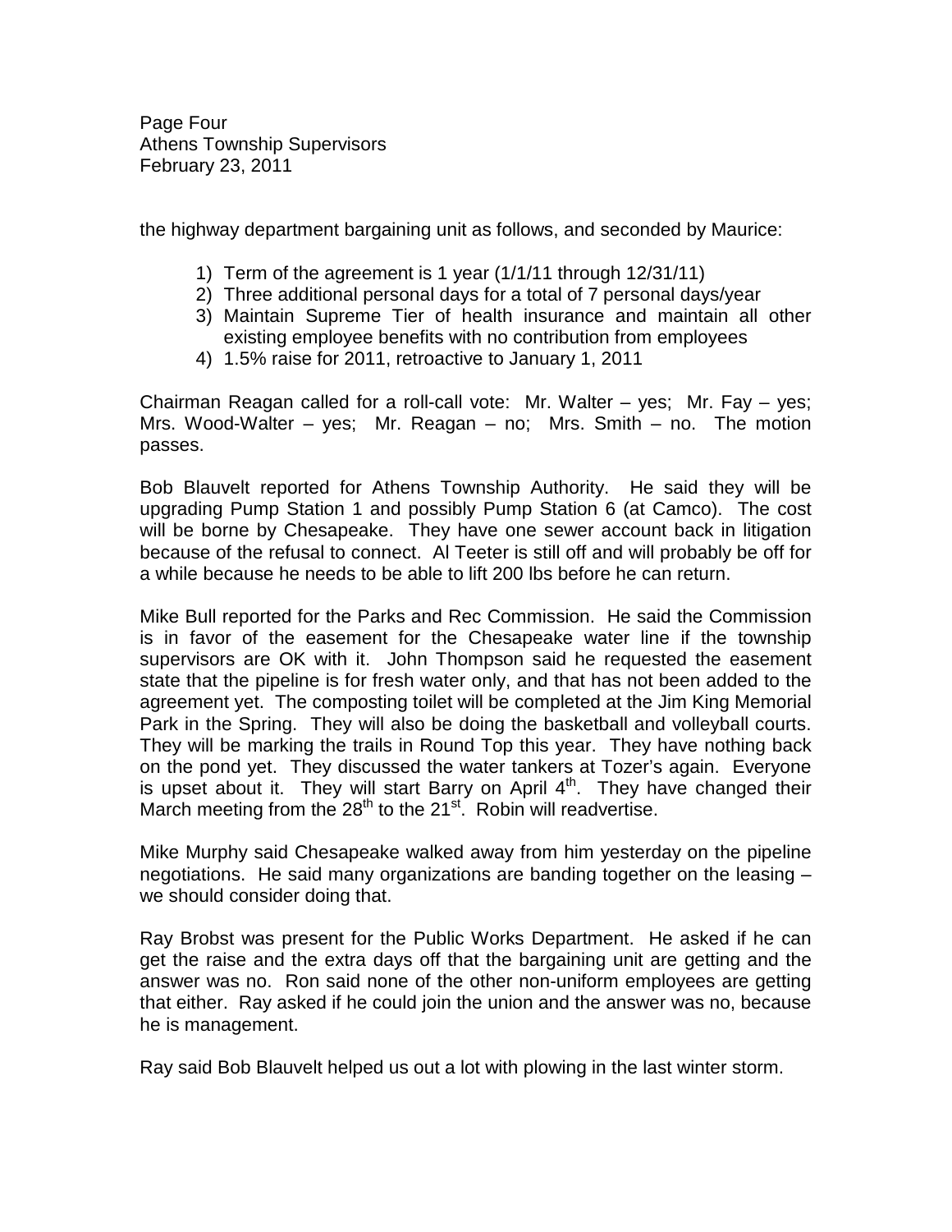the highway department bargaining unit as follows, and seconded by Maurice:

1) Term of the agreement is 1 year (1/1/11 through 12/31/11)
2) Three additional personal days for a total of 7 personal days/year
3) Maintain Supreme Tier of health insurance and maintain all other existing employee benefits with no contribution from employees
4) 1.5% raise for 2011, retroactive to January 1, 2011

Chairman Reagan called for a roll-call vote: Mr. Walter – yes; Mr. Fay – yes; Mrs. Wood-Walter – yes; Mr. Reagan – no; Mrs. Smith – no. The motion passes.

Bob Blauvelt reported for Athens Township Authority. He said they will be upgrading Pump Station 1 and possibly Pump Station 6 (at Camco). The cost will be borne by Chesapeake. They have one sewer account back in litigation because of the refusal to connect. Al Teeter is still off and will probably be off for a while because he needs to be able to lift 200 lbs before he can return.

Mike Bull reported for the Parks and Rec Commission. He said the Commission is in favor of the easement for the Chesapeake water line if the township supervisors are OK with it. John Thompson said he requested the easement state that the pipeline is for fresh water only, and that has not been added to the agreement yet. The composting toilet will be completed at the Jim King Memorial Park in the Spring. They will also be doing the basketball and volleyball courts. They will be marking the trails in Round Top this year. They have nothing back on the pond yet. They discussed the water tankers at Tozer's again. Everyone is upset about it. They will start Barry on April 4th. They have changed their March meeting from the 28th to the 21st. Robin will readvertise.

Mike Murphy said Chesapeake walked away from him yesterday on the pipeline negotiations. He said many organizations are banding together on the leasing – we should consider doing that.

Ray Brobst was present for the Public Works Department. He asked if he can get the raise and the extra days off that the bargaining unit are getting and the answer was no. Ron said none of the other non-uniform employees are getting that either. Ray asked if he could join the union and the answer was no, because he is management.

Ray said Bob Blauvelt helped us out a lot with plowing in the last winter storm.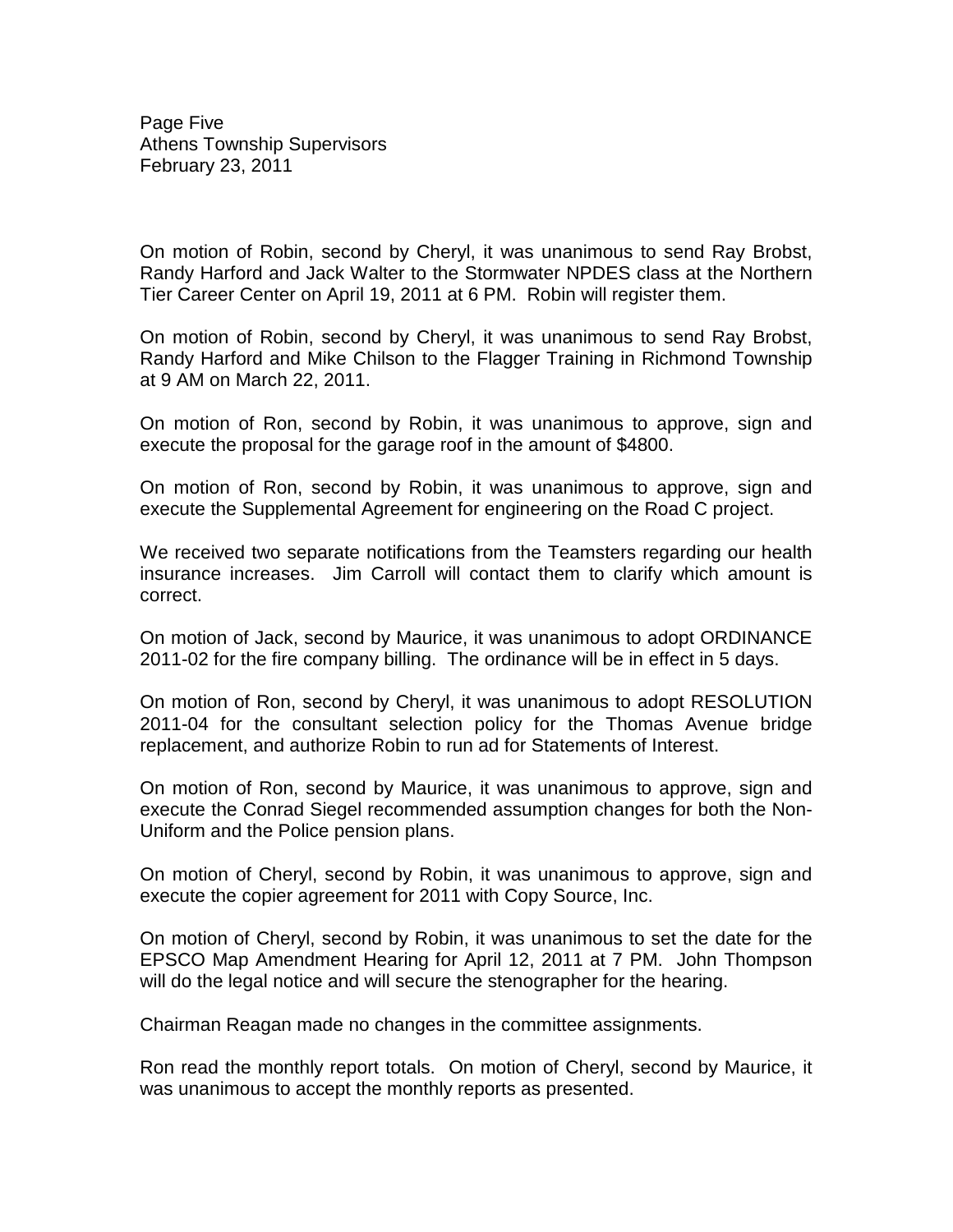On motion of Robin, second by Cheryl, it was unanimous to send Ray Brobst, Randy Harford and Jack Walter to the Stormwater NPDES class at the Northern Tier Career Center on April 19, 2011 at 6 PM. Robin will register them.

On motion of Robin, second by Cheryl, it was unanimous to send Ray Brobst, Randy Harford and Mike Chilson to the Flagger Training in Richmond Township at 9 AM on March 22, 2011.

On motion of Ron, second by Robin, it was unanimous to approve, sign and execute the proposal for the garage roof in the amount of $4800.

On motion of Ron, second by Robin, it was unanimous to approve, sign and execute the Supplemental Agreement for engineering on the Road C project.

We received two separate notifications from the Teamsters regarding our health insurance increases. Jim Carroll will contact them to clarify which amount is correct.

On motion of Jack, second by Maurice, it was unanimous to adopt ORDINANCE 2011-02 for the fire company billing. The ordinance will be in effect in 5 days.

On motion of Ron, second by Cheryl, it was unanimous to adopt RESOLUTION 2011-04 for the consultant selection policy for the Thomas Avenue bridge replacement, and authorize Robin to run ad for Statements of Interest.

On motion of Ron, second by Maurice, it was unanimous to approve, sign and execute the Conrad Siegel recommended assumption changes for both the Non-Uniform and the Police pension plans.

On motion of Cheryl, second by Robin, it was unanimous to approve, sign and execute the copier agreement for 2011 with Copy Source, Inc.

On motion of Cheryl, second by Robin, it was unanimous to set the date for the EPSCO Map Amendment Hearing for April 12, 2011 at 7 PM. John Thompson will do the legal notice and will secure the stenographer for the hearing.

Chairman Reagan made no changes in the committee assignments.

Ron read the monthly report totals. On motion of Cheryl, second by Maurice, it was unanimous to accept the monthly reports as presented.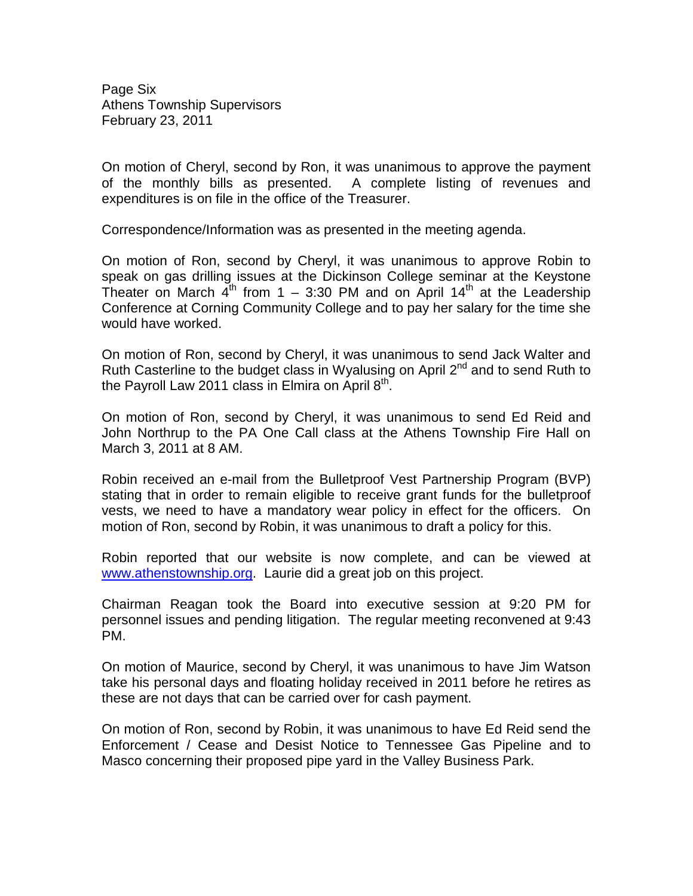On motion of Cheryl, second by Ron, it was unanimous to approve the payment of the monthly bills as presented. A complete listing of revenues and expenditures is on file in the office of the Treasurer.

Correspondence/Information was as presented in the meeting agenda.

On motion of Ron, second by Cheryl, it was unanimous to approve Robin to speak on gas drilling issues at the Dickinson College seminar at the Keystone Theater on March 4th from 1 – 3:30 PM and on April 14th at the Leadership Conference at Corning Community College and to pay her salary for the time she would have worked.

On motion of Ron, second by Cheryl, it was unanimous to send Jack Walter and Ruth Casterline to the budget class in Wyalusing on April 2nd and to send Ruth to the Payroll Law 2011 class in Elmira on April 8th.

On motion of Ron, second by Cheryl, it was unanimous to send Ed Reid and John Northrup to the PA One Call class at the Athens Township Fire Hall on March 3, 2011 at 8 AM.

Robin received an e-mail from the Bulletproof Vest Partnership Program (BVP) stating that in order to remain eligible to receive grant funds for the bulletproof vests, we need to have a mandatory wear policy in effect for the officers. On motion of Ron, second by Robin, it was unanimous to draft a policy for this.

Robin reported that our website is now complete, and can be viewed at www.athenstownship.org. Laurie did a great job on this project.

Chairman Reagan took the Board into executive session at 9:20 PM for personnel issues and pending litigation. The regular meeting reconvened at 9:43 PM.

On motion of Maurice, second by Cheryl, it was unanimous to have Jim Watson take his personal days and floating holiday received in 2011 before he retires as these are not days that can be carried over for cash payment.

On motion of Ron, second by Robin, it was unanimous to have Ed Reid send the Enforcement / Cease and Desist Notice to Tennessee Gas Pipeline and to Masco concerning their proposed pipe yard in the Valley Business Park.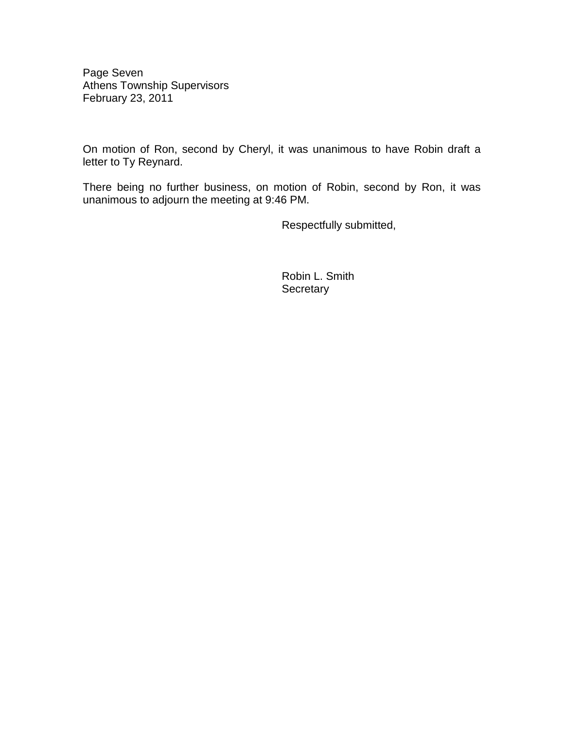On motion of Ron, second by Cheryl, it was unanimous to have Robin draft a letter to Ty Reynard.

There being no further business, on motion of Robin, second by Ron, it was unanimous to adjourn the meeting at 9:46 PM.

Respectfully submitted,

Robin L. Smith
Secretary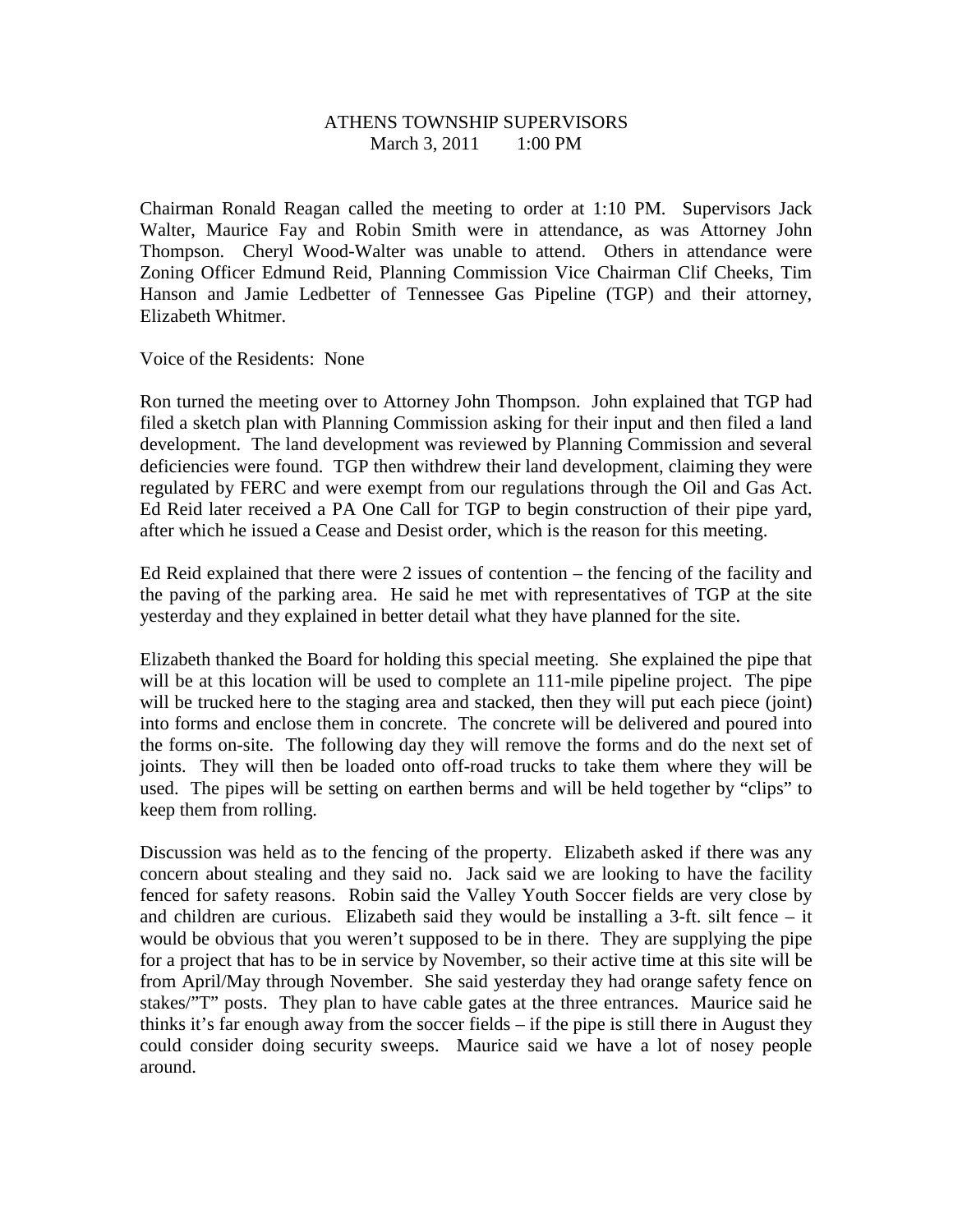ATHENS TOWNSHIP SUPERVISORS
March 3, 2011 1:00 PM

Chairman Ronald Reagan called the meeting to order at 1:10 PM. Supervisors Jack Walter, Maurice Fay and Robin Smith were in attendance, as was Attorney John Thompson. Cheryl Wood-Walter was unable to attend. Others in attendance were Zoning Officer Edmund Reid, Planning Commission Vice Chairman Clif Cheeks, Tim Hanson and Jamie Ledbetter of Tennessee Gas Pipeline (TGP) and their attorney, Elizabeth Whitmer.

Voice of the Residents: None

Ron turned the meeting over to Attorney John Thompson. John explained that TGP had filed a sketch plan with Planning Commission asking for their input and then filed a land development. The land development was reviewed by Planning Commission and several deficiencies were found. TGP then withdrew their land development, claiming they were regulated by FERC and were exempt from our regulations through the Oil and Gas Act. Ed Reid later received a PA One Call for TGP to begin construction of their pipe yard, after which he issued a Cease and Desist order, which is the reason for this meeting.

Ed Reid explained that there were 2 issues of contention – the fencing of the facility and the paving of the parking area. He said he met with representatives of TGP at the site yesterday and they explained in better detail what they have planned for the site.

Elizabeth thanked the Board for holding this special meeting. She explained the pipe that will be at this location will be used to complete an 111-mile pipeline project. The pipe will be trucked here to the staging area and stacked, then they will put each piece (joint) into forms and enclose them in concrete. The concrete will be delivered and poured into the forms on-site. The following day they will remove the forms and do the next set of joints. They will then be loaded onto off-road trucks to take them where they will be used. The pipes will be setting on earthen berms and will be held together by "clips" to keep them from rolling.

Discussion was held as to the fencing of the property. Elizabeth asked if there was any concern about stealing and they said no. Jack said we are looking to have the facility fenced for safety reasons. Robin said the Valley Youth Soccer fields are very close by and children are curious. Elizabeth said they would be installing a 3-ft. silt fence – it would be obvious that you weren't supposed to be in there. They are supplying the pipe for a project that has to be in service by November, so their active time at this site will be from April/May through November. She said yesterday they had orange safety fence on stakes/"T" posts. They plan to have cable gates at the three entrances. Maurice said he thinks it's far enough away from the soccer fields – if the pipe is still there in August they could consider doing security sweeps. Maurice said we have a lot of nosey people around.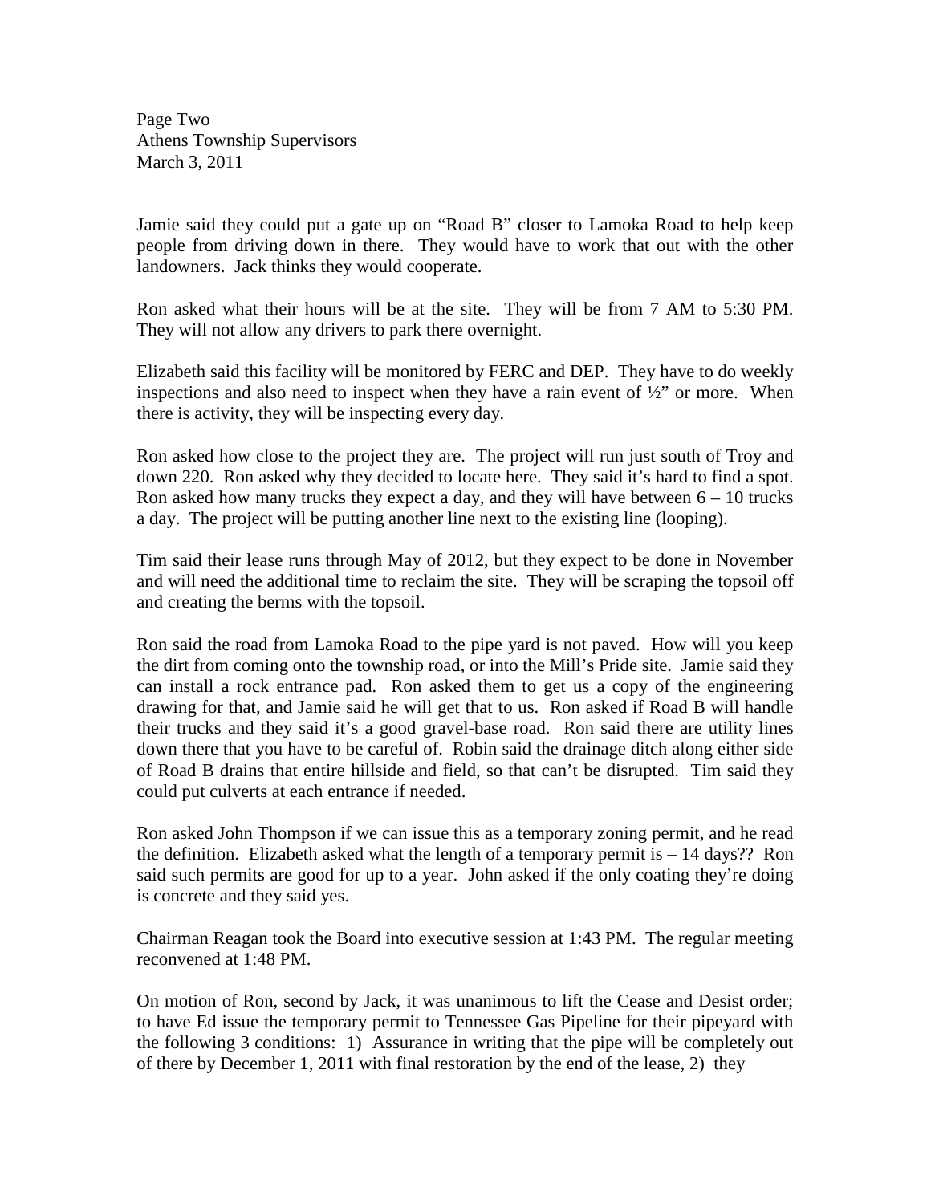Jamie said they could put a gate up on “Road B” closer to Lamoka Road to help keep people from driving down in there. They would have to work that out with the other landowners. Jack thinks they would cooperate.

Ron asked what their hours will be at the site. They will be from 7 AM to 5:30 PM. They will not allow any drivers to park there overnight.

Elizabeth said this facility will be monitored by FERC and DEP. They have to do weekly inspections and also need to inspect when they have a rain event of ½” or more. When there is activity, they will be inspecting every day.

Ron asked how close to the project they are. The project will run just south of Troy and down 220. Ron asked why they decided to locate here. They said it’s hard to find a spot. Ron asked how many trucks they expect a day, and they will have between 6 – 10 trucks a day. The project will be putting another line next to the existing line (looping).

Tim said their lease runs through May of 2012, but they expect to be done in November and will need the additional time to reclaim the site. They will be scraping the topsoil off and creating the berms with the topsoil.

Ron said the road from Lamoka Road to the pipe yard is not paved. How will you keep the dirt from coming onto the township road, or into the Mill’s Pride site. Jamie said they can install a rock entrance pad. Ron asked them to get us a copy of the engineering drawing for that, and Jamie said he will get that to us. Ron asked if Road B will handle their trucks and they said it’s a good gravel-base road. Ron said there are utility lines down there that you have to be careful of. Robin said the drainage ditch along either side of Road B drains that entire hillside and field, so that can’t be disrupted. Tim said they could put culverts at each entrance if needed.

Ron asked John Thompson if we can issue this as a temporary zoning permit, and he read the definition. Elizabeth asked what the length of a temporary permit is – 14 days?? Ron said such permits are good for up to a year. John asked if the only coating they’re doing is concrete and they said yes.

Chairman Reagan took the Board into executive session at 1:43 PM. The regular meeting reconvened at 1:48 PM.

On motion of Ron, second by Jack, it was unanimous to lift the Cease and Desist order; to have Ed issue the temporary permit to Tennessee Gas Pipeline for their pipeyard with the following 3 conditions: 1) Assurance in writing that the pipe will be completely out of there by December 1, 2011 with final restoration by the end of the lease, 2) they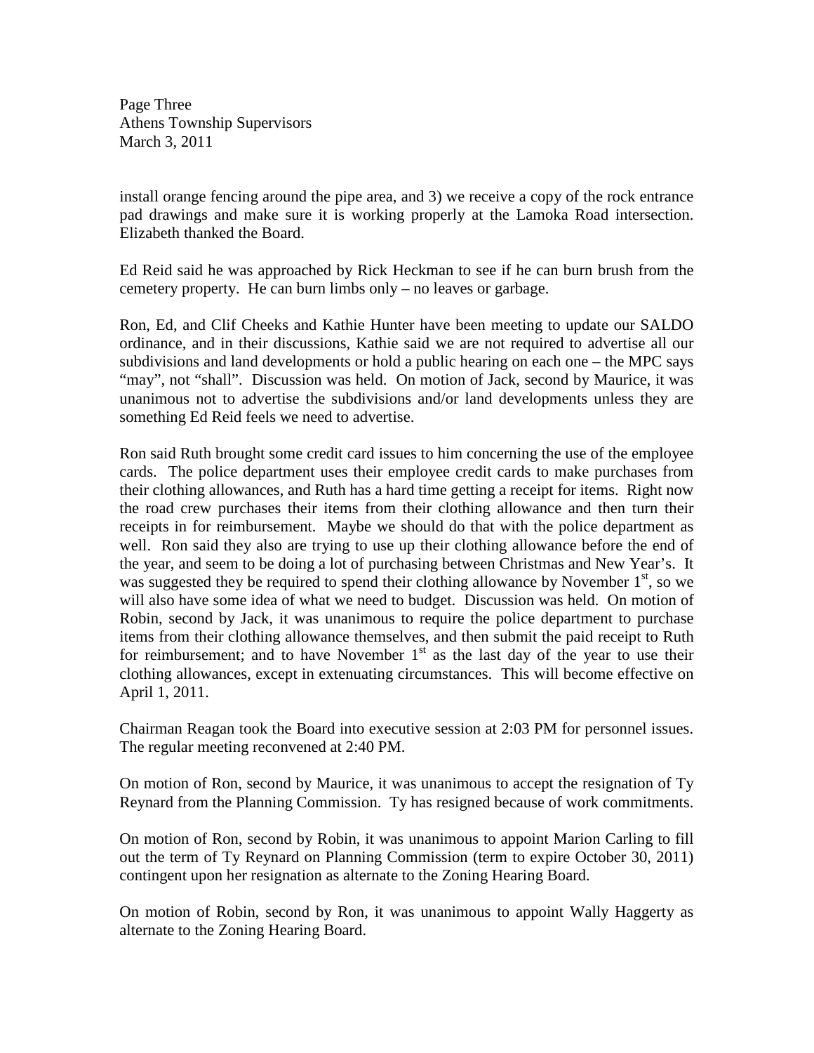install orange fencing around the pipe area, and 3) we receive a copy of the rock entrance pad drawings and make sure it is working properly at the Lamoka Road intersection. Elizabeth thanked the Board.

Ed Reid said he was approached by Rick Heckman to see if he can burn brush from the cemetery property. He can burn limbs only – no leaves or garbage.

Ron, Ed, and Clif Cheeks and Kathie Hunter have been meeting to update our SALDO ordinance, and in their discussions, Kathie said we are not required to advertise all our subdivisions and land developments or hold a public hearing on each one – the MPC says "may", not "shall". Discussion was held. On motion of Jack, second by Maurice, it was unanimous not to advertise the subdivisions and/or land developments unless they are something Ed Reid feels we need to advertise.

Ron said Ruth brought some credit card issues to him concerning the use of the employee cards. The police department uses their employee credit cards to make purchases from their clothing allowances, and Ruth has a hard time getting a receipt for items. Right now the road crew purchases their items from their clothing allowance and then turn their receipts in for reimbursement. Maybe we should do that with the police department as well. Ron said they also are trying to use up their clothing allowance before the end of the year, and seem to be doing a lot of purchasing between Christmas and New Year's. It was suggested they be required to spend their clothing allowance by November 1st, so we will also have some idea of what we need to budget. Discussion was held. On motion of Robin, second by Jack, it was unanimous to require the police department to purchase items from their clothing allowance themselves, and then submit the paid receipt to Ruth for reimbursement; and to have November 1st as the last day of the year to use their clothing allowances, except in extenuating circumstances. This will become effective on April 1, 2011.

Chairman Reagan took the Board into executive session at 2:03 PM for personnel issues. The regular meeting reconvened at 2:40 PM.

On motion of Ron, second by Maurice, it was unanimous to accept the resignation of Ty Reynard from the Planning Commission. Ty has resigned because of work commitments.

On motion of Ron, second by Robin, it was unanimous to appoint Marion Carling to fill out the term of Ty Reynard on Planning Commission (term to expire October 30, 2011) contingent upon her resignation as alternate to the Zoning Hearing Board.

On motion of Robin, second by Ron, it was unanimous to appoint Wally Haggerty as alternate to the Zoning Hearing Board.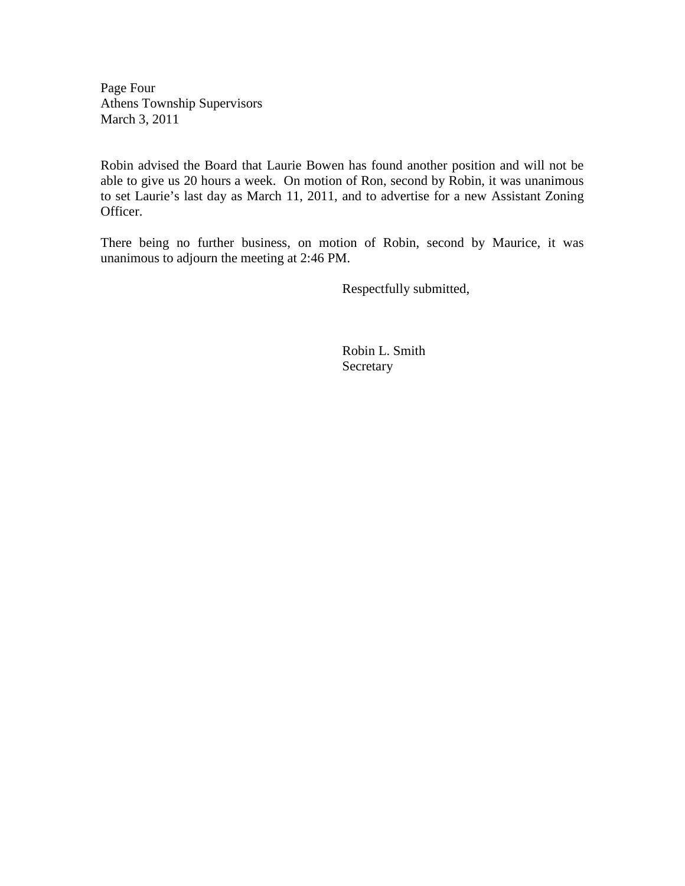Robin advised the Board that Laurie Bowen has found another position and will not be able to give us 20 hours a week. On motion of Ron, second by Robin, it was unanimous to set Laurie's last day as March 11, 2011, and to advertise for a new Assistant Zoning Officer.

There being no further business, on motion of Robin, second by Maurice, it was unanimous to adjourn the meeting at 2:46 PM.

Respectfully submitted,

Robin L. Smith
Secretary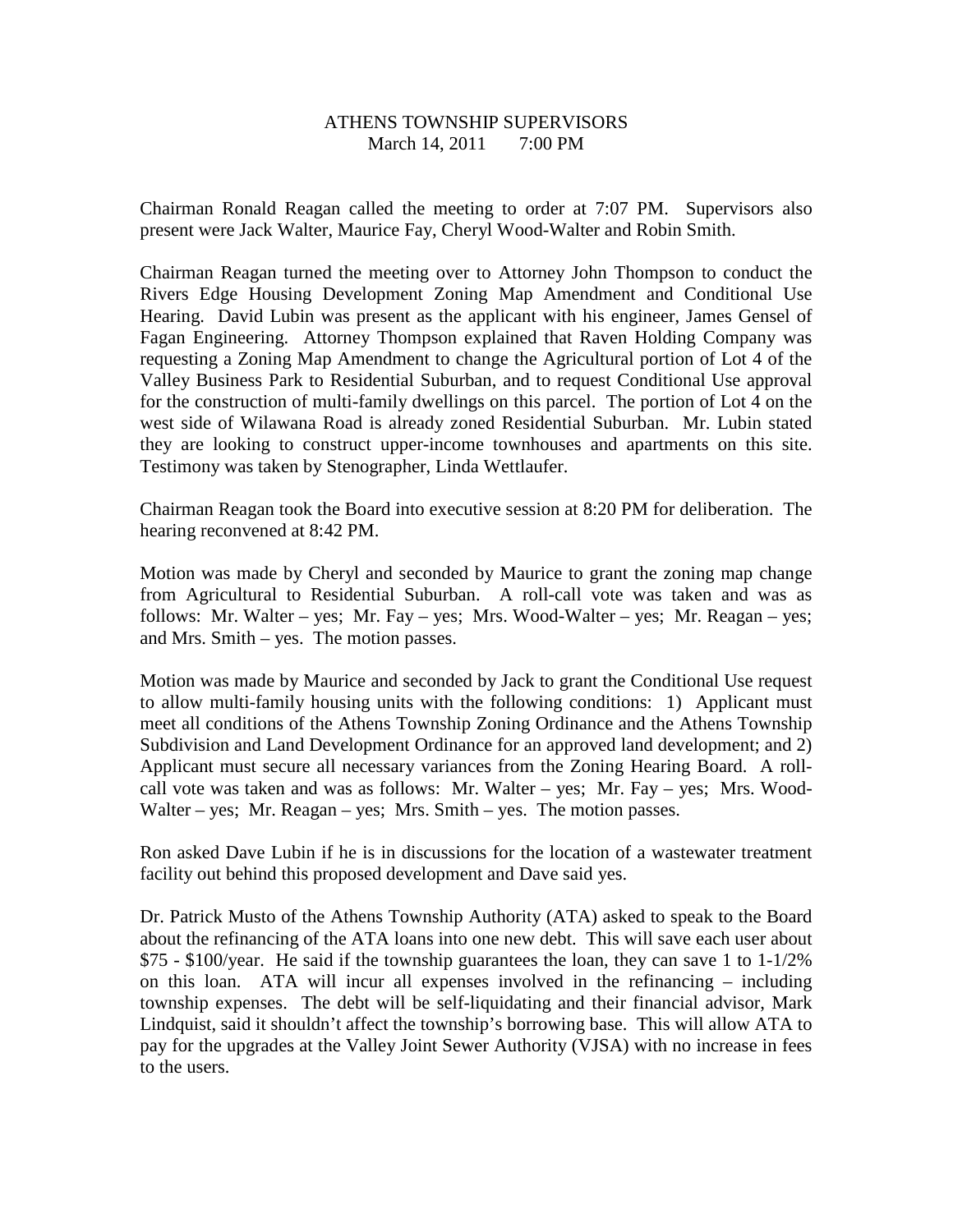ATHENS TOWNSHIP SUPERVISORS
March 14, 2011 7:00 PM

Chairman Ronald Reagan called the meeting to order at 7:07 PM. Supervisors also present were Jack Walter, Maurice Fay, Cheryl Wood-Walter and Robin Smith.

Chairman Reagan turned the meeting over to Attorney John Thompson to conduct the Rivers Edge Housing Development Zoning Map Amendment and Conditional Use Hearing. David Lubin was present as the applicant with his engineer, James Gensel of Fagan Engineering. Attorney Thompson explained that Raven Holding Company was requesting a Zoning Map Amendment to change the Agricultural portion of Lot 4 of the Valley Business Park to Residential Suburban, and to request Conditional Use approval for the construction of multi-family dwellings on this parcel. The portion of Lot 4 on the west side of Wilawana Road is already zoned Residential Suburban. Mr. Lubin stated they are looking to construct upper-income townhouses and apartments on this site. Testimony was taken by Stenographer, Linda Wettlaufer.

Chairman Reagan took the Board into executive session at 8:20 PM for deliberation. The hearing reconvened at 8:42 PM.

Motion was made by Cheryl and seconded by Maurice to grant the zoning map change from Agricultural to Residential Suburban. A roll-call vote was taken and was as follows: Mr. Walter – yes; Mr. Fay – yes; Mrs. Wood-Walter – yes; Mr. Reagan – yes; and Mrs. Smith – yes. The motion passes.

Motion was made by Maurice and seconded by Jack to grant the Conditional Use request to allow multi-family housing units with the following conditions: 1) Applicant must meet all conditions of the Athens Township Zoning Ordinance and the Athens Township Subdivision and Land Development Ordinance for an approved land development; and 2) Applicant must secure all necessary variances from the Zoning Hearing Board. A roll-call vote was taken and was as follows: Mr. Walter – yes; Mr. Fay – yes; Mrs. Wood-Walter – yes; Mr. Reagan – yes; Mrs. Smith – yes. The motion passes.

Ron asked Dave Lubin if he is in discussions for the location of a wastewater treatment facility out behind this proposed development and Dave said yes.

Dr. Patrick Musto of the Athens Township Authority (ATA) asked to speak to the Board about the refinancing of the ATA loans into one new debt. This will save each user about $75 - $100/year. He said if the township guarantees the loan, they can save 1 to 1-1/2% on this loan. ATA will incur all expenses involved in the refinancing – including township expenses. The debt will be self-liquidating and their financial advisor, Mark Lindquist, said it shouldn't affect the township's borrowing base. This will allow ATA to pay for the upgrades at the Valley Joint Sewer Authority (VJSA) with no increase in fees to the users.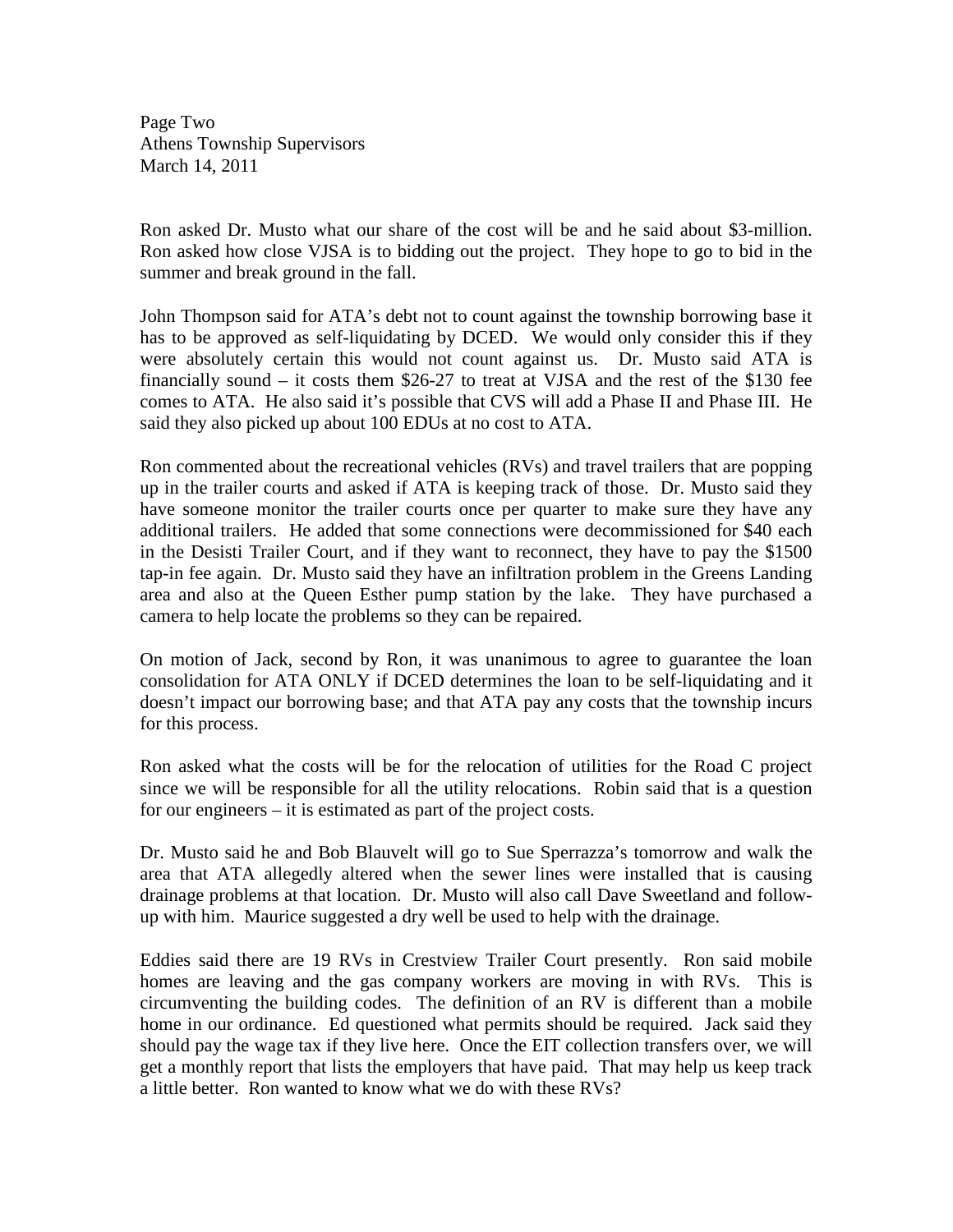Ron asked Dr. Musto what our share of the cost will be and he said about $3-million. Ron asked how close VJSA is to bidding out the project. They hope to go to bid in the summer and break ground in the fall.

John Thompson said for ATA's debt not to count against the township borrowing base it has to be approved as self-liquidating by DCED. We would only consider this if they were absolutely certain this would not count against us. Dr. Musto said ATA is financially sound – it costs them $26-27 to treat at VJSA and the rest of the $130 fee comes to ATA. He also said it's possible that CVS will add a Phase II and Phase III. He said they also picked up about 100 EDUs at no cost to ATA.

Ron commented about the recreational vehicles (RVs) and travel trailers that are popping up in the trailer courts and asked if ATA is keeping track of those. Dr. Musto said they have someone monitor the trailer courts once per quarter to make sure they have any additional trailers. He added that some connections were decommissioned for $40 each in the Desisti Trailer Court, and if they want to reconnect, they have to pay the $1500 tap-in fee again. Dr. Musto said they have an infiltration problem in the Greens Landing area and also at the Queen Esther pump station by the lake. They have purchased a camera to help locate the problems so they can be repaired.

On motion of Jack, second by Ron, it was unanimous to agree to guarantee the loan consolidation for ATA ONLY if DCED determines the loan to be self-liquidating and it doesn't impact our borrowing base; and that ATA pay any costs that the township incurs for this process.

Ron asked what the costs will be for the relocation of utilities for the Road C project since we will be responsible for all the utility relocations. Robin said that is a question for our engineers – it is estimated as part of the project costs.

Dr. Musto said he and Bob Blauvelt will go to Sue Sperrazza's tomorrow and walk the area that ATA allegedly altered when the sewer lines were installed that is causing drainage problems at that location. Dr. Musto will also call Dave Sweetland and follow-up with him. Maurice suggested a dry well be used to help with the drainage.

Eddies said there are 19 RVs in Crestview Trailer Court presently. Ron said mobile homes are leaving and the gas company workers are moving in with RVs. This is circumventing the building codes. The definition of an RV is different than a mobile home in our ordinance. Ed questioned what permits should be required. Jack said they should pay the wage tax if they live here. Once the EIT collection transfers over, we will get a monthly report that lists the employers that have paid. That may help us keep track a little better. Ron wanted to know what we do with these RVs?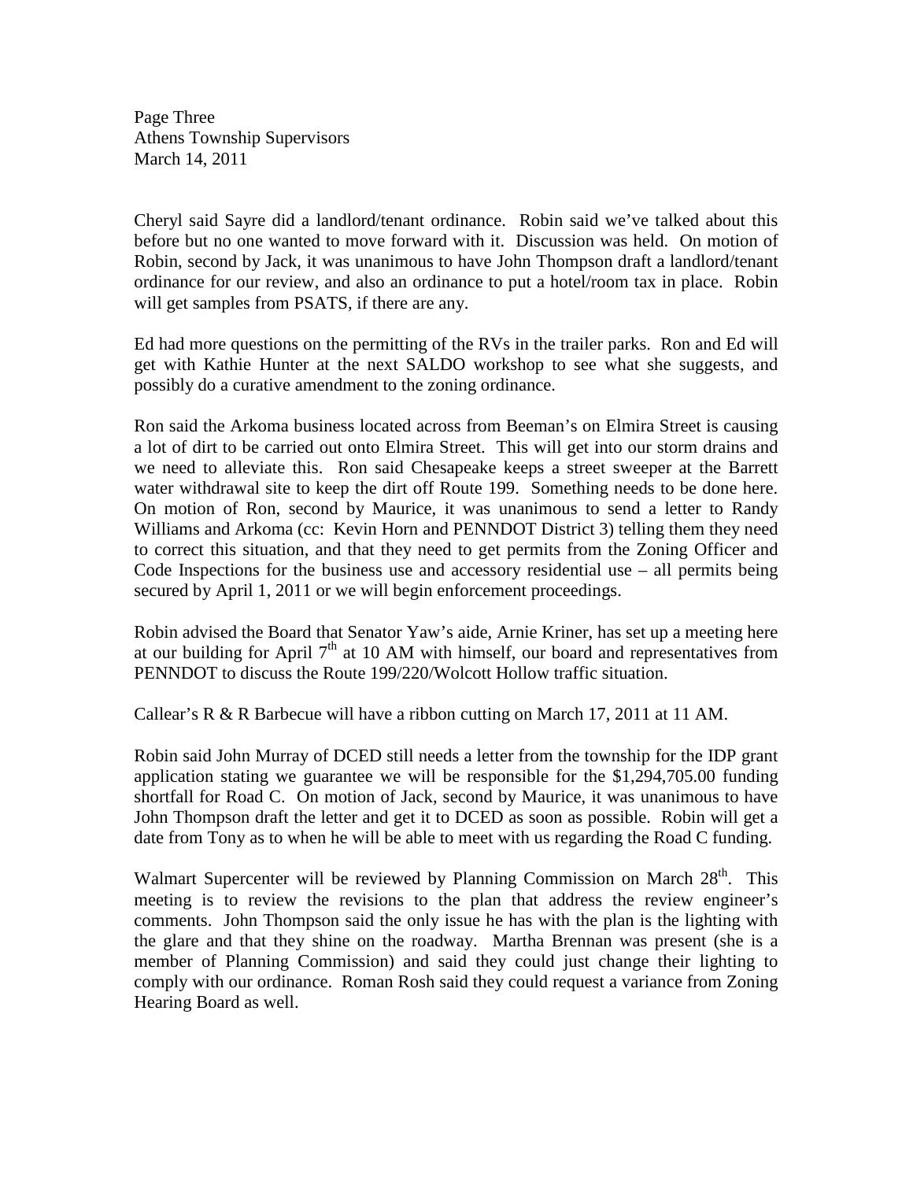Cheryl said Sayre did a landlord/tenant ordinance. Robin said we've talked about this before but no one wanted to move forward with it. Discussion was held. On motion of Robin, second by Jack, it was unanimous to have John Thompson draft a landlord/tenant ordinance for our review, and also an ordinance to put a hotel/room tax in place. Robin will get samples from PSATS, if there are any.

Ed had more questions on the permitting of the RVs in the trailer parks. Ron and Ed will get with Kathie Hunter at the next SALDO workshop to see what she suggests, and possibly do a curative amendment to the zoning ordinance.

Ron said the Arkoma business located across from Beeman's on Elmira Street is causing a lot of dirt to be carried out onto Elmira Street. This will get into our storm drains and we need to alleviate this. Ron said Chesapeake keeps a street sweeper at the Barrett water withdrawal site to keep the dirt off Route 199. Something needs to be done here. On motion of Ron, second by Maurice, it was unanimous to send a letter to Randy Williams and Arkoma (cc: Kevin Horn and PENNDOT District 3) telling them they need to correct this situation, and that they need to get permits from the Zoning Officer and Code Inspections for the business use and accessory residential use – all permits being secured by April 1, 2011 or we will begin enforcement proceedings.

Robin advised the Board that Senator Yaw's aide, Arnie Kriner, has set up a meeting here at our building for April 7th at 10 AM with himself, our board and representatives from PENNDOT to discuss the Route 199/220/Wolcott Hollow traffic situation.

Callear's R & R Barbecue will have a ribbon cutting on March 17, 2011 at 11 AM.

Robin said John Murray of DCED still needs a letter from the township for the IDP grant application stating we guarantee we will be responsible for the $1,294,705.00 funding shortfall for Road C. On motion of Jack, second by Maurice, it was unanimous to have John Thompson draft the letter and get it to DCED as soon as possible. Robin will get a date from Tony as to when he will be able to meet with us regarding the Road C funding.

Walmart Supercenter will be reviewed by Planning Commission on March 28th. This meeting is to review the revisions to the plan that address the review engineer's comments. John Thompson said the only issue he has with the plan is the lighting with the glare and that they shine on the roadway. Martha Brennan was present (she is a member of Planning Commission) and said they could just change their lighting to comply with our ordinance. Roman Rosh said they could request a variance from Zoning Hearing Board as well.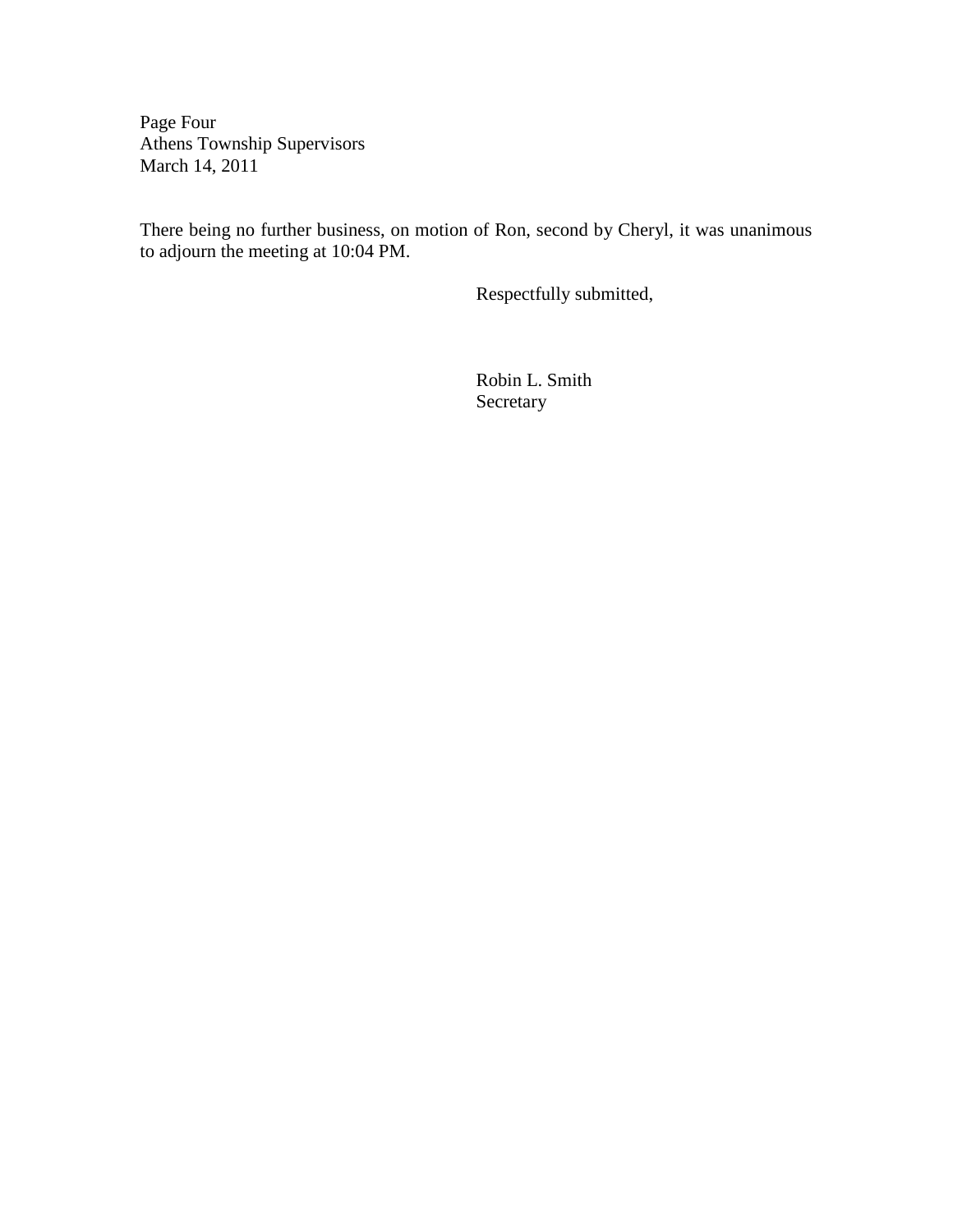There being no further business, on motion of Ron, second by Cheryl, it was unanimous to adjourn the meeting at 10:04 PM.

Respectfully submitted,

Robin L. Smith
Secretary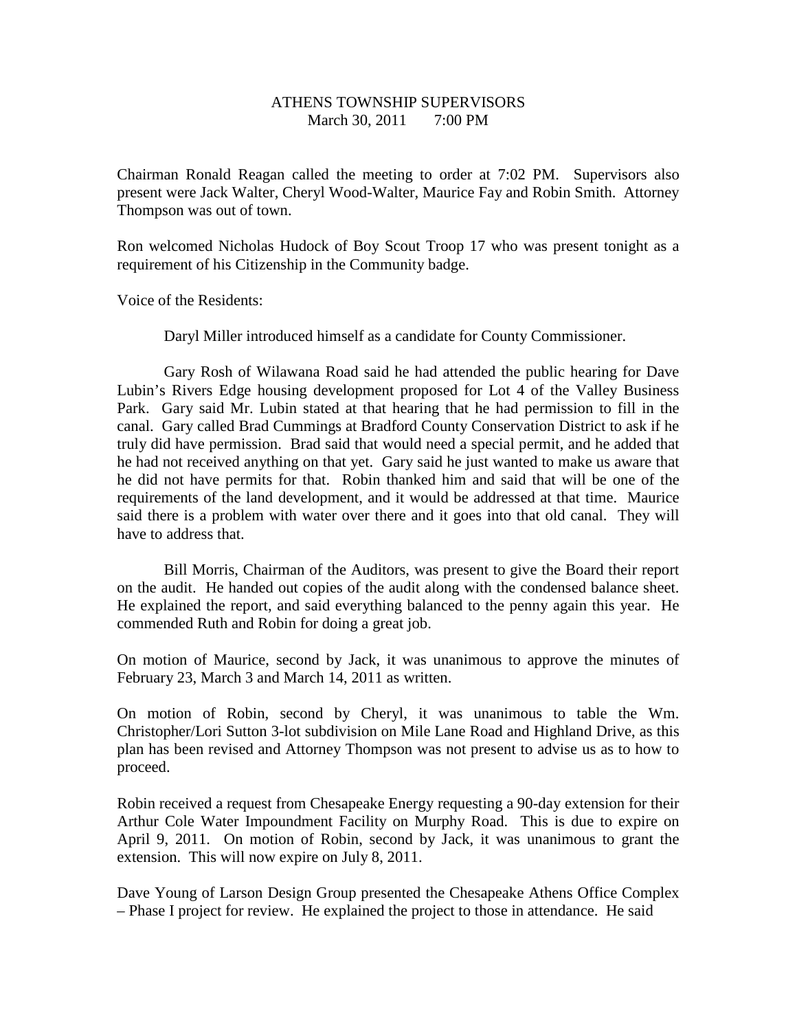ATHENS TOWNSHIP SUPERVISORS
March 30, 2011 7:00 PM

Chairman Ronald Reagan called the meeting to order at 7:02 PM. Supervisors also present were Jack Walter, Cheryl Wood-Walter, Maurice Fay and Robin Smith. Attorney Thompson was out of town.

Ron welcomed Nicholas Hudock of Boy Scout Troop 17 who was present tonight as a requirement of his Citizenship in the Community badge.

Voice of the Residents:

Daryl Miller introduced himself as a candidate for County Commissioner.

Gary Rosh of Wilawana Road said he had attended the public hearing for Dave Lubin's Rivers Edge housing development proposed for Lot 4 of the Valley Business Park. Gary said Mr. Lubin stated at that hearing that he had permission to fill in the canal. Gary called Brad Cummings at Bradford County Conservation District to ask if he truly did have permission. Brad said that would need a special permit, and he added that he had not received anything on that yet. Gary said he just wanted to make us aware that he did not have permits for that. Robin thanked him and said that will be one of the requirements of the land development, and it would be addressed at that time. Maurice said there is a problem with water over there and it goes into that old canal. They will have to address that.

Bill Morris, Chairman of the Auditors, was present to give the Board their report on the audit. He handed out copies of the audit along with the condensed balance sheet. He explained the report, and said everything balanced to the penny again this year. He commended Ruth and Robin for doing a great job.

On motion of Maurice, second by Jack, it was unanimous to approve the minutes of February 23, March 3 and March 14, 2011 as written.

On motion of Robin, second by Cheryl, it was unanimous to table the Wm. Christopher/Lori Sutton 3-lot subdivision on Mile Lane Road and Highland Drive, as this plan has been revised and Attorney Thompson was not present to advise us as to how to proceed.

Robin received a request from Chesapeake Energy requesting a 90-day extension for their Arthur Cole Water Impoundment Facility on Murphy Road. This is due to expire on April 9, 2011. On motion of Robin, second by Jack, it was unanimous to grant the extension. This will now expire on July 8, 2011.

Dave Young of Larson Design Group presented the Chesapeake Athens Office Complex – Phase I project for review. He explained the project to those in attendance. He said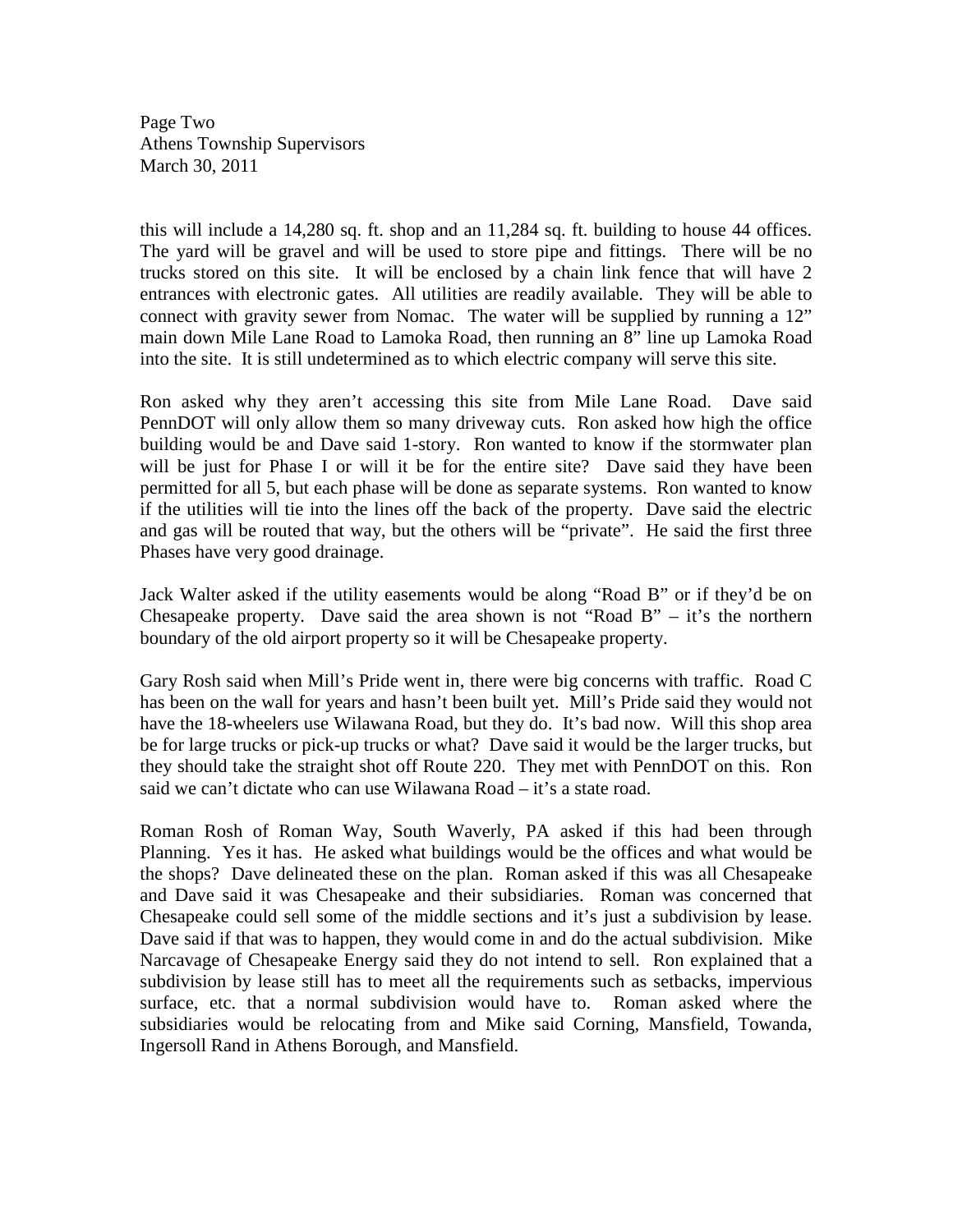this will include a 14,280 sq. ft. shop and an 11,284 sq. ft. building to house 44 offices. The yard will be gravel and will be used to store pipe and fittings. There will be no trucks stored on this site. It will be enclosed by a chain link fence that will have 2 entrances with electronic gates. All utilities are readily available. They will be able to connect with gravity sewer from Nomac. The water will be supplied by running a 12" main down Mile Lane Road to Lamoka Road, then running an 8" line up Lamoka Road into the site. It is still undetermined as to which electric company will serve this site.

Ron asked why they aren't accessing this site from Mile Lane Road. Dave said PennDOT will only allow them so many driveway cuts. Ron asked how high the office building would be and Dave said 1-story. Ron wanted to know if the stormwater plan will be just for Phase I or will it be for the entire site? Dave said they have been permitted for all 5, but each phase will be done as separate systems. Ron wanted to know if the utilities will tie into the lines off the back of the property. Dave said the electric and gas will be routed that way, but the others will be "private". He said the first three Phases have very good drainage.

Jack Walter asked if the utility easements would be along "Road B" or if they'd be on Chesapeake property. Dave said the area shown is not "Road B" – it's the northern boundary of the old airport property so it will be Chesapeake property.

Gary Rosh said when Mill's Pride went in, there were big concerns with traffic. Road C has been on the wall for years and hasn't been built yet. Mill's Pride said they would not have the 18-wheelers use Wilawana Road, but they do. It's bad now. Will this shop area be for large trucks or pick-up trucks or what? Dave said it would be the larger trucks, but they should take the straight shot off Route 220. They met with PennDOT on this. Ron said we can't dictate who can use Wilawana Road – it's a state road.

Roman Rosh of Roman Way, South Waverly, PA asked if this had been through Planning. Yes it has. He asked what buildings would be the offices and what would be the shops? Dave delineated these on the plan. Roman asked if this was all Chesapeake and Dave said it was Chesapeake and their subsidiaries. Roman was concerned that Chesapeake could sell some of the middle sections and it's just a subdivision by lease. Dave said if that was to happen, they would come in and do the actual subdivision. Mike Narcavage of Chesapeake Energy said they do not intend to sell. Ron explained that a subdivision by lease still has to meet all the requirements such as setbacks, impervious surface, etc. that a normal subdivision would have to. Roman asked where the subsidiaries would be relocating from and Mike said Corning, Mansfield, Towanda, Ingersoll Rand in Athens Borough, and Mansfield.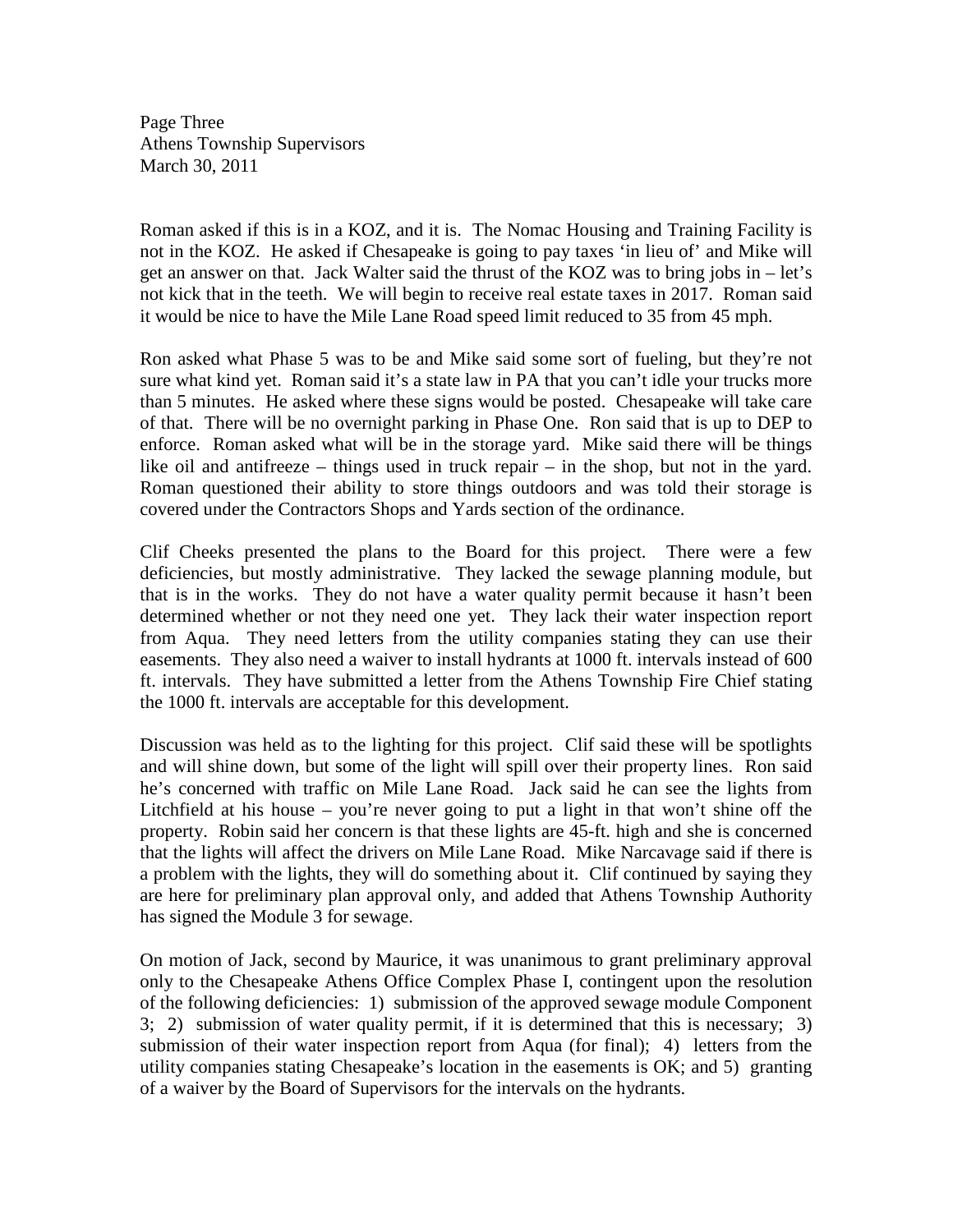Roman asked if this is in a KOZ, and it is. The Nomac Housing and Training Facility is not in the KOZ. He asked if Chesapeake is going to pay taxes 'in lieu of' and Mike will get an answer on that. Jack Walter said the thrust of the KOZ was to bring jobs in – let's not kick that in the teeth. We will begin to receive real estate taxes in 2017. Roman said it would be nice to have the Mile Lane Road speed limit reduced to 35 from 45 mph.

Ron asked what Phase 5 was to be and Mike said some sort of fueling, but they're not sure what kind yet. Roman said it's a state law in PA that you can't idle your trucks more than 5 minutes. He asked where these signs would be posted. Chesapeake will take care of that. There will be no overnight parking in Phase One. Ron said that is up to DEP to enforce. Roman asked what will be in the storage yard. Mike said there will be things like oil and antifreeze – things used in truck repair – in the shop, but not in the yard. Roman questioned their ability to store things outdoors and was told their storage is covered under the Contractors Shops and Yards section of the ordinance.

Clif Cheeks presented the plans to the Board for this project. There were a few deficiencies, but mostly administrative. They lacked the sewage planning module, but that is in the works. They do not have a water quality permit because it hasn't been determined whether or not they need one yet. They lack their water inspection report from Aqua. They need letters from the utility companies stating they can use their easements. They also need a waiver to install hydrants at 1000 ft. intervals instead of 600 ft. intervals. They have submitted a letter from the Athens Township Fire Chief stating the 1000 ft. intervals are acceptable for this development.

Discussion was held as to the lighting for this project. Clif said these will be spotlights and will shine down, but some of the light will spill over their property lines. Ron said he's concerned with traffic on Mile Lane Road. Jack said he can see the lights from Litchfield at his house – you're never going to put a light in that won't shine off the property. Robin said her concern is that these lights are 45-ft. high and she is concerned that the lights will affect the drivers on Mile Lane Road. Mike Narcavage said if there is a problem with the lights, they will do something about it. Clif continued by saying they are here for preliminary plan approval only, and added that Athens Township Authority has signed the Module 3 for sewage.

On motion of Jack, second by Maurice, it was unanimous to grant preliminary approval only to the Chesapeake Athens Office Complex Phase I, contingent upon the resolution of the following deficiencies: 1) submission of the approved sewage module Component 3; 2) submission of water quality permit, if it is determined that this is necessary; 3) submission of their water inspection report from Aqua (for final); 4) letters from the utility companies stating Chesapeake's location in the easements is OK; and 5) granting of a waiver by the Board of Supervisors for the intervals on the hydrants.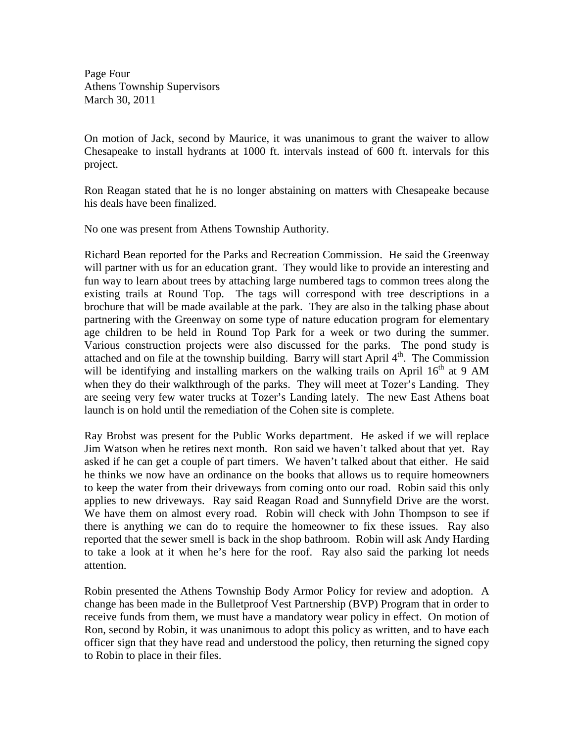On motion of Jack, second by Maurice, it was unanimous to grant the waiver to allow Chesapeake to install hydrants at 1000 ft. intervals instead of 600 ft. intervals for this project.

Ron Reagan stated that he is no longer abstaining on matters with Chesapeake because his deals have been finalized.

No one was present from Athens Township Authority.

Richard Bean reported for the Parks and Recreation Commission. He said the Greenway will partner with us for an education grant. They would like to provide an interesting and fun way to learn about trees by attaching large numbered tags to common trees along the existing trails at Round Top. The tags will correspond with tree descriptions in a brochure that will be made available at the park. They are also in the talking phase about partnering with the Greenway on some type of nature education program for elementary age children to be held in Round Top Park for a week or two during the summer. Various construction projects were also discussed for the parks. The pond study is attached and on file at the township building. Barry will start April 4th. The Commission will be identifying and installing markers on the walking trails on April 16th at 9 AM when they do their walkthrough of the parks. They will meet at Tozer's Landing. They are seeing very few water trucks at Tozer's Landing lately. The new East Athens boat launch is on hold until the remediation of the Cohen site is complete.

Ray Brobst was present for the Public Works department. He asked if we will replace Jim Watson when he retires next month. Ron said we haven't talked about that yet. Ray asked if he can get a couple of part timers. We haven't talked about that either. He said he thinks we now have an ordinance on the books that allows us to require homeowners to keep the water from their driveways from coming onto our road. Robin said this only applies to new driveways. Ray said Reagan Road and Sunnyfield Drive are the worst. We have them on almost every road. Robin will check with John Thompson to see if there is anything we can do to require the homeowner to fix these issues. Ray also reported that the sewer smell is back in the shop bathroom. Robin will ask Andy Harding to take a look at it when he's here for the roof. Ray also said the parking lot needs attention.

Robin presented the Athens Township Body Armor Policy for review and adoption. A change has been made in the Bulletproof Vest Partnership (BVP) Program that in order to receive funds from them, we must have a mandatory wear policy in effect. On motion of Ron, second by Robin, it was unanimous to adopt this policy as written, and to have each officer sign that they have read and understood the policy, then returning the signed copy to Robin to place in their files.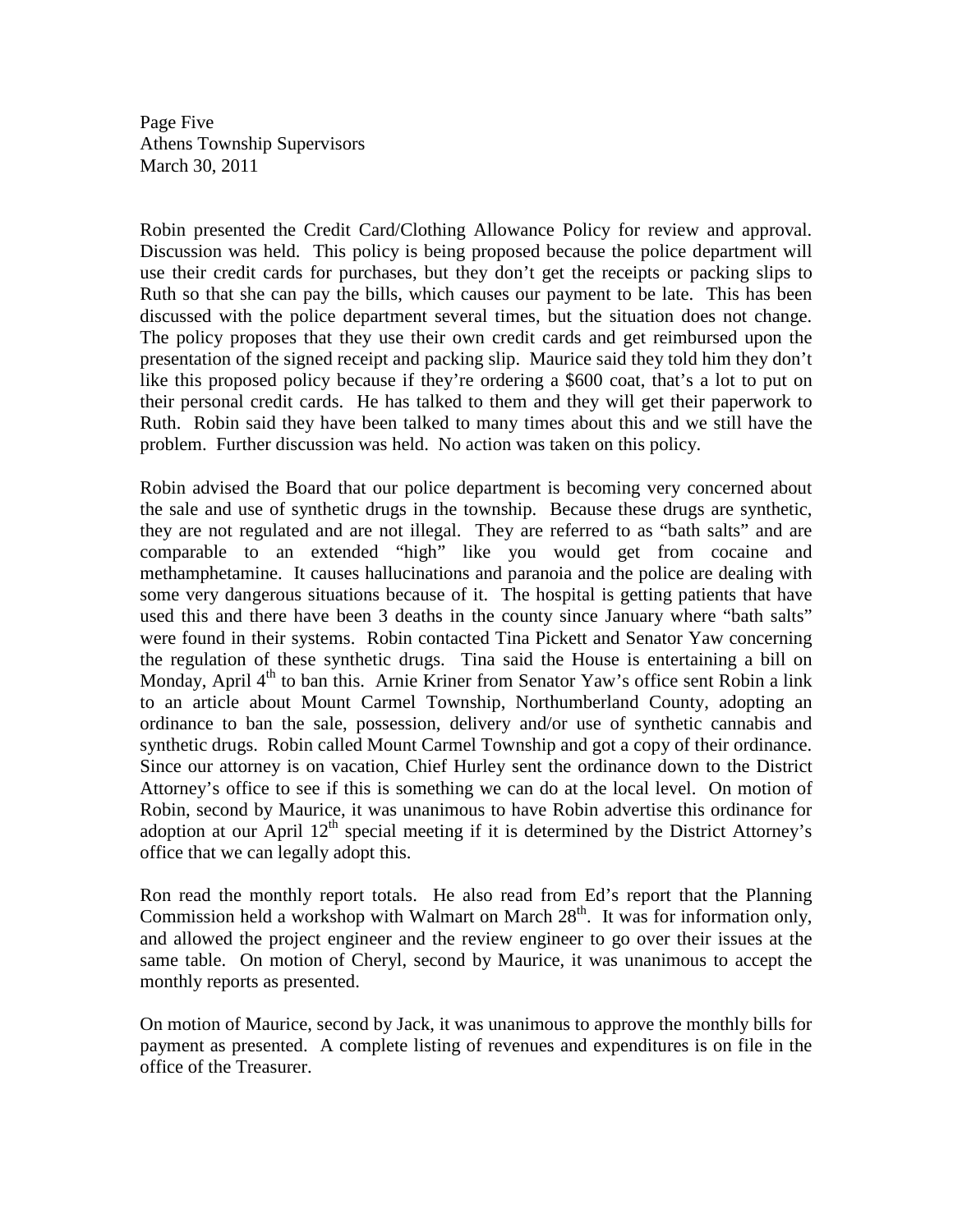Robin presented the Credit Card/Clothing Allowance Policy for review and approval. Discussion was held. This policy is being proposed because the police department will use their credit cards for purchases, but they don't get the receipts or packing slips to Ruth so that she can pay the bills, which causes our payment to be late. This has been discussed with the police department several times, but the situation does not change. The policy proposes that they use their own credit cards and get reimbursed upon the presentation of the signed receipt and packing slip. Maurice said they told him they don't like this proposed policy because if they're ordering a $600 coat, that's a lot to put on their personal credit cards. He has talked to them and they will get their paperwork to Ruth. Robin said they have been talked to many times about this and we still have the problem. Further discussion was held. No action was taken on this policy.

Robin advised the Board that our police department is becoming very concerned about the sale and use of synthetic drugs in the township. Because these drugs are synthetic, they are not regulated and are not illegal. They are referred to as "bath salts" and are comparable to an extended "high" like you would get from cocaine and methamphetamine. It causes hallucinations and paranoia and the police are dealing with some very dangerous situations because of it. The hospital is getting patients that have used this and there have been 3 deaths in the county since January where "bath salts" were found in their systems. Robin contacted Tina Pickett and Senator Yaw concerning the regulation of these synthetic drugs. Tina said the House is entertaining a bill on Monday, April 4th to ban this. Arnie Kriner from Senator Yaw's office sent Robin a link to an article about Mount Carmel Township, Northumberland County, adopting an ordinance to ban the sale, possession, delivery and/or use of synthetic cannabis and synthetic drugs. Robin called Mount Carmel Township and got a copy of their ordinance. Since our attorney is on vacation, Chief Hurley sent the ordinance down to the District Attorney's office to see if this is something we can do at the local level. On motion of Robin, second by Maurice, it was unanimous to have Robin advertise this ordinance for adoption at our April 12th special meeting if it is determined by the District Attorney's office that we can legally adopt this.

Ron read the monthly report totals. He also read from Ed's report that the Planning Commission held a workshop with Walmart on March 28th. It was for information only, and allowed the project engineer and the review engineer to go over their issues at the same table. On motion of Cheryl, second by Maurice, it was unanimous to accept the monthly reports as presented.

On motion of Maurice, second by Jack, it was unanimous to approve the monthly bills for payment as presented. A complete listing of revenues and expenditures is on file in the office of the Treasurer.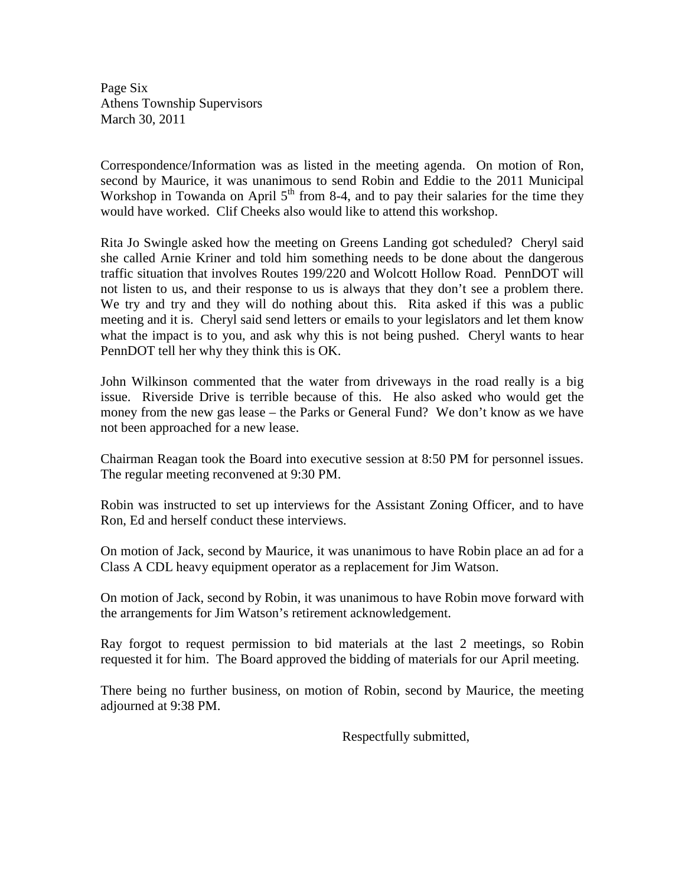Correspondence/Information was as listed in the meeting agenda. On motion of Ron, second by Maurice, it was unanimous to send Robin and Eddie to the 2011 Municipal Workshop in Towanda on April 5th from 8-4, and to pay their salaries for the time they would have worked. Clif Cheeks also would like to attend this workshop.

Rita Jo Swingle asked how the meeting on Greens Landing got scheduled? Cheryl said she called Arnie Kriner and told him something needs to be done about the dangerous traffic situation that involves Routes 199/220 and Wolcott Hollow Road. PennDOT will not listen to us, and their response to us is always that they don't see a problem there. We try and try and they will do nothing about this. Rita asked if this was a public meeting and it is. Cheryl said send letters or emails to your legislators and let them know what the impact is to you, and ask why this is not being pushed. Cheryl wants to hear PennDOT tell her why they think this is OK.

John Wilkinson commented that the water from driveways in the road really is a big issue. Riverside Drive is terrible because of this. He also asked who would get the money from the new gas lease – the Parks or General Fund? We don't know as we have not been approached for a new lease.

Chairman Reagan took the Board into executive session at 8:50 PM for personnel issues. The regular meeting reconvened at 9:30 PM.

Robin was instructed to set up interviews for the Assistant Zoning Officer, and to have Ron, Ed and herself conduct these interviews.

On motion of Jack, second by Maurice, it was unanimous to have Robin place an ad for a Class A CDL heavy equipment operator as a replacement for Jim Watson.

On motion of Jack, second by Robin, it was unanimous to have Robin move forward with the arrangements for Jim Watson's retirement acknowledgement.

Ray forgot to request permission to bid materials at the last 2 meetings, so Robin requested it for him. The Board approved the bidding of materials for our April meeting.

There being no further business, on motion of Robin, second by Maurice, the meeting adjourned at 9:38 PM.

Respectfully submitted,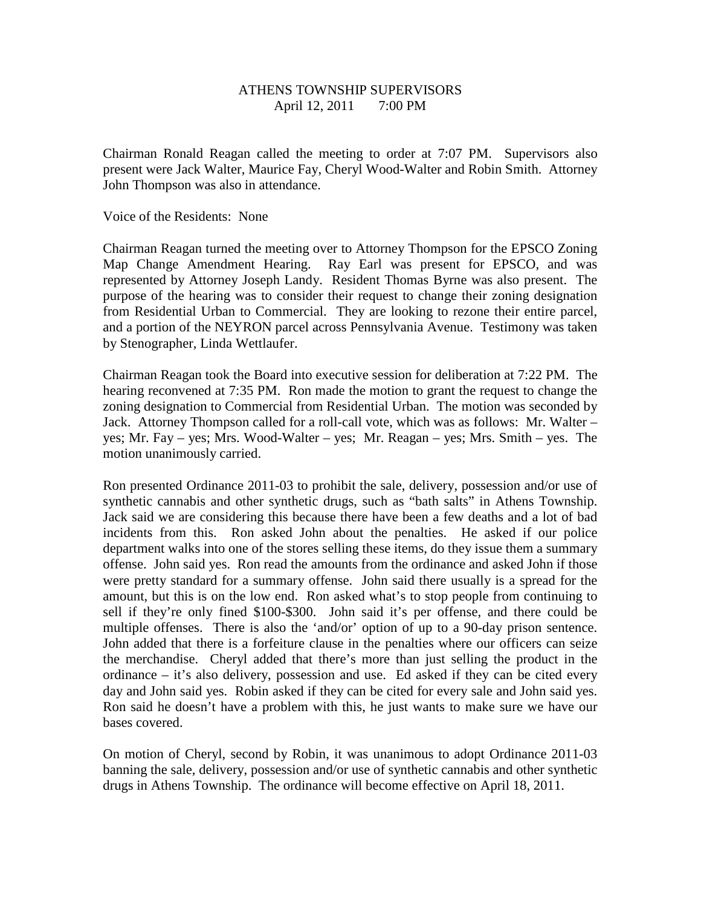ATHENS TOWNSHIP SUPERVISORS
April 12, 2011 7:00 PM

Chairman Ronald Reagan called the meeting to order at 7:07 PM. Supervisors also present were Jack Walter, Maurice Fay, Cheryl Wood-Walter and Robin Smith. Attorney John Thompson was also in attendance.

Voice of the Residents: None

Chairman Reagan turned the meeting over to Attorney Thompson for the EPSCO Zoning Map Change Amendment Hearing. Ray Earl was present for EPSCO, and was represented by Attorney Joseph Landy. Resident Thomas Byrne was also present. The purpose of the hearing was to consider their request to change their zoning designation from Residential Urban to Commercial. They are looking to rezone their entire parcel, and a portion of the NEYRON parcel across Pennsylvania Avenue. Testimony was taken by Stenographer, Linda Wettlaufer.

Chairman Reagan took the Board into executive session for deliberation at 7:22 PM. The hearing reconvened at 7:35 PM. Ron made the motion to grant the request to change the zoning designation to Commercial from Residential Urban. The motion was seconded by Jack. Attorney Thompson called for a roll-call vote, which was as follows: Mr. Walter – yes; Mr. Fay – yes; Mrs. Wood-Walter – yes; Mr. Reagan – yes; Mrs. Smith – yes. The motion unanimously carried.

Ron presented Ordinance 2011-03 to prohibit the sale, delivery, possession and/or use of synthetic cannabis and other synthetic drugs, such as "bath salts" in Athens Township. Jack said we are considering this because there have been a few deaths and a lot of bad incidents from this. Ron asked John about the penalties. He asked if our police department walks into one of the stores selling these items, do they issue them a summary offense. John said yes. Ron read the amounts from the ordinance and asked John if those were pretty standard for a summary offense. John said there usually is a spread for the amount, but this is on the low end. Ron asked what's to stop people from continuing to sell if they're only fined $100-$300. John said it's per offense, and there could be multiple offenses. There is also the 'and/or' option of up to a 90-day prison sentence. John added that there is a forfeiture clause in the penalties where our officers can seize the merchandise. Cheryl added that there's more than just selling the product in the ordinance – it's also delivery, possession and use. Ed asked if they can be cited every day and John said yes. Robin asked if they can be cited for every sale and John said yes. Ron said he doesn't have a problem with this, he just wants to make sure we have our bases covered.

On motion of Cheryl, second by Robin, it was unanimous to adopt Ordinance 2011-03 banning the sale, delivery, possession and/or use of synthetic cannabis and other synthetic drugs in Athens Township. The ordinance will become effective on April 18, 2011.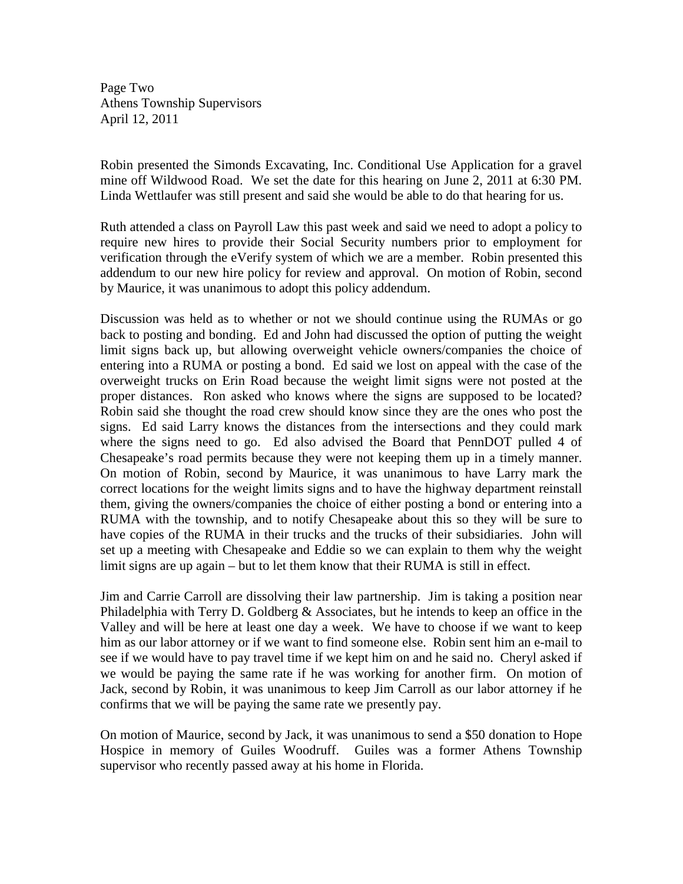Page Two
Athens Township Supervisors
April 12, 2011

Robin presented the Simonds Excavating, Inc. Conditional Use Application for a gravel mine off Wildwood Road. We set the date for this hearing on June 2, 2011 at 6:30 PM. Linda Wettlaufer was still present and said she would be able to do that hearing for us.

Ruth attended a class on Payroll Law this past week and said we need to adopt a policy to require new hires to provide their Social Security numbers prior to employment for verification through the eVerify system of which we are a member. Robin presented this addendum to our new hire policy for review and approval. On motion of Robin, second by Maurice, it was unanimous to adopt this policy addendum.

Discussion was held as to whether or not we should continue using the RUMAs or go back to posting and bonding. Ed and John had discussed the option of putting the weight limit signs back up, but allowing overweight vehicle owners/companies the choice of entering into a RUMA or posting a bond. Ed said we lost on appeal with the case of the overweight trucks on Erin Road because the weight limit signs were not posted at the proper distances. Ron asked who knows where the signs are supposed to be located? Robin said she thought the road crew should know since they are the ones who post the signs. Ed said Larry knows the distances from the intersections and they could mark where the signs need to go. Ed also advised the Board that PennDOT pulled 4 of Chesapeake's road permits because they were not keeping them up in a timely manner. On motion of Robin, second by Maurice, it was unanimous to have Larry mark the correct locations for the weight limits signs and to have the highway department reinstall them, giving the owners/companies the choice of either posting a bond or entering into a RUMA with the township, and to notify Chesapeake about this so they will be sure to have copies of the RUMA in their trucks and the trucks of their subsidiaries. John will set up a meeting with Chesapeake and Eddie so we can explain to them why the weight limit signs are up again – but to let them know that their RUMA is still in effect.

Jim and Carrie Carroll are dissolving their law partnership. Jim is taking a position near Philadelphia with Terry D. Goldberg & Associates, but he intends to keep an office in the Valley and will be here at least one day a week. We have to choose if we want to keep him as our labor attorney or if we want to find someone else. Robin sent him an e-mail to see if we would have to pay travel time if we kept him on and he said no. Cheryl asked if we would be paying the same rate if he was working for another firm. On motion of Jack, second by Robin, it was unanimous to keep Jim Carroll as our labor attorney if he confirms that we will be paying the same rate we presently pay.

On motion of Maurice, second by Jack, it was unanimous to send a $50 donation to Hope Hospice in memory of Guiles Woodruff. Guiles was a former Athens Township supervisor who recently passed away at his home in Florida.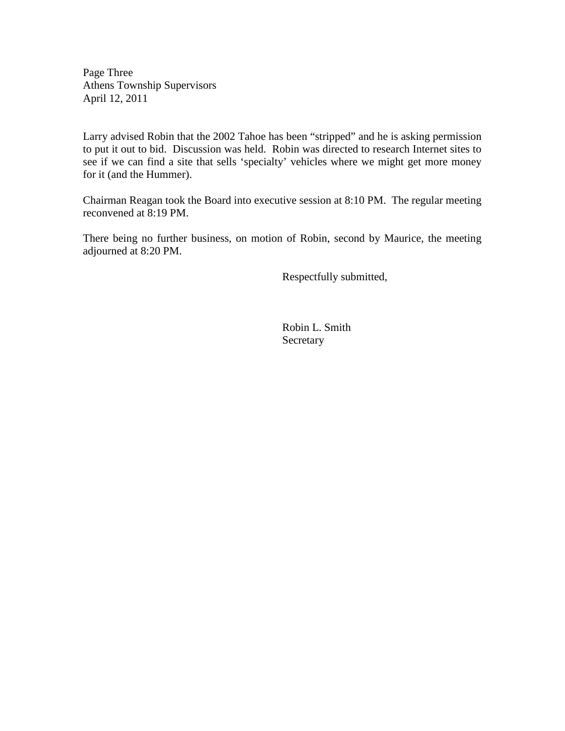Page Three
Athens Township Supervisors
April 12, 2011

Larry advised Robin that the 2002 Tahoe has been "stripped" and he is asking permission to put it out to bid. Discussion was held. Robin was directed to research Internet sites to see if we can find a site that sells 'specialty' vehicles where we might get more money for it (and the Hummer).

Chairman Reagan took the Board into executive session at 8:10 PM. The regular meeting reconvened at 8:19 PM.

There being no further business, on motion of Robin, second by Maurice, the meeting adjourned at 8:20 PM.

Respectfully submitted,

Robin L. Smith
Secretary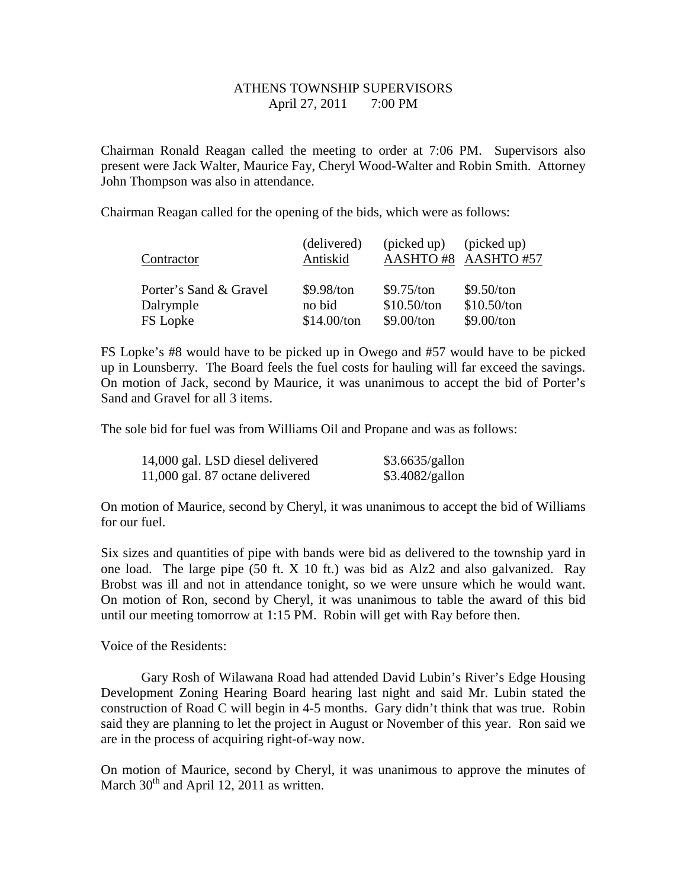ATHENS TOWNSHIP SUPERVISORS
April 27, 2011 7:00 PM

Chairman Ronald Reagan called the meeting to order at 7:06 PM. Supervisors also present were Jack Walter, Maurice Fay, Cheryl Wood-Walter and Robin Smith. Attorney John Thompson was also in attendance.

Chairman Reagan called for the opening of the bids, which were as follows:

| Contractor | (delivered) Antiskid | (picked up) AASHTO #8 | (picked up) AASHTO #57 |
|---|---|---|---|
| Porter's Sand & Gravel | $9.98/ton | $9.75/ton | $9.50/ton |
| Dalrymple | no bid | $10.50/ton | $10.50/ton |
| FS Lopke | $14.00/ton | $9.00/ton | $9.00/ton |

FS Lopke's #8 would have to be picked up in Owego and #57 would have to be picked up in Lounsberry. The Board feels the fuel costs for hauling will far exceed the savings. On motion of Jack, second by Maurice, it was unanimous to accept the bid of Porter's Sand and Gravel for all 3 items.

The sole bid for fuel was from Williams Oil and Propane and was as follows:

| | |
|---|---|
| 14,000 gal. LSD diesel delivered | $3.6635/gallon |
| 11,000 gal. 87 octane delivered | $3.4082/gallon |

On motion of Maurice, second by Cheryl, it was unanimous to accept the bid of Williams for our fuel.

Six sizes and quantities of pipe with bands were bid as delivered to the township yard in one load. The large pipe (50 ft. X 10 ft.) was bid as Alz2 and also galvanized. Ray Brobst was ill and not in attendance tonight, so we were unsure which he would want. On motion of Ron, second by Cheryl, it was unanimous to table the award of this bid until our meeting tomorrow at 1:15 PM. Robin will get with Ray before then.

Voice of the Residents:

Gary Rosh of Wilawana Road had attended David Lubin's River's Edge Housing Development Zoning Hearing Board hearing last night and said Mr. Lubin stated the construction of Road C will begin in 4-5 months. Gary didn't think that was true. Robin said they are planning to let the project in August or November of this year. Ron said we are in the process of acquiring right-of-way now.

On motion of Maurice, second by Cheryl, it was unanimous to approve the minutes of March 30th and April 12, 2011 as written.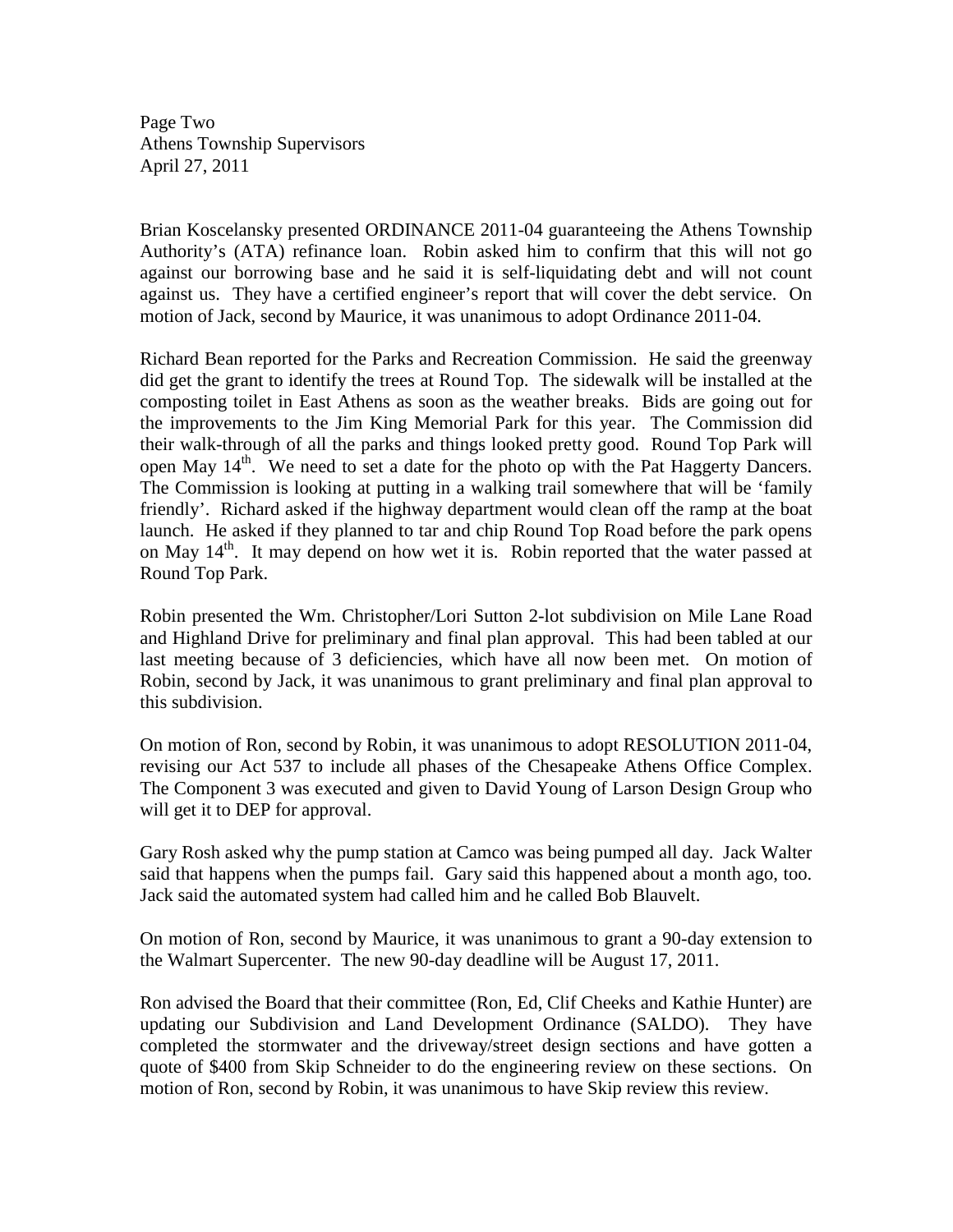Brian Koscelansky presented ORDINANCE 2011-04 guaranteeing the Athens Township Authority's (ATA) refinance loan. Robin asked him to confirm that this will not go against our borrowing base and he said it is self-liquidating debt and will not count against us. They have a certified engineer's report that will cover the debt service. On motion of Jack, second by Maurice, it was unanimous to adopt Ordinance 2011-04.

Richard Bean reported for the Parks and Recreation Commission. He said the greenway did get the grant to identify the trees at Round Top. The sidewalk will be installed at the composting toilet in East Athens as soon as the weather breaks. Bids are going out for the improvements to the Jim King Memorial Park for this year. The Commission did their walk-through of all the parks and things looked pretty good. Round Top Park will open May 14th. We need to set a date for the photo op with the Pat Haggerty Dancers. The Commission is looking at putting in a walking trail somewhere that will be 'family friendly'. Richard asked if the highway department would clean off the ramp at the boat launch. He asked if they planned to tar and chip Round Top Road before the park opens on May 14th. It may depend on how wet it is. Robin reported that the water passed at Round Top Park.

Robin presented the Wm. Christopher/Lori Sutton 2-lot subdivision on Mile Lane Road and Highland Drive for preliminary and final plan approval. This had been tabled at our last meeting because of 3 deficiencies, which have all now been met. On motion of Robin, second by Jack, it was unanimous to grant preliminary and final plan approval to this subdivision.

On motion of Ron, second by Robin, it was unanimous to adopt RESOLUTION 2011-04, revising our Act 537 to include all phases of the Chesapeake Athens Office Complex. The Component 3 was executed and given to David Young of Larson Design Group who will get it to DEP for approval.

Gary Rosh asked why the pump station at Camco was being pumped all day. Jack Walter said that happens when the pumps fail. Gary said this happened about a month ago, too. Jack said the automated system had called him and he called Bob Blauvelt.

On motion of Ron, second by Maurice, it was unanimous to grant a 90-day extension to the Walmart Supercenter. The new 90-day deadline will be August 17, 2011.

Ron advised the Board that their committee (Ron, Ed, Clif Cheeks and Kathie Hunter) are updating our Subdivision and Land Development Ordinance (SALDO). They have completed the stormwater and the driveway/street design sections and have gotten a quote of $400 from Skip Schneider to do the engineering review on these sections. On motion of Ron, second by Robin, it was unanimous to have Skip review this review.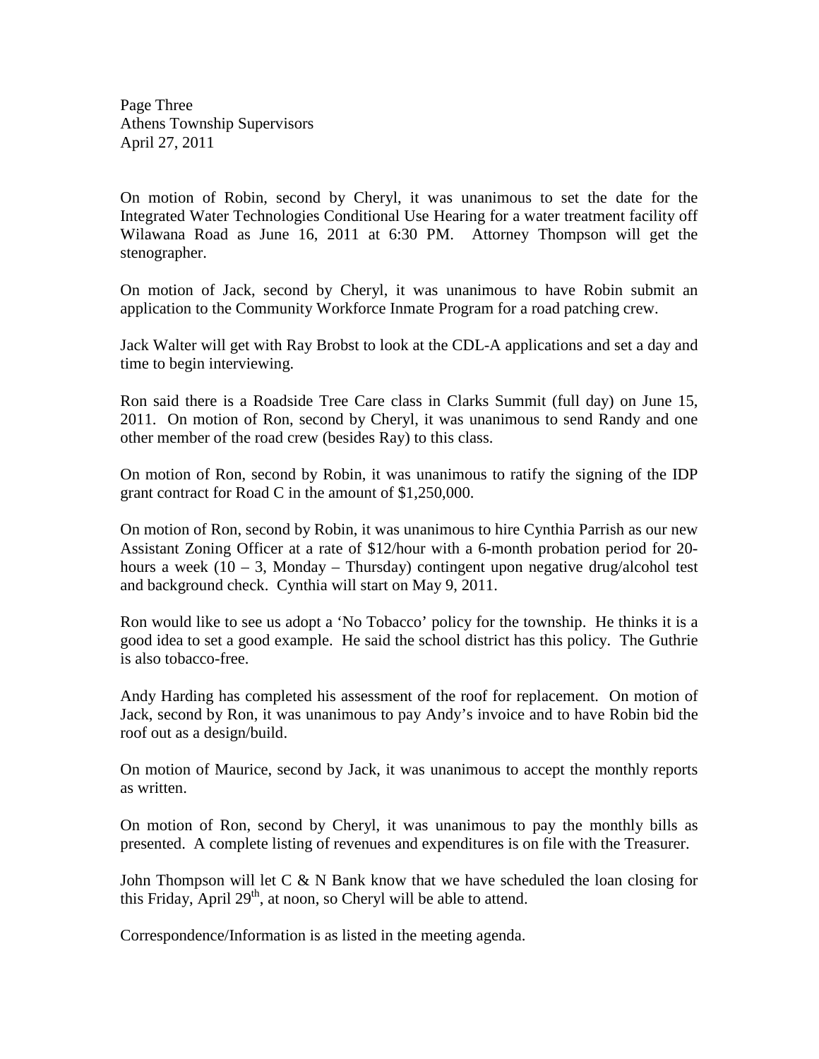On motion of Robin, second by Cheryl, it was unanimous to set the date for the Integrated Water Technologies Conditional Use Hearing for a water treatment facility off Wilawana Road as June 16, 2011 at 6:30 PM. Attorney Thompson will get the stenographer.

On motion of Jack, second by Cheryl, it was unanimous to have Robin submit an application to the Community Workforce Inmate Program for a road patching crew.

Jack Walter will get with Ray Brobst to look at the CDL-A applications and set a day and time to begin interviewing.

Ron said there is a Roadside Tree Care class in Clarks Summit (full day) on June 15, 2011. On motion of Ron, second by Cheryl, it was unanimous to send Randy and one other member of the road crew (besides Ray) to this class.

On motion of Ron, second by Robin, it was unanimous to ratify the signing of the IDP grant contract for Road C in the amount of $1,250,000.

On motion of Ron, second by Robin, it was unanimous to hire Cynthia Parrish as our new Assistant Zoning Officer at a rate of $12/hour with a 6-month probation period for 20-hours a week (10 – 3, Monday – Thursday) contingent upon negative drug/alcohol test and background check. Cynthia will start on May 9, 2011.

Ron would like to see us adopt a 'No Tobacco' policy for the township. He thinks it is a good idea to set a good example. He said the school district has this policy. The Guthrie is also tobacco-free.

Andy Harding has completed his assessment of the roof for replacement. On motion of Jack, second by Ron, it was unanimous to pay Andy's invoice and to have Robin bid the roof out as a design/build.

On motion of Maurice, second by Jack, it was unanimous to accept the monthly reports as written.

On motion of Ron, second by Cheryl, it was unanimous to pay the monthly bills as presented. A complete listing of revenues and expenditures is on file with the Treasurer.

John Thompson will let C & N Bank know that we have scheduled the loan closing for this Friday, April 29th, at noon, so Cheryl will be able to attend.

Correspondence/Information is as listed in the meeting agenda.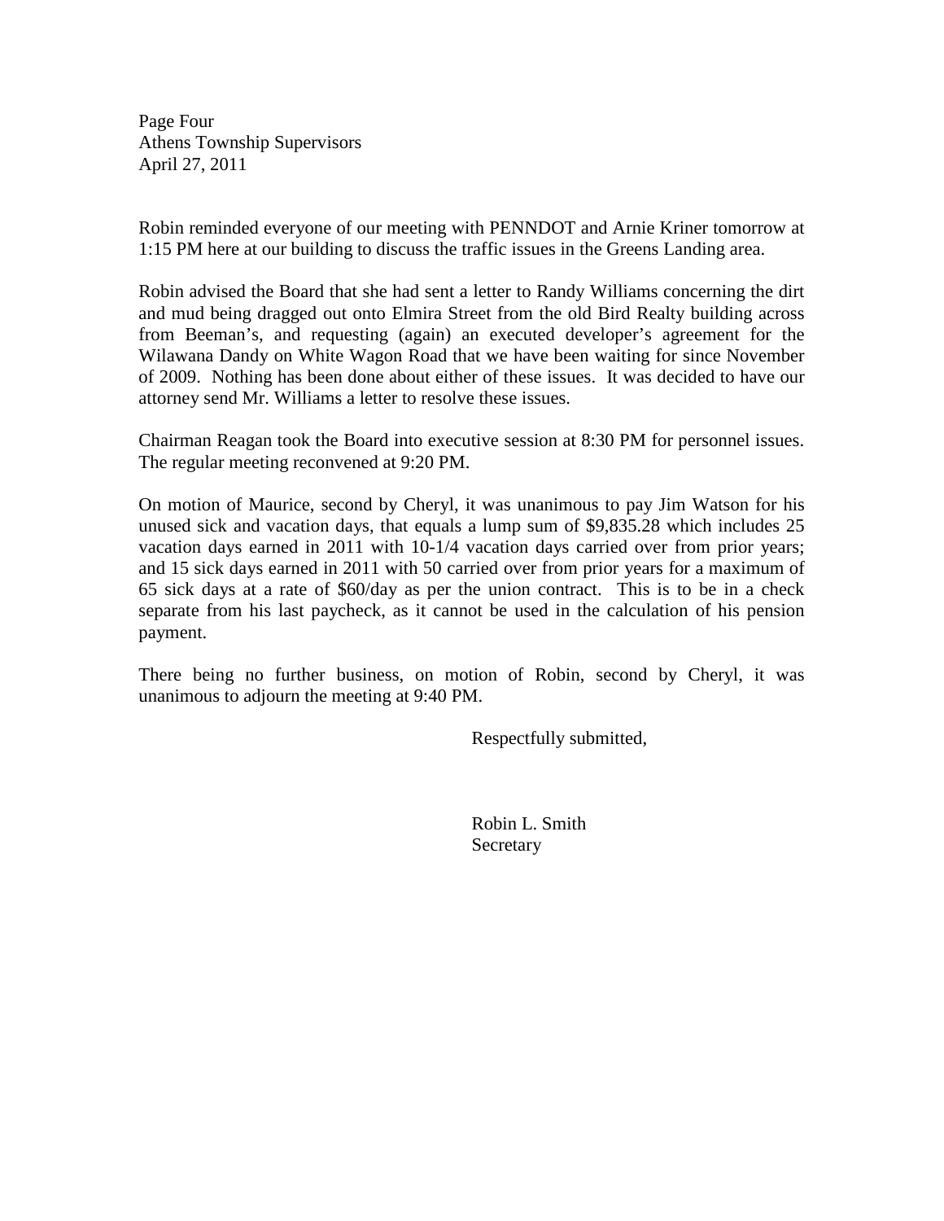Robin reminded everyone of our meeting with PENNDOT and Arnie Kriner tomorrow at 1:15 PM here at our building to discuss the traffic issues in the Greens Landing area.

Robin advised the Board that she had sent a letter to Randy Williams concerning the dirt and mud being dragged out onto Elmira Street from the old Bird Realty building across from Beeman's, and requesting (again) an executed developer's agreement for the Wilawana Dandy on White Wagon Road that we have been waiting for since November of 2009. Nothing has been done about either of these issues. It was decided to have our attorney send Mr. Williams a letter to resolve these issues.

Chairman Reagan took the Board into executive session at 8:30 PM for personnel issues. The regular meeting reconvened at 9:20 PM.

On motion of Maurice, second by Cheryl, it was unanimous to pay Jim Watson for his unused sick and vacation days, that equals a lump sum of $9,835.28 which includes 25 vacation days earned in 2011 with 10-1/4 vacation days carried over from prior years; and 15 sick days earned in 2011 with 50 carried over from prior years for a maximum of 65 sick days at a rate of $60/day as per the union contract. This is to be in a check separate from his last paycheck, as it cannot be used in the calculation of his pension payment.

There being no further business, on motion of Robin, second by Cheryl, it was unanimous to adjourn the meeting at 9:40 PM.

Respectfully submitted,

Robin L. Smith
Secretary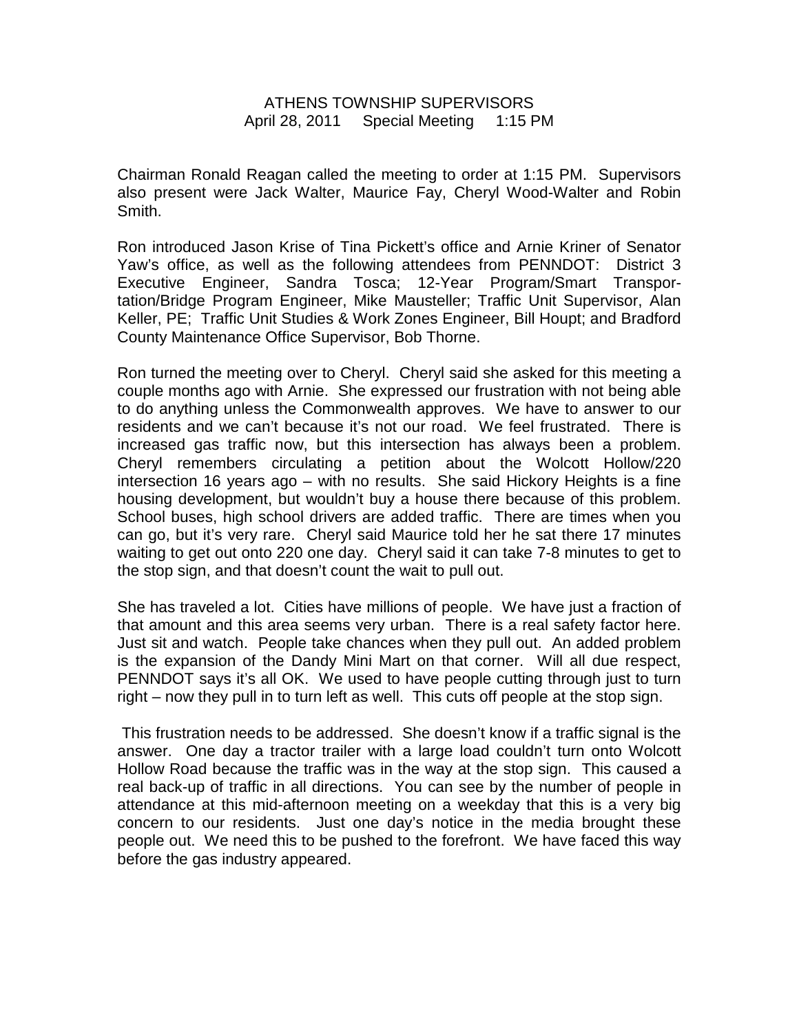ATHENS TOWNSHIP SUPERVISORS
April 28, 2011 Special Meeting 1:15 PM

Chairman Ronald Reagan called the meeting to order at 1:15 PM. Supervisors also present were Jack Walter, Maurice Fay, Cheryl Wood-Walter and Robin Smith.

Ron introduced Jason Krise of Tina Pickett's office and Arnie Kriner of Senator Yaw's office, as well as the following attendees from PENNDOT: District 3 Executive Engineer, Sandra Tosca; 12-Year Program/Smart Transportation/Bridge Program Engineer, Mike Mausteller; Traffic Unit Supervisor, Alan Keller, PE; Traffic Unit Studies & Work Zones Engineer, Bill Houpt; and Bradford County Maintenance Office Supervisor, Bob Thorne.

Ron turned the meeting over to Cheryl. Cheryl said she asked for this meeting a couple months ago with Arnie. She expressed our frustration with not being able to do anything unless the Commonwealth approves. We have to answer to our residents and we can't because it's not our road. We feel frustrated. There is increased gas traffic now, but this intersection has always been a problem. Cheryl remembers circulating a petition about the Wolcott Hollow/220 intersection 16 years ago – with no results. She said Hickory Heights is a fine housing development, but wouldn't buy a house there because of this problem. School buses, high school drivers are added traffic. There are times when you can go, but it's very rare. Cheryl said Maurice told her he sat there 17 minutes waiting to get out onto 220 one day. Cheryl said it can take 7-8 minutes to get to the stop sign, and that doesn't count the wait to pull out.

She has traveled a lot. Cities have millions of people. We have just a fraction of that amount and this area seems very urban. There is a real safety factor here. Just sit and watch. People take chances when they pull out. An added problem is the expansion of the Dandy Mini Mart on that corner. Will all due respect, PENNDOT says it's all OK. We used to have people cutting through just to turn right – now they pull in to turn left as well. This cuts off people at the stop sign.

This frustration needs to be addressed. She doesn't know if a traffic signal is the answer. One day a tractor trailer with a large load couldn't turn onto Wolcott Hollow Road because the traffic was in the way at the stop sign. This caused a real back-up of traffic in all directions. You can see by the number of people in attendance at this mid-afternoon meeting on a weekday that this is a very big concern to our residents. Just one day's notice in the media brought these people out. We need this to be pushed to the forefront. We have faced this way before the gas industry appeared.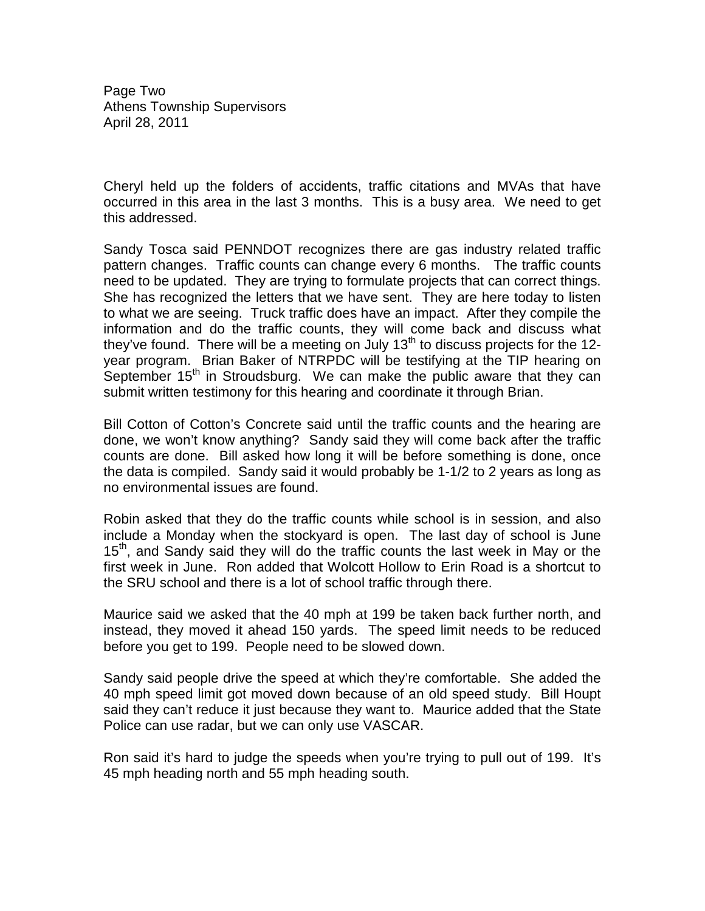Cheryl held up the folders of accidents, traffic citations and MVAs that have occurred in this area in the last 3 months. This is a busy area. We need to get this addressed.

Sandy Tosca said PENNDOT recognizes there are gas industry related traffic pattern changes. Traffic counts can change every 6 months. The traffic counts need to be updated. They are trying to formulate projects that can correct things. She has recognized the letters that we have sent. They are here today to listen to what we are seeing. Truck traffic does have an impact. After they compile the information and do the traffic counts, they will come back and discuss what they've found. There will be a meeting on July 13th to discuss projects for the 12-year program. Brian Baker of NTRPDC will be testifying at the TIP hearing on September 15th in Stroudsburg. We can make the public aware that they can submit written testimony for this hearing and coordinate it through Brian.

Bill Cotton of Cotton's Concrete said until the traffic counts and the hearing are done, we won't know anything? Sandy said they will come back after the traffic counts are done. Bill asked how long it will be before something is done, once the data is compiled. Sandy said it would probably be 1-1/2 to 2 years as long as no environmental issues are found.

Robin asked that they do the traffic counts while school is in session, and also include a Monday when the stockyard is open. The last day of school is June 15th, and Sandy said they will do the traffic counts the last week in May or the first week in June. Ron added that Wolcott Hollow to Erin Road is a shortcut to the SRU school and there is a lot of school traffic through there.

Maurice said we asked that the 40 mph at 199 be taken back further north, and instead, they moved it ahead 150 yards. The speed limit needs to be reduced before you get to 199. People need to be slowed down.

Sandy said people drive the speed at which they're comfortable. She added the 40 mph speed limit got moved down because of an old speed study. Bill Houpt said they can't reduce it just because they want to. Maurice added that the State Police can use radar, but we can only use VASCAR.

Ron said it's hard to judge the speeds when you're trying to pull out of 199. It's 45 mph heading north and 55 mph heading south.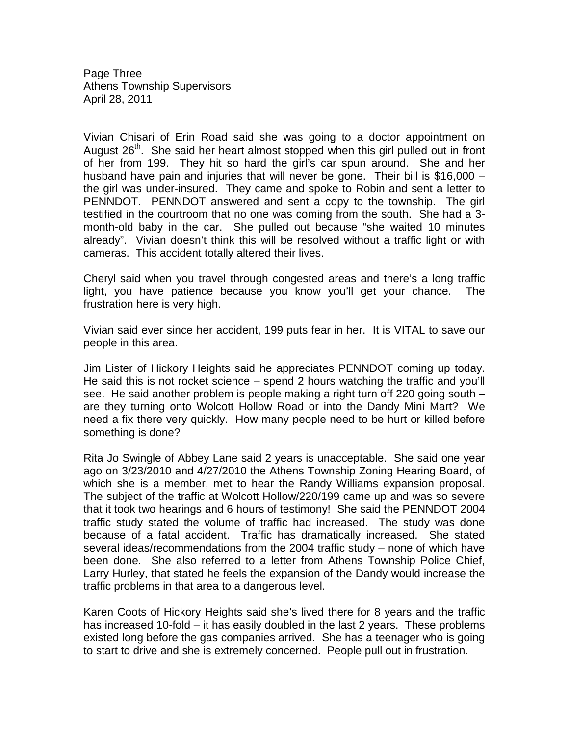Vivian Chisari of Erin Road said she was going to a doctor appointment on August 26th. She said her heart almost stopped when this girl pulled out in front of her from 199. They hit so hard the girl's car spun around. She and her husband have pain and injuries that will never be gone. Their bill is $16,000 – the girl was under-insured. They came and spoke to Robin and sent a letter to PENNDOT. PENNDOT answered and sent a copy to the township. The girl testified in the courtroom that no one was coming from the south. She had a 3-month-old baby in the car. She pulled out because "she waited 10 minutes already". Vivian doesn't think this will be resolved without a traffic light or with cameras. This accident totally altered their lives.

Cheryl said when you travel through congested areas and there's a long traffic light, you have patience because you know you'll get your chance. The frustration here is very high.

Vivian said ever since her accident, 199 puts fear in her. It is VITAL to save our people in this area.

Jim Lister of Hickory Heights said he appreciates PENNDOT coming up today. He said this is not rocket science – spend 2 hours watching the traffic and you'll see. He said another problem is people making a right turn off 220 going south – are they turning onto Wolcott Hollow Road or into the Dandy Mini Mart? We need a fix there very quickly. How many people need to be hurt or killed before something is done?

Rita Jo Swingle of Abbey Lane said 2 years is unacceptable. She said one year ago on 3/23/2010 and 4/27/2010 the Athens Township Zoning Hearing Board, of which she is a member, met to hear the Randy Williams expansion proposal. The subject of the traffic at Wolcott Hollow/220/199 came up and was so severe that it took two hearings and 6 hours of testimony! She said the PENNDOT 2004 traffic study stated the volume of traffic had increased. The study was done because of a fatal accident. Traffic has dramatically increased. She stated several ideas/recommendations from the 2004 traffic study – none of which have been done. She also referred to a letter from Athens Township Police Chief, Larry Hurley, that stated he feels the expansion of the Dandy would increase the traffic problems in that area to a dangerous level.

Karen Coots of Hickory Heights said she's lived there for 8 years and the traffic has increased 10-fold – it has easily doubled in the last 2 years. These problems existed long before the gas companies arrived. She has a teenager who is going to start to drive and she is extremely concerned. People pull out in frustration.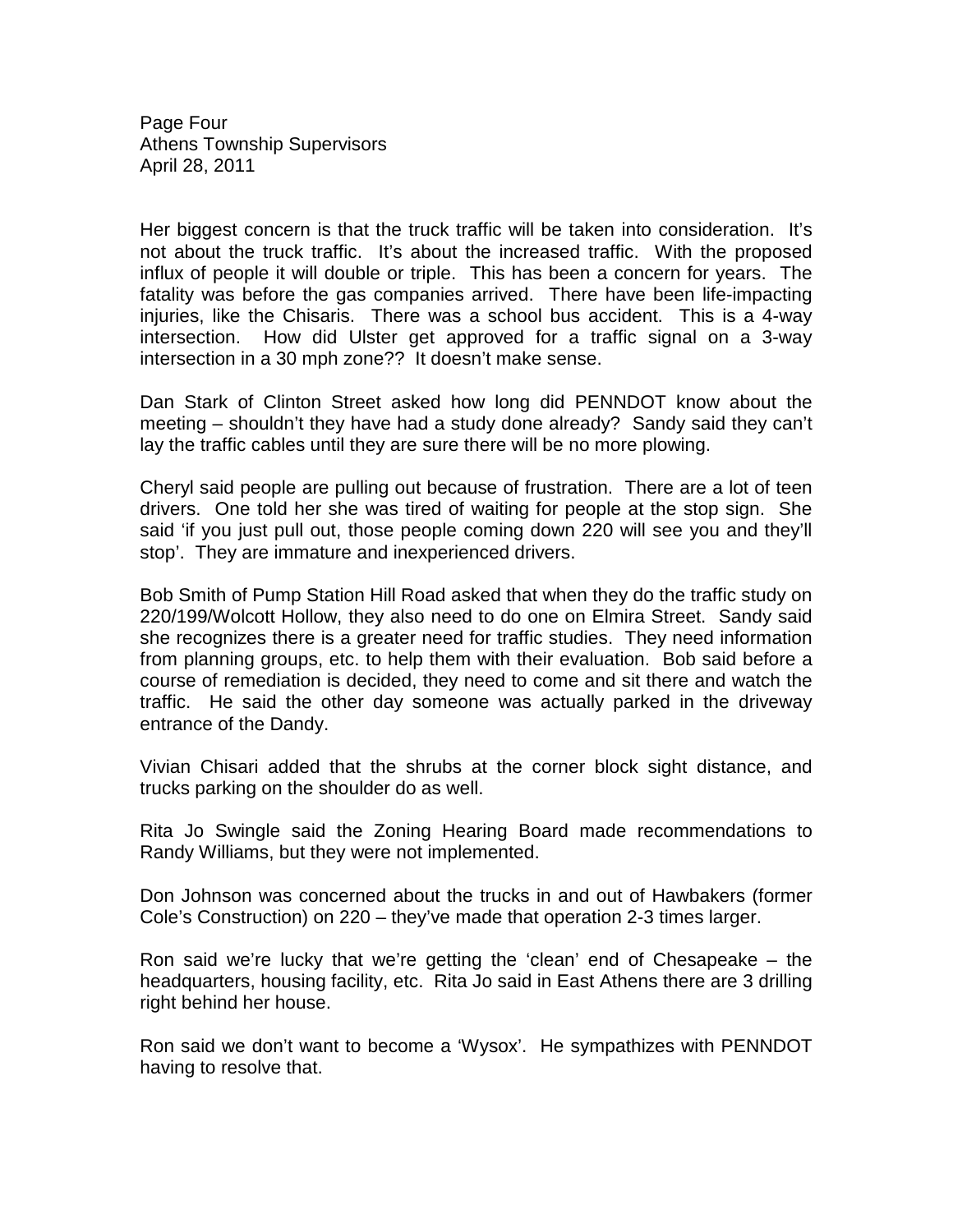Her biggest concern is that the truck traffic will be taken into consideration. It's not about the truck traffic. It's about the increased traffic. With the proposed influx of people it will double or triple. This has been a concern for years. The fatality was before the gas companies arrived. There have been life-impacting injuries, like the Chisaris. There was a school bus accident. This is a 4-way intersection. How did Ulster get approved for a traffic signal on a 3-way intersection in a 30 mph zone?? It doesn't make sense.

Dan Stark of Clinton Street asked how long did PENNDOT know about the meeting – shouldn't they have had a study done already? Sandy said they can't lay the traffic cables until they are sure there will be no more plowing.

Cheryl said people are pulling out because of frustration. There are a lot of teen drivers. One told her she was tired of waiting for people at the stop sign. She said 'if you just pull out, those people coming down 220 will see you and they'll stop'. They are immature and inexperienced drivers.

Bob Smith of Pump Station Hill Road asked that when they do the traffic study on 220/199/Wolcott Hollow, they also need to do one on Elmira Street. Sandy said she recognizes there is a greater need for traffic studies. They need information from planning groups, etc. to help them with their evaluation. Bob said before a course of remediation is decided, they need to come and sit there and watch the traffic. He said the other day someone was actually parked in the driveway entrance of the Dandy.

Vivian Chisari added that the shrubs at the corner block sight distance, and trucks parking on the shoulder do as well.

Rita Jo Swingle said the Zoning Hearing Board made recommendations to Randy Williams, but they were not implemented.

Don Johnson was concerned about the trucks in and out of Hawbakers (former Cole's Construction) on 220 – they've made that operation 2-3 times larger.

Ron said we're lucky that we're getting the 'clean' end of Chesapeake – the headquarters, housing facility, etc. Rita Jo said in East Athens there are 3 drilling right behind her house.

Ron said we don't want to become a 'Wysox'. He sympathizes with PENNDOT having to resolve that.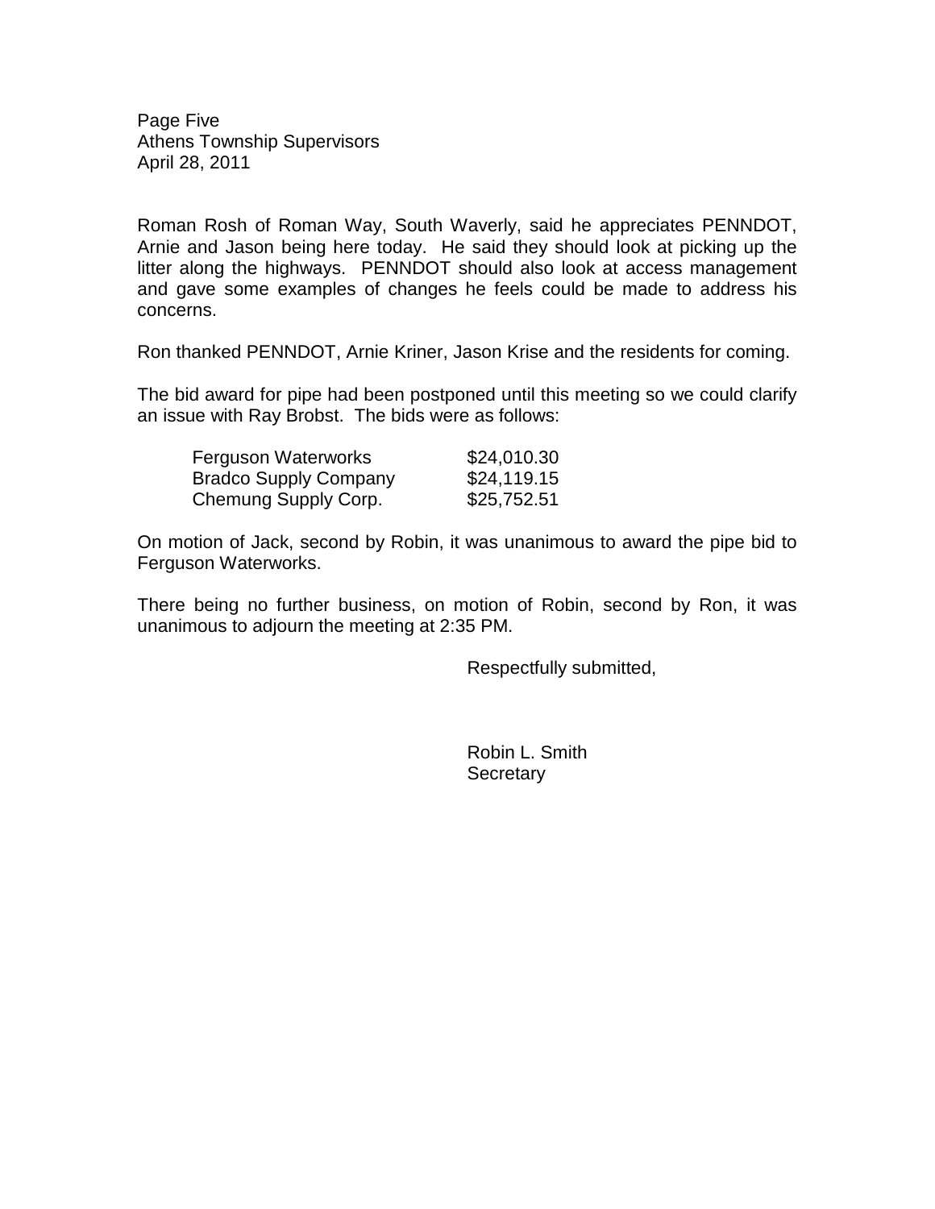Roman Rosh of Roman Way, South Waverly, said he appreciates PENNDOT, Arnie and Jason being here today. He said they should look at picking up the litter along the highways. PENNDOT should also look at access management and gave some examples of changes he feels could be made to address his concerns.

Ron thanked PENNDOT, Arnie Kriner, Jason Krise and the residents for coming.

The bid award for pipe had been postponed until this meeting so we could clarify an issue with Ray Brobst. The bids were as follows:

| | |
|---|---|
| Ferguson Waterworks | $24,010.30 |
| Bradco Supply Company | $24,119.15 |
| Chemung Supply Corp. | $25,752.51 |

On motion of Jack, second by Robin, it was unanimous to award the pipe bid to Ferguson Waterworks.

There being no further business, on motion of Robin, second by Ron, it was unanimous to adjourn the meeting at 2:35 PM.

Respectfully submitted,

Robin L. Smith
Secretary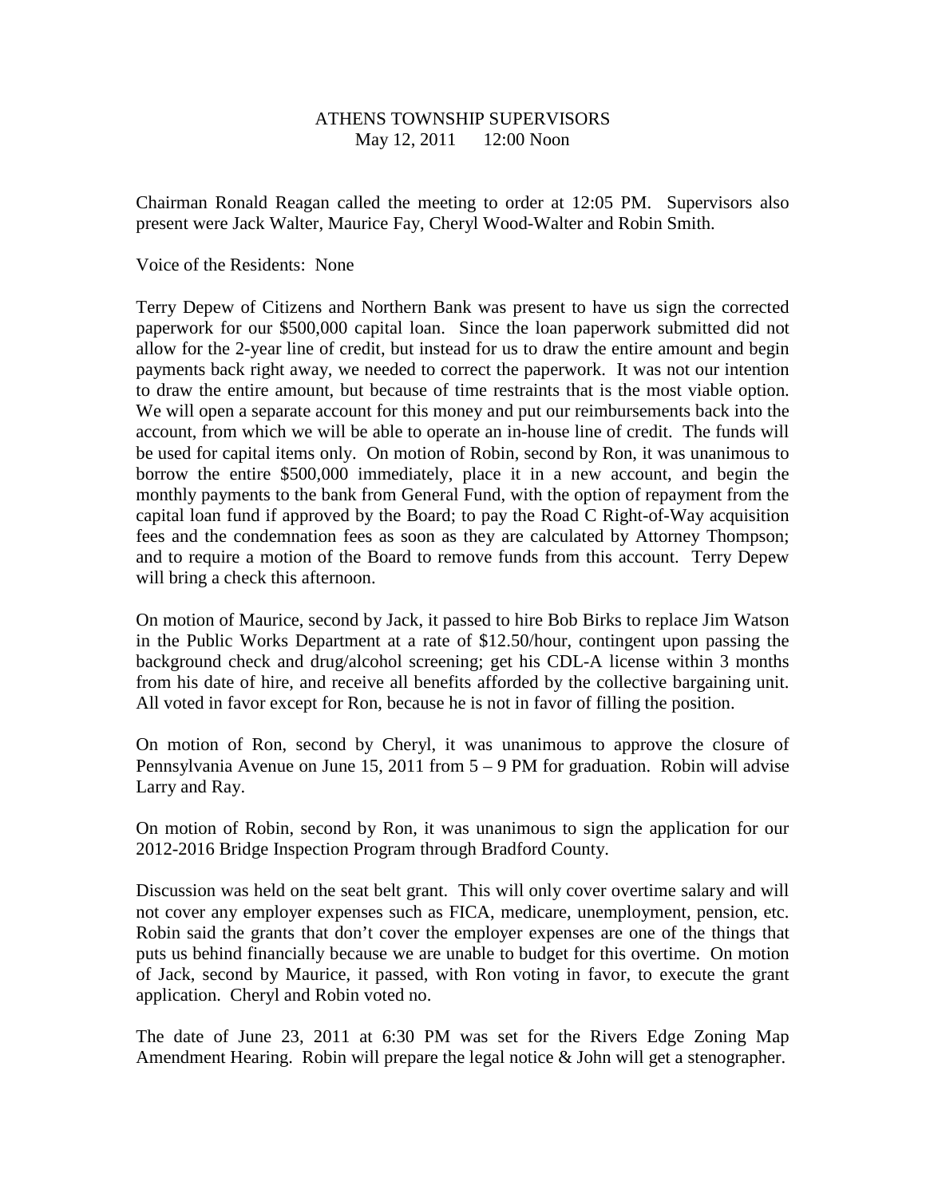# ATHENS TOWNSHIP SUPERVISORS

May 12, 2011 12:00 Noon

Chairman Ronald Reagan called the meeting to order at 12:05 PM. Supervisors also present were Jack Walter, Maurice Fay, Cheryl Wood-Walter and Robin Smith.

Voice of the Residents: None

Terry Depew of Citizens and Northern Bank was present to have us sign the corrected paperwork for our $500,000 capital loan. Since the loan paperwork submitted did not allow for the 2-year line of credit, but instead for us to draw the entire amount and begin payments back right away, we needed to correct the paperwork. It was not our intention to draw the entire amount, but because of time restraints that is the most viable option. We will open a separate account for this money and put our reimbursements back into the account, from which we will be able to operate an in-house line of credit. The funds will be used for capital items only. On motion of Robin, second by Ron, it was unanimous to borrow the entire $500,000 immediately, place it in a new account, and begin the monthly payments to the bank from General Fund, with the option of repayment from the capital loan fund if approved by the Board; to pay the Road C Right-of-Way acquisition fees and the condemnation fees as soon as they are calculated by Attorney Thompson; and to require a motion of the Board to remove funds from this account. Terry Depew will bring a check this afternoon.

On motion of Maurice, second by Jack, it passed to hire Bob Birks to replace Jim Watson in the Public Works Department at a rate of $12.50/hour, contingent upon passing the background check and drug/alcohol screening; get his CDL-A license within 3 months from his date of hire, and receive all benefits afforded by the collective bargaining unit. All voted in favor except for Ron, because he is not in favor of filling the position.

On motion of Ron, second by Cheryl, it was unanimous to approve the closure of Pennsylvania Avenue on June 15, 2011 from 5 – 9 PM for graduation. Robin will advise Larry and Ray.

On motion of Robin, second by Ron, it was unanimous to sign the application for our 2012-2016 Bridge Inspection Program through Bradford County.

Discussion was held on the seat belt grant. This will only cover overtime salary and will not cover any employer expenses such as FICA, medicare, unemployment, pension, etc. Robin said the grants that don't cover the employer expenses are one of the things that puts us behind financially because we are unable to budget for this overtime. On motion of Jack, second by Maurice, it passed, with Ron voting in favor, to execute the grant application. Cheryl and Robin voted no.

The date of June 23, 2011 at 6:30 PM was set for the Rivers Edge Zoning Map Amendment Hearing. Robin will prepare the legal notice & John will get a stenographer.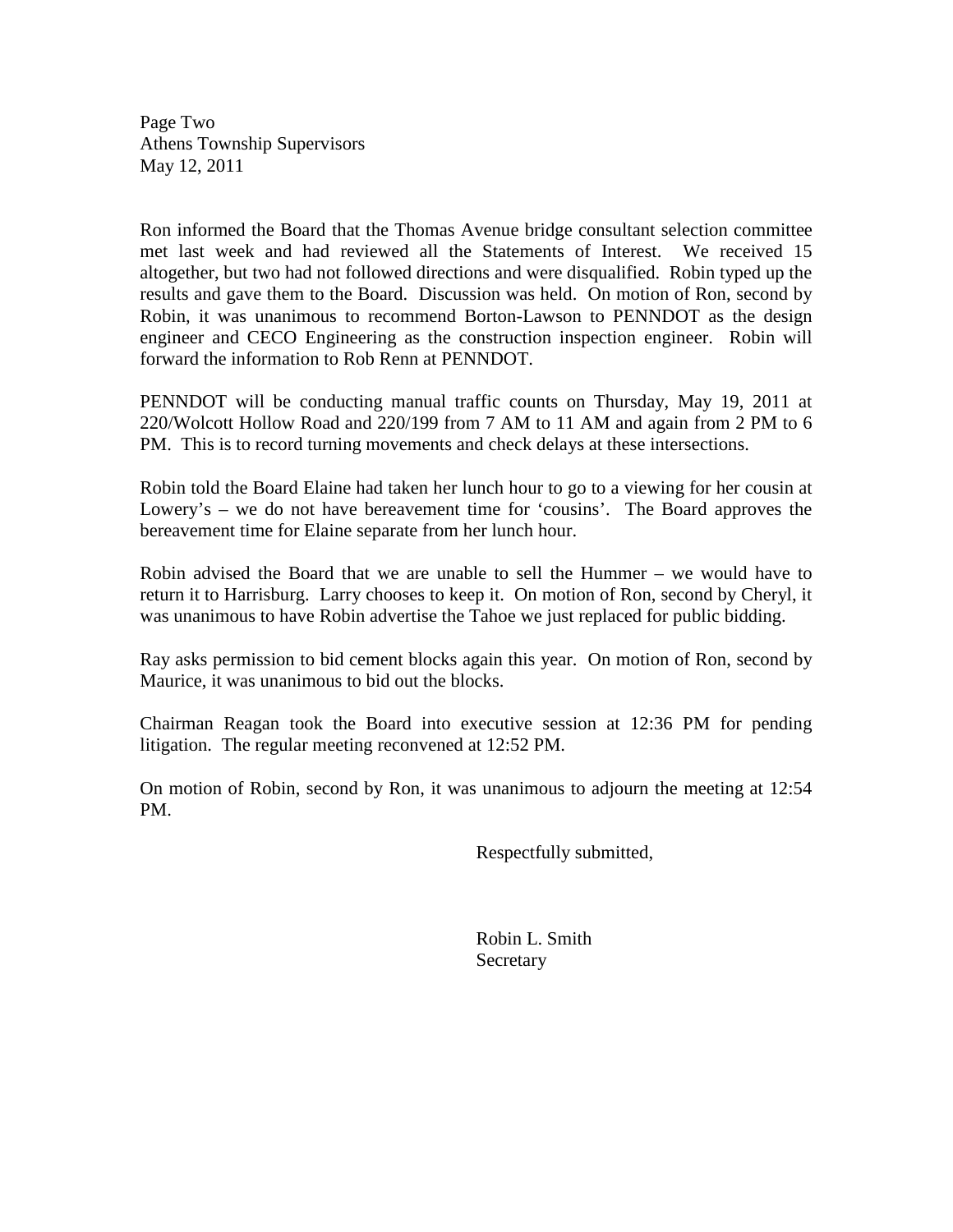Page Two
Athens Township Supervisors
May 12, 2011

Ron informed the Board that the Thomas Avenue bridge consultant selection committee met last week and had reviewed all the Statements of Interest. We received 15 altogether, but two had not followed directions and were disqualified. Robin typed up the results and gave them to the Board. Discussion was held. On motion of Ron, second by Robin, it was unanimous to recommend Borton-Lawson to PENNDOT as the design engineer and CECO Engineering as the construction inspection engineer. Robin will forward the information to Rob Renn at PENNDOT.

PENNDOT will be conducting manual traffic counts on Thursday, May 19, 2011 at 220/Wolcott Hollow Road and 220/199 from 7 AM to 11 AM and again from 2 PM to 6 PM. This is to record turning movements and check delays at these intersections.

Robin told the Board Elaine had taken her lunch hour to go to a viewing for her cousin at Lowery's – we do not have bereavement time for 'cousins'. The Board approves the bereavement time for Elaine separate from her lunch hour.

Robin advised the Board that we are unable to sell the Hummer – we would have to return it to Harrisburg. Larry chooses to keep it. On motion of Ron, second by Cheryl, it was unanimous to have Robin advertise the Tahoe we just replaced for public bidding.

Ray asks permission to bid cement blocks again this year. On motion of Ron, second by Maurice, it was unanimous to bid out the blocks.

Chairman Reagan took the Board into executive session at 12:36 PM for pending litigation. The regular meeting reconvened at 12:52 PM.

On motion of Robin, second by Ron, it was unanimous to adjourn the meeting at 12:54 PM.

Respectfully submitted,

Robin L. Smith
Secretary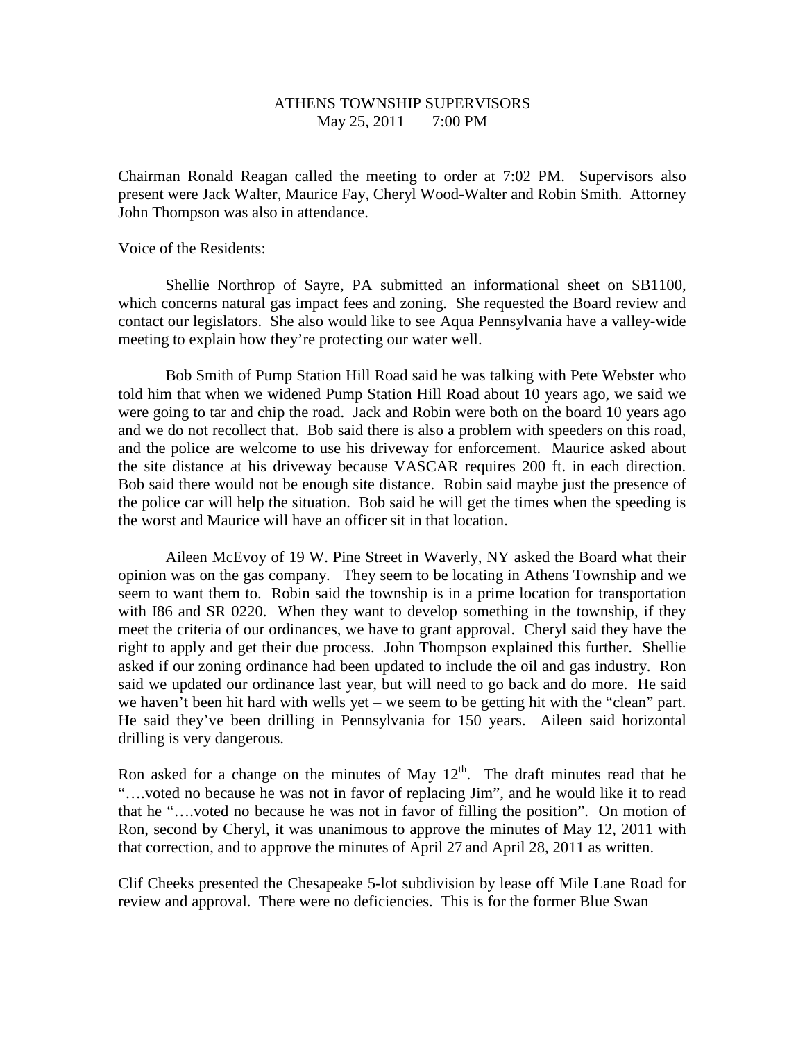ATHENS TOWNSHIP SUPERVISORS
May 25, 2011 7:00 PM

Chairman Ronald Reagan called the meeting to order at 7:02 PM. Supervisors also present were Jack Walter, Maurice Fay, Cheryl Wood-Walter and Robin Smith. Attorney John Thompson was also in attendance.

Voice of the Residents:

Shellie Northrop of Sayre, PA submitted an informational sheet on SB1100, which concerns natural gas impact fees and zoning. She requested the Board review and contact our legislators. She also would like to see Aqua Pennsylvania have a valley-wide meeting to explain how they're protecting our water well.

Bob Smith of Pump Station Hill Road said he was talking with Pete Webster who told him that when we widened Pump Station Hill Road about 10 years ago, we said we were going to tar and chip the road. Jack and Robin were both on the board 10 years ago and we do not recollect that. Bob said there is also a problem with speeders on this road, and the police are welcome to use his driveway for enforcement. Maurice asked about the site distance at his driveway because VASCAR requires 200 ft. in each direction. Bob said there would not be enough site distance. Robin said maybe just the presence of the police car will help the situation. Bob said he will get the times when the speeding is the worst and Maurice will have an officer sit in that location.

Aileen McEvoy of 19 W. Pine Street in Waverly, NY asked the Board what their opinion was on the gas company. They seem to be locating in Athens Township and we seem to want them to. Robin said the township is in a prime location for transportation with I86 and SR 0220. When they want to develop something in the township, if they meet the criteria of our ordinances, we have to grant approval. Cheryl said they have the right to apply and get their due process. John Thompson explained this further. Shellie asked if our zoning ordinance had been updated to include the oil and gas industry. Ron said we updated our ordinance last year, but will need to go back and do more. He said we haven't been hit hard with wells yet – we seem to be getting hit with the "clean" part. He said they've been drilling in Pennsylvania for 150 years. Aileen said horizontal drilling is very dangerous.

Ron asked for a change on the minutes of May 12th. The draft minutes read that he "….voted no because he was not in favor of replacing Jim", and he would like it to read that he "….voted no because he was not in favor of filling the position". On motion of Ron, second by Cheryl, it was unanimous to approve the minutes of May 12, 2011 with that correction, and to approve the minutes of April 27 and April 28, 2011 as written.

Clif Cheeks presented the Chesapeake 5-lot subdivision by lease off Mile Lane Road for review and approval. There were no deficiencies. This is for the former Blue Swan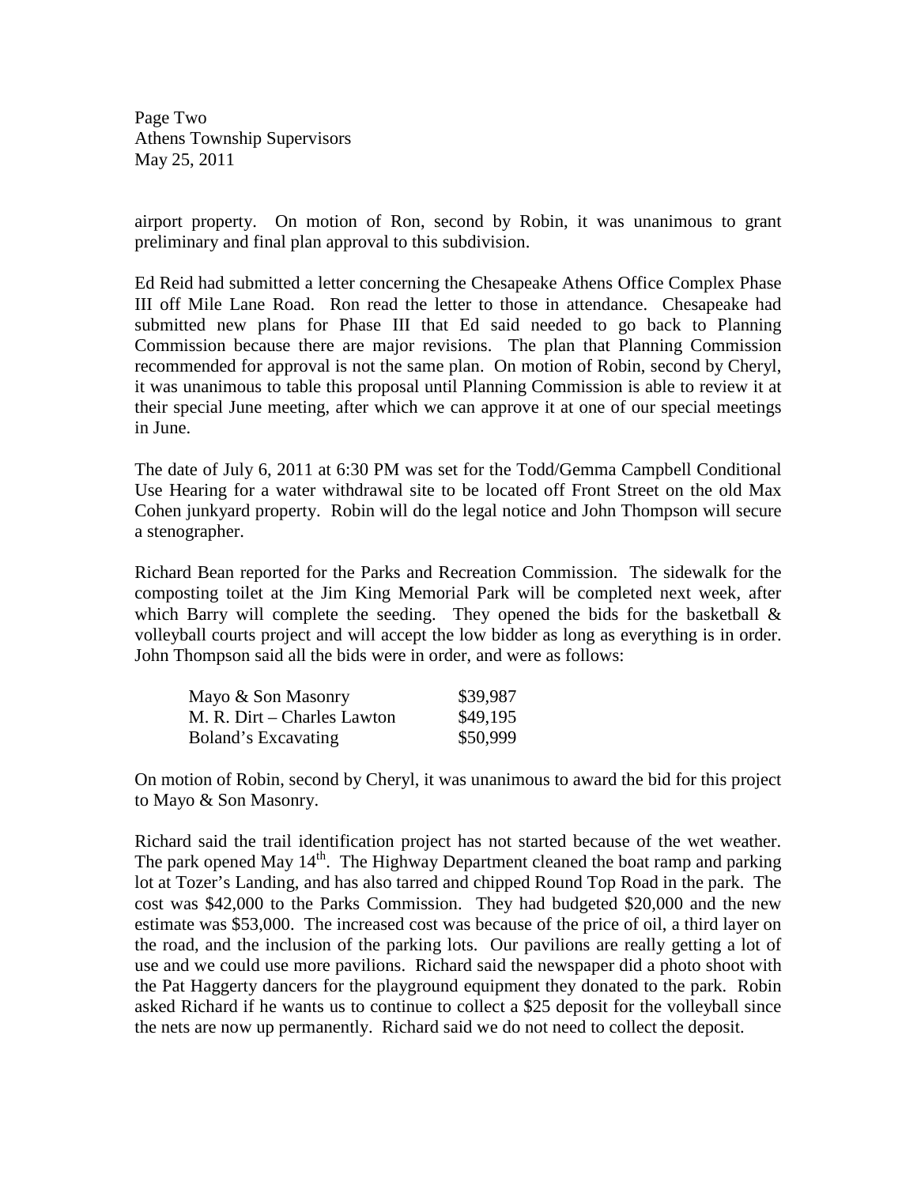airport property. On motion of Ron, second by Robin, it was unanimous to grant preliminary and final plan approval to this subdivision.

Ed Reid had submitted a letter concerning the Chesapeake Athens Office Complex Phase III off Mile Lane Road. Ron read the letter to those in attendance. Chesapeake had submitted new plans for Phase III that Ed said needed to go back to Planning Commission because there are major revisions. The plan that Planning Commission recommended for approval is not the same plan. On motion of Robin, second by Cheryl, it was unanimous to table this proposal until Planning Commission is able to review it at their special June meeting, after which we can approve it at one of our special meetings in June.

The date of July 6, 2011 at 6:30 PM was set for the Todd/Gemma Campbell Conditional Use Hearing for a water withdrawal site to be located off Front Street on the old Max Cohen junkyard property. Robin will do the legal notice and John Thompson will secure a stenographer.

Richard Bean reported for the Parks and Recreation Commission. The sidewalk for the composting toilet at the Jim King Memorial Park will be completed next week, after which Barry will complete the seeding. They opened the bids for the basketball & volleyball courts project and will accept the low bidder as long as everything is in order. John Thompson said all the bids were in order, and were as follows:

| | |
|---|---|
| Mayo & Son Masonry | \$39,987 |
| M. R. Dirt – Charles Lawton | \$49,195 |
| Boland's Excavating | \$50,999 |

On motion of Robin, second by Cheryl, it was unanimous to award the bid for this project to Mayo & Son Masonry.

Richard said the trail identification project has not started because of the wet weather. The park opened May 14th. The Highway Department cleaned the boat ramp and parking lot at Tozer's Landing, and has also tarred and chipped Round Top Road in the park. The cost was \$42,000 to the Parks Commission. They had budgeted \$20,000 and the new estimate was \$53,000. The increased cost was because of the price of oil, a third layer on the road, and the inclusion of the parking lots. Our pavilions are really getting a lot of use and we could use more pavilions. Richard said the newspaper did a photo shoot with the Pat Haggerty dancers for the playground equipment they donated to the park. Robin asked Richard if he wants us to continue to collect a \$25 deposit for the volleyball since the nets are now up permanently. Richard said we do not need to collect the deposit.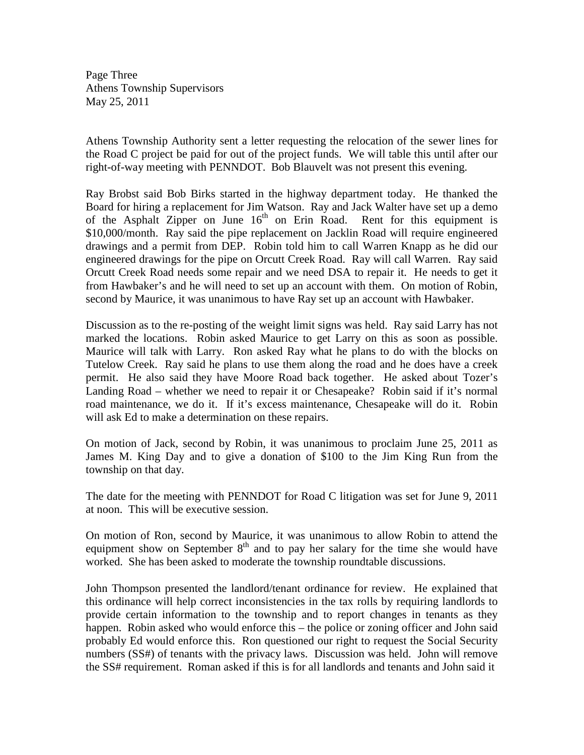Athens Township Authority sent a letter requesting the relocation of the sewer lines for the Road C project be paid for out of the project funds. We will table this until after our right-of-way meeting with PENNDOT. Bob Blauvelt was not present this evening.

Ray Brobst said Bob Birks started in the highway department today. He thanked the Board for hiring a replacement for Jim Watson. Ray and Jack Walter have set up a demo of the Asphalt Zipper on June 16th on Erin Road. Rent for this equipment is $10,000/month. Ray said the pipe replacement on Jacklin Road will require engineered drawings and a permit from DEP. Robin told him to call Warren Knapp as he did our engineered drawings for the pipe on Orcutt Creek Road. Ray will call Warren. Ray said Orcutt Creek Road needs some repair and we need DSA to repair it. He needs to get it from Hawbaker's and he will need to set up an account with them. On motion of Robin, second by Maurice, it was unanimous to have Ray set up an account with Hawbaker.

Discussion as to the re-posting of the weight limit signs was held. Ray said Larry has not marked the locations. Robin asked Maurice to get Larry on this as soon as possible. Maurice will talk with Larry. Ron asked Ray what he plans to do with the blocks on Tutelow Creek. Ray said he plans to use them along the road and he does have a creek permit. He also said they have Moore Road back together. He asked about Tozer's Landing Road – whether we need to repair it or Chesapeake? Robin said if it's normal road maintenance, we do it. If it's excess maintenance, Chesapeake will do it. Robin will ask Ed to make a determination on these repairs.

On motion of Jack, second by Robin, it was unanimous to proclaim June 25, 2011 as James M. King Day and to give a donation of $100 to the Jim King Run from the township on that day.

The date for the meeting with PENNDOT for Road C litigation was set for June 9, 2011 at noon. This will be executive session.

On motion of Ron, second by Maurice, it was unanimous to allow Robin to attend the equipment show on September 8th and to pay her salary for the time she would have worked. She has been asked to moderate the township roundtable discussions.

John Thompson presented the landlord/tenant ordinance for review. He explained that this ordinance will help correct inconsistencies in the tax rolls by requiring landlords to provide certain information to the township and to report changes in tenants as they happen. Robin asked who would enforce this – the police or zoning officer and John said probably Ed would enforce this. Ron questioned our right to request the Social Security numbers (SS#) of tenants with the privacy laws. Discussion was held. John will remove the SS# requirement. Roman asked if this is for all landlords and tenants and John said it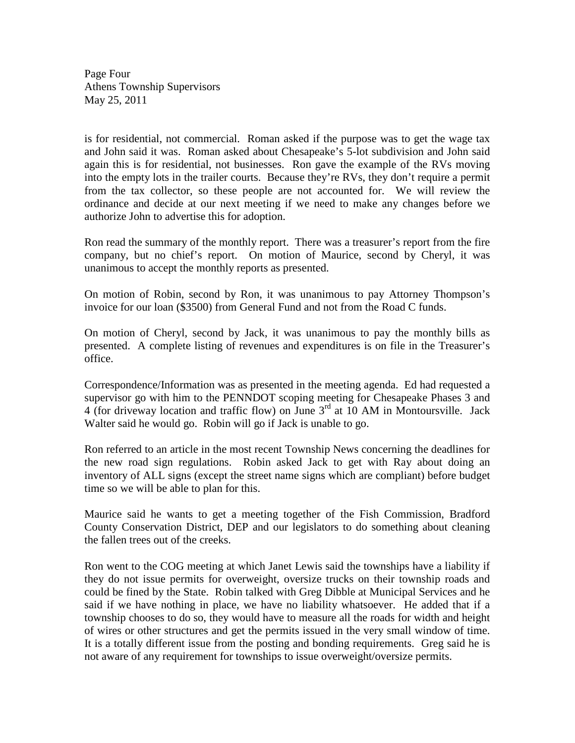is for residential, not commercial. Roman asked if the purpose was to get the wage tax and John said it was. Roman asked about Chesapeake's 5-lot subdivision and John said again this is for residential, not businesses. Ron gave the example of the RVs moving into the empty lots in the trailer courts. Because they're RVs, they don't require a permit from the tax collector, so these people are not accounted for. We will review the ordinance and decide at our next meeting if we need to make any changes before we authorize John to advertise this for adoption.

Ron read the summary of the monthly report. There was a treasurer's report from the fire company, but no chief's report. On motion of Maurice, second by Cheryl, it was unanimous to accept the monthly reports as presented.

On motion of Robin, second by Ron, it was unanimous to pay Attorney Thompson's invoice for our loan ($3500) from General Fund and not from the Road C funds.

On motion of Cheryl, second by Jack, it was unanimous to pay the monthly bills as presented. A complete listing of revenues and expenditures is on file in the Treasurer's office.

Correspondence/Information was as presented in the meeting agenda. Ed had requested a supervisor go with him to the PENNDOT scoping meeting for Chesapeake Phases 3 and 4 (for driveway location and traffic flow) on June 3rd at 10 AM in Montoursville. Jack Walter said he would go. Robin will go if Jack is unable to go.

Ron referred to an article in the most recent Township News concerning the deadlines for the new road sign regulations. Robin asked Jack to get with Ray about doing an inventory of ALL signs (except the street name signs which are compliant) before budget time so we will be able to plan for this.

Maurice said he wants to get a meeting together of the Fish Commission, Bradford County Conservation District, DEP and our legislators to do something about cleaning the fallen trees out of the creeks.

Ron went to the COG meeting at which Janet Lewis said the townships have a liability if they do not issue permits for overweight, oversize trucks on their township roads and could be fined by the State. Robin talked with Greg Dibble at Municipal Services and he said if we have nothing in place, we have no liability whatsoever. He added that if a township chooses to do so, they would have to measure all the roads for width and height of wires or other structures and get the permits issued in the very small window of time. It is a totally different issue from the posting and bonding requirements. Greg said he is not aware of any requirement for townships to issue overweight/oversize permits.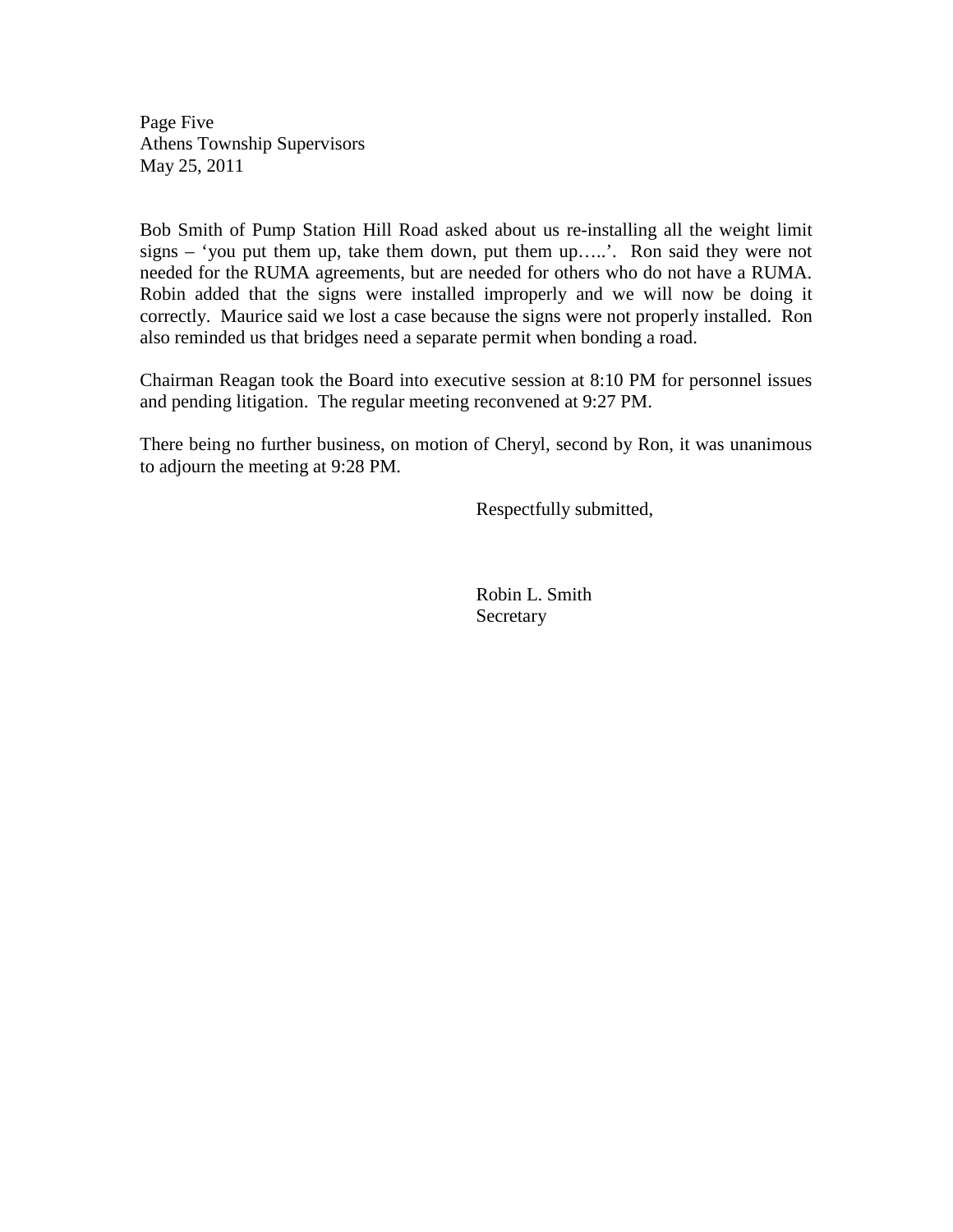Bob Smith of Pump Station Hill Road asked about us re-installing all the weight limit signs – 'you put them up, take them down, put them up…..'. Ron said they were not needed for the RUMA agreements, but are needed for others who do not have a RUMA. Robin added that the signs were installed improperly and we will now be doing it correctly. Maurice said we lost a case because the signs were not properly installed. Ron also reminded us that bridges need a separate permit when bonding a road.

Chairman Reagan took the Board into executive session at 8:10 PM for personnel issues and pending litigation. The regular meeting reconvened at 9:27 PM.

There being no further business, on motion of Cheryl, second by Ron, it was unanimous to adjourn the meeting at 9:28 PM.

Respectfully submitted,

Robin L. Smith
Secretary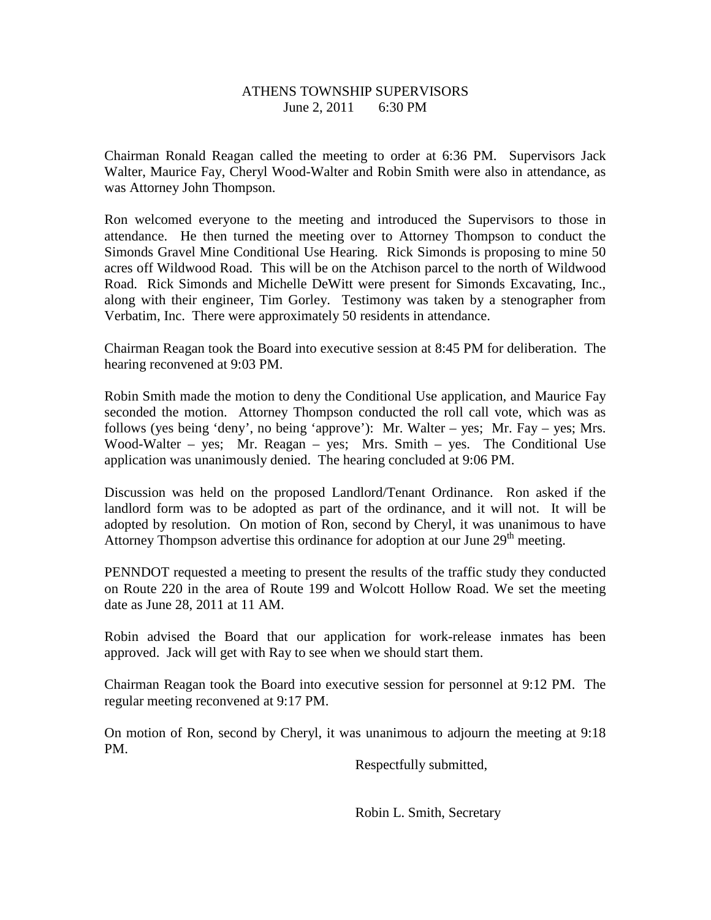# ATHENS TOWNSHIP SUPERVISORS
June 2, 2011 6:30 PM

Chairman Ronald Reagan called the meeting to order at 6:36 PM. Supervisors Jack Walter, Maurice Fay, Cheryl Wood-Walter and Robin Smith were also in attendance, as was Attorney John Thompson.

Ron welcomed everyone to the meeting and introduced the Supervisors to those in attendance. He then turned the meeting over to Attorney Thompson to conduct the Simonds Gravel Mine Conditional Use Hearing. Rick Simonds is proposing to mine 50 acres off Wildwood Road. This will be on the Atchison parcel to the north of Wildwood Road. Rick Simonds and Michelle DeWitt were present for Simonds Excavating, Inc., along with their engineer, Tim Gorley. Testimony was taken by a stenographer from Verbatim, Inc. There were approximately 50 residents in attendance.

Chairman Reagan took the Board into executive session at 8:45 PM for deliberation. The hearing reconvened at 9:03 PM.

Robin Smith made the motion to deny the Conditional Use application, and Maurice Fay seconded the motion. Attorney Thompson conducted the roll call vote, which was as follows (yes being 'deny', no being 'approve'): Mr. Walter – yes; Mr. Fay – yes; Mrs. Wood-Walter – yes; Mr. Reagan – yes; Mrs. Smith – yes. The Conditional Use application was unanimously denied. The hearing concluded at 9:06 PM.

Discussion was held on the proposed Landlord/Tenant Ordinance. Ron asked if the landlord form was to be adopted as part of the ordinance, and it will not. It will be adopted by resolution. On motion of Ron, second by Cheryl, it was unanimous to have Attorney Thompson advertise this ordinance for adoption at our June 29th meeting.

PENNDOT requested a meeting to present the results of the traffic study they conducted on Route 220 in the area of Route 199 and Wolcott Hollow Road. We set the meeting date as June 28, 2011 at 11 AM.

Robin advised the Board that our application for work-release inmates has been approved. Jack will get with Ray to see when we should start them.

Chairman Reagan took the Board into executive session for personnel at 9:12 PM. The regular meeting reconvened at 9:17 PM.

On motion of Ron, second by Cheryl, it was unanimous to adjourn the meeting at 9:18 PM.

Respectfully submitted,

Robin L. Smith, Secretary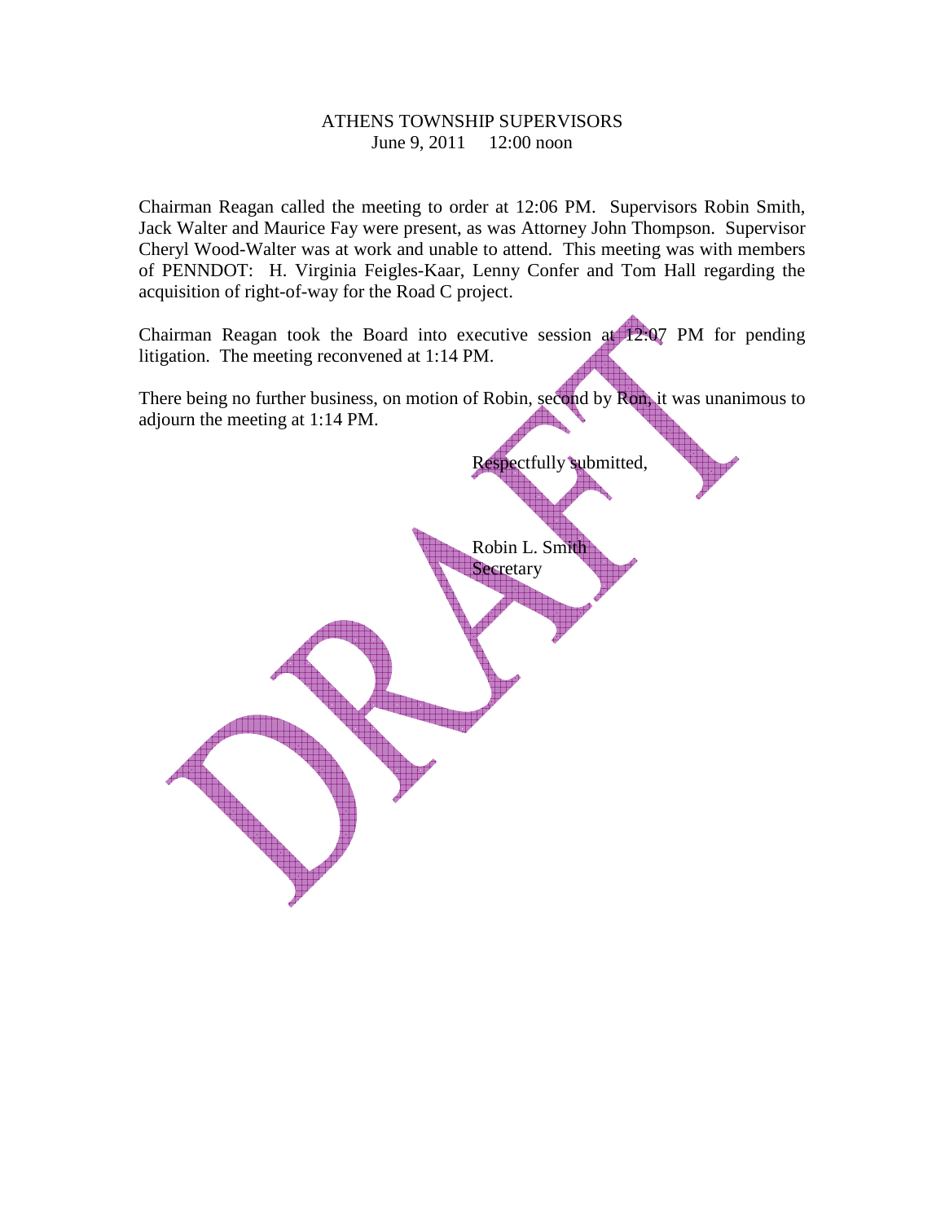ATHENS TOWNSHIP SUPERVISORS  
June 9, 2011     12:00 noon

Chairman Reagan called the meeting to order at 12:06 PM. Supervisors Robin Smith, Jack Walter and Maurice Fay were present, as was Attorney John Thompson. Supervisor Cheryl Wood-Walter was at work and unable to attend. This meeting was with members of PENNDOT: H. Virginia Feigles-Kaar, Lenny Confer and Tom Hall regarding the acquisition of right-of-way for the Road C project.

Chairman Reagan took the Board into executive session at 12:07 PM for pending litigation. The meeting reconvened at 1:14 PM.

There being no further business, on motion of Robin, second by Ron, it was unanimous to adjourn the meeting at 1:14 PM.

Respectfully submitted,

Robin L. Smith  
Secretary

DRAFT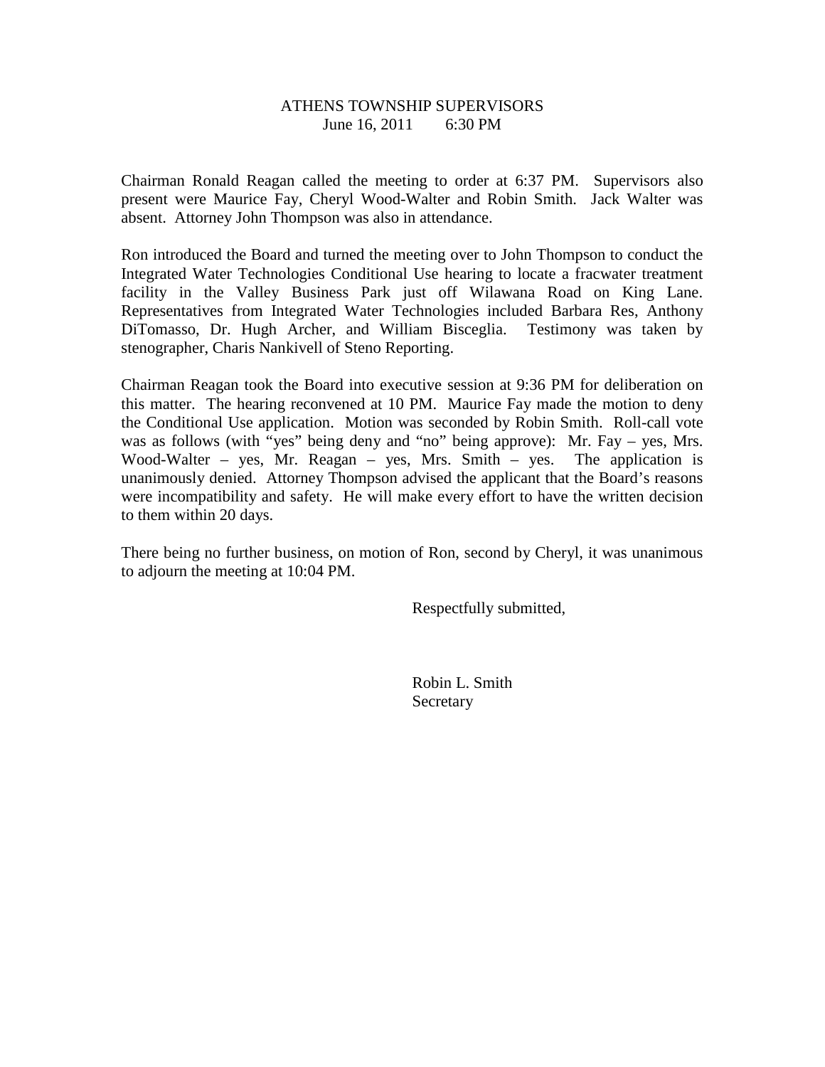# ATHENS TOWNSHIP SUPERVISORS

June 16, 2011 6:30 PM

Chairman Ronald Reagan called the meeting to order at 6:37 PM. Supervisors also present were Maurice Fay, Cheryl Wood-Walter and Robin Smith. Jack Walter was absent. Attorney John Thompson was also in attendance.

Ron introduced the Board and turned the meeting over to John Thompson to conduct the Integrated Water Technologies Conditional Use hearing to locate a fracwater treatment facility in the Valley Business Park just off Wilawana Road on King Lane. Representatives from Integrated Water Technologies included Barbara Res, Anthony DiTomasso, Dr. Hugh Archer, and William Bisceglia. Testimony was taken by stenographer, Charis Nankivell of Steno Reporting.

Chairman Reagan took the Board into executive session at 9:36 PM for deliberation on this matter. The hearing reconvened at 10 PM. Maurice Fay made the motion to deny the Conditional Use application. Motion was seconded by Robin Smith. Roll-call vote was as follows (with "yes" being deny and "no" being approve): Mr. Fay – yes, Mrs. Wood-Walter – yes, Mr. Reagan – yes, Mrs. Smith – yes. The application is unanimously denied. Attorney Thompson advised the applicant that the Board's reasons were incompatibility and safety. He will make every effort to have the written decision to them within 20 days.

There being no further business, on motion of Ron, second by Cheryl, it was unanimous to adjourn the meeting at 10:04 PM.

Respectfully submitted,

Robin L. Smith
Secretary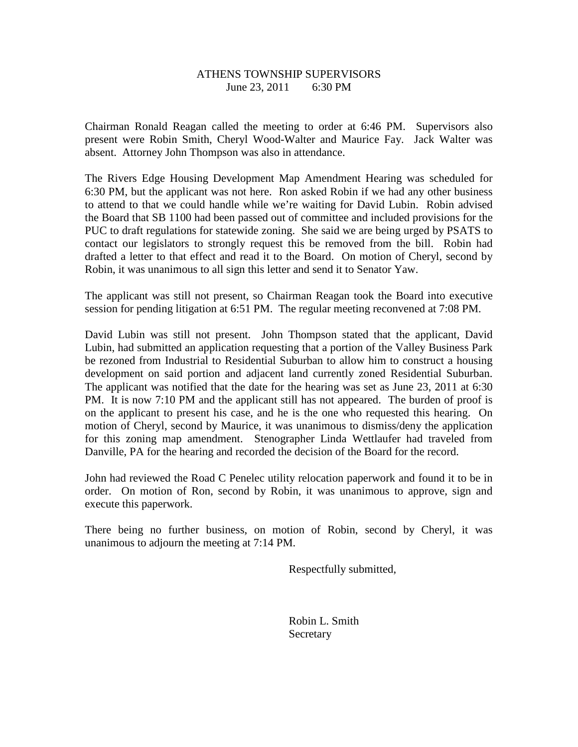# ATHENS TOWNSHIP SUPERVISORS

June 23, 2011        6:30 PM

Chairman Ronald Reagan called the meeting to order at 6:46 PM. Supervisors also present were Robin Smith, Cheryl Wood-Walter and Maurice Fay. Jack Walter was absent. Attorney John Thompson was also in attendance.

The Rivers Edge Housing Development Map Amendment Hearing was scheduled for 6:30 PM, but the applicant was not here. Ron asked Robin if we had any other business to attend to that we could handle while we're waiting for David Lubin. Robin advised the Board that SB 1100 had been passed out of committee and included provisions for the PUC to draft regulations for statewide zoning. She said we are being urged by PSATS to contact our legislators to strongly request this be removed from the bill. Robin had drafted a letter to that effect and read it to the Board. On motion of Cheryl, second by Robin, it was unanimous to all sign this letter and send it to Senator Yaw.

The applicant was still not present, so Chairman Reagan took the Board into executive session for pending litigation at 6:51 PM. The regular meeting reconvened at 7:08 PM.

David Lubin was still not present. John Thompson stated that the applicant, David Lubin, had submitted an application requesting that a portion of the Valley Business Park be rezoned from Industrial to Residential Suburban to allow him to construct a housing development on said portion and adjacent land currently zoned Residential Suburban. The applicant was notified that the date for the hearing was set as June 23, 2011 at 6:30 PM. It is now 7:10 PM and the applicant still has not appeared. The burden of proof is on the applicant to present his case, and he is the one who requested this hearing. On motion of Cheryl, second by Maurice, it was unanimous to dismiss/deny the application for this zoning map amendment. Stenographer Linda Wettlaufer had traveled from Danville, PA for the hearing and recorded the decision of the Board for the record.

John had reviewed the Road C Penelec utility relocation paperwork and found it to be in order. On motion of Ron, second by Robin, it was unanimous to approve, sign and execute this paperwork.

There being no further business, on motion of Robin, second by Cheryl, it was unanimous to adjourn the meeting at 7:14 PM.

Respectfully submitted,

Robin L. Smith
Secretary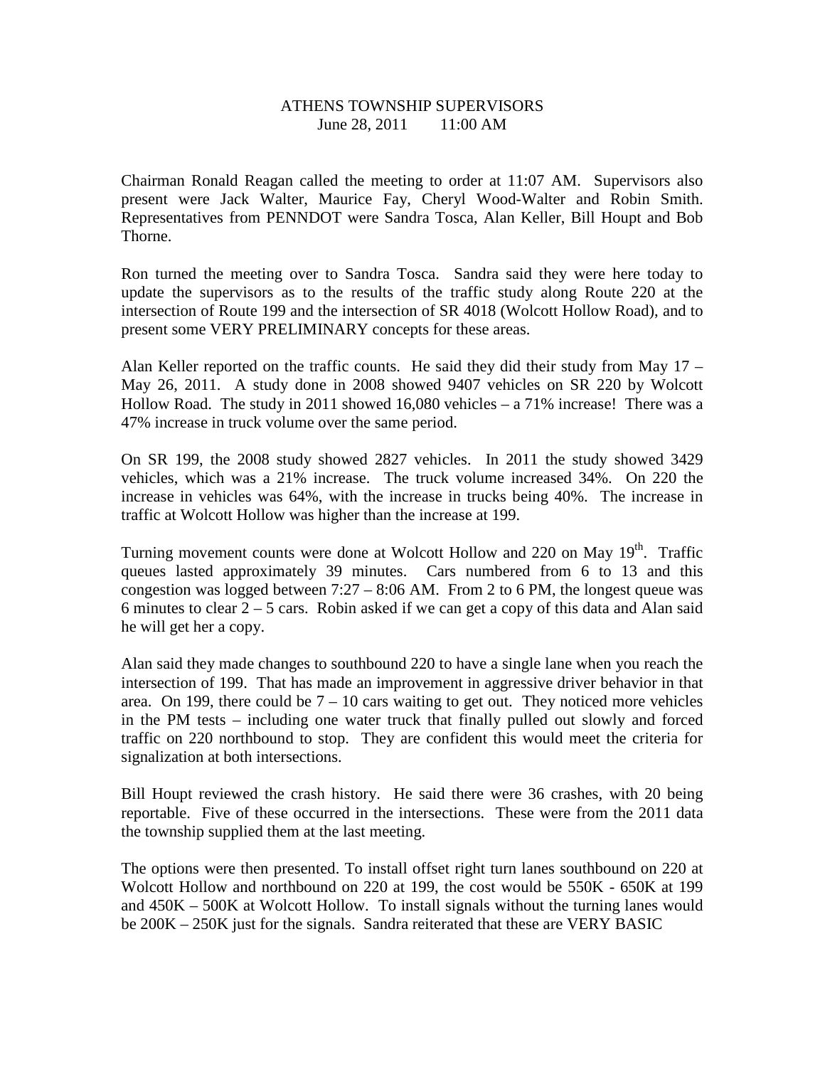ATHENS TOWNSHIP SUPERVISORS
June 28, 2011        11:00 AM

Chairman Ronald Reagan called the meeting to order at 11:07 AM. Supervisors also present were Jack Walter, Maurice Fay, Cheryl Wood-Walter and Robin Smith. Representatives from PENNDOT were Sandra Tosca, Alan Keller, Bill Houpt and Bob Thorne.

Ron turned the meeting over to Sandra Tosca. Sandra said they were here today to update the supervisors as to the results of the traffic study along Route 220 at the intersection of Route 199 and the intersection of SR 4018 (Wolcott Hollow Road), and to present some VERY PRELIMINARY concepts for these areas.

Alan Keller reported on the traffic counts. He said they did their study from May 17 – May 26, 2011. A study done in 2008 showed 9407 vehicles on SR 220 by Wolcott Hollow Road. The study in 2011 showed 16,080 vehicles – a 71% increase! There was a 47% increase in truck volume over the same period.

On SR 199, the 2008 study showed 2827 vehicles. In 2011 the study showed 3429 vehicles, which was a 21% increase. The truck volume increased 34%. On 220 the increase in vehicles was 64%, with the increase in trucks being 40%. The increase in traffic at Wolcott Hollow was higher than the increase at 199.

Turning movement counts were done at Wolcott Hollow and 220 on May 19th. Traffic queues lasted approximately 39 minutes. Cars numbered from 6 to 13 and this congestion was logged between 7:27 – 8:06 AM. From 2 to 6 PM, the longest queue was 6 minutes to clear 2 – 5 cars. Robin asked if we can get a copy of this data and Alan said he will get her a copy.

Alan said they made changes to southbound 220 to have a single lane when you reach the intersection of 199. That has made an improvement in aggressive driver behavior in that area. On 199, there could be 7 – 10 cars waiting to get out. They noticed more vehicles in the PM tests – including one water truck that finally pulled out slowly and forced traffic on 220 northbound to stop. They are confident this would meet the criteria for signalization at both intersections.

Bill Houpt reviewed the crash history. He said there were 36 crashes, with 20 being reportable. Five of these occurred in the intersections. These were from the 2011 data the township supplied them at the last meeting.

The options were then presented. To install offset right turn lanes southbound on 220 at Wolcott Hollow and northbound on 220 at 199, the cost would be 550K - 650K at 199 and 450K – 500K at Wolcott Hollow. To install signals without the turning lanes would be 200K – 250K just for the signals. Sandra reiterated that these are VERY BASIC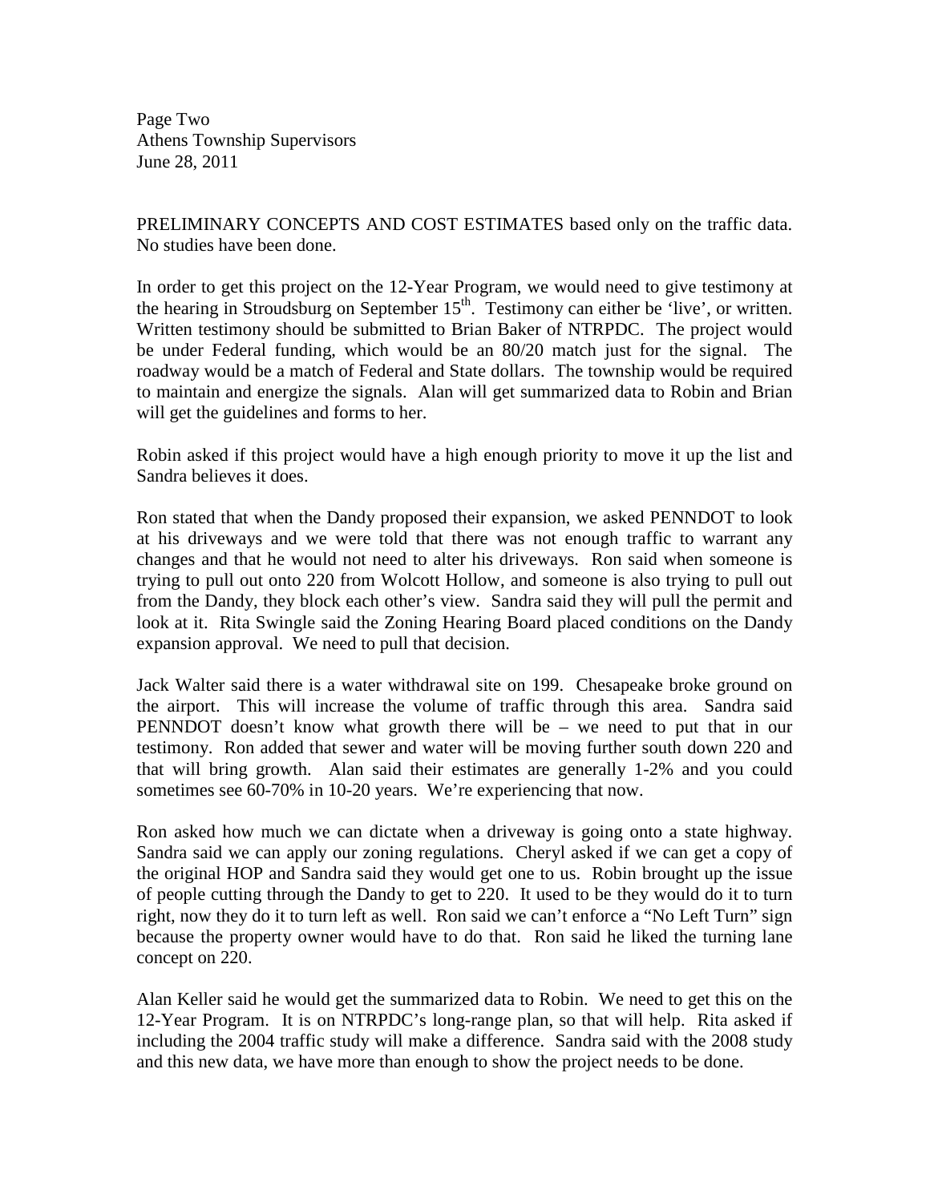PRELIMINARY CONCEPTS AND COST ESTIMATES based only on the traffic data. No studies have been done.

In order to get this project on the 12-Year Program, we would need to give testimony at the hearing in Stroudsburg on September 15th. Testimony can either be 'live', or written. Written testimony should be submitted to Brian Baker of NTRPDC. The project would be under Federal funding, which would be an 80/20 match just for the signal. The roadway would be a match of Federal and State dollars. The township would be required to maintain and energize the signals. Alan will get summarized data to Robin and Brian will get the guidelines and forms to her.

Robin asked if this project would have a high enough priority to move it up the list and Sandra believes it does.

Ron stated that when the Dandy proposed their expansion, we asked PENNDOT to look at his driveways and we were told that there was not enough traffic to warrant any changes and that he would not need to alter his driveways. Ron said when someone is trying to pull out onto 220 from Wolcott Hollow, and someone is also trying to pull out from the Dandy, they block each other's view. Sandra said they will pull the permit and look at it. Rita Swingle said the Zoning Hearing Board placed conditions on the Dandy expansion approval. We need to pull that decision.

Jack Walter said there is a water withdrawal site on 199. Chesapeake broke ground on the airport. This will increase the volume of traffic through this area. Sandra said PENNDOT doesn't know what growth there will be – we need to put that in our testimony. Ron added that sewer and water will be moving further south down 220 and that will bring growth. Alan said their estimates are generally 1-2% and you could sometimes see 60-70% in 10-20 years. We're experiencing that now.

Ron asked how much we can dictate when a driveway is going onto a state highway. Sandra said we can apply our zoning regulations. Cheryl asked if we can get a copy of the original HOP and Sandra said they would get one to us. Robin brought up the issue of people cutting through the Dandy to get to 220. It used to be they would do it to turn right, now they do it to turn left as well. Ron said we can't enforce a "No Left Turn" sign because the property owner would have to do that. Ron said he liked the turning lane concept on 220.

Alan Keller said he would get the summarized data to Robin. We need to get this on the 12-Year Program. It is on NTRPDC's long-range plan, so that will help. Rita asked if including the 2004 traffic study will make a difference. Sandra said with the 2008 study and this new data, we have more than enough to show the project needs to be done.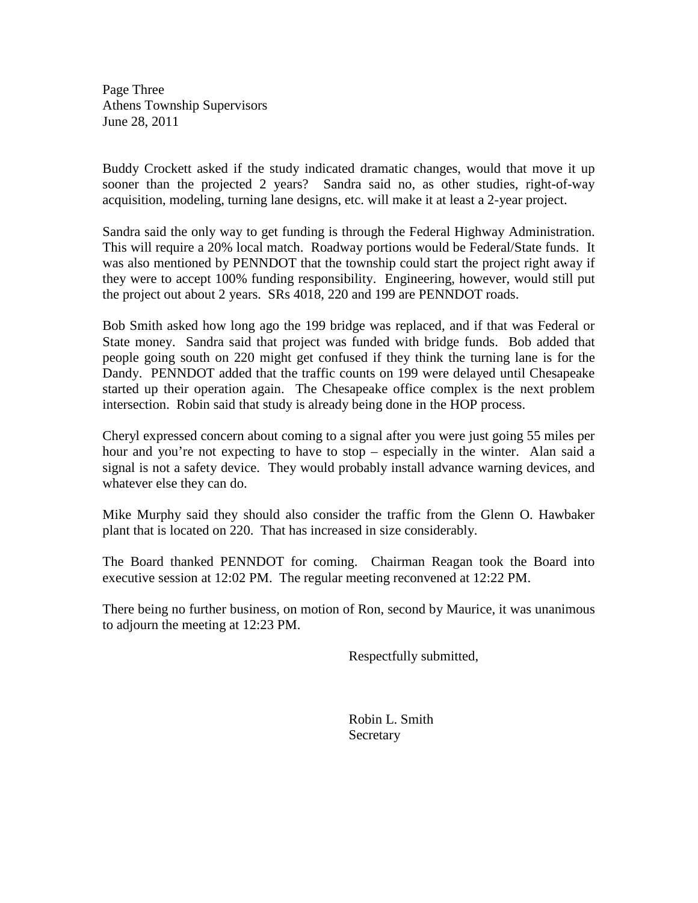Buddy Crockett asked if the study indicated dramatic changes, would that move it up sooner than the projected 2 years? Sandra said no, as other studies, right-of-way acquisition, modeling, turning lane designs, etc. will make it at least a 2-year project.

Sandra said the only way to get funding is through the Federal Highway Administration. This will require a 20% local match. Roadway portions would be Federal/State funds. It was also mentioned by PENNDOT that the township could start the project right away if they were to accept 100% funding responsibility. Engineering, however, would still put the project out about 2 years. SRs 4018, 220 and 199 are PENNDOT roads.

Bob Smith asked how long ago the 199 bridge was replaced, and if that was Federal or State money. Sandra said that project was funded with bridge funds. Bob added that people going south on 220 might get confused if they think the turning lane is for the Dandy. PENNDOT added that the traffic counts on 199 were delayed until Chesapeake started up their operation again. The Chesapeake office complex is the next problem intersection. Robin said that study is already being done in the HOP process.

Cheryl expressed concern about coming to a signal after you were just going 55 miles per hour and you're not expecting to have to stop – especially in the winter. Alan said a signal is not a safety device. They would probably install advance warning devices, and whatever else they can do.

Mike Murphy said they should also consider the traffic from the Glenn O. Hawbaker plant that is located on 220. That has increased in size considerably.

The Board thanked PENNDOT for coming. Chairman Reagan took the Board into executive session at 12:02 PM. The regular meeting reconvened at 12:22 PM.

There being no further business, on motion of Ron, second by Maurice, it was unanimous to adjourn the meeting at 12:23 PM.

Respectfully submitted,

Robin L. Smith
Secretary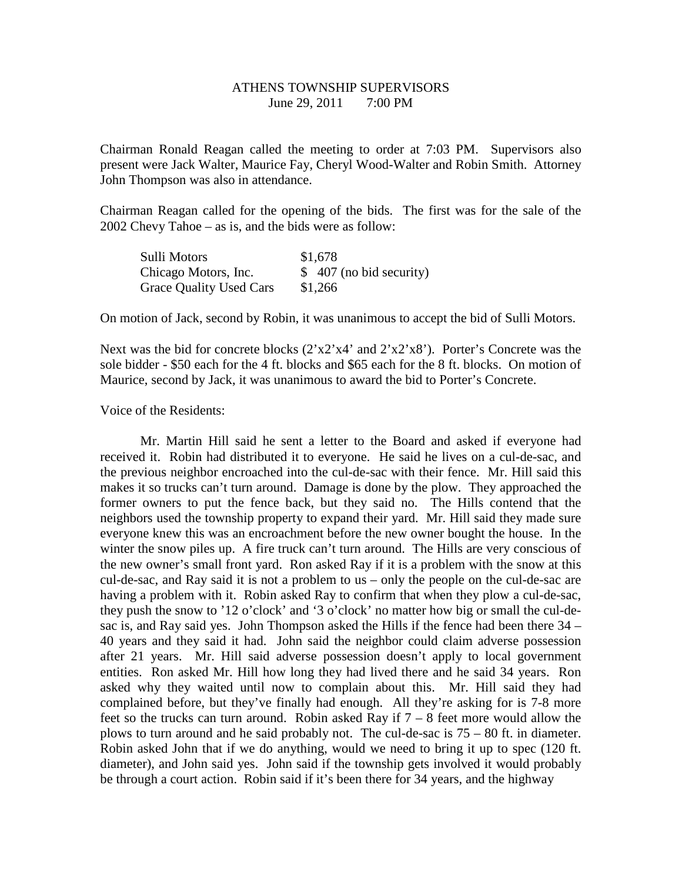ATHENS TOWNSHIP SUPERVISORS
June 29, 2011    7:00 PM

Chairman Ronald Reagan called the meeting to order at 7:03 PM. Supervisors also present were Jack Walter, Maurice Fay, Cheryl Wood-Walter and Robin Smith. Attorney John Thompson was also in attendance.

Chairman Reagan called for the opening of the bids. The first was for the sale of the 2002 Chevy Tahoe – as is, and the bids were as follow:

| | |
|---|---|
| Sulli Motors | $1,678 |
| Chicago Motors, Inc. | $ 407 (no bid security) |
| Grace Quality Used Cars | $1,266 |

On motion of Jack, second by Robin, it was unanimous to accept the bid of Sulli Motors.

Next was the bid for concrete blocks (2'x2'x4' and 2'x2'x8'). Porter's Concrete was the sole bidder - $50 each for the 4 ft. blocks and $65 each for the 8 ft. blocks. On motion of Maurice, second by Jack, it was unanimous to award the bid to Porter's Concrete.

Voice of the Residents:

Mr. Martin Hill said he sent a letter to the Board and asked if everyone had received it. Robin had distributed it to everyone. He said he lives on a cul-de-sac, and the previous neighbor encroached into the cul-de-sac with their fence. Mr. Hill said this makes it so trucks can't turn around. Damage is done by the plow. They approached the former owners to put the fence back, but they said no. The Hills contend that the neighbors used the township property to expand their yard. Mr. Hill said they made sure everyone knew this was an encroachment before the new owner bought the house. In the winter the snow piles up. A fire truck can't turn around. The Hills are very conscious of the new owner's small front yard. Ron asked Ray if it is a problem with the snow at this cul-de-sac, and Ray said it is not a problem to us – only the people on the cul-de-sac are having a problem with it. Robin asked Ray to confirm that when they plow a cul-de-sac, they push the snow to '12 o'clock' and '3 o'clock' no matter how big or small the cul-de-sac is, and Ray said yes. John Thompson asked the Hills if the fence had been there 34 – 40 years and they said it had. John said the neighbor could claim adverse possession after 21 years. Mr. Hill said adverse possession doesn't apply to local government entities. Ron asked Mr. Hill how long they had lived there and he said 34 years. Ron asked why they waited until now to complain about this. Mr. Hill said they had complained before, but they've finally had enough. All they're asking for is 7-8 more feet so the trucks can turn around. Robin asked Ray if 7 – 8 feet more would allow the plows to turn around and he said probably not. The cul-de-sac is 75 – 80 ft. in diameter. Robin asked John that if we do anything, would we need to bring it up to spec (120 ft. diameter), and John said yes. John said if the township gets involved it would probably be through a court action. Robin said if it's been there for 34 years, and the highway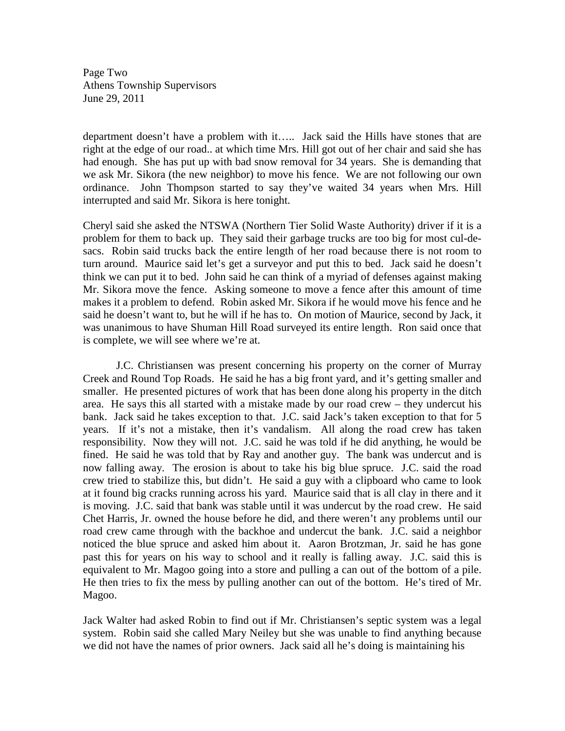department doesn't have a problem with it….. Jack said the Hills have stones that are right at the edge of our road.. at which time Mrs. Hill got out of her chair and said she has had enough. She has put up with bad snow removal for 34 years. She is demanding that we ask Mr. Sikora (the new neighbor) to move his fence. We are not following our own ordinance. John Thompson started to say they've waited 34 years when Mrs. Hill interrupted and said Mr. Sikora is here tonight.

Cheryl said she asked the NTSWA (Northern Tier Solid Waste Authority) driver if it is a problem for them to back up. They said their garbage trucks are too big for most cul-de-sacs. Robin said trucks back the entire length of her road because there is not room to turn around. Maurice said let's get a surveyor and put this to bed. Jack said he doesn't think we can put it to bed. John said he can think of a myriad of defenses against making Mr. Sikora move the fence. Asking someone to move a fence after this amount of time makes it a problem to defend. Robin asked Mr. Sikora if he would move his fence and he said he doesn't want to, but he will if he has to. On motion of Maurice, second by Jack, it was unanimous to have Shuman Hill Road surveyed its entire length. Ron said once that is complete, we will see where we're at.

J.C. Christiansen was present concerning his property on the corner of Murray Creek and Round Top Roads. He said he has a big front yard, and it's getting smaller and smaller. He presented pictures of work that has been done along his property in the ditch area. He says this all started with a mistake made by our road crew – they undercut his bank. Jack said he takes exception to that. J.C. said Jack's taken exception to that for 5 years. If it's not a mistake, then it's vandalism. All along the road crew has taken responsibility. Now they will not. J.C. said he was told if he did anything, he would be fined. He said he was told that by Ray and another guy. The bank was undercut and is now falling away. The erosion is about to take his big blue spruce. J.C. said the road crew tried to stabilize this, but didn't. He said a guy with a clipboard who came to look at it found big cracks running across his yard. Maurice said that is all clay in there and it is moving. J.C. said that bank was stable until it was undercut by the road crew. He said Chet Harris, Jr. owned the house before he did, and there weren't any problems until our road crew came through with the backhoe and undercut the bank. J.C. said a neighbor noticed the blue spruce and asked him about it. Aaron Brotzman, Jr. said he has gone past this for years on his way to school and it really is falling away. J.C. said this is equivalent to Mr. Magoo going into a store and pulling a can out of the bottom of a pile. He then tries to fix the mess by pulling another can out of the bottom. He's tired of Mr. Magoo.

Jack Walter had asked Robin to find out if Mr. Christiansen's septic system was a legal system. Robin said she called Mary Neiley but she was unable to find anything because we did not have the names of prior owners. Jack said all he's doing is maintaining his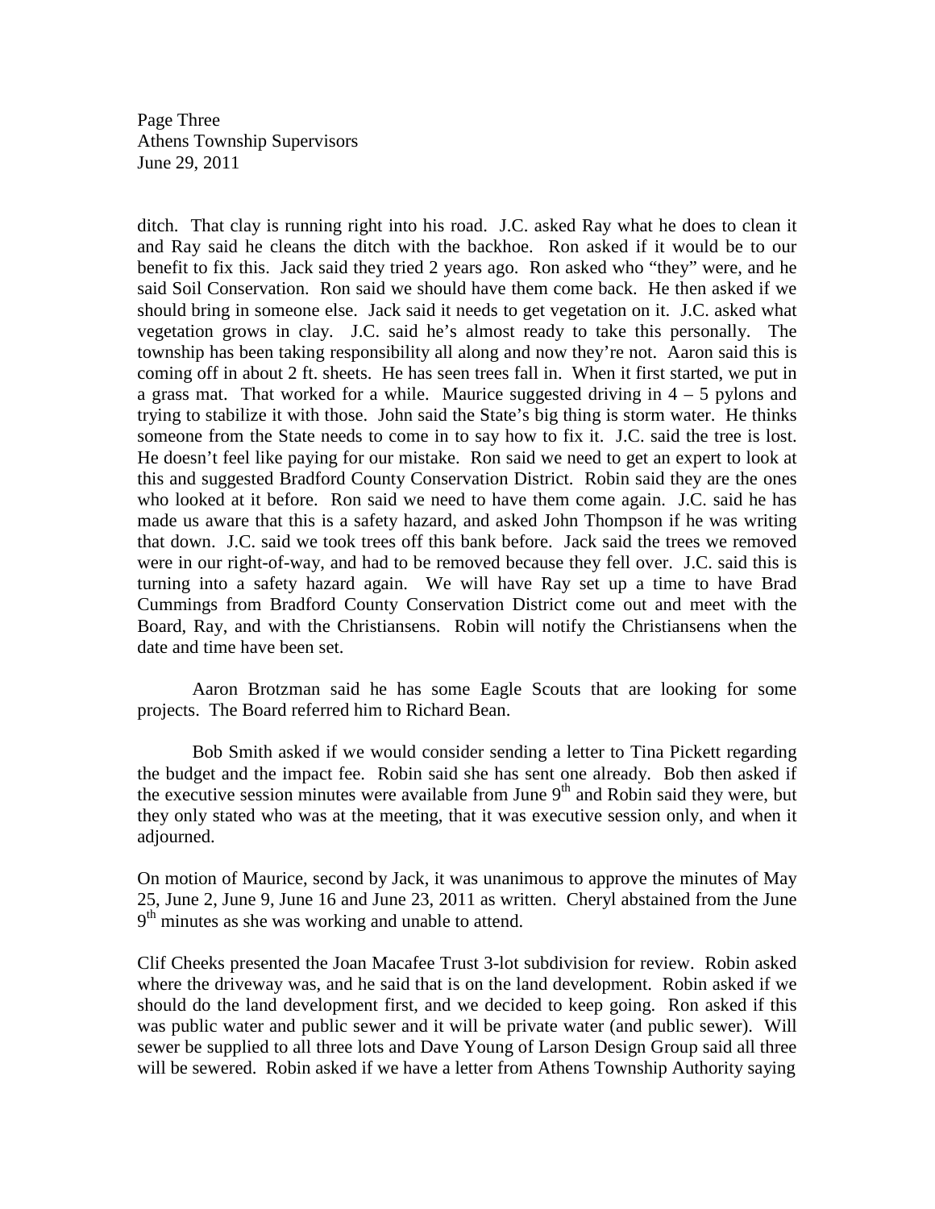ditch. That clay is running right into his road. J.C. asked Ray what he does to clean it and Ray said he cleans the ditch with the backhoe. Ron asked if it would be to our benefit to fix this. Jack said they tried 2 years ago. Ron asked who "they" were, and he said Soil Conservation. Ron said we should have them come back. He then asked if we should bring in someone else. Jack said it needs to get vegetation on it. J.C. asked what vegetation grows in clay. J.C. said he's almost ready to take this personally. The township has been taking responsibility all along and now they're not. Aaron said this is coming off in about 2 ft. sheets. He has seen trees fall in. When it first started, we put in a grass mat. That worked for a while. Maurice suggested driving in 4 – 5 pylons and trying to stabilize it with those. John said the State's big thing is storm water. He thinks someone from the State needs to come in to say how to fix it. J.C. said the tree is lost. He doesn't feel like paying for our mistake. Ron said we need to get an expert to look at this and suggested Bradford County Conservation District. Robin said they are the ones who looked at it before. Ron said we need to have them come again. J.C. said he has made us aware that this is a safety hazard, and asked John Thompson if he was writing that down. J.C. said we took trees off this bank before. Jack said the trees we removed were in our right-of-way, and had to be removed because they fell over. J.C. said this is turning into a safety hazard again. We will have Ray set up a time to have Brad Cummings from Bradford County Conservation District come out and meet with the Board, Ray, and with the Christiansens. Robin will notify the Christiansens when the date and time have been set.

Aaron Brotzman said he has some Eagle Scouts that are looking for some projects. The Board referred him to Richard Bean.

Bob Smith asked if we would consider sending a letter to Tina Pickett regarding the budget and the impact fee. Robin said she has sent one already. Bob then asked if the executive session minutes were available from June 9th and Robin said they were, but they only stated who was at the meeting, that it was executive session only, and when it adjourned.

On motion of Maurice, second by Jack, it was unanimous to approve the minutes of May 25, June 2, June 9, June 16 and June 23, 2011 as written. Cheryl abstained from the June 9th minutes as she was working and unable to attend.

Clif Cheeks presented the Joan Macafee Trust 3-lot subdivision for review. Robin asked where the driveway was, and he said that is on the land development. Robin asked if we should do the land development first, and we decided to keep going. Ron asked if this was public water and public sewer and it will be private water (and public sewer). Will sewer be supplied to all three lots and Dave Young of Larson Design Group said all three will be sewered. Robin asked if we have a letter from Athens Township Authority saying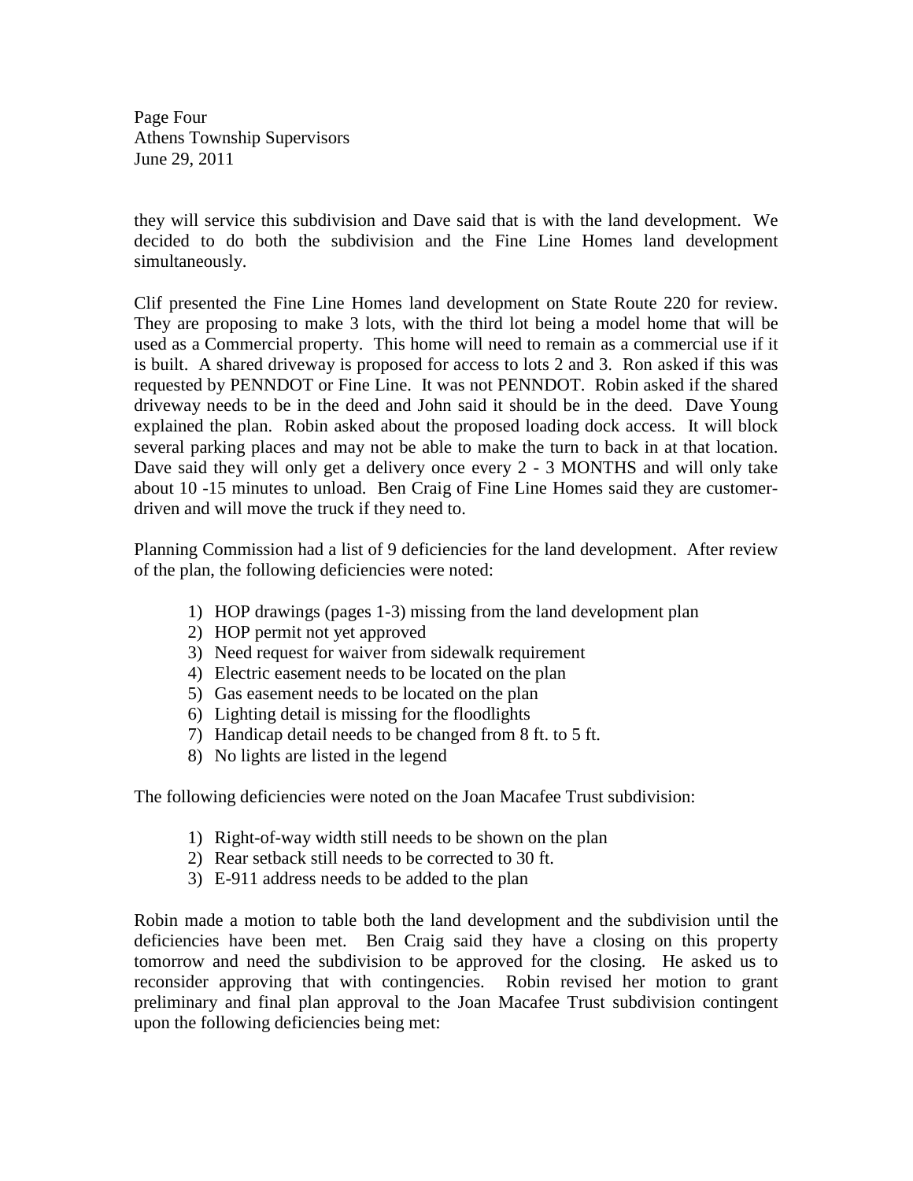they will service this subdivision and Dave said that is with the land development. We decided to do both the subdivision and the Fine Line Homes land development simultaneously.

Clif presented the Fine Line Homes land development on State Route 220 for review. They are proposing to make 3 lots, with the third lot being a model home that will be used as a Commercial property. This home will need to remain as a commercial use if it is built. A shared driveway is proposed for access to lots 2 and 3. Ron asked if this was requested by PENNDOT or Fine Line. It was not PENNDOT. Robin asked if the shared driveway needs to be in the deed and John said it should be in the deed. Dave Young explained the plan. Robin asked about the proposed loading dock access. It will block several parking places and may not be able to make the turn to back in at that location. Dave said they will only get a delivery once every 2 - 3 MONTHS and will only take about 10 -15 minutes to unload. Ben Craig of Fine Line Homes said they are customer-driven and will move the truck if they need to.

Planning Commission had a list of 9 deficiencies for the land development. After review of the plan, the following deficiencies were noted:

1) HOP drawings (pages 1-3) missing from the land development plan
2) HOP permit not yet approved
3) Need request for waiver from sidewalk requirement
4) Electric easement needs to be located on the plan
5) Gas easement needs to be located on the plan
6) Lighting detail is missing for the floodlights
7) Handicap detail needs to be changed from 8 ft. to 5 ft.
8) No lights are listed in the legend

The following deficiencies were noted on the Joan Macafee Trust subdivision:

1) Right-of-way width still needs to be shown on the plan
2) Rear setback still needs to be corrected to 30 ft.
3) E-911 address needs to be added to the plan

Robin made a motion to table both the land development and the subdivision until the deficiencies have been met. Ben Craig said they have a closing on this property tomorrow and need the subdivision to be approved for the closing. He asked us to reconsider approving that with contingencies. Robin revised her motion to grant preliminary and final plan approval to the Joan Macafee Trust subdivision contingent upon the following deficiencies being met: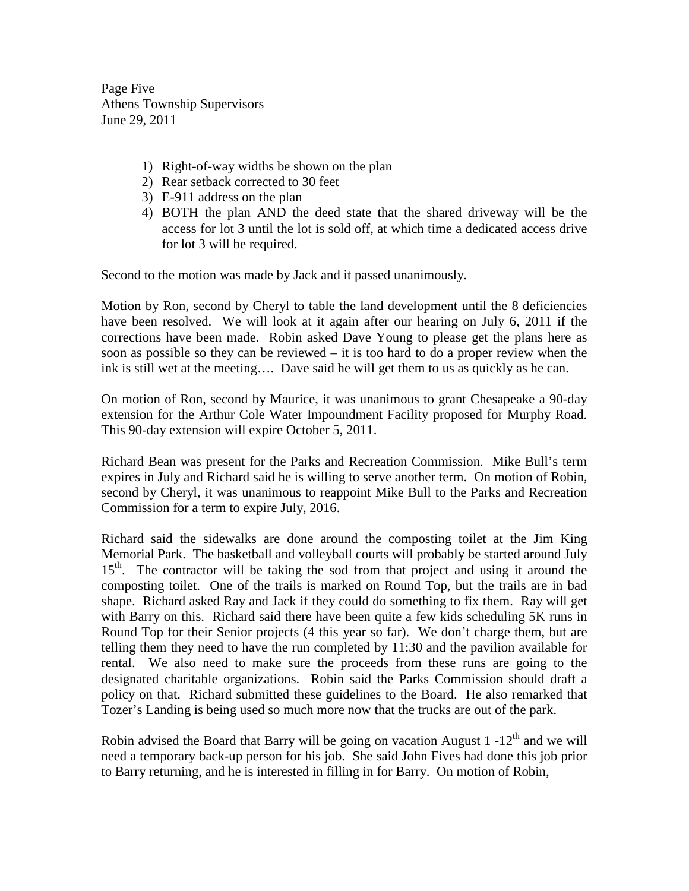1) Right-of-way widths be shown on the plan
2) Rear setback corrected to 30 feet
3) E-911 address on the plan
4) BOTH the plan AND the deed state that the shared driveway will be the access for lot 3 until the lot is sold off, at which time a dedicated access drive for lot 3 will be required.

Second to the motion was made by Jack and it passed unanimously.

Motion by Ron, second by Cheryl to table the land development until the 8 deficiencies have been resolved. We will look at it again after our hearing on July 6, 2011 if the corrections have been made. Robin asked Dave Young to please get the plans here as soon as possible so they can be reviewed – it is too hard to do a proper review when the ink is still wet at the meeting…. Dave said he will get them to us as quickly as he can.

On motion of Ron, second by Maurice, it was unanimous to grant Chesapeake a 90-day extension for the Arthur Cole Water Impoundment Facility proposed for Murphy Road. This 90-day extension will expire October 5, 2011.

Richard Bean was present for the Parks and Recreation Commission. Mike Bull's term expires in July and Richard said he is willing to serve another term. On motion of Robin, second by Cheryl, it was unanimous to reappoint Mike Bull to the Parks and Recreation Commission for a term to expire July, 2016.

Richard said the sidewalks are done around the composting toilet at the Jim King Memorial Park. The basketball and volleyball courts will probably be started around July 15th. The contractor will be taking the sod from that project and using it around the composting toilet. One of the trails is marked on Round Top, but the trails are in bad shape. Richard asked Ray and Jack if they could do something to fix them. Ray will get with Barry on this. Richard said there have been quite a few kids scheduling 5K runs in Round Top for their Senior projects (4 this year so far). We don't charge them, but are telling them they need to have the run completed by 11:30 and the pavilion available for rental. We also need to make sure the proceeds from these runs are going to the designated charitable organizations. Robin said the Parks Commission should draft a policy on that. Richard submitted these guidelines to the Board. He also remarked that Tozer's Landing is being used so much more now that the trucks are out of the park.

Robin advised the Board that Barry will be going on vacation August 1 -12th and we will need a temporary back-up person for his job. She said John Fives had done this job prior to Barry returning, and he is interested in filling in for Barry. On motion of Robin,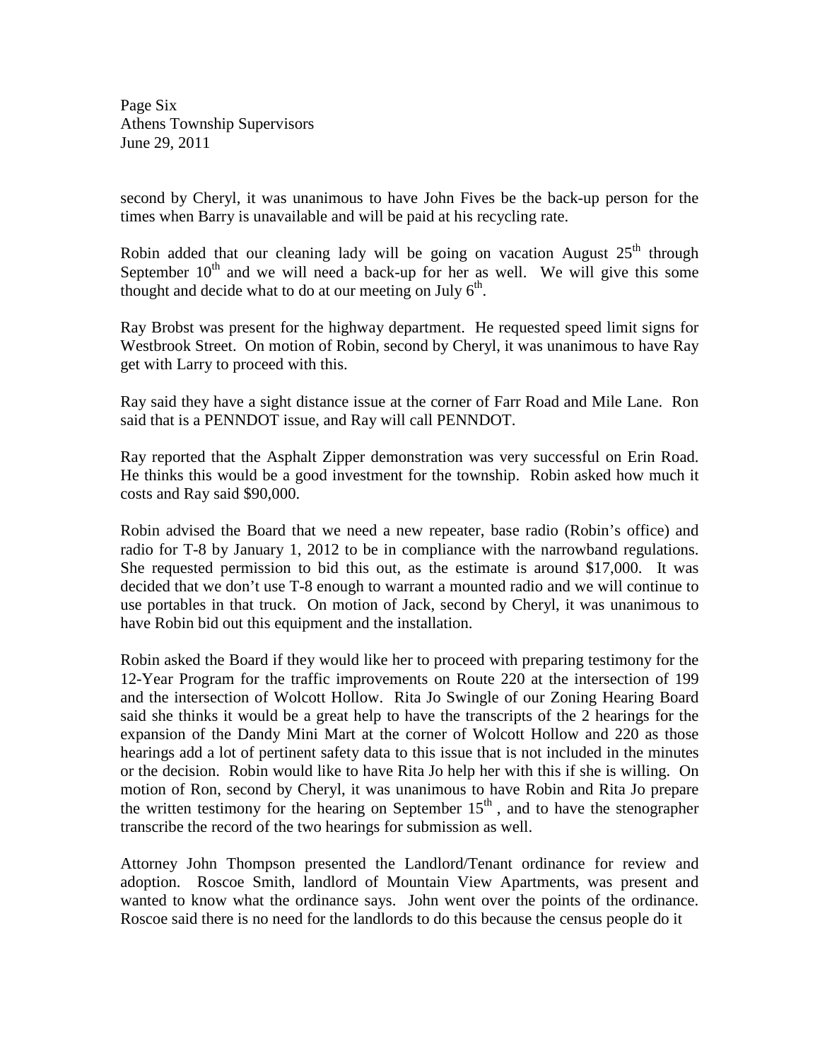second by Cheryl, it was unanimous to have John Fives be the back-up person for the times when Barry is unavailable and will be paid at his recycling rate.

Robin added that our cleaning lady will be going on vacation August 25th through September 10th and we will need a back-up for her as well. We will give this some thought and decide what to do at our meeting on July 6th.

Ray Brobst was present for the highway department. He requested speed limit signs for Westbrook Street. On motion of Robin, second by Cheryl, it was unanimous to have Ray get with Larry to proceed with this.

Ray said they have a sight distance issue at the corner of Farr Road and Mile Lane. Ron said that is a PENNDOT issue, and Ray will call PENNDOT.

Ray reported that the Asphalt Zipper demonstration was very successful on Erin Road. He thinks this would be a good investment for the township. Robin asked how much it costs and Ray said $90,000.

Robin advised the Board that we need a new repeater, base radio (Robin's office) and radio for T-8 by January 1, 2012 to be in compliance with the narrowband regulations. She requested permission to bid this out, as the estimate is around $17,000. It was decided that we don't use T-8 enough to warrant a mounted radio and we will continue to use portables in that truck. On motion of Jack, second by Cheryl, it was unanimous to have Robin bid out this equipment and the installation.

Robin asked the Board if they would like her to proceed with preparing testimony for the 12-Year Program for the traffic improvements on Route 220 at the intersection of 199 and the intersection of Wolcott Hollow. Rita Jo Swingle of our Zoning Hearing Board said she thinks it would be a great help to have the transcripts of the 2 hearings for the expansion of the Dandy Mini Mart at the corner of Wolcott Hollow and 220 as those hearings add a lot of pertinent safety data to this issue that is not included in the minutes or the decision. Robin would like to have Rita Jo help her with this if she is willing. On motion of Ron, second by Cheryl, it was unanimous to have Robin and Rita Jo prepare the written testimony for the hearing on September 15th, and to have the stenographer transcribe the record of the two hearings for submission as well.

Attorney John Thompson presented the Landlord/Tenant ordinance for review and adoption. Roscoe Smith, landlord of Mountain View Apartments, was present and wanted to know what the ordinance says. John went over the points of the ordinance. Roscoe said there is no need for the landlords to do this because the census people do it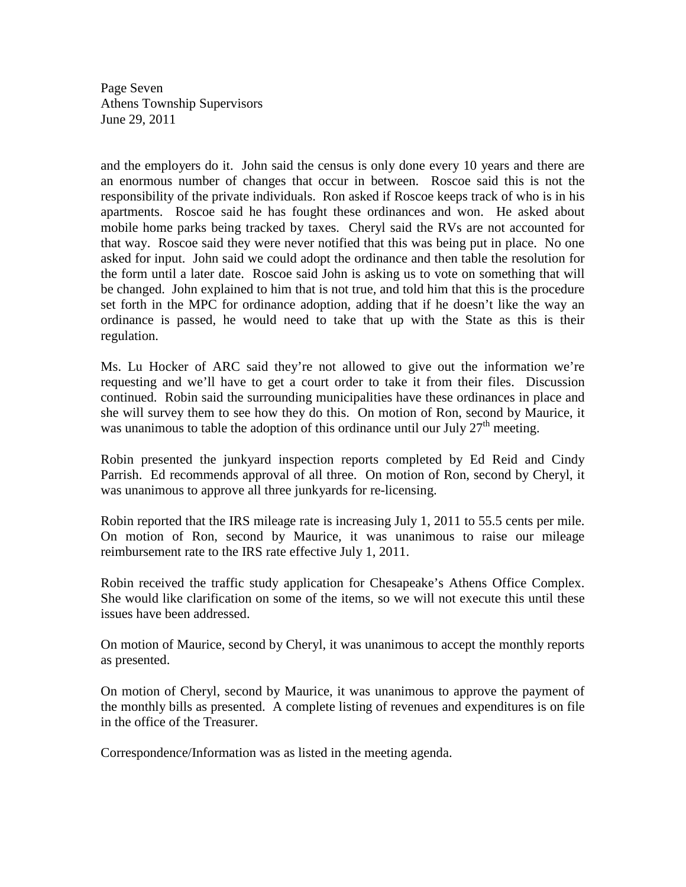and the employers do it. John said the census is only done every 10 years and there are an enormous number of changes that occur in between. Roscoe said this is not the responsibility of the private individuals. Ron asked if Roscoe keeps track of who is in his apartments. Roscoe said he has fought these ordinances and won. He asked about mobile home parks being tracked by taxes. Cheryl said the RVs are not accounted for that way. Roscoe said they were never notified that this was being put in place. No one asked for input. John said we could adopt the ordinance and then table the resolution for the form until a later date. Roscoe said John is asking us to vote on something that will be changed. John explained to him that is not true, and told him that this is the procedure set forth in the MPC for ordinance adoption, adding that if he doesn't like the way an ordinance is passed, he would need to take that up with the State as this is their regulation.

Ms. Lu Hocker of ARC said they're not allowed to give out the information we're requesting and we'll have to get a court order to take it from their files. Discussion continued. Robin said the surrounding municipalities have these ordinances in place and she will survey them to see how they do this. On motion of Ron, second by Maurice, it was unanimous to table the adoption of this ordinance until our July 27th meeting.

Robin presented the junkyard inspection reports completed by Ed Reid and Cindy Parrish. Ed recommends approval of all three. On motion of Ron, second by Cheryl, it was unanimous to approve all three junkyards for re-licensing.

Robin reported that the IRS mileage rate is increasing July 1, 2011 to 55.5 cents per mile. On motion of Ron, second by Maurice, it was unanimous to raise our mileage reimbursement rate to the IRS rate effective July 1, 2011.

Robin received the traffic study application for Chesapeake's Athens Office Complex. She would like clarification on some of the items, so we will not execute this until these issues have been addressed.

On motion of Maurice, second by Cheryl, it was unanimous to accept the monthly reports as presented.

On motion of Cheryl, second by Maurice, it was unanimous to approve the payment of the monthly bills as presented. A complete listing of revenues and expenditures is on file in the office of the Treasurer.

Correspondence/Information was as listed in the meeting agenda.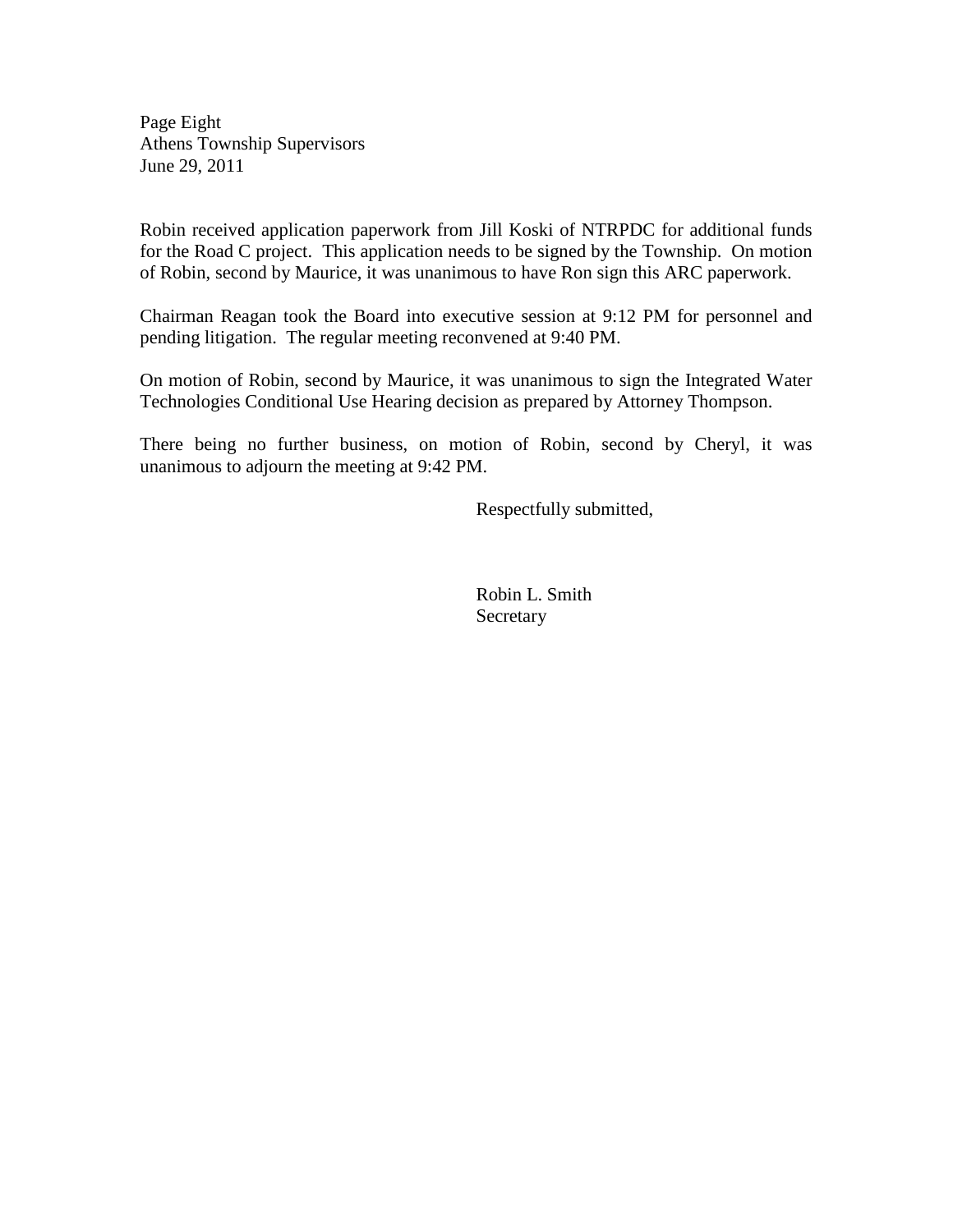Robin received application paperwork from Jill Koski of NTRPDC for additional funds for the Road C project. This application needs to be signed by the Township. On motion of Robin, second by Maurice, it was unanimous to have Ron sign this ARC paperwork.

Chairman Reagan took the Board into executive session at 9:12 PM for personnel and pending litigation. The regular meeting reconvened at 9:40 PM.

On motion of Robin, second by Maurice, it was unanimous to sign the Integrated Water Technologies Conditional Use Hearing decision as prepared by Attorney Thompson.

There being no further business, on motion of Robin, second by Cheryl, it was unanimous to adjourn the meeting at 9:42 PM.

Respectfully submitted,

Robin L. Smith
Secretary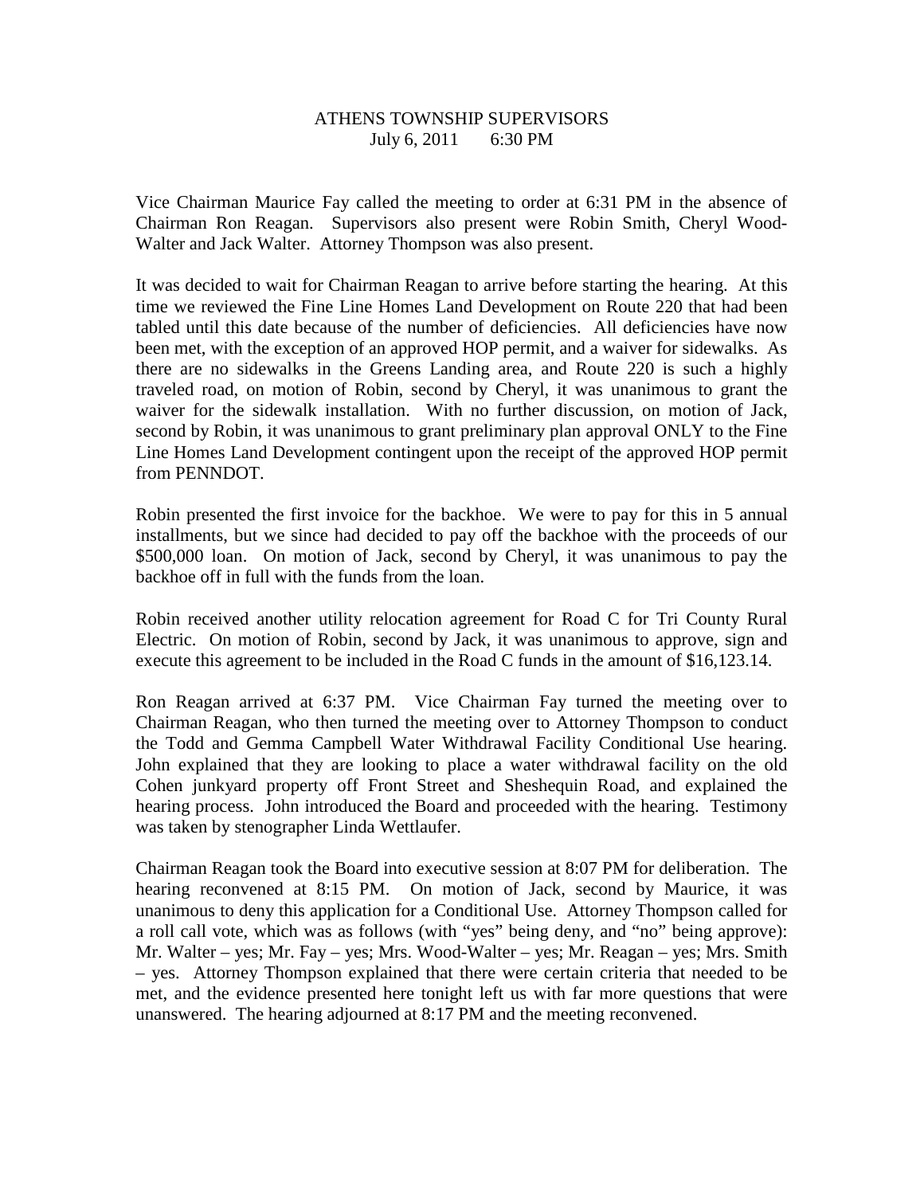# ATHENS TOWNSHIP SUPERVISORS
## July 6, 2011 6:30 PM

Vice Chairman Maurice Fay called the meeting to order at 6:31 PM in the absence of Chairman Ron Reagan. Supervisors also present were Robin Smith, Cheryl Wood-Walter and Jack Walter. Attorney Thompson was also present.

It was decided to wait for Chairman Reagan to arrive before starting the hearing. At this time we reviewed the Fine Line Homes Land Development on Route 220 that had been tabled until this date because of the number of deficiencies. All deficiencies have now been met, with the exception of an approved HOP permit, and a waiver for sidewalks. As there are no sidewalks in the Greens Landing area, and Route 220 is such a highly traveled road, on motion of Robin, second by Cheryl, it was unanimous to grant the waiver for the sidewalk installation. With no further discussion, on motion of Jack, second by Robin, it was unanimous to grant preliminary plan approval ONLY to the Fine Line Homes Land Development contingent upon the receipt of the approved HOP permit from PENNDOT.

Robin presented the first invoice for the backhoe. We were to pay for this in 5 annual installments, but we since had decided to pay off the backhoe with the proceeds of our $500,000 loan. On motion of Jack, second by Cheryl, it was unanimous to pay the backhoe off in full with the funds from the loan.

Robin received another utility relocation agreement for Road C for Tri County Rural Electric. On motion of Robin, second by Jack, it was unanimous to approve, sign and execute this agreement to be included in the Road C funds in the amount of $16,123.14.

Ron Reagan arrived at 6:37 PM. Vice Chairman Fay turned the meeting over to Chairman Reagan, who then turned the meeting over to Attorney Thompson to conduct the Todd and Gemma Campbell Water Withdrawal Facility Conditional Use hearing. John explained that they are looking to place a water withdrawal facility on the old Cohen junkyard property off Front Street and Sheshequin Road, and explained the hearing process. John introduced the Board and proceeded with the hearing. Testimony was taken by stenographer Linda Wettlaufer.

Chairman Reagan took the Board into executive session at 8:07 PM for deliberation. The hearing reconvened at 8:15 PM. On motion of Jack, second by Maurice, it was unanimous to deny this application for a Conditional Use. Attorney Thompson called for a roll call vote, which was as follows (with "yes" being deny, and "no" being approve): Mr. Walter – yes; Mr. Fay – yes; Mrs. Wood-Walter – yes; Mr. Reagan – yes; Mrs. Smith – yes. Attorney Thompson explained that there were certain criteria that needed to be met, and the evidence presented here tonight left us with far more questions that were unanswered. The hearing adjourned at 8:17 PM and the meeting reconvened.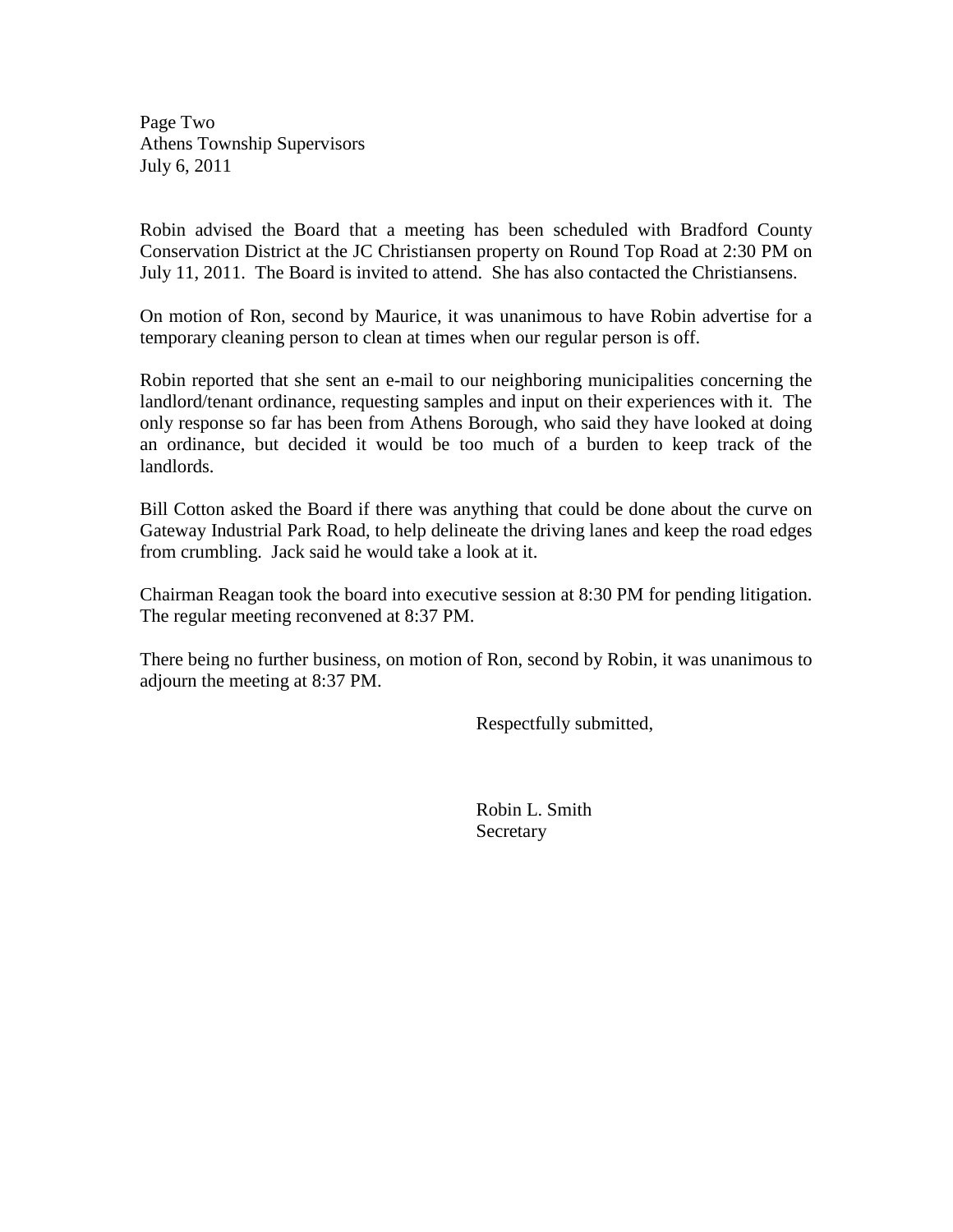Robin advised the Board that a meeting has been scheduled with Bradford County Conservation District at the JC Christiansen property on Round Top Road at 2:30 PM on July 11, 2011. The Board is invited to attend. She has also contacted the Christiansens.

On motion of Ron, second by Maurice, it was unanimous to have Robin advertise for a temporary cleaning person to clean at times when our regular person is off.

Robin reported that she sent an e-mail to our neighboring municipalities concerning the landlord/tenant ordinance, requesting samples and input on their experiences with it. The only response so far has been from Athens Borough, who said they have looked at doing an ordinance, but decided it would be too much of a burden to keep track of the landlords.

Bill Cotton asked the Board if there was anything that could be done about the curve on Gateway Industrial Park Road, to help delineate the driving lanes and keep the road edges from crumbling. Jack said he would take a look at it.

Chairman Reagan took the board into executive session at 8:30 PM for pending litigation. The regular meeting reconvened at 8:37 PM.

There being no further business, on motion of Ron, second by Robin, it was unanimous to adjourn the meeting at 8:37 PM.

Respectfully submitted,

Robin L. Smith
Secretary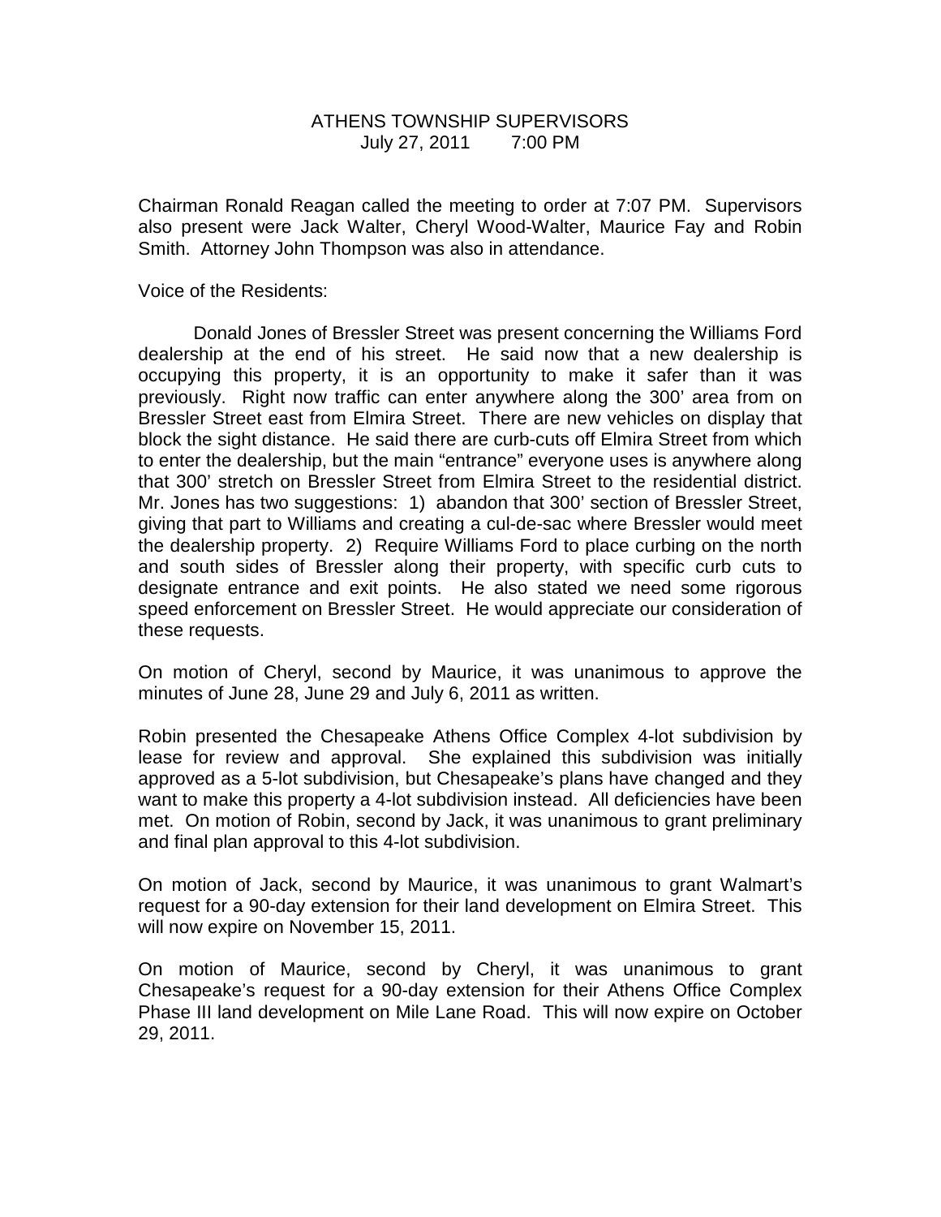# ATHENS TOWNSHIP SUPERVISORS
July 27, 2011 7:00 PM

Chairman Ronald Reagan called the meeting to order at 7:07 PM. Supervisors also present were Jack Walter, Cheryl Wood-Walter, Maurice Fay and Robin Smith. Attorney John Thompson was also in attendance.

Voice of the Residents:

Donald Jones of Bressler Street was present concerning the Williams Ford dealership at the end of his street. He said now that a new dealership is occupying this property, it is an opportunity to make it safer than it was previously. Right now traffic can enter anywhere along the 300' area from on Bressler Street east from Elmira Street. There are new vehicles on display that block the sight distance. He said there are curb-cuts off Elmira Street from which to enter the dealership, but the main "entrance" everyone uses is anywhere along that 300' stretch on Bressler Street from Elmira Street to the residential district. Mr. Jones has two suggestions: 1) abandon that 300' section of Bressler Street, giving that part to Williams and creating a cul-de-sac where Bressler would meet the dealership property. 2) Require Williams Ford to place curbing on the north and south sides of Bressler along their property, with specific curb cuts to designate entrance and exit points. He also stated we need some rigorous speed enforcement on Bressler Street. He would appreciate our consideration of these requests.

On motion of Cheryl, second by Maurice, it was unanimous to approve the minutes of June 28, June 29 and July 6, 2011 as written.

Robin presented the Chesapeake Athens Office Complex 4-lot subdivision by lease for review and approval. She explained this subdivision was initially approved as a 5-lot subdivision, but Chesapeake's plans have changed and they want to make this property a 4-lot subdivision instead. All deficiencies have been met. On motion of Robin, second by Jack, it was unanimous to grant preliminary and final plan approval to this 4-lot subdivision.

On motion of Jack, second by Maurice, it was unanimous to grant Walmart's request for a 90-day extension for their land development on Elmira Street. This will now expire on November 15, 2011.

On motion of Maurice, second by Cheryl, it was unanimous to grant Chesapeake's request for a 90-day extension for their Athens Office Complex Phase III land development on Mile Lane Road. This will now expire on October 29, 2011.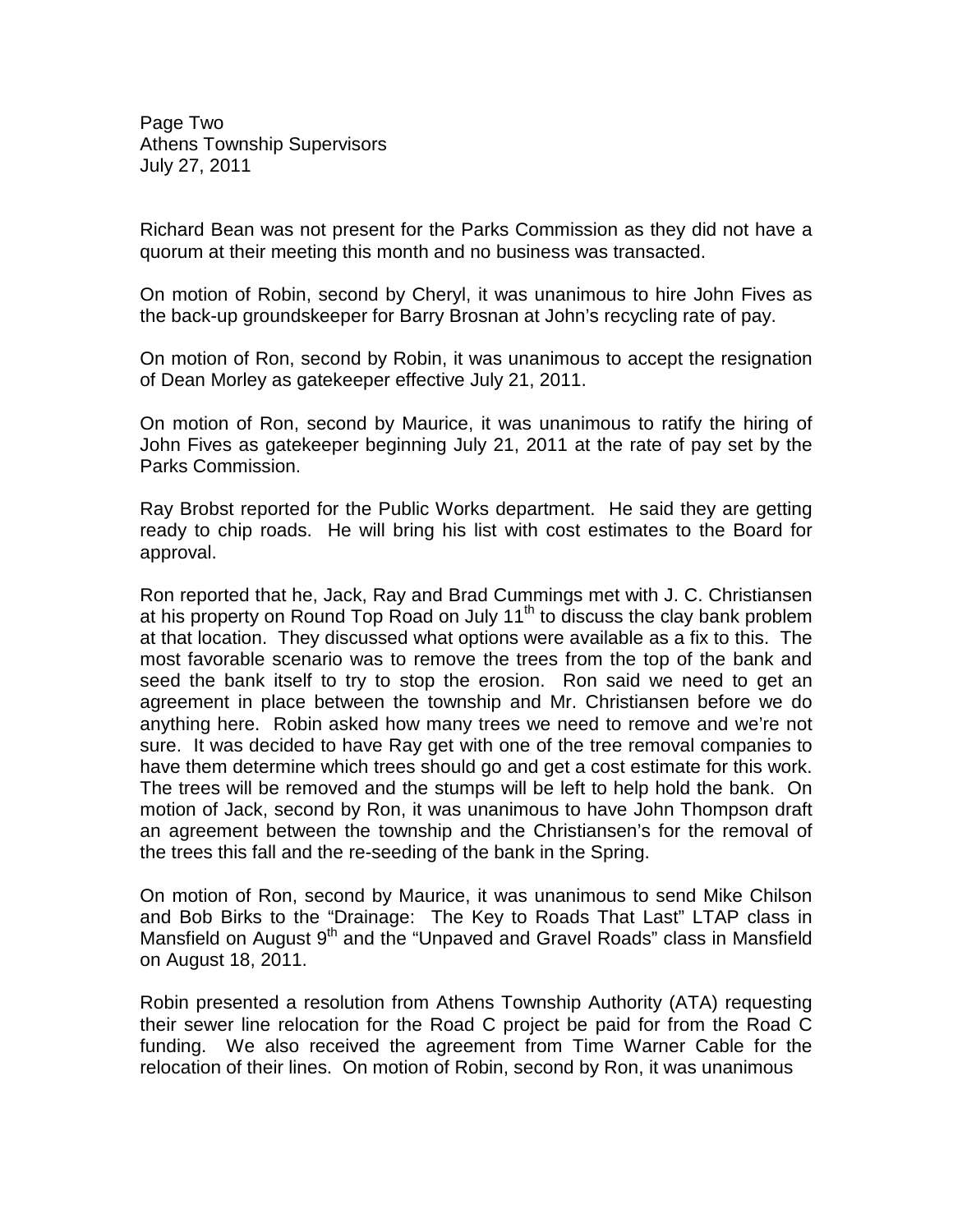Richard Bean was not present for the Parks Commission as they did not have a quorum at their meeting this month and no business was transacted.

On motion of Robin, second by Cheryl, it was unanimous to hire John Fives as the back-up groundskeeper for Barry Brosnan at John's recycling rate of pay.

On motion of Ron, second by Robin, it was unanimous to accept the resignation of Dean Morley as gatekeeper effective July 21, 2011.

On motion of Ron, second by Maurice, it was unanimous to ratify the hiring of John Fives as gatekeeper beginning July 21, 2011 at the rate of pay set by the Parks Commission.

Ray Brobst reported for the Public Works department. He said they are getting ready to chip roads. He will bring his list with cost estimates to the Board for approval.

Ron reported that he, Jack, Ray and Brad Cummings met with J. C. Christiansen at his property on Round Top Road on July 11th to discuss the clay bank problem at that location. They discussed what options were available as a fix to this. The most favorable scenario was to remove the trees from the top of the bank and seed the bank itself to try to stop the erosion. Ron said we need to get an agreement in place between the township and Mr. Christiansen before we do anything here. Robin asked how many trees we need to remove and we're not sure. It was decided to have Ray get with one of the tree removal companies to have them determine which trees should go and get a cost estimate for this work. The trees will be removed and the stumps will be left to help hold the bank. On motion of Jack, second by Ron, it was unanimous to have John Thompson draft an agreement between the township and the Christiansen's for the removal of the trees this fall and the re-seeding of the bank in the Spring.

On motion of Ron, second by Maurice, it was unanimous to send Mike Chilson and Bob Birks to the "Drainage: The Key to Roads That Last" LTAP class in Mansfield on August 9th and the "Unpaved and Gravel Roads" class in Mansfield on August 18, 2011.

Robin presented a resolution from Athens Township Authority (ATA) requesting their sewer line relocation for the Road C project be paid for from the Road C funding. We also received the agreement from Time Warner Cable for the relocation of their lines. On motion of Robin, second by Ron, it was unanimous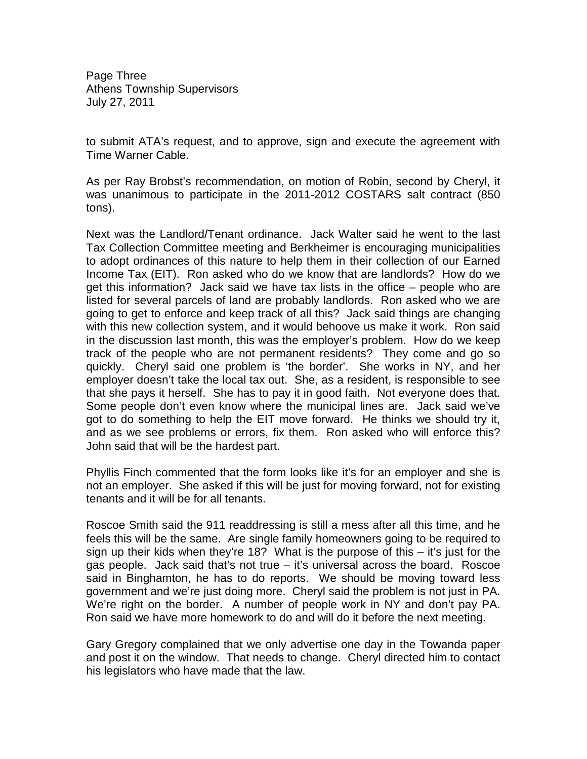to submit ATA's request, and to approve, sign and execute the agreement with Time Warner Cable.

As per Ray Brobst's recommendation, on motion of Robin, second by Cheryl, it was unanimous to participate in the 2011-2012 COSTARS salt contract (850 tons).

Next was the Landlord/Tenant ordinance. Jack Walter said he went to the last Tax Collection Committee meeting and Berkheimer is encouraging municipalities to adopt ordinances of this nature to help them in their collection of our Earned Income Tax (EIT). Ron asked who do we know that are landlords? How do we get this information? Jack said we have tax lists in the office – people who are listed for several parcels of land are probably landlords. Ron asked who we are going to get to enforce and keep track of all this? Jack said things are changing with this new collection system, and it would behoove us make it work. Ron said in the discussion last month, this was the employer's problem. How do we keep track of the people who are not permanent residents? They come and go so quickly. Cheryl said one problem is 'the border'. She works in NY, and her employer doesn't take the local tax out. She, as a resident, is responsible to see that she pays it herself. She has to pay it in good faith. Not everyone does that. Some people don't even know where the municipal lines are. Jack said we've got to do something to help the EIT move forward. He thinks we should try it, and as we see problems or errors, fix them. Ron asked who will enforce this? John said that will be the hardest part.

Phyllis Finch commented that the form looks like it's for an employer and she is not an employer. She asked if this will be just for moving forward, not for existing tenants and it will be for all tenants.

Roscoe Smith said the 911 readdressing is still a mess after all this time, and he feels this will be the same. Are single family homeowners going to be required to sign up their kids when they're 18? What is the purpose of this – it's just for the gas people. Jack said that's not true – it's universal across the board. Roscoe said in Binghamton, he has to do reports. We should be moving toward less government and we're just doing more. Cheryl said the problem is not just in PA. We're right on the border. A number of people work in NY and don't pay PA. Ron said we have more homework to do and will do it before the next meeting.

Gary Gregory complained that we only advertise one day in the Towanda paper and post it on the window. That needs to change. Cheryl directed him to contact his legislators who have made that the law.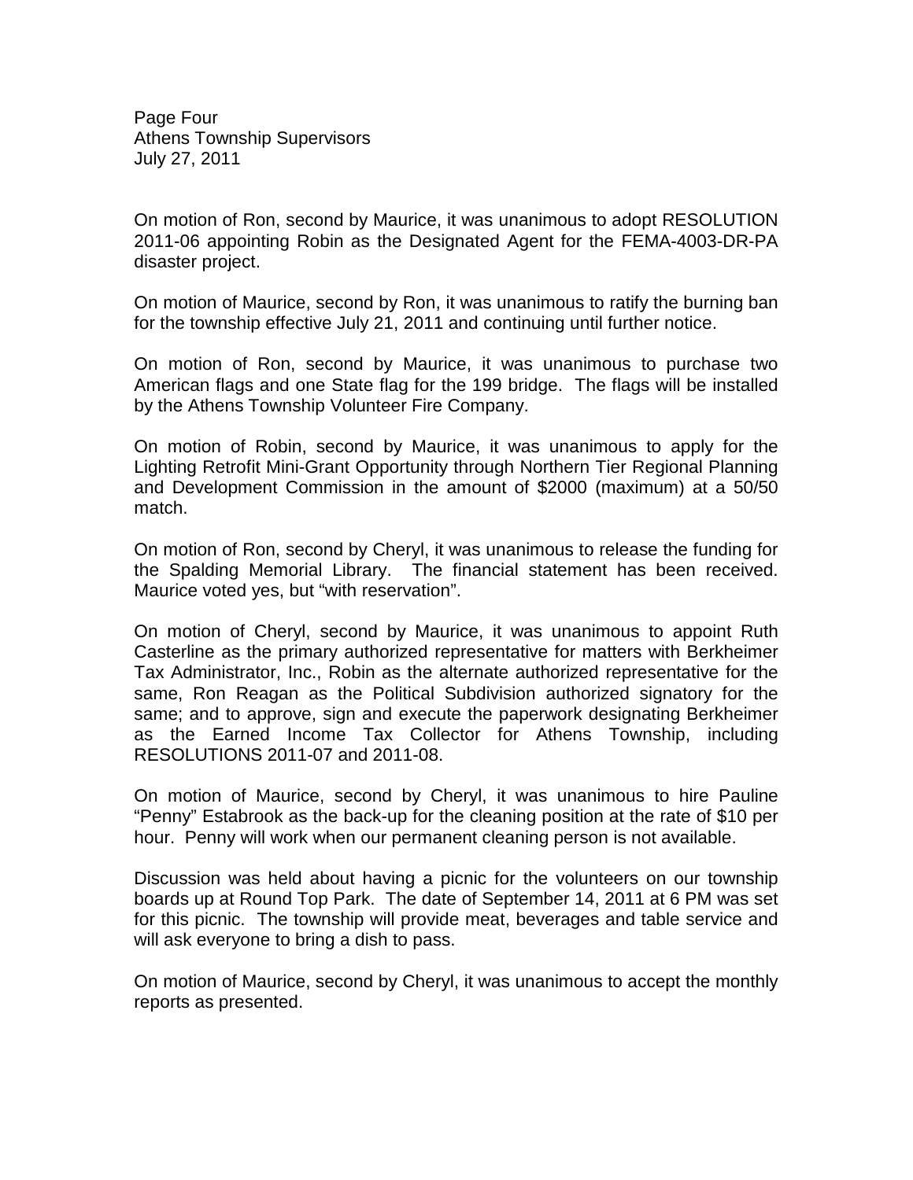On motion of Ron, second by Maurice, it was unanimous to adopt RESOLUTION 2011-06 appointing Robin as the Designated Agent for the FEMA-4003-DR-PA disaster project.

On motion of Maurice, second by Ron, it was unanimous to ratify the burning ban for the township effective July 21, 2011 and continuing until further notice.

On motion of Ron, second by Maurice, it was unanimous to purchase two American flags and one State flag for the 199 bridge. The flags will be installed by the Athens Township Volunteer Fire Company.

On motion of Robin, second by Maurice, it was unanimous to apply for the Lighting Retrofit Mini-Grant Opportunity through Northern Tier Regional Planning and Development Commission in the amount of $2000 (maximum) at a 50/50 match.

On motion of Ron, second by Cheryl, it was unanimous to release the funding for the Spalding Memorial Library. The financial statement has been received. Maurice voted yes, but "with reservation".

On motion of Cheryl, second by Maurice, it was unanimous to appoint Ruth Casterline as the primary authorized representative for matters with Berkheimer Tax Administrator, Inc., Robin as the alternate authorized representative for the same, Ron Reagan as the Political Subdivision authorized signatory for the same; and to approve, sign and execute the paperwork designating Berkheimer as the Earned Income Tax Collector for Athens Township, including RESOLUTIONS 2011-07 and 2011-08.

On motion of Maurice, second by Cheryl, it was unanimous to hire Pauline "Penny" Estabrook as the back-up for the cleaning position at the rate of $10 per hour. Penny will work when our permanent cleaning person is not available.

Discussion was held about having a picnic for the volunteers on our township boards up at Round Top Park. The date of September 14, 2011 at 6 PM was set for this picnic. The township will provide meat, beverages and table service and will ask everyone to bring a dish to pass.

On motion of Maurice, second by Cheryl, it was unanimous to accept the monthly reports as presented.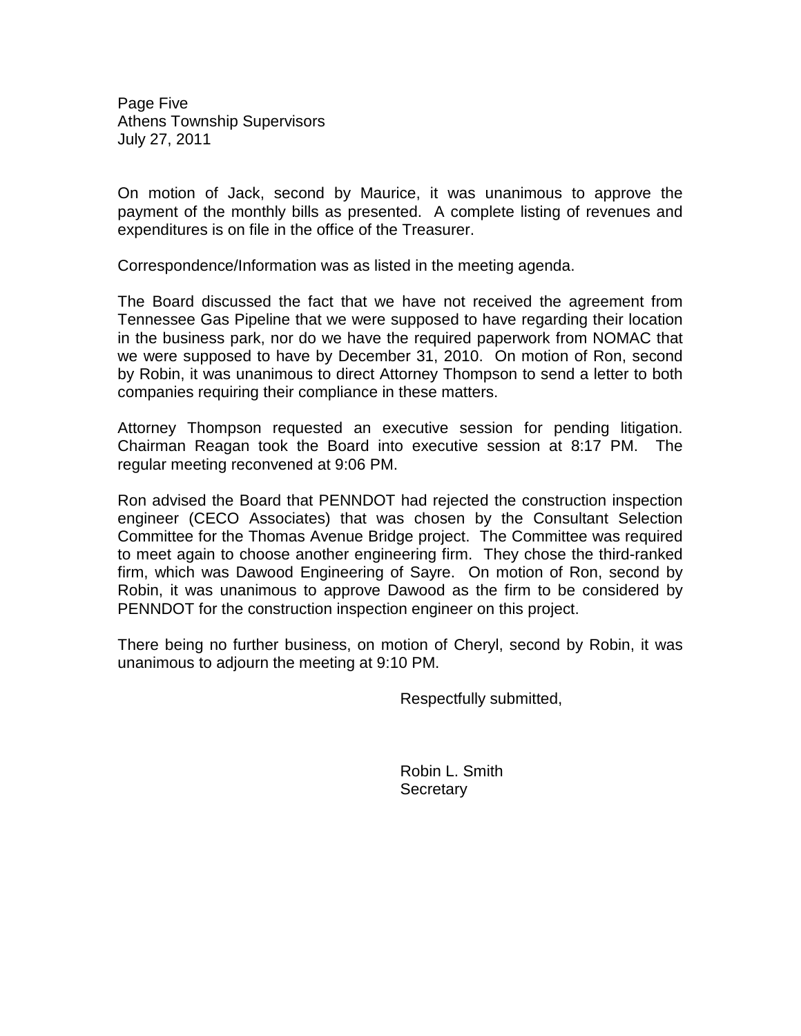On motion of Jack, second by Maurice, it was unanimous to approve the payment of the monthly bills as presented. A complete listing of revenues and expenditures is on file in the office of the Treasurer.

Correspondence/Information was as listed in the meeting agenda.

The Board discussed the fact that we have not received the agreement from Tennessee Gas Pipeline that we were supposed to have regarding their location in the business park, nor do we have the required paperwork from NOMAC that we were supposed to have by December 31, 2010. On motion of Ron, second by Robin, it was unanimous to direct Attorney Thompson to send a letter to both companies requiring their compliance in these matters.

Attorney Thompson requested an executive session for pending litigation. Chairman Reagan took the Board into executive session at 8:17 PM. The regular meeting reconvened at 9:06 PM.

Ron advised the Board that PENNDOT had rejected the construction inspection engineer (CECO Associates) that was chosen by the Consultant Selection Committee for the Thomas Avenue Bridge project. The Committee was required to meet again to choose another engineering firm. They chose the third-ranked firm, which was Dawood Engineering of Sayre. On motion of Ron, second by Robin, it was unanimous to approve Dawood as the firm to be considered by PENNDOT for the construction inspection engineer on this project.

There being no further business, on motion of Cheryl, second by Robin, it was unanimous to adjourn the meeting at 9:10 PM.

Respectfully submitted,

Robin L. Smith
Secretary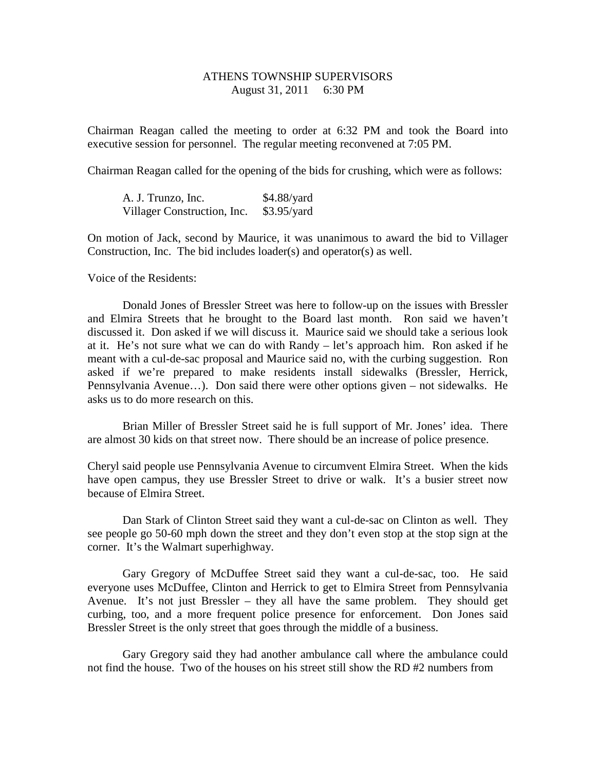ATHENS TOWNSHIP SUPERVISORS
August 31, 2011 6:30 PM

Chairman Reagan called the meeting to order at 6:32 PM and took the Board into executive session for personnel. The regular meeting reconvened at 7:05 PM.

Chairman Reagan called for the opening of the bids for crushing, which were as follows:

| | |
|---|---|
| A. J. Trunzo, Inc. | $4.88/yard |
| Villager Construction, Inc. | $3.95/yard |

On motion of Jack, second by Maurice, it was unanimous to award the bid to Villager Construction, Inc. The bid includes loader(s) and operator(s) as well.

Voice of the Residents:

Donald Jones of Bressler Street was here to follow-up on the issues with Bressler and Elmira Streets that he brought to the Board last month. Ron said we haven't discussed it. Don asked if we will discuss it. Maurice said we should take a serious look at it. He's not sure what we can do with Randy – let's approach him. Ron asked if he meant with a cul-de-sac proposal and Maurice said no, with the curbing suggestion. Ron asked if we're prepared to make residents install sidewalks (Bressler, Herrick, Pennsylvania Avenue…). Don said there were other options given – not sidewalks. He asks us to do more research on this.

Brian Miller of Bressler Street said he is full support of Mr. Jones' idea. There are almost 30 kids on that street now. There should be an increase of police presence.

Cheryl said people use Pennsylvania Avenue to circumvent Elmira Street. When the kids have open campus, they use Bressler Street to drive or walk. It's a busier street now because of Elmira Street.

Dan Stark of Clinton Street said they want a cul-de-sac on Clinton as well. They see people go 50-60 mph down the street and they don't even stop at the stop sign at the corner. It's the Walmart superhighway.

Gary Gregory of McDuffee Street said they want a cul-de-sac, too. He said everyone uses McDuffee, Clinton and Herrick to get to Elmira Street from Pennsylvania Avenue. It's not just Bressler – they all have the same problem. They should get curbing, too, and a more frequent police presence for enforcement. Don Jones said Bressler Street is the only street that goes through the middle of a business.

Gary Gregory said they had another ambulance call where the ambulance could not find the house. Two of the houses on his street still show the RD #2 numbers from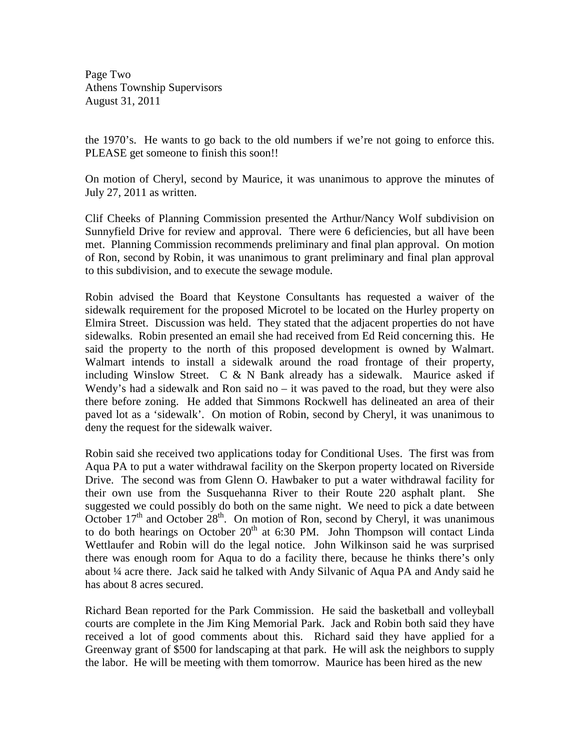the 1970's. He wants to go back to the old numbers if we're not going to enforce this. PLEASE get someone to finish this soon!!

On motion of Cheryl, second by Maurice, it was unanimous to approve the minutes of July 27, 2011 as written.

Clif Cheeks of Planning Commission presented the Arthur/Nancy Wolf subdivision on Sunnyfield Drive for review and approval. There were 6 deficiencies, but all have been met. Planning Commission recommends preliminary and final plan approval. On motion of Ron, second by Robin, it was unanimous to grant preliminary and final plan approval to this subdivision, and to execute the sewage module.

Robin advised the Board that Keystone Consultants has requested a waiver of the sidewalk requirement for the proposed Microtel to be located on the Hurley property on Elmira Street. Discussion was held. They stated that the adjacent properties do not have sidewalks. Robin presented an email she had received from Ed Reid concerning this. He said the property to the north of this proposed development is owned by Walmart. Walmart intends to install a sidewalk around the road frontage of their property, including Winslow Street. C & N Bank already has a sidewalk. Maurice asked if Wendy's had a sidewalk and Ron said no – it was paved to the road, but they were also there before zoning. He added that Simmons Rockwell has delineated an area of their paved lot as a 'sidewalk'. On motion of Robin, second by Cheryl, it was unanimous to deny the request for the sidewalk waiver.

Robin said she received two applications today for Conditional Uses. The first was from Aqua PA to put a water withdrawal facility on the Skerpon property located on Riverside Drive. The second was from Glenn O. Hawbaker to put a water withdrawal facility for their own use from the Susquehanna River to their Route 220 asphalt plant. She suggested we could possibly do both on the same night. We need to pick a date between October 17th and October 28th. On motion of Ron, second by Cheryl, it was unanimous to do both hearings on October 20th at 6:30 PM. John Thompson will contact Linda Wettlaufer and Robin will do the legal notice. John Wilkinson said he was surprised there was enough room for Aqua to do a facility there, because he thinks there's only about ¼ acre there. Jack said he talked with Andy Silvanic of Aqua PA and Andy said he has about 8 acres secured.

Richard Bean reported for the Park Commission. He said the basketball and volleyball courts are complete in the Jim King Memorial Park. Jack and Robin both said they have received a lot of good comments about this. Richard said they have applied for a Greenway grant of $500 for landscaping at that park. He will ask the neighbors to supply the labor. He will be meeting with them tomorrow. Maurice has been hired as the new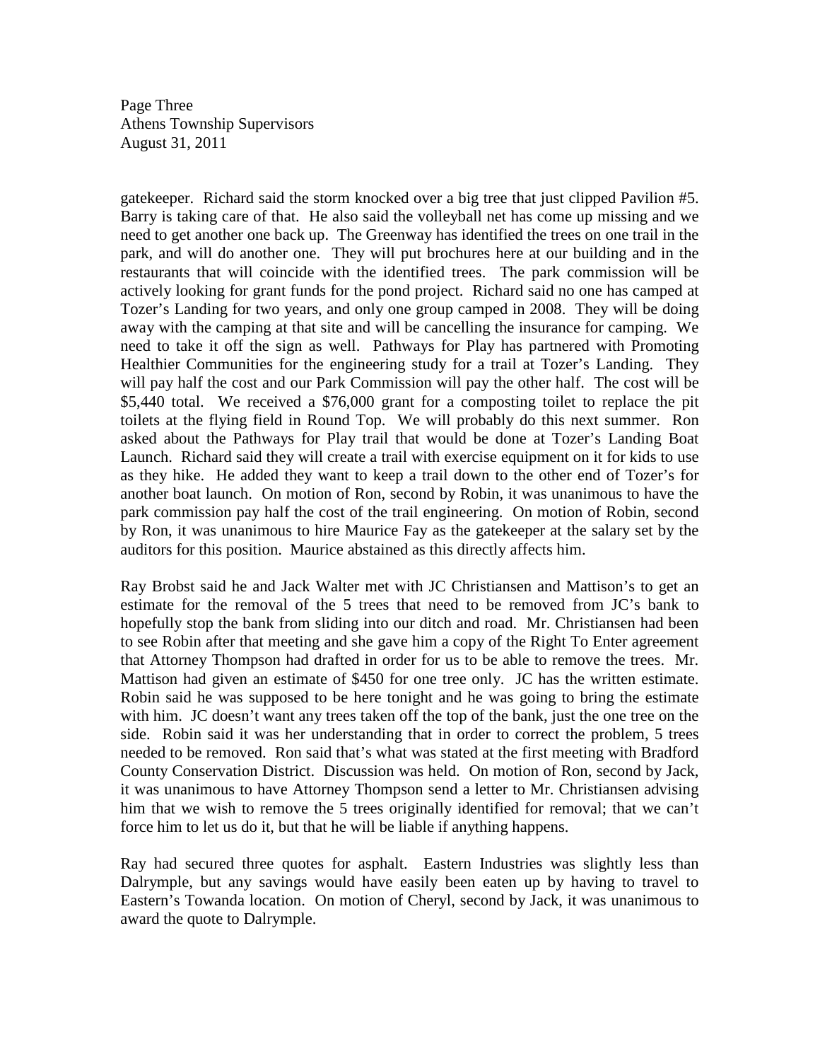gatekeeper. Richard said the storm knocked over a big tree that just clipped Pavilion #5. Barry is taking care of that. He also said the volleyball net has come up missing and we need to get another one back up. The Greenway has identified the trees on one trail in the park, and will do another one. They will put brochures here at our building and in the restaurants that will coincide with the identified trees. The park commission will be actively looking for grant funds for the pond project. Richard said no one has camped at Tozer's Landing for two years, and only one group camped in 2008. They will be doing away with the camping at that site and will be cancelling the insurance for camping. We need to take it off the sign as well. Pathways for Play has partnered with Promoting Healthier Communities for the engineering study for a trail at Tozer's Landing. They will pay half the cost and our Park Commission will pay the other half. The cost will be $5,440 total. We received a $76,000 grant for a composting toilet to replace the pit toilets at the flying field in Round Top. We will probably do this next summer. Ron asked about the Pathways for Play trail that would be done at Tozer's Landing Boat Launch. Richard said they will create a trail with exercise equipment on it for kids to use as they hike. He added they want to keep a trail down to the other end of Tozer's for another boat launch. On motion of Ron, second by Robin, it was unanimous to have the park commission pay half the cost of the trail engineering. On motion of Robin, second by Ron, it was unanimous to hire Maurice Fay as the gatekeeper at the salary set by the auditors for this position. Maurice abstained as this directly affects him.

Ray Brobst said he and Jack Walter met with JC Christiansen and Mattison's to get an estimate for the removal of the 5 trees that need to be removed from JC's bank to hopefully stop the bank from sliding into our ditch and road. Mr. Christiansen had been to see Robin after that meeting and she gave him a copy of the Right To Enter agreement that Attorney Thompson had drafted in order for us to be able to remove the trees. Mr. Mattison had given an estimate of $450 for one tree only. JC has the written estimate. Robin said he was supposed to be here tonight and he was going to bring the estimate with him. JC doesn't want any trees taken off the top of the bank, just the one tree on the side. Robin said it was her understanding that in order to correct the problem, 5 trees needed to be removed. Ron said that's what was stated at the first meeting with Bradford County Conservation District. Discussion was held. On motion of Ron, second by Jack, it was unanimous to have Attorney Thompson send a letter to Mr. Christiansen advising him that we wish to remove the 5 trees originally identified for removal; that we can't force him to let us do it, but that he will be liable if anything happens.

Ray had secured three quotes for asphalt. Eastern Industries was slightly less than Dalrymple, but any savings would have easily been eaten up by having to travel to Eastern's Towanda location. On motion of Cheryl, second by Jack, it was unanimous to award the quote to Dalrymple.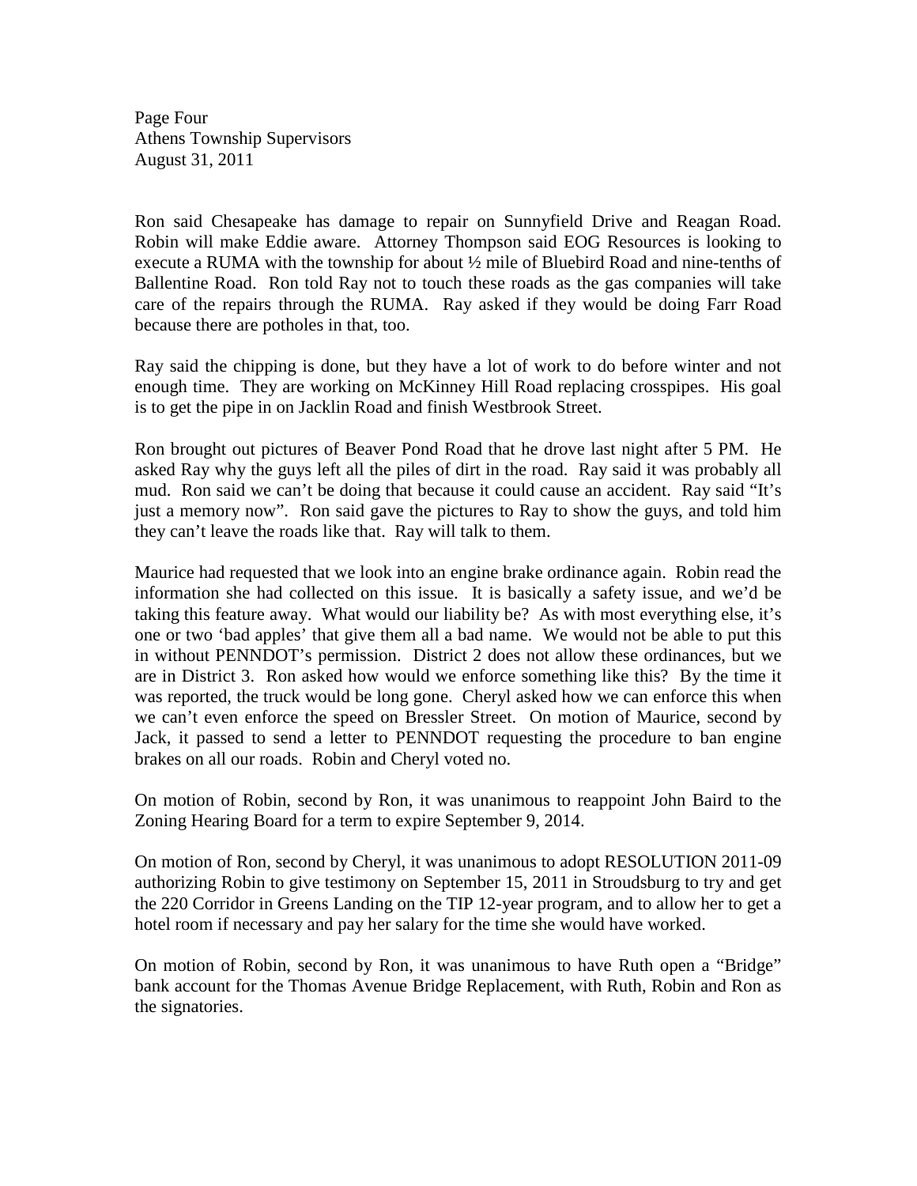Page Four
Athens Township Supervisors
August 31, 2011

Ron said Chesapeake has damage to repair on Sunnyfield Drive and Reagan Road. Robin will make Eddie aware. Attorney Thompson said EOG Resources is looking to execute a RUMA with the township for about ½ mile of Bluebird Road and nine-tenths of Ballentine Road. Ron told Ray not to touch these roads as the gas companies will take care of the repairs through the RUMA. Ray asked if they would be doing Farr Road because there are potholes in that, too.

Ray said the chipping is done, but they have a lot of work to do before winter and not enough time. They are working on McKinney Hill Road replacing crosspipes. His goal is to get the pipe in on Jacklin Road and finish Westbrook Street.

Ron brought out pictures of Beaver Pond Road that he drove last night after 5 PM. He asked Ray why the guys left all the piles of dirt in the road. Ray said it was probably all mud. Ron said we can't be doing that because it could cause an accident. Ray said "It's just a memory now". Ron said gave the pictures to Ray to show the guys, and told him they can't leave the roads like that. Ray will talk to them.

Maurice had requested that we look into an engine brake ordinance again. Robin read the information she had collected on this issue. It is basically a safety issue, and we'd be taking this feature away. What would our liability be? As with most everything else, it's one or two 'bad apples' that give them all a bad name. We would not be able to put this in without PENNDOT's permission. District 2 does not allow these ordinances, but we are in District 3. Ron asked how would we enforce something like this? By the time it was reported, the truck would be long gone. Cheryl asked how we can enforce this when we can't even enforce the speed on Bressler Street. On motion of Maurice, second by Jack, it passed to send a letter to PENNDOT requesting the procedure to ban engine brakes on all our roads. Robin and Cheryl voted no.

On motion of Robin, second by Ron, it was unanimous to reappoint John Baird to the Zoning Hearing Board for a term to expire September 9, 2014.

On motion of Ron, second by Cheryl, it was unanimous to adopt RESOLUTION 2011-09 authorizing Robin to give testimony on September 15, 2011 in Stroudsburg to try and get the 220 Corridor in Greens Landing on the TIP 12-year program, and to allow her to get a hotel room if necessary and pay her salary for the time she would have worked.

On motion of Robin, second by Ron, it was unanimous to have Ruth open a "Bridge" bank account for the Thomas Avenue Bridge Replacement, with Ruth, Robin and Ron as the signatories.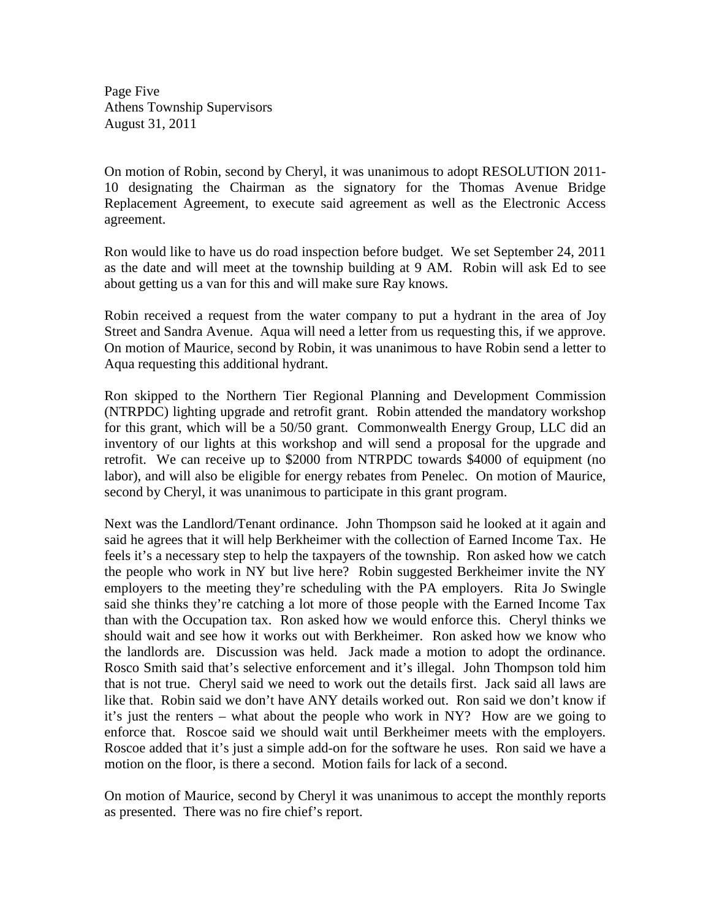On motion of Robin, second by Cheryl, it was unanimous to adopt RESOLUTION 2011-10 designating the Chairman as the signatory for the Thomas Avenue Bridge Replacement Agreement, to execute said agreement as well as the Electronic Access agreement.

Ron would like to have us do road inspection before budget. We set September 24, 2011 as the date and will meet at the township building at 9 AM. Robin will ask Ed to see about getting us a van for this and will make sure Ray knows.

Robin received a request from the water company to put a hydrant in the area of Joy Street and Sandra Avenue. Aqua will need a letter from us requesting this, if we approve. On motion of Maurice, second by Robin, it was unanimous to have Robin send a letter to Aqua requesting this additional hydrant.

Ron skipped to the Northern Tier Regional Planning and Development Commission (NTRPDC) lighting upgrade and retrofit grant. Robin attended the mandatory workshop for this grant, which will be a 50/50 grant. Commonwealth Energy Group, LLC did an inventory of our lights at this workshop and will send a proposal for the upgrade and retrofit. We can receive up to $2000 from NTRPDC towards $4000 of equipment (no labor), and will also be eligible for energy rebates from Penelec. On motion of Maurice, second by Cheryl, it was unanimous to participate in this grant program.

Next was the Landlord/Tenant ordinance. John Thompson said he looked at it again and said he agrees that it will help Berkheimer with the collection of Earned Income Tax. He feels it's a necessary step to help the taxpayers of the township. Ron asked how we catch the people who work in NY but live here? Robin suggested Berkheimer invite the NY employers to the meeting they're scheduling with the PA employers. Rita Jo Swingle said she thinks they're catching a lot more of those people with the Earned Income Tax than with the Occupation tax. Ron asked how we would enforce this. Cheryl thinks we should wait and see how it works out with Berkheimer. Ron asked how we know who the landlords are. Discussion was held. Jack made a motion to adopt the ordinance. Rosco Smith said that's selective enforcement and it's illegal. John Thompson told him that is not true. Cheryl said we need to work out the details first. Jack said all laws are like that. Robin said we don't have ANY details worked out. Ron said we don't know if it's just the renters – what about the people who work in NY? How are we going to enforce that. Roscoe said we should wait until Berkheimer meets with the employers. Roscoe added that it's just a simple add-on for the software he uses. Ron said we have a motion on the floor, is there a second. Motion fails for lack of a second.

On motion of Maurice, second by Cheryl it was unanimous to accept the monthly reports as presented. There was no fire chief's report.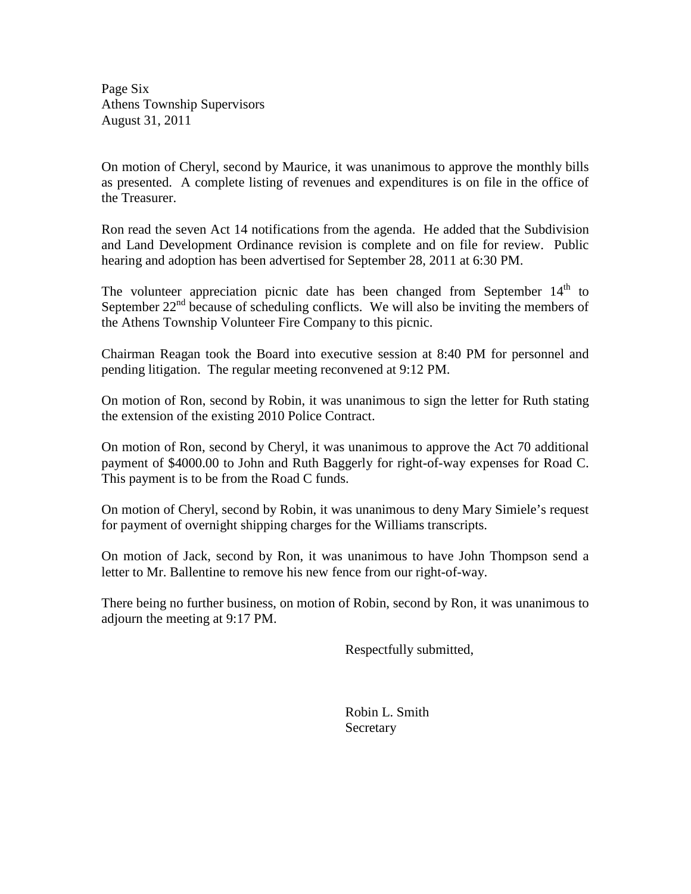On motion of Cheryl, second by Maurice, it was unanimous to approve the monthly bills as presented. A complete listing of revenues and expenditures is on file in the office of the Treasurer.

Ron read the seven Act 14 notifications from the agenda. He added that the Subdivision and Land Development Ordinance revision is complete and on file for review. Public hearing and adoption has been advertised for September 28, 2011 at 6:30 PM.

The volunteer appreciation picnic date has been changed from September 14th to September 22nd because of scheduling conflicts. We will also be inviting the members of the Athens Township Volunteer Fire Company to this picnic.

Chairman Reagan took the Board into executive session at 8:40 PM for personnel and pending litigation. The regular meeting reconvened at 9:12 PM.

On motion of Ron, second by Robin, it was unanimous to sign the letter for Ruth stating the extension of the existing 2010 Police Contract.

On motion of Ron, second by Cheryl, it was unanimous to approve the Act 70 additional payment of $4000.00 to John and Ruth Baggerly for right-of-way expenses for Road C. This payment is to be from the Road C funds.

On motion of Cheryl, second by Robin, it was unanimous to deny Mary Simiele's request for payment of overnight shipping charges for the Williams transcripts.

On motion of Jack, second by Ron, it was unanimous to have John Thompson send a letter to Mr. Ballentine to remove his new fence from our right-of-way.

There being no further business, on motion of Robin, second by Ron, it was unanimous to adjourn the meeting at 9:17 PM.

Respectfully submitted,

Robin L. Smith
Secretary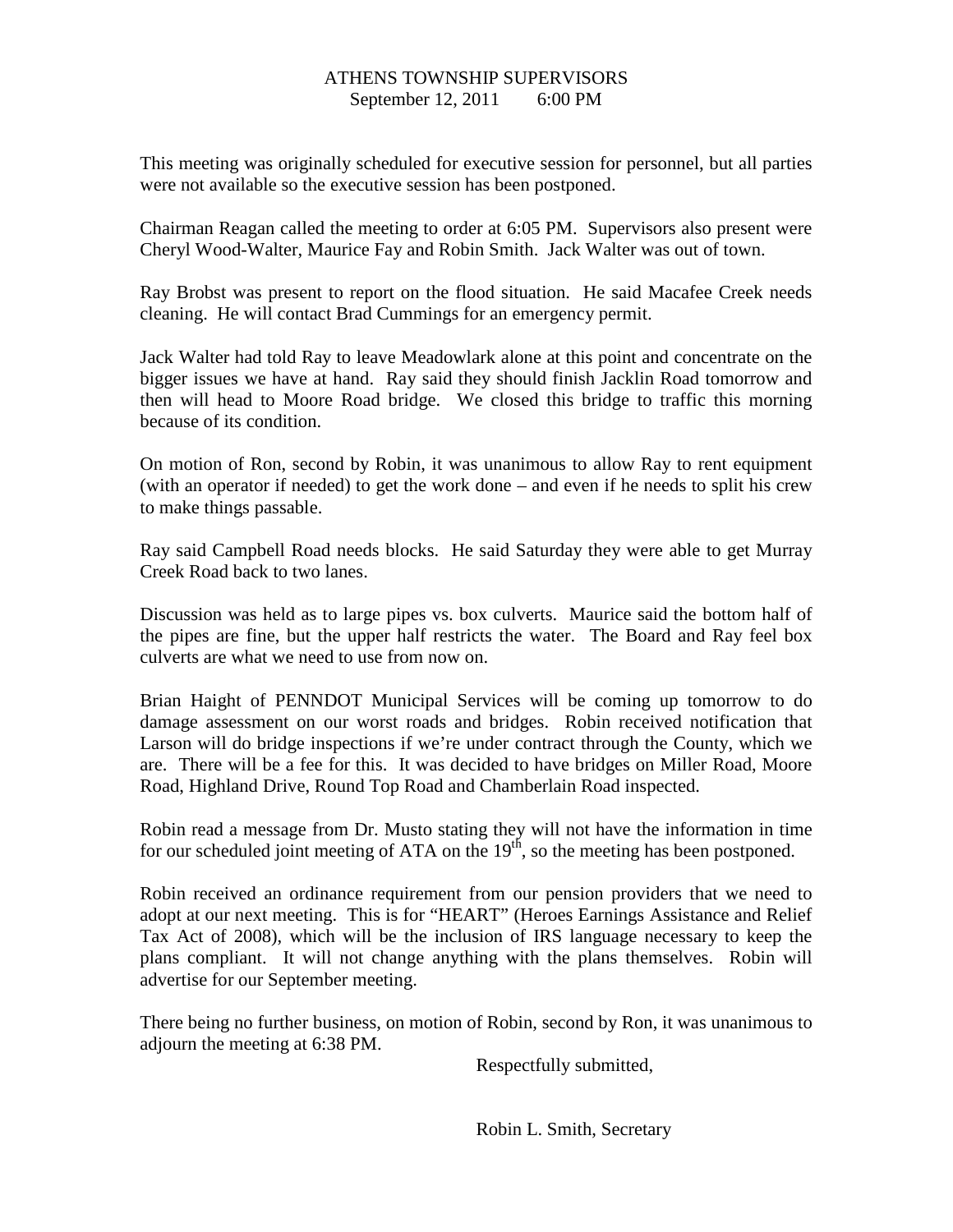ATHENS TOWNSHIP SUPERVISORS
September 12, 2011 6:00 PM

This meeting was originally scheduled for executive session for personnel, but all parties were not available so the executive session has been postponed.

Chairman Reagan called the meeting to order at 6:05 PM. Supervisors also present were Cheryl Wood-Walter, Maurice Fay and Robin Smith. Jack Walter was out of town.

Ray Brobst was present to report on the flood situation. He said Macafee Creek needs cleaning. He will contact Brad Cummings for an emergency permit.

Jack Walter had told Ray to leave Meadowlark alone at this point and concentrate on the bigger issues we have at hand. Ray said they should finish Jacklin Road tomorrow and then will head to Moore Road bridge. We closed this bridge to traffic this morning because of its condition.

On motion of Ron, second by Robin, it was unanimous to allow Ray to rent equipment (with an operator if needed) to get the work done – and even if he needs to split his crew to make things passable.

Ray said Campbell Road needs blocks. He said Saturday they were able to get Murray Creek Road back to two lanes.

Discussion was held as to large pipes vs. box culverts. Maurice said the bottom half of the pipes are fine, but the upper half restricts the water. The Board and Ray feel box culverts are what we need to use from now on.

Brian Haight of PENNDOT Municipal Services will be coming up tomorrow to do damage assessment on our worst roads and bridges. Robin received notification that Larson will do bridge inspections if we're under contract through the County, which we are. There will be a fee for this. It was decided to have bridges on Miller Road, Moore Road, Highland Drive, Round Top Road and Chamberlain Road inspected.

Robin read a message from Dr. Musto stating they will not have the information in time for our scheduled joint meeting of ATA on the 19th, so the meeting has been postponed.

Robin received an ordinance requirement from our pension providers that we need to adopt at our next meeting. This is for "HEART" (Heroes Earnings Assistance and Relief Tax Act of 2008), which will be the inclusion of IRS language necessary to keep the plans compliant. It will not change anything with the plans themselves. Robin will advertise for our September meeting.

There being no further business, on motion of Robin, second by Ron, it was unanimous to adjourn the meeting at 6:38 PM.

Respectfully submitted,

Robin L. Smith, Secretary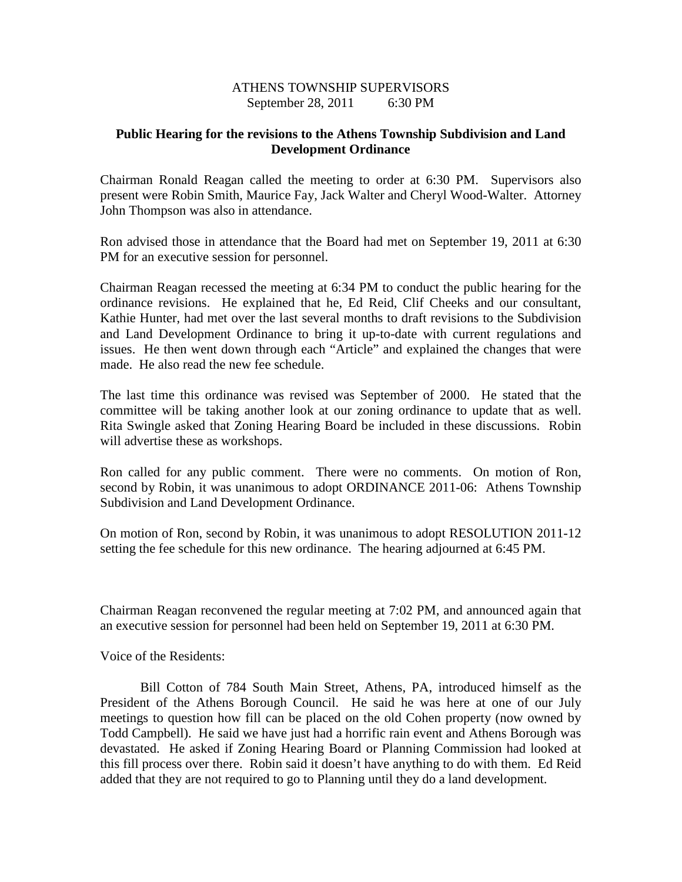ATHENS TOWNSHIP SUPERVISORS
September 28, 2011 6:30 PM

**Public Hearing for the revisions to the Athens Township Subdivision and Land Development Ordinance**

Chairman Ronald Reagan called the meeting to order at 6:30 PM. Supervisors also present were Robin Smith, Maurice Fay, Jack Walter and Cheryl Wood-Walter. Attorney John Thompson was also in attendance.

Ron advised those in attendance that the Board had met on September 19, 2011 at 6:30 PM for an executive session for personnel.

Chairman Reagan recessed the meeting at 6:34 PM to conduct the public hearing for the ordinance revisions. He explained that he, Ed Reid, Clif Cheeks and our consultant, Kathie Hunter, had met over the last several months to draft revisions to the Subdivision and Land Development Ordinance to bring it up-to-date with current regulations and issues. He then went down through each "Article" and explained the changes that were made. He also read the new fee schedule.

The last time this ordinance was revised was September of 2000. He stated that the committee will be taking another look at our zoning ordinance to update that as well. Rita Swingle asked that Zoning Hearing Board be included in these discussions. Robin will advertise these as workshops.

Ron called for any public comment. There were no comments. On motion of Ron, second by Robin, it was unanimous to adopt ORDINANCE 2011-06: Athens Township Subdivision and Land Development Ordinance.

On motion of Ron, second by Robin, it was unanimous to adopt RESOLUTION 2011-12 setting the fee schedule for this new ordinance. The hearing adjourned at 6:45 PM.

Chairman Reagan reconvened the regular meeting at 7:02 PM, and announced again that an executive session for personnel had been held on September 19, 2011 at 6:30 PM.

Voice of the Residents:

Bill Cotton of 784 South Main Street, Athens, PA, introduced himself as the President of the Athens Borough Council. He said he was here at one of our July meetings to question how fill can be placed on the old Cohen property (now owned by Todd Campbell). He said we have just had a horrific rain event and Athens Borough was devastated. He asked if Zoning Hearing Board or Planning Commission had looked at this fill process over there. Robin said it doesn't have anything to do with them. Ed Reid added that they are not required to go to Planning until they do a land development.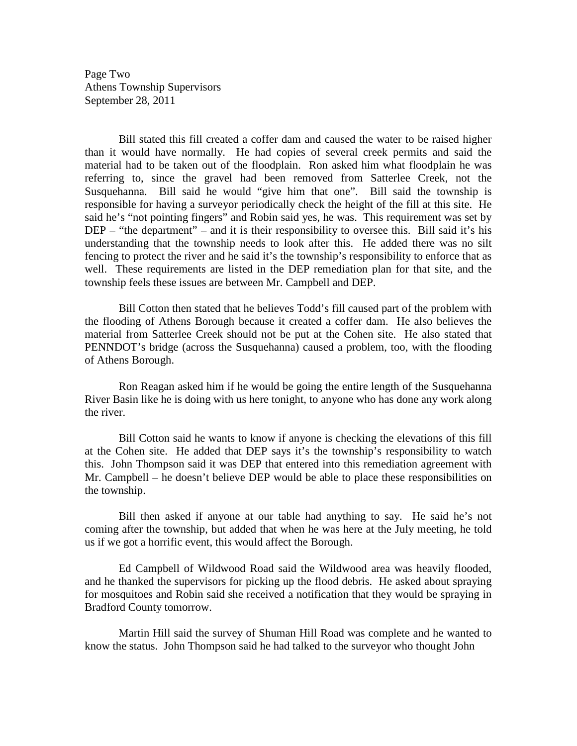Bill stated this fill created a coffer dam and caused the water to be raised higher than it would have normally. He had copies of several creek permits and said the material had to be taken out of the floodplain. Ron asked him what floodplain he was referring to, since the gravel had been removed from Satterlee Creek, not the Susquehanna. Bill said he would "give him that one". Bill said the township is responsible for having a surveyor periodically check the height of the fill at this site. He said he's "not pointing fingers" and Robin said yes, he was. This requirement was set by DEP – "the department" – and it is their responsibility to oversee this. Bill said it's his understanding that the township needs to look after this. He added there was no silt fencing to protect the river and he said it's the township's responsibility to enforce that as well. These requirements are listed in the DEP remediation plan for that site, and the township feels these issues are between Mr. Campbell and DEP.

Bill Cotton then stated that he believes Todd's fill caused part of the problem with the flooding of Athens Borough because it created a coffer dam. He also believes the material from Satterlee Creek should not be put at the Cohen site. He also stated that PENNDOT's bridge (across the Susquehanna) caused a problem, too, with the flooding of Athens Borough.

Ron Reagan asked him if he would be going the entire length of the Susquehanna River Basin like he is doing with us here tonight, to anyone who has done any work along the river.

Bill Cotton said he wants to know if anyone is checking the elevations of this fill at the Cohen site. He added that DEP says it's the township's responsibility to watch this. John Thompson said it was DEP that entered into this remediation agreement with Mr. Campbell – he doesn't believe DEP would be able to place these responsibilities on the township.

Bill then asked if anyone at our table had anything to say. He said he's not coming after the township, but added that when he was here at the July meeting, he told us if we got a horrific event, this would affect the Borough.

Ed Campbell of Wildwood Road said the Wildwood area was heavily flooded, and he thanked the supervisors for picking up the flood debris. He asked about spraying for mosquitoes and Robin said she received a notification that they would be spraying in Bradford County tomorrow.

Martin Hill said the survey of Shuman Hill Road was complete and he wanted to know the status. John Thompson said he had talked to the surveyor who thought John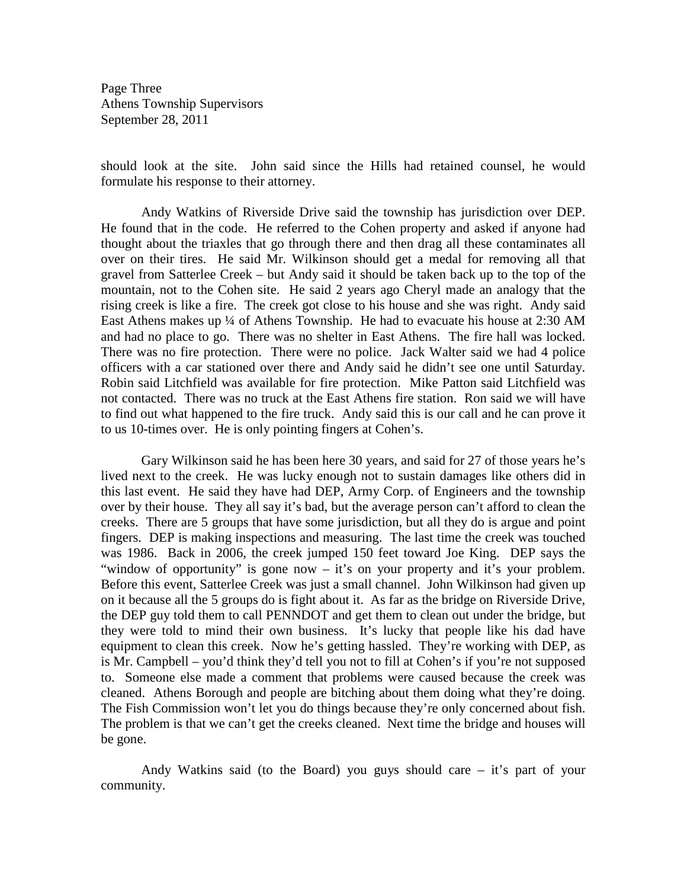should look at the site. John said since the Hills had retained counsel, he would formulate his response to their attorney.

Andy Watkins of Riverside Drive said the township has jurisdiction over DEP. He found that in the code. He referred to the Cohen property and asked if anyone had thought about the triaxles that go through there and then drag all these contaminates all over on their tires. He said Mr. Wilkinson should get a medal for removing all that gravel from Satterlee Creek – but Andy said it should be taken back up to the top of the mountain, not to the Cohen site. He said 2 years ago Cheryl made an analogy that the rising creek is like a fire. The creek got close to his house and she was right. Andy said East Athens makes up ¼ of Athens Township. He had to evacuate his house at 2:30 AM and had no place to go. There was no shelter in East Athens. The fire hall was locked. There was no fire protection. There were no police. Jack Walter said we had 4 police officers with a car stationed over there and Andy said he didn't see one until Saturday. Robin said Litchfield was available for fire protection. Mike Patton said Litchfield was not contacted. There was no truck at the East Athens fire station. Ron said we will have to find out what happened to the fire truck. Andy said this is our call and he can prove it to us 10-times over. He is only pointing fingers at Cohen's.

Gary Wilkinson said he has been here 30 years, and said for 27 of those years he's lived next to the creek. He was lucky enough not to sustain damages like others did in this last event. He said they have had DEP, Army Corp. of Engineers and the township over by their house. They all say it's bad, but the average person can't afford to clean the creeks. There are 5 groups that have some jurisdiction, but all they do is argue and point fingers. DEP is making inspections and measuring. The last time the creek was touched was 1986. Back in 2006, the creek jumped 150 feet toward Joe King. DEP says the "window of opportunity" is gone now – it's on your property and it's your problem. Before this event, Satterlee Creek was just a small channel. John Wilkinson had given up on it because all the 5 groups do is fight about it. As far as the bridge on Riverside Drive, the DEP guy told them to call PENNDOT and get them to clean out under the bridge, but they were told to mind their own business. It's lucky that people like his dad have equipment to clean this creek. Now he's getting hassled. They're working with DEP, as is Mr. Campbell – you'd think they'd tell you not to fill at Cohen's if you're not supposed to. Someone else made a comment that problems were caused because the creek was cleaned. Athens Borough and people are bitching about them doing what they're doing. The Fish Commission won't let you do things because they're only concerned about fish. The problem is that we can't get the creeks cleaned. Next time the bridge and houses will be gone.

Andy Watkins said (to the Board) you guys should care – it's part of your community.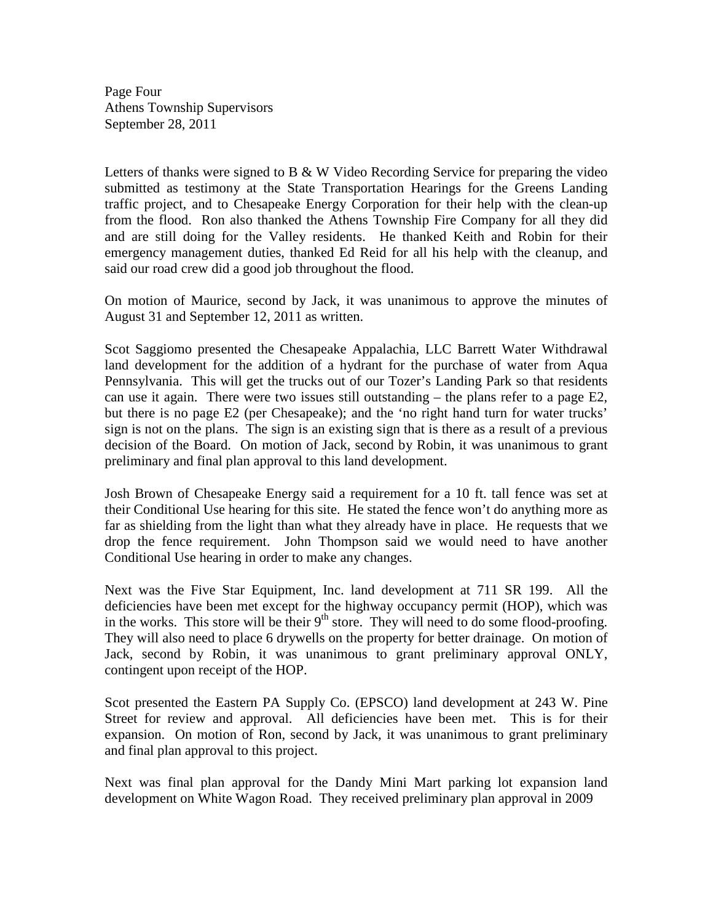Letters of thanks were signed to B & W Video Recording Service for preparing the video submitted as testimony at the State Transportation Hearings for the Greens Landing traffic project, and to Chesapeake Energy Corporation for their help with the clean-up from the flood. Ron also thanked the Athens Township Fire Company for all they did and are still doing for the Valley residents. He thanked Keith and Robin for their emergency management duties, thanked Ed Reid for all his help with the cleanup, and said our road crew did a good job throughout the flood.

On motion of Maurice, second by Jack, it was unanimous to approve the minutes of August 31 and September 12, 2011 as written.

Scot Saggiomo presented the Chesapeake Appalachia, LLC Barrett Water Withdrawal land development for the addition of a hydrant for the purchase of water from Aqua Pennsylvania. This will get the trucks out of our Tozer's Landing Park so that residents can use it again. There were two issues still outstanding – the plans refer to a page E2, but there is no page E2 (per Chesapeake); and the 'no right hand turn for water trucks' sign is not on the plans. The sign is an existing sign that is there as a result of a previous decision of the Board. On motion of Jack, second by Robin, it was unanimous to grant preliminary and final plan approval to this land development.

Josh Brown of Chesapeake Energy said a requirement for a 10 ft. tall fence was set at their Conditional Use hearing for this site. He stated the fence won't do anything more as far as shielding from the light than what they already have in place. He requests that we drop the fence requirement. John Thompson said we would need to have another Conditional Use hearing in order to make any changes.

Next was the Five Star Equipment, Inc. land development at 711 SR 199. All the deficiencies have been met except for the highway occupancy permit (HOP), which was in the works. This store will be their 9th store. They will need to do some flood-proofing. They will also need to place 6 drywells on the property for better drainage. On motion of Jack, second by Robin, it was unanimous to grant preliminary approval ONLY, contingent upon receipt of the HOP.

Scot presented the Eastern PA Supply Co. (EPSCO) land development at 243 W. Pine Street for review and approval. All deficiencies have been met. This is for their expansion. On motion of Ron, second by Jack, it was unanimous to grant preliminary and final plan approval to this project.

Next was final plan approval for the Dandy Mini Mart parking lot expansion land development on White Wagon Road. They received preliminary plan approval in 2009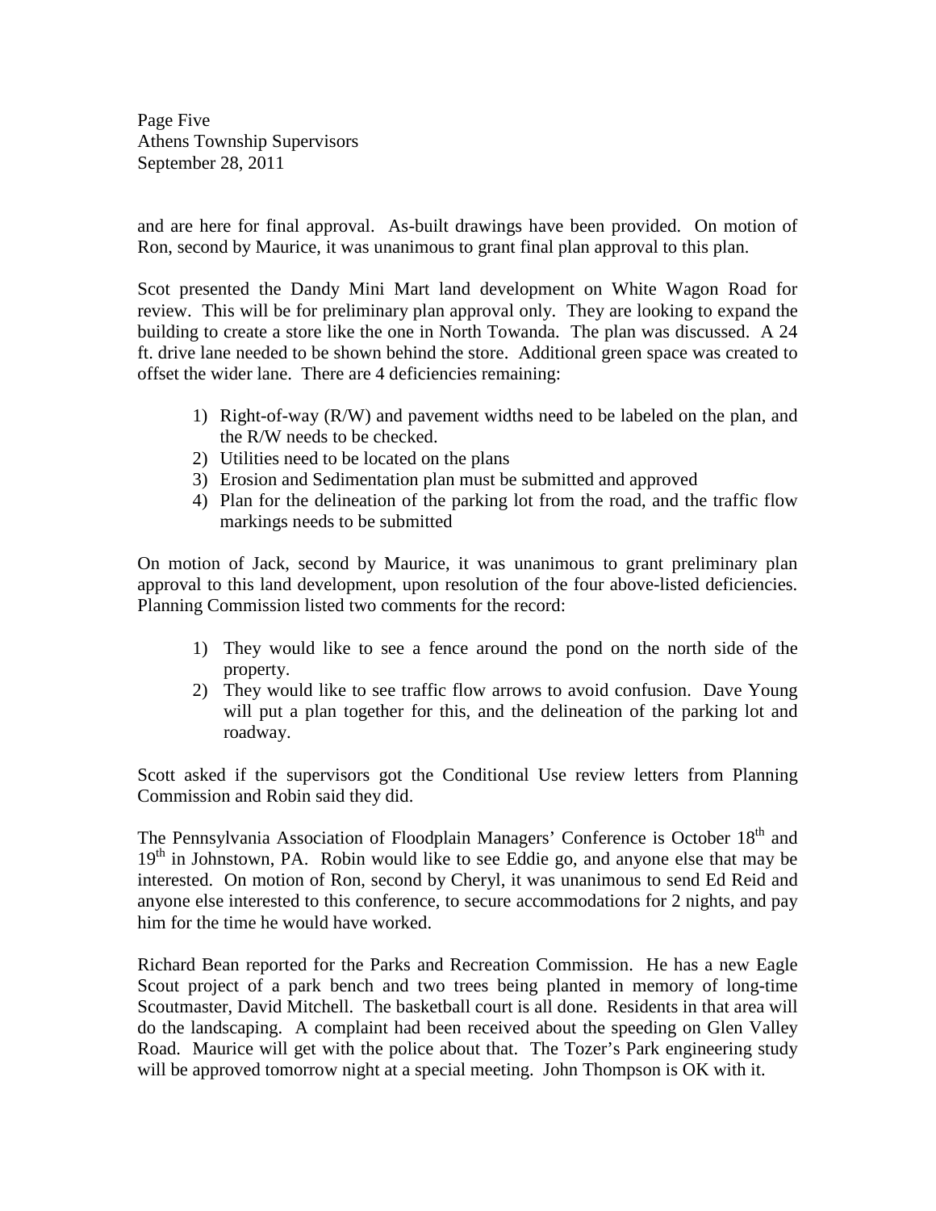and are here for final approval. As-built drawings have been provided. On motion of Ron, second by Maurice, it was unanimous to grant final plan approval to this plan.

Scot presented the Dandy Mini Mart land development on White Wagon Road for review. This will be for preliminary plan approval only. They are looking to expand the building to create a store like the one in North Towanda. The plan was discussed. A 24 ft. drive lane needed to be shown behind the store. Additional green space was created to offset the wider lane. There are 4 deficiencies remaining:

1) Right-of-way (R/W) and pavement widths need to be labeled on the plan, and the R/W needs to be checked.
2) Utilities need to be located on the plans
3) Erosion and Sedimentation plan must be submitted and approved
4) Plan for the delineation of the parking lot from the road, and the traffic flow markings needs to be submitted

On motion of Jack, second by Maurice, it was unanimous to grant preliminary plan approval to this land development, upon resolution of the four above-listed deficiencies. Planning Commission listed two comments for the record:

1) They would like to see a fence around the pond on the north side of the property.
2) They would like to see traffic flow arrows to avoid confusion. Dave Young will put a plan together for this, and the delineation of the parking lot and roadway.

Scott asked if the supervisors got the Conditional Use review letters from Planning Commission and Robin said they did.

The Pennsylvania Association of Floodplain Managers' Conference is October 18th and 19th in Johnstown, PA. Robin would like to see Eddie go, and anyone else that may be interested. On motion of Ron, second by Cheryl, it was unanimous to send Ed Reid and anyone else interested to this conference, to secure accommodations for 2 nights, and pay him for the time he would have worked.

Richard Bean reported for the Parks and Recreation Commission. He has a new Eagle Scout project of a park bench and two trees being planted in memory of long-time Scoutmaster, David Mitchell. The basketball court is all done. Residents in that area will do the landscaping. A complaint had been received about the speeding on Glen Valley Road. Maurice will get with the police about that. The Tozer's Park engineering study will be approved tomorrow night at a special meeting. John Thompson is OK with it.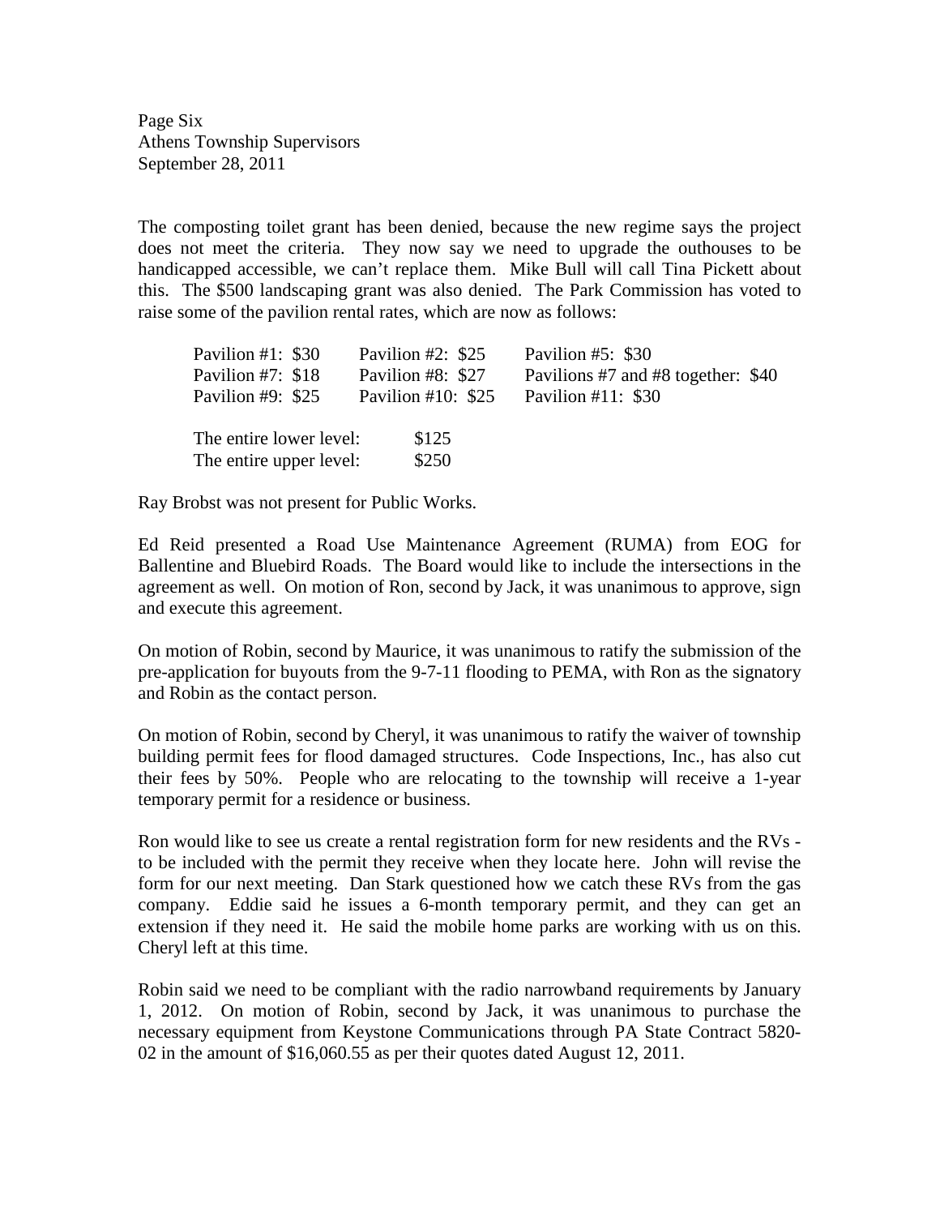The composting toilet grant has been denied, because the new regime says the project does not meet the criteria. They now say we need to upgrade the outhouses to be handicapped accessible, we can't replace them. Mike Bull will call Tina Pickett about this. The $500 landscaping grant was also denied. The Park Commission has voted to raise some of the pavilion rental rates, which are now as follows:

| | | |
|---|---|---|
| Pavilion #1: $30 | Pavilion #2: $25 | Pavilion #5: $30 |
| Pavilion #7: $18 | Pavilion #8: $27 | Pavilions #7 and #8 together: $40 |
| Pavilion #9: $25 | Pavilion #10: $25 | Pavilion #11: $30 |

| | |
|---|---|
| The entire lower level: | $125 |
| The entire upper level: | $250 |

Ray Brobst was not present for Public Works.

Ed Reid presented a Road Use Maintenance Agreement (RUMA) from EOG for Ballentine and Bluebird Roads. The Board would like to include the intersections in the agreement as well. On motion of Ron, second by Jack, it was unanimous to approve, sign and execute this agreement.

On motion of Robin, second by Maurice, it was unanimous to ratify the submission of the pre-application for buyouts from the 9-7-11 flooding to PEMA, with Ron as the signatory and Robin as the contact person.

On motion of Robin, second by Cheryl, it was unanimous to ratify the waiver of township building permit fees for flood damaged structures. Code Inspections, Inc., has also cut their fees by 50%. People who are relocating to the township will receive a 1-year temporary permit for a residence or business.

Ron would like to see us create a rental registration form for new residents and the RVs - to be included with the permit they receive when they locate here. John will revise the form for our next meeting. Dan Stark questioned how we catch these RVs from the gas company. Eddie said he issues a 6-month temporary permit, and they can get an extension if they need it. He said the mobile home parks are working with us on this. Cheryl left at this time.

Robin said we need to be compliant with the radio narrowband requirements by January 1, 2012. On motion of Robin, second by Jack, it was unanimous to purchase the necessary equipment from Keystone Communications through PA State Contract 5820-02 in the amount of $16,060.55 as per their quotes dated August 12, 2011.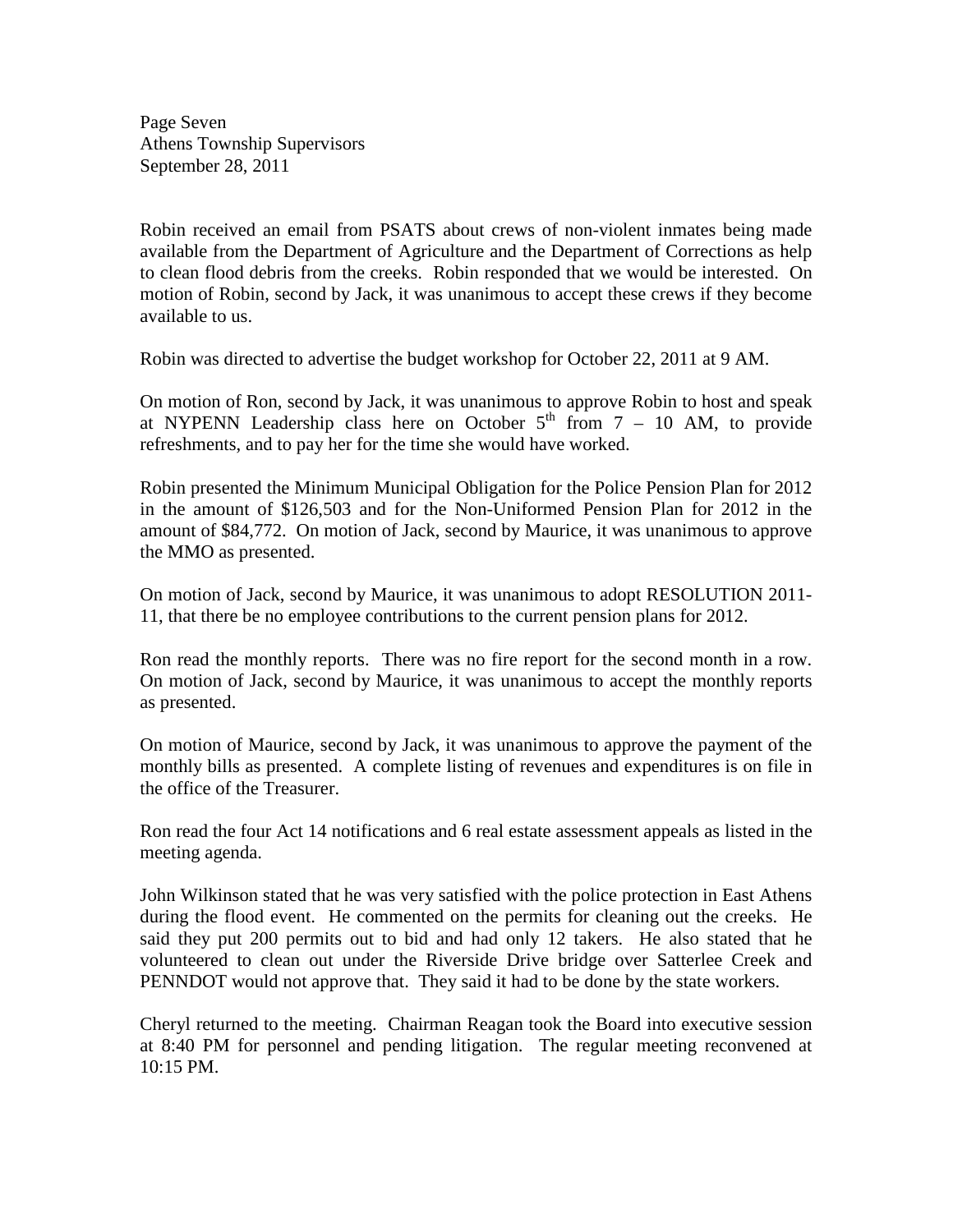Page Seven
Athens Township Supervisors
September 28, 2011

Robin received an email from PSATS about crews of non-violent inmates being made available from the Department of Agriculture and the Department of Corrections as help to clean flood debris from the creeks. Robin responded that we would be interested. On motion of Robin, second by Jack, it was unanimous to accept these crews if they become available to us.

Robin was directed to advertise the budget workshop for October 22, 2011 at 9 AM.

On motion of Ron, second by Jack, it was unanimous to approve Robin to host and speak at NYPENN Leadership class here on October 5th from 7 – 10 AM, to provide refreshments, and to pay her for the time she would have worked.

Robin presented the Minimum Municipal Obligation for the Police Pension Plan for 2012 in the amount of $126,503 and for the Non-Uniformed Pension Plan for 2012 in the amount of $84,772. On motion of Jack, second by Maurice, it was unanimous to approve the MMO as presented.

On motion of Jack, second by Maurice, it was unanimous to adopt RESOLUTION 2011-11, that there be no employee contributions to the current pension plans for 2012.

Ron read the monthly reports. There was no fire report for the second month in a row. On motion of Jack, second by Maurice, it was unanimous to accept the monthly reports as presented.

On motion of Maurice, second by Jack, it was unanimous to approve the payment of the monthly bills as presented. A complete listing of revenues and expenditures is on file in the office of the Treasurer.

Ron read the four Act 14 notifications and 6 real estate assessment appeals as listed in the meeting agenda.

John Wilkinson stated that he was very satisfied with the police protection in East Athens during the flood event. He commented on the permits for cleaning out the creeks. He said they put 200 permits out to bid and had only 12 takers. He also stated that he volunteered to clean out under the Riverside Drive bridge over Satterlee Creek and PENNDOT would not approve that. They said it had to be done by the state workers.

Cheryl returned to the meeting. Chairman Reagan took the Board into executive session at 8:40 PM for personnel and pending litigation. The regular meeting reconvened at 10:15 PM.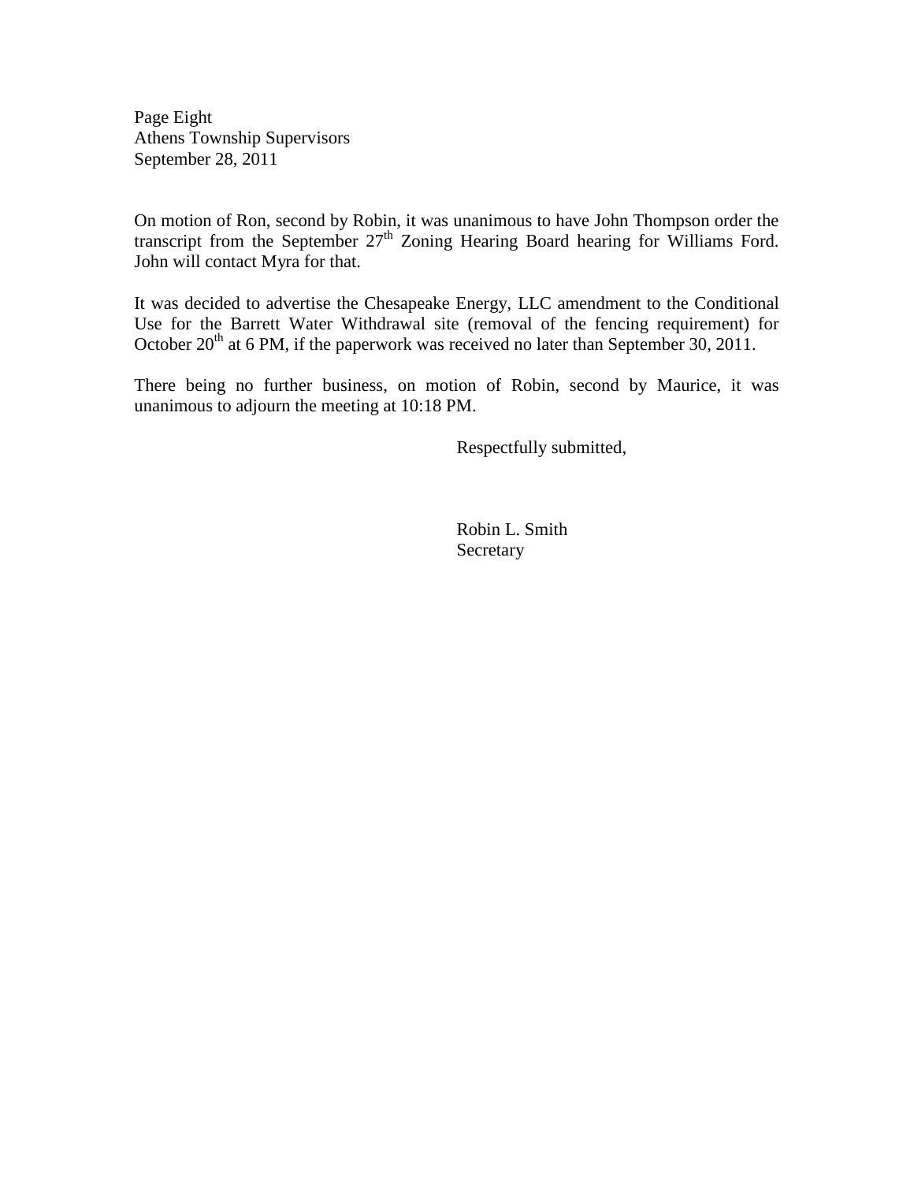On motion of Ron, second by Robin, it was unanimous to have John Thompson order the transcript from the September 27th Zoning Hearing Board hearing for Williams Ford. John will contact Myra for that.

It was decided to advertise the Chesapeake Energy, LLC amendment to the Conditional Use for the Barrett Water Withdrawal site (removal of the fencing requirement) for October 20th at 6 PM, if the paperwork was received no later than September 30, 2011.

There being no further business, on motion of Robin, second by Maurice, it was unanimous to adjourn the meeting at 10:18 PM.

Respectfully submitted,

Robin L. Smith
Secretary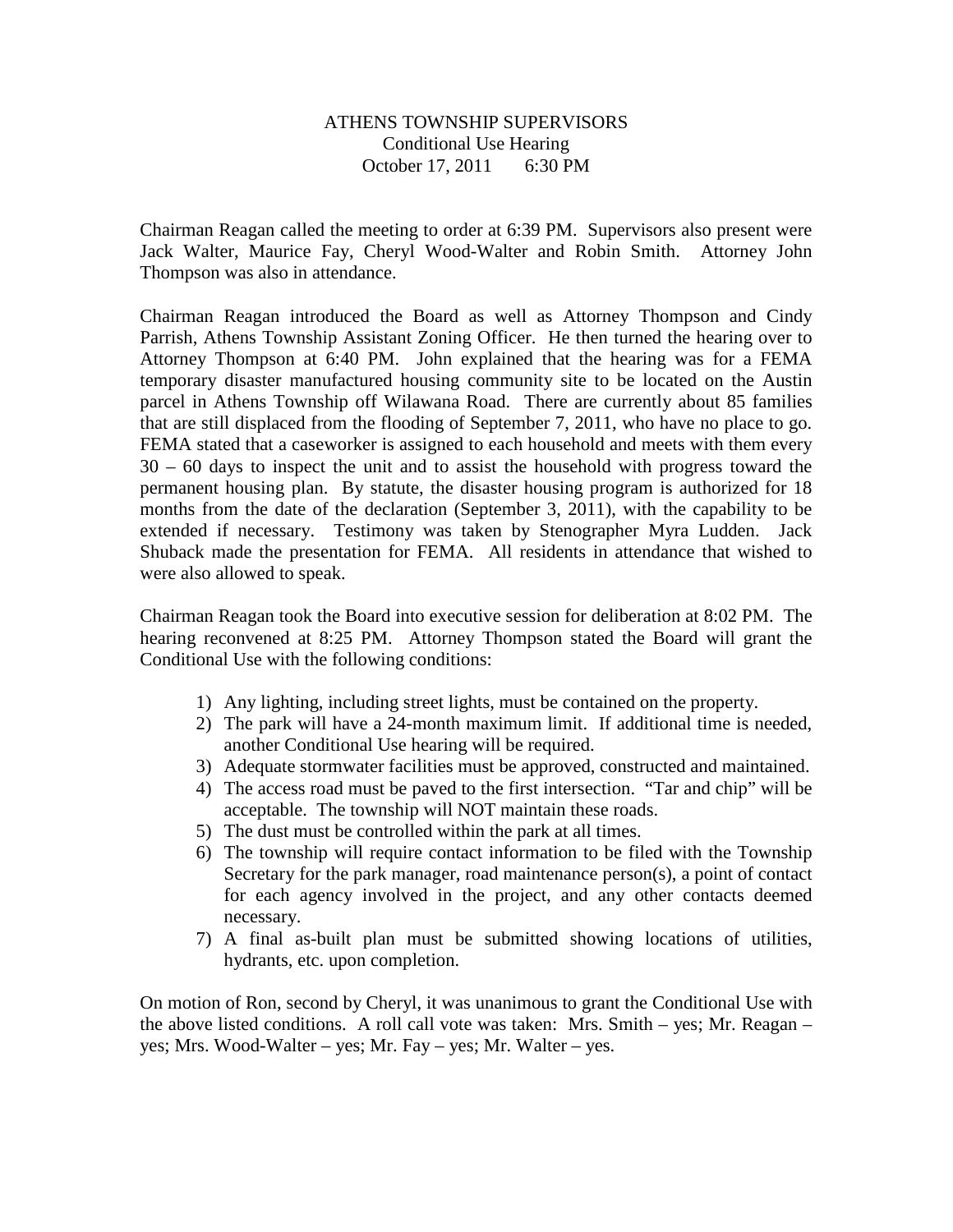# ATHENS TOWNSHIP SUPERVISORS
## Conditional Use Hearing
## October 17, 2011 6:30 PM

Chairman Reagan called the meeting to order at 6:39 PM. Supervisors also present were Jack Walter, Maurice Fay, Cheryl Wood-Walter and Robin Smith. Attorney John Thompson was also in attendance.

Chairman Reagan introduced the Board as well as Attorney Thompson and Cindy Parrish, Athens Township Assistant Zoning Officer. He then turned the hearing over to Attorney Thompson at 6:40 PM. John explained that the hearing was for a FEMA temporary disaster manufactured housing community site to be located on the Austin parcel in Athens Township off Wilawana Road. There are currently about 85 families that are still displaced from the flooding of September 7, 2011, who have no place to go. FEMA stated that a caseworker is assigned to each household and meets with them every 30 – 60 days to inspect the unit and to assist the household with progress toward the permanent housing plan. By statute, the disaster housing program is authorized for 18 months from the date of the declaration (September 3, 2011), with the capability to be extended if necessary. Testimony was taken by Stenographer Myra Ludden. Jack Shuback made the presentation for FEMA. All residents in attendance that wished to were also allowed to speak.

Chairman Reagan took the Board into executive session for deliberation at 8:02 PM. The hearing reconvened at 8:25 PM. Attorney Thompson stated the Board will grant the Conditional Use with the following conditions:

1) Any lighting, including street lights, must be contained on the property.
2) The park will have a 24-month maximum limit. If additional time is needed, another Conditional Use hearing will be required.
3) Adequate stormwater facilities must be approved, constructed and maintained.
4) The access road must be paved to the first intersection. "Tar and chip" will be acceptable. The township will NOT maintain these roads.
5) The dust must be controlled within the park at all times.
6) The township will require contact information to be filed with the Township Secretary for the park manager, road maintenance person(s), a point of contact for each agency involved in the project, and any other contacts deemed necessary.
7) A final as-built plan must be submitted showing locations of utilities, hydrants, etc. upon completion.

On motion of Ron, second by Cheryl, it was unanimous to grant the Conditional Use with the above listed conditions. A roll call vote was taken: Mrs. Smith – yes; Mr. Reagan – yes; Mrs. Wood-Walter – yes; Mr. Fay – yes; Mr. Walter – yes.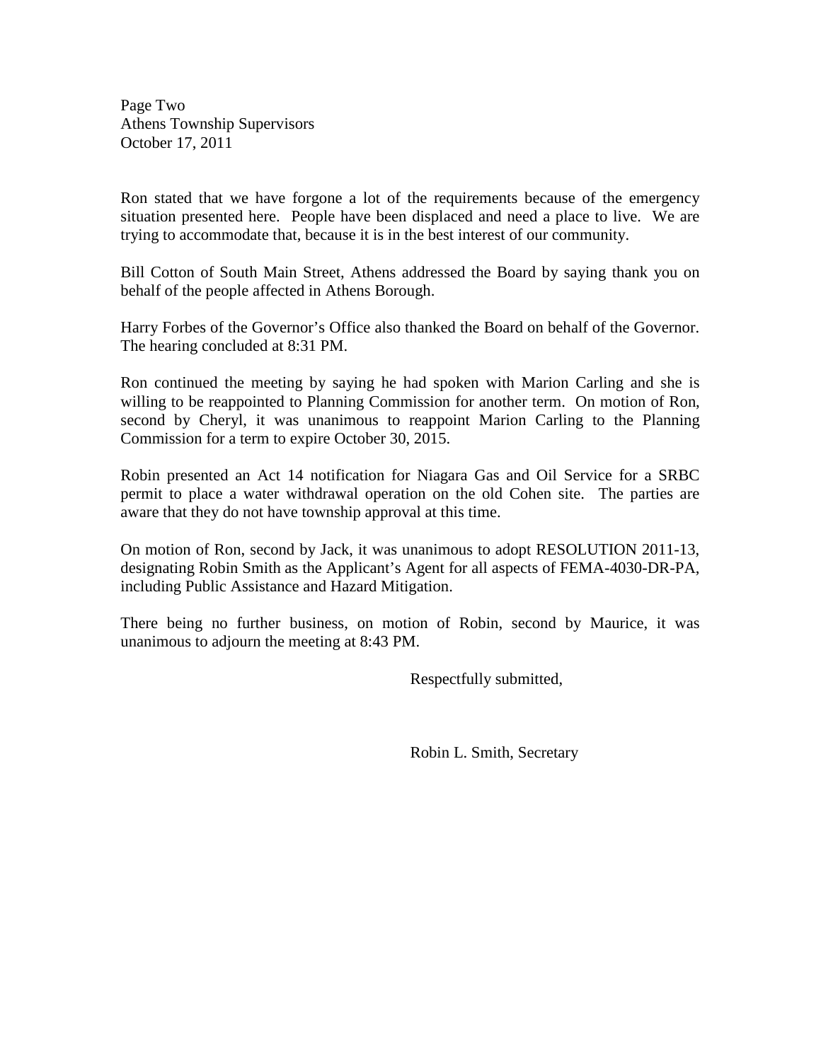Page Two
Athens Township Supervisors
October 17, 2011

Ron stated that we have forgone a lot of the requirements because of the emergency situation presented here. People have been displaced and need a place to live. We are trying to accommodate that, because it is in the best interest of our community.

Bill Cotton of South Main Street, Athens addressed the Board by saying thank you on behalf of the people affected in Athens Borough.

Harry Forbes of the Governor's Office also thanked the Board on behalf of the Governor. The hearing concluded at 8:31 PM.

Ron continued the meeting by saying he had spoken with Marion Carling and she is willing to be reappointed to Planning Commission for another term. On motion of Ron, second by Cheryl, it was unanimous to reappoint Marion Carling to the Planning Commission for a term to expire October 30, 2015.

Robin presented an Act 14 notification for Niagara Gas and Oil Service for a SRBC permit to place a water withdrawal operation on the old Cohen site. The parties are aware that they do not have township approval at this time.

On motion of Ron, second by Jack, it was unanimous to adopt RESOLUTION 2011-13, designating Robin Smith as the Applicant's Agent for all aspects of FEMA-4030-DR-PA, including Public Assistance and Hazard Mitigation.

There being no further business, on motion of Robin, second by Maurice, it was unanimous to adjourn the meeting at 8:43 PM.

Respectfully submitted,

Robin L. Smith, Secretary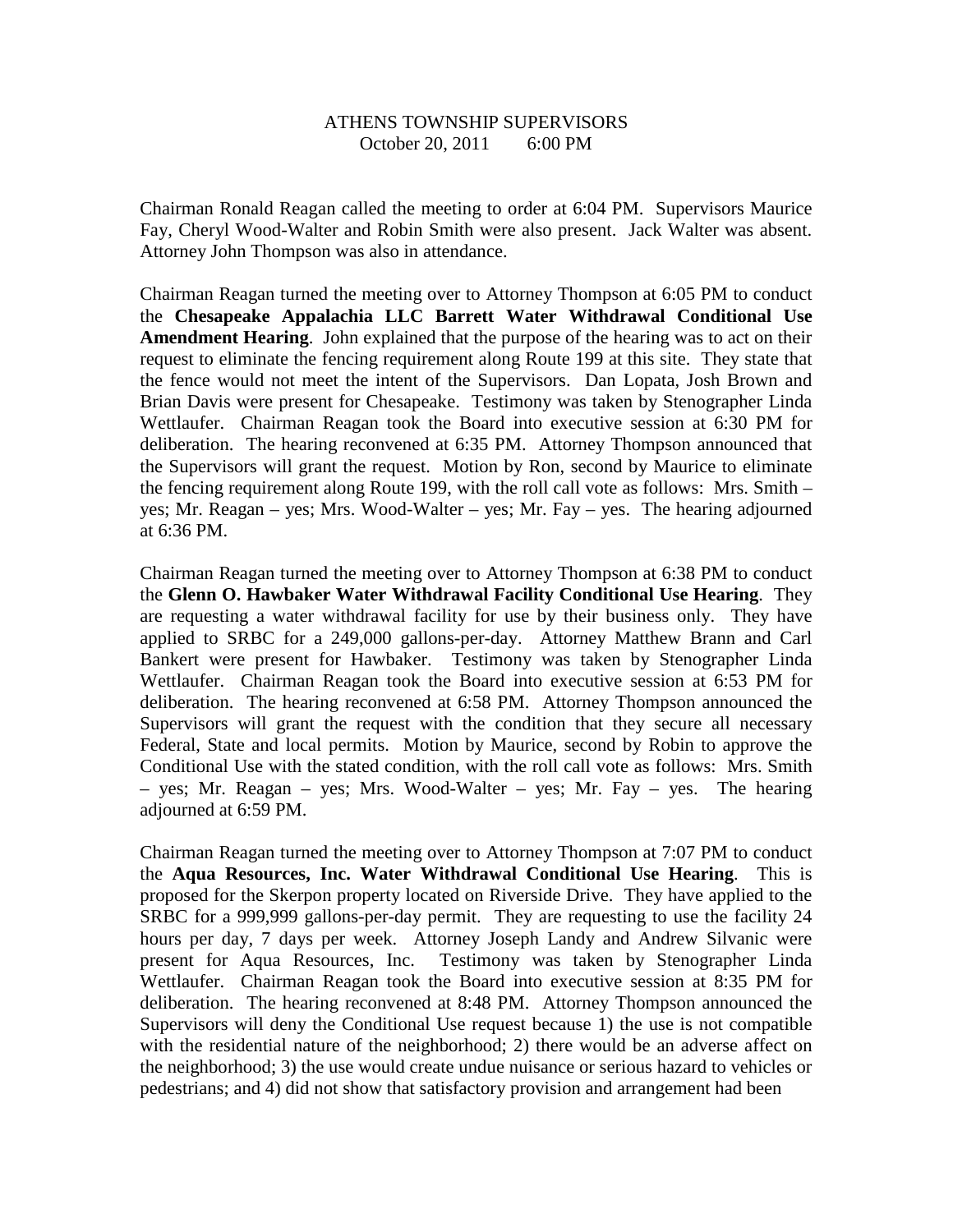ATHENS TOWNSHIP SUPERVISORS
October 20, 2011 6:00 PM

Chairman Ronald Reagan called the meeting to order at 6:04 PM. Supervisors Maurice Fay, Cheryl Wood-Walter and Robin Smith were also present. Jack Walter was absent. Attorney John Thompson was also in attendance.

Chairman Reagan turned the meeting over to Attorney Thompson at 6:05 PM to conduct the **Chesapeake Appalachia LLC Barrett Water Withdrawal Conditional Use Amendment Hearing**. John explained that the purpose of the hearing was to act on their request to eliminate the fencing requirement along Route 199 at this site. They state that the fence would not meet the intent of the Supervisors. Dan Lopata, Josh Brown and Brian Davis were present for Chesapeake. Testimony was taken by Stenographer Linda Wettlaufer. Chairman Reagan took the Board into executive session at 6:30 PM for deliberation. The hearing reconvened at 6:35 PM. Attorney Thompson announced that the Supervisors will grant the request. Motion by Ron, second by Maurice to eliminate the fencing requirement along Route 199, with the roll call vote as follows: Mrs. Smith – yes; Mr. Reagan – yes; Mrs. Wood-Walter – yes; Mr. Fay – yes. The hearing adjourned at 6:36 PM.

Chairman Reagan turned the meeting over to Attorney Thompson at 6:38 PM to conduct the **Glenn O. Hawbaker Water Withdrawal Facility Conditional Use Hearing**. They are requesting a water withdrawal facility for use by their business only. They have applied to SRBC for a 249,000 gallons-per-day. Attorney Matthew Brann and Carl Bankert were present for Hawbaker. Testimony was taken by Stenographer Linda Wettlaufer. Chairman Reagan took the Board into executive session at 6:53 PM for deliberation. The hearing reconvened at 6:58 PM. Attorney Thompson announced the Supervisors will grant the request with the condition that they secure all necessary Federal, State and local permits. Motion by Maurice, second by Robin to approve the Conditional Use with the stated condition, with the roll call vote as follows: Mrs. Smith – yes; Mr. Reagan – yes; Mrs. Wood-Walter – yes; Mr. Fay – yes. The hearing adjourned at 6:59 PM.

Chairman Reagan turned the meeting over to Attorney Thompson at 7:07 PM to conduct the **Aqua Resources, Inc. Water Withdrawal Conditional Use Hearing**. This is proposed for the Skerpon property located on Riverside Drive. They have applied to the SRBC for a 999,999 gallons-per-day permit. They are requesting to use the facility 24 hours per day, 7 days per week. Attorney Joseph Landy and Andrew Silvanic were present for Aqua Resources, Inc. Testimony was taken by Stenographer Linda Wettlaufer. Chairman Reagan took the Board into executive session at 8:35 PM for deliberation. The hearing reconvened at 8:48 PM. Attorney Thompson announced the Supervisors will deny the Conditional Use request because 1) the use is not compatible with the residential nature of the neighborhood; 2) there would be an adverse affect on the neighborhood; 3) the use would create undue nuisance or serious hazard to vehicles or pedestrians; and 4) did not show that satisfactory provision and arrangement had been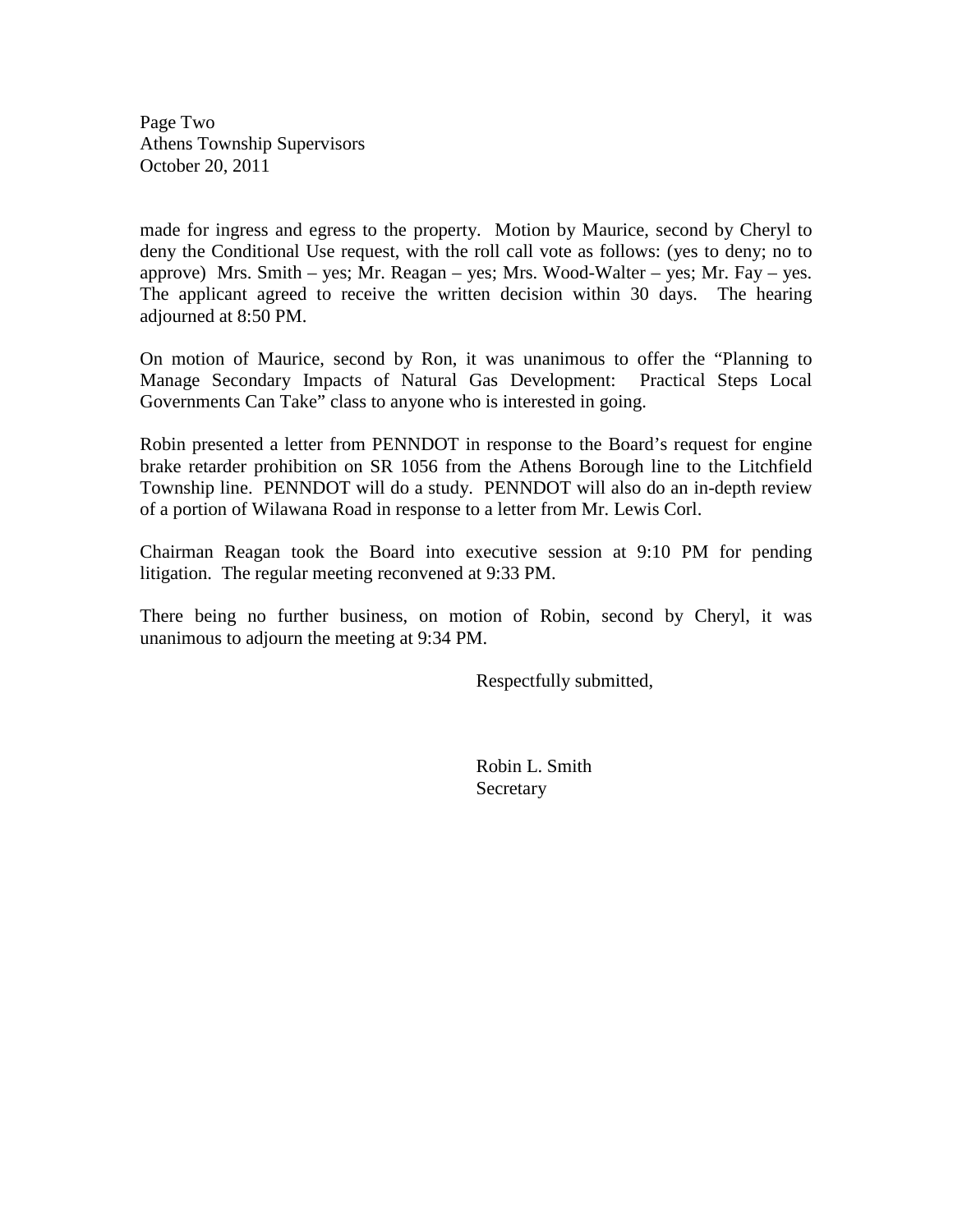made for ingress and egress to the property. Motion by Maurice, second by Cheryl to deny the Conditional Use request, with the roll call vote as follows: (yes to deny; no to approve) Mrs. Smith – yes; Mr. Reagan – yes; Mrs. Wood-Walter – yes; Mr. Fay – yes. The applicant agreed to receive the written decision within 30 days. The hearing adjourned at 8:50 PM.

On motion of Maurice, second by Ron, it was unanimous to offer the "Planning to Manage Secondary Impacts of Natural Gas Development: Practical Steps Local Governments Can Take" class to anyone who is interested in going.

Robin presented a letter from PENNDOT in response to the Board's request for engine brake retarder prohibition on SR 1056 from the Athens Borough line to the Litchfield Township line. PENNDOT will do a study. PENNDOT will also do an in-depth review of a portion of Wilawana Road in response to a letter from Mr. Lewis Corl.

Chairman Reagan took the Board into executive session at 9:10 PM for pending litigation. The regular meeting reconvened at 9:33 PM.

There being no further business, on motion of Robin, second by Cheryl, it was unanimous to adjourn the meeting at 9:34 PM.

Respectfully submitted,

Robin L. Smith
Secretary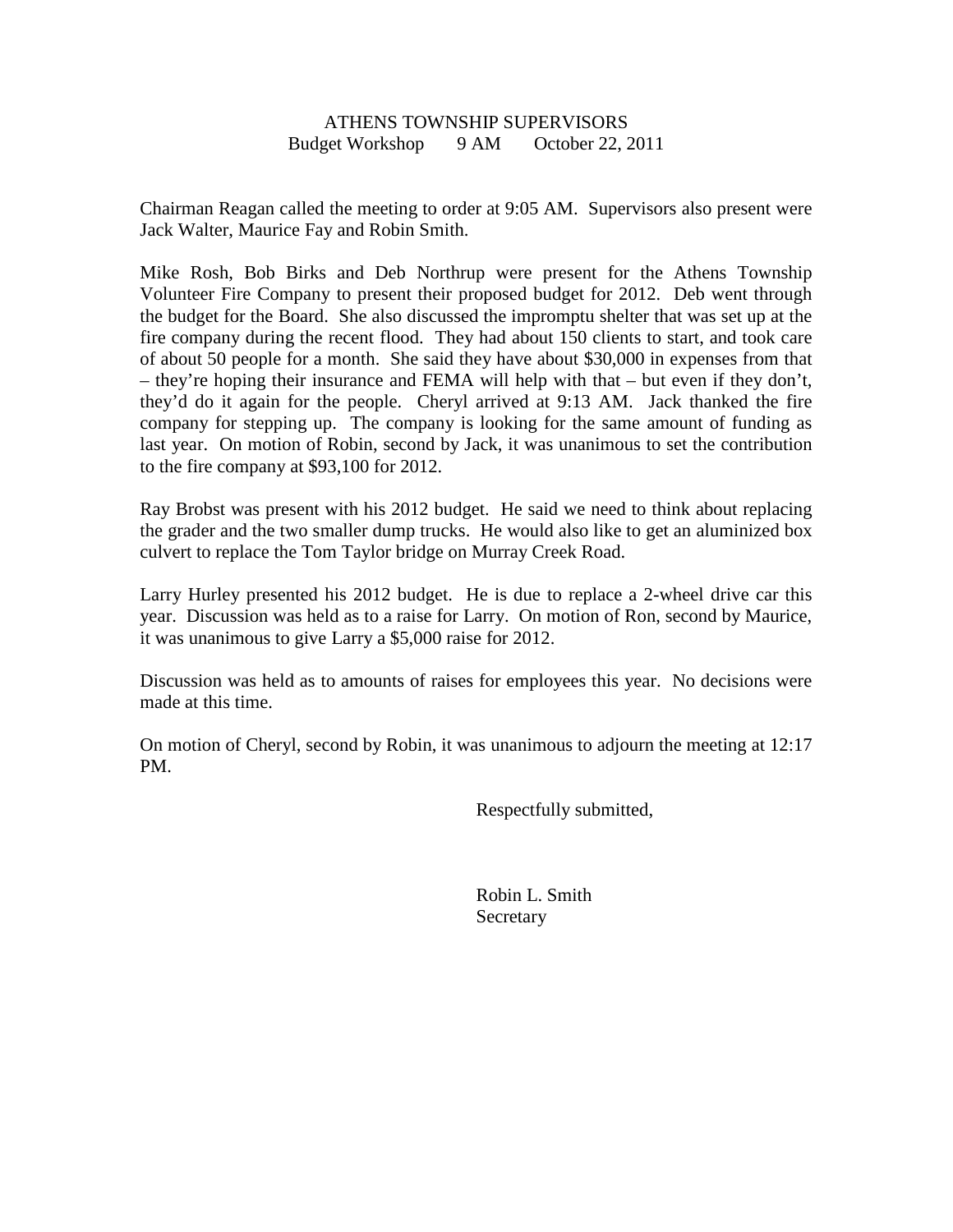ATHENS TOWNSHIP SUPERVISORS
Budget Workshop 9 AM October 22, 2011

Chairman Reagan called the meeting to order at 9:05 AM. Supervisors also present were Jack Walter, Maurice Fay and Robin Smith.

Mike Rosh, Bob Birks and Deb Northrup were present for the Athens Township Volunteer Fire Company to present their proposed budget for 2012. Deb went through the budget for the Board. She also discussed the impromptu shelter that was set up at the fire company during the recent flood. They had about 150 clients to start, and took care of about 50 people for a month. She said they have about $30,000 in expenses from that – they're hoping their insurance and FEMA will help with that – but even if they don't, they'd do it again for the people. Cheryl arrived at 9:13 AM. Jack thanked the fire company for stepping up. The company is looking for the same amount of funding as last year. On motion of Robin, second by Jack, it was unanimous to set the contribution to the fire company at $93,100 for 2012.

Ray Brobst was present with his 2012 budget. He said we need to think about replacing the grader and the two smaller dump trucks. He would also like to get an aluminized box culvert to replace the Tom Taylor bridge on Murray Creek Road.

Larry Hurley presented his 2012 budget. He is due to replace a 2-wheel drive car this year. Discussion was held as to a raise for Larry. On motion of Ron, second by Maurice, it was unanimous to give Larry a $5,000 raise for 2012.

Discussion was held as to amounts of raises for employees this year. No decisions were made at this time.

On motion of Cheryl, second by Robin, it was unanimous to adjourn the meeting at 12:17 PM.

Respectfully submitted,

Robin L. Smith
Secretary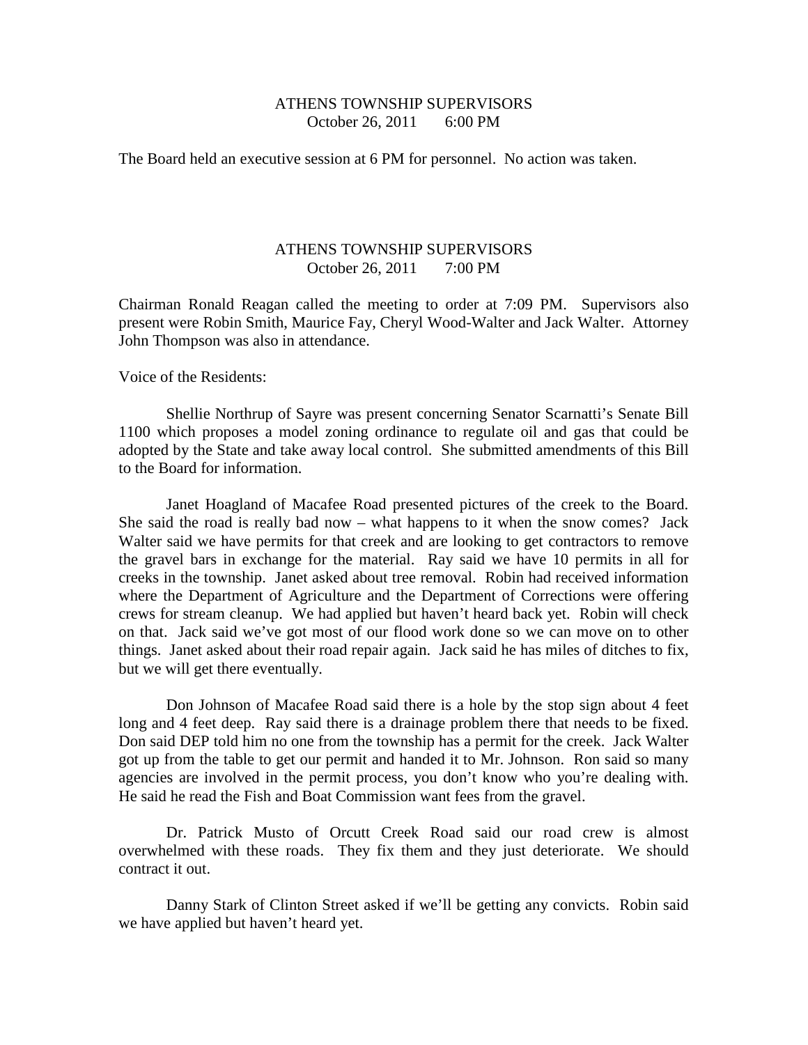ATHENS TOWNSHIP SUPERVISORS
October 26, 2011 6:00 PM

The Board held an executive session at 6 PM for personnel. No action was taken.

ATHENS TOWNSHIP SUPERVISORS
October 26, 2011 7:00 PM

Chairman Ronald Reagan called the meeting to order at 7:09 PM. Supervisors also present were Robin Smith, Maurice Fay, Cheryl Wood-Walter and Jack Walter. Attorney John Thompson was also in attendance.

Voice of the Residents:

Shellie Northrup of Sayre was present concerning Senator Scarnatti's Senate Bill 1100 which proposes a model zoning ordinance to regulate oil and gas that could be adopted by the State and take away local control. She submitted amendments of this Bill to the Board for information.

Janet Hoagland of Macafee Road presented pictures of the creek to the Board. She said the road is really bad now – what happens to it when the snow comes? Jack Walter said we have permits for that creek and are looking to get contractors to remove the gravel bars in exchange for the material. Ray said we have 10 permits in all for creeks in the township. Janet asked about tree removal. Robin had received information where the Department of Agriculture and the Department of Corrections were offering crews for stream cleanup. We had applied but haven't heard back yet. Robin will check on that. Jack said we've got most of our flood work done so we can move on to other things. Janet asked about their road repair again. Jack said he has miles of ditches to fix, but we will get there eventually.

Don Johnson of Macafee Road said there is a hole by the stop sign about 4 feet long and 4 feet deep. Ray said there is a drainage problem there that needs to be fixed. Don said DEP told him no one from the township has a permit for the creek. Jack Walter got up from the table to get our permit and handed it to Mr. Johnson. Ron said so many agencies are involved in the permit process, you don't know who you're dealing with. He said he read the Fish and Boat Commission want fees from the gravel.

Dr. Patrick Musto of Orcutt Creek Road said our road crew is almost overwhelmed with these roads. They fix them and they just deteriorate. We should contract it out.

Danny Stark of Clinton Street asked if we'll be getting any convicts. Robin said we have applied but haven't heard yet.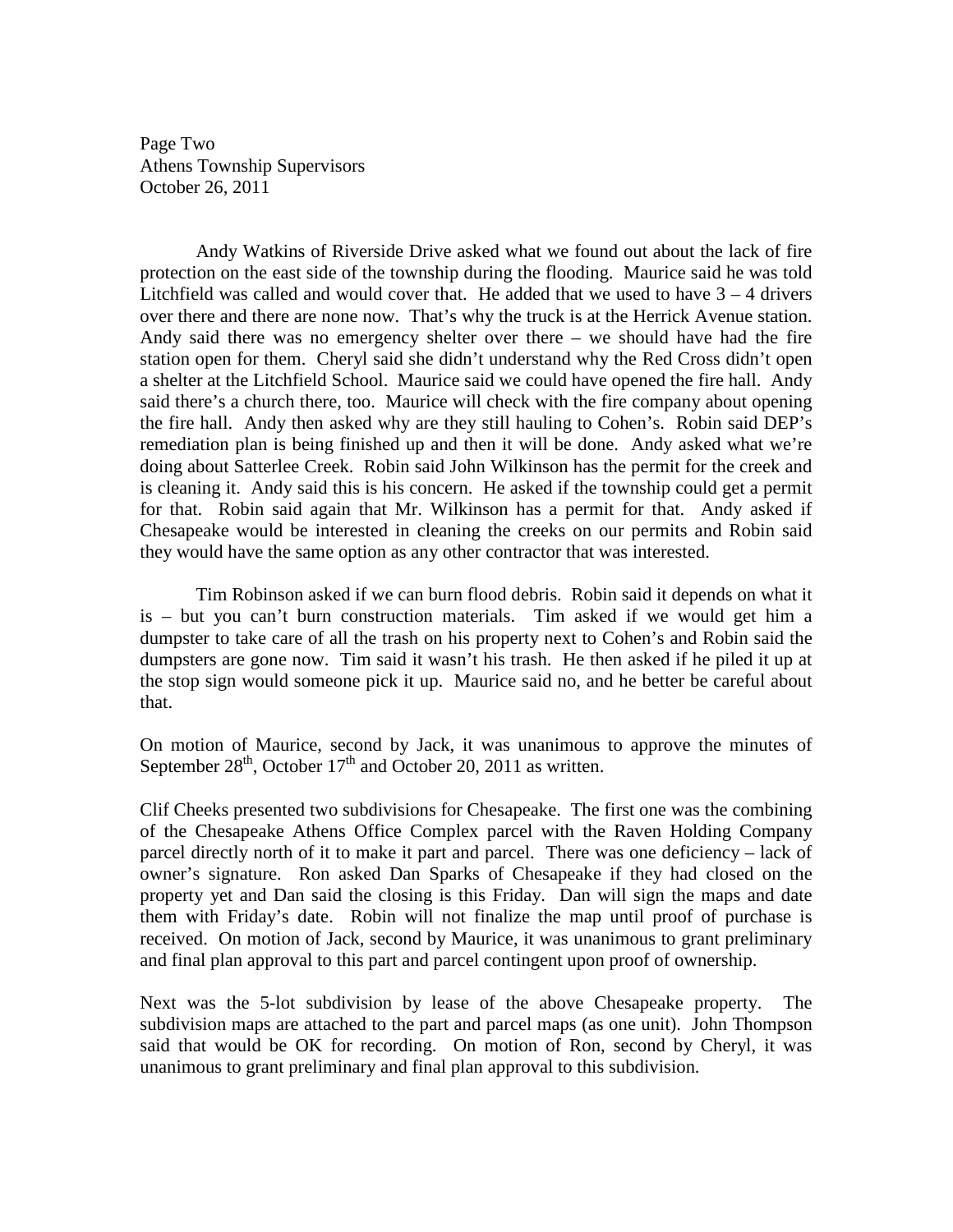Page Two
Athens Township Supervisors
October 26, 2011

Andy Watkins of Riverside Drive asked what we found out about the lack of fire protection on the east side of the township during the flooding. Maurice said he was told Litchfield was called and would cover that. He added that we used to have 3 – 4 drivers over there and there are none now. That's why the truck is at the Herrick Avenue station. Andy said there was no emergency shelter over there – we should have had the fire station open for them. Cheryl said she didn't understand why the Red Cross didn't open a shelter at the Litchfield School. Maurice said we could have opened the fire hall. Andy said there's a church there, too. Maurice will check with the fire company about opening the fire hall. Andy then asked why are they still hauling to Cohen's. Robin said DEP's remediation plan is being finished up and then it will be done. Andy asked what we're doing about Satterlee Creek. Robin said John Wilkinson has the permit for the creek and is cleaning it. Andy said this is his concern. He asked if the township could get a permit for that. Robin said again that Mr. Wilkinson has a permit for that. Andy asked if Chesapeake would be interested in cleaning the creeks on our permits and Robin said they would have the same option as any other contractor that was interested.

Tim Robinson asked if we can burn flood debris. Robin said it depends on what it is – but you can't burn construction materials. Tim asked if we would get him a dumpster to take care of all the trash on his property next to Cohen's and Robin said the dumpsters are gone now. Tim said it wasn't his trash. He then asked if he piled it up at the stop sign would someone pick it up. Maurice said no, and he better be careful about that.

On motion of Maurice, second by Jack, it was unanimous to approve the minutes of September 28th, October 17th and October 20, 2011 as written.

Clif Cheeks presented two subdivisions for Chesapeake. The first one was the combining of the Chesapeake Athens Office Complex parcel with the Raven Holding Company parcel directly north of it to make it part and parcel. There was one deficiency – lack of owner's signature. Ron asked Dan Sparks of Chesapeake if they had closed on the property yet and Dan said the closing is this Friday. Dan will sign the maps and date them with Friday's date. Robin will not finalize the map until proof of purchase is received. On motion of Jack, second by Maurice, it was unanimous to grant preliminary and final plan approval to this part and parcel contingent upon proof of ownership.

Next was the 5-lot subdivision by lease of the above Chesapeake property. The subdivision maps are attached to the part and parcel maps (as one unit). John Thompson said that would be OK for recording. On motion of Ron, second by Cheryl, it was unanimous to grant preliminary and final plan approval to this subdivision.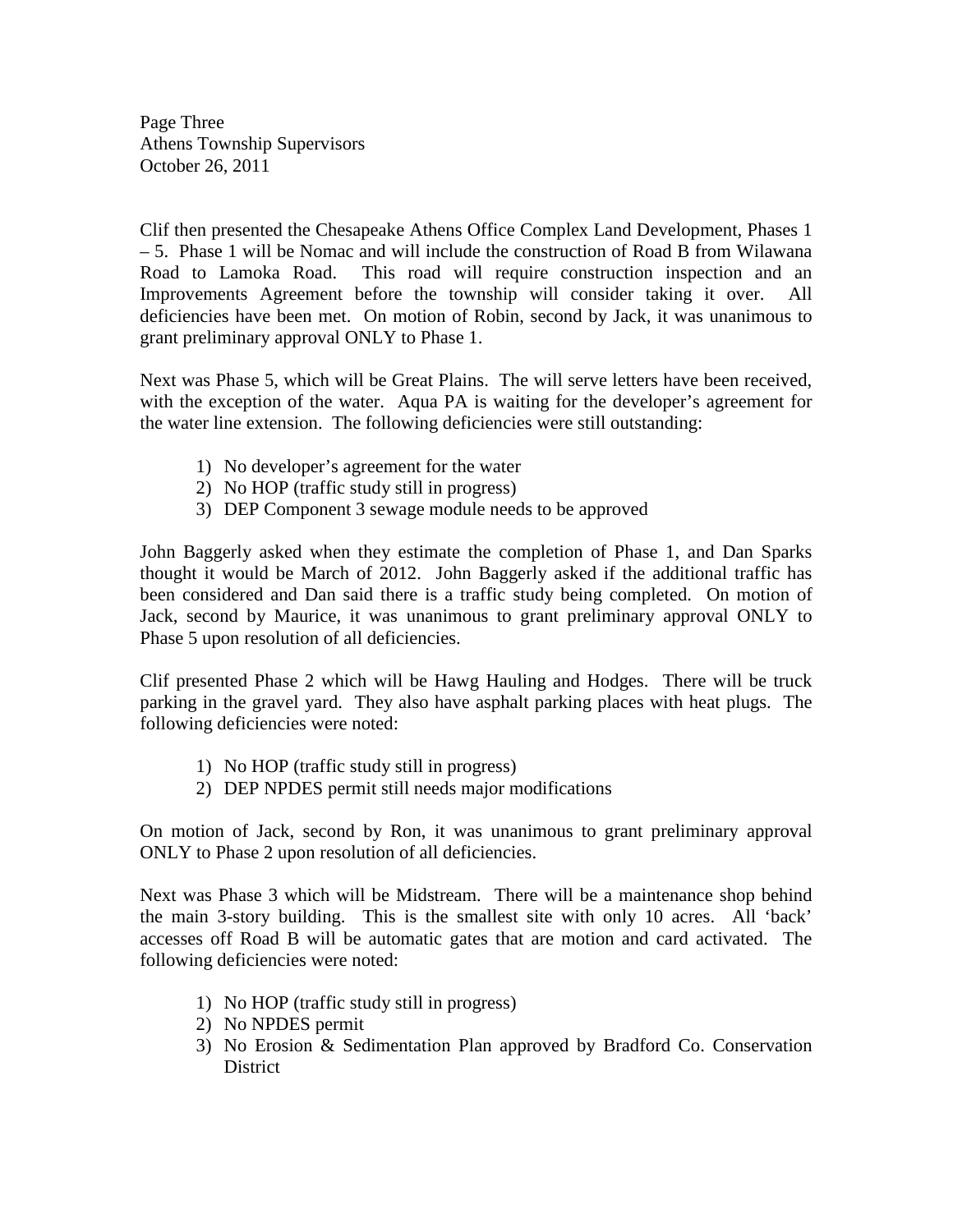Page Three
Athens Township Supervisors
October 26, 2011

Clif then presented the Chesapeake Athens Office Complex Land Development, Phases 1 – 5. Phase 1 will be Nomac and will include the construction of Road B from Wilawana Road to Lamoka Road. This road will require construction inspection and an Improvements Agreement before the township will consider taking it over. All deficiencies have been met. On motion of Robin, second by Jack, it was unanimous to grant preliminary approval ONLY to Phase 1.

Next was Phase 5, which will be Great Plains. The will serve letters have been received, with the exception of the water. Aqua PA is waiting for the developer's agreement for the water line extension. The following deficiencies were still outstanding:

1) No developer's agreement for the water
2) No HOP (traffic study still in progress)
3) DEP Component 3 sewage module needs to be approved

John Baggerly asked when they estimate the completion of Phase 1, and Dan Sparks thought it would be March of 2012. John Baggerly asked if the additional traffic has been considered and Dan said there is a traffic study being completed. On motion of Jack, second by Maurice, it was unanimous to grant preliminary approval ONLY to Phase 5 upon resolution of all deficiencies.

Clif presented Phase 2 which will be Hawg Hauling and Hodges. There will be truck parking in the gravel yard. They also have asphalt parking places with heat plugs. The following deficiencies were noted:

1) No HOP (traffic study still in progress)
2) DEP NPDES permit still needs major modifications

On motion of Jack, second by Ron, it was unanimous to grant preliminary approval ONLY to Phase 2 upon resolution of all deficiencies.

Next was Phase 3 which will be Midstream. There will be a maintenance shop behind the main 3-story building. This is the smallest site with only 10 acres. All 'back' accesses off Road B will be automatic gates that are motion and card activated. The following deficiencies were noted:

1) No HOP (traffic study still in progress)
2) No NPDES permit
3) No Erosion & Sedimentation Plan approved by Bradford Co. Conservation District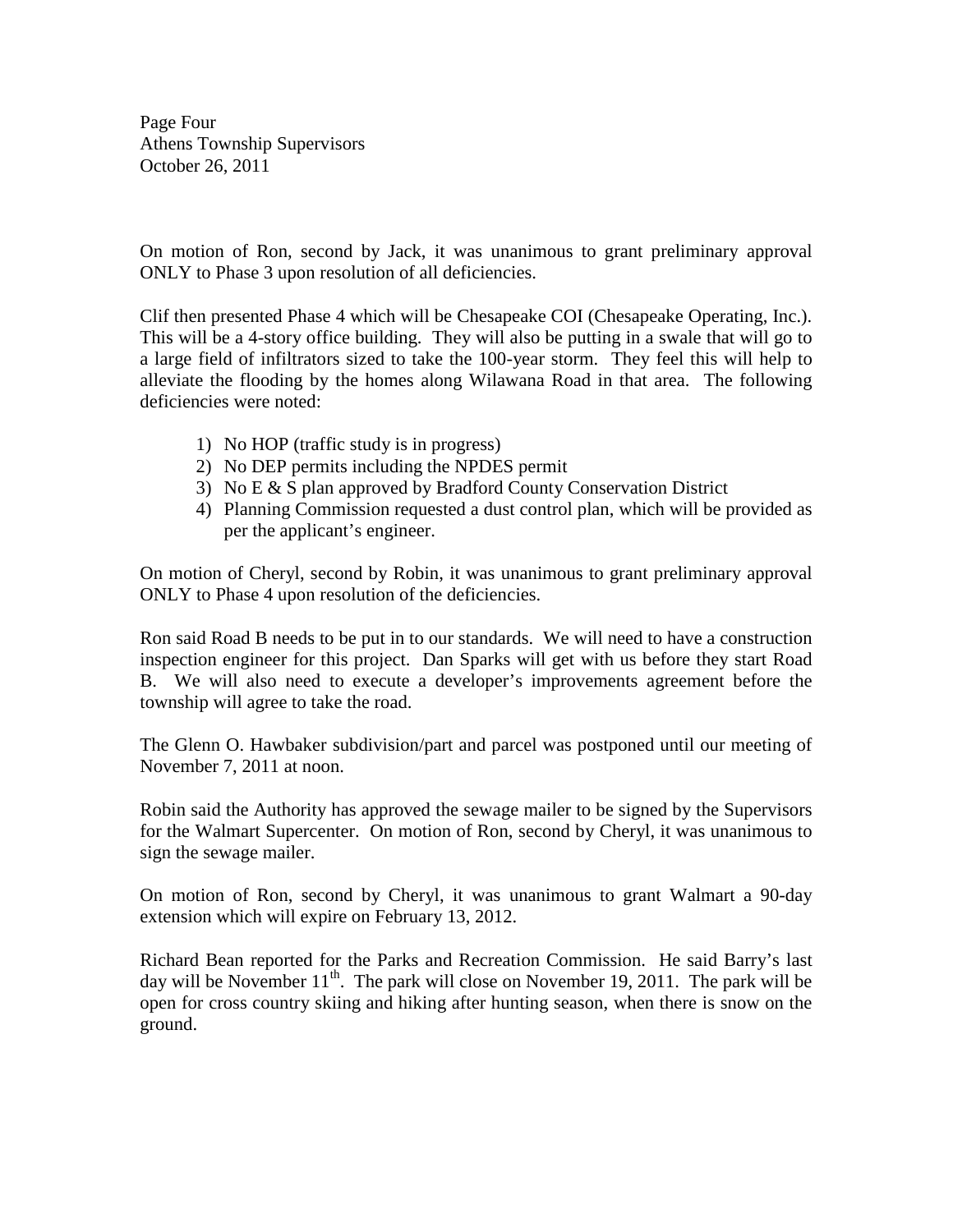On motion of Ron, second by Jack, it was unanimous to grant preliminary approval ONLY to Phase 3 upon resolution of all deficiencies.

Clif then presented Phase 4 which will be Chesapeake COI (Chesapeake Operating, Inc.). This will be a 4-story office building. They will also be putting in a swale that will go to a large field of infiltrators sized to take the 100-year storm. They feel this will help to alleviate the flooding by the homes along Wilawana Road in that area. The following deficiencies were noted:

1) No HOP (traffic study is in progress)
2) No DEP permits including the NPDES permit
3) No E & S plan approved by Bradford County Conservation District
4) Planning Commission requested a dust control plan, which will be provided as per the applicant's engineer.

On motion of Cheryl, second by Robin, it was unanimous to grant preliminary approval ONLY to Phase 4 upon resolution of the deficiencies.

Ron said Road B needs to be put in to our standards. We will need to have a construction inspection engineer for this project. Dan Sparks will get with us before they start Road B. We will also need to execute a developer's improvements agreement before the township will agree to take the road.

The Glenn O. Hawbaker subdivision/part and parcel was postponed until our meeting of November 7, 2011 at noon.

Robin said the Authority has approved the sewage mailer to be signed by the Supervisors for the Walmart Supercenter. On motion of Ron, second by Cheryl, it was unanimous to sign the sewage mailer.

On motion of Ron, second by Cheryl, it was unanimous to grant Walmart a 90-day extension which will expire on February 13, 2012.

Richard Bean reported for the Parks and Recreation Commission. He said Barry's last day will be November 11th. The park will close on November 19, 2011. The park will be open for cross country skiing and hiking after hunting season, when there is snow on the ground.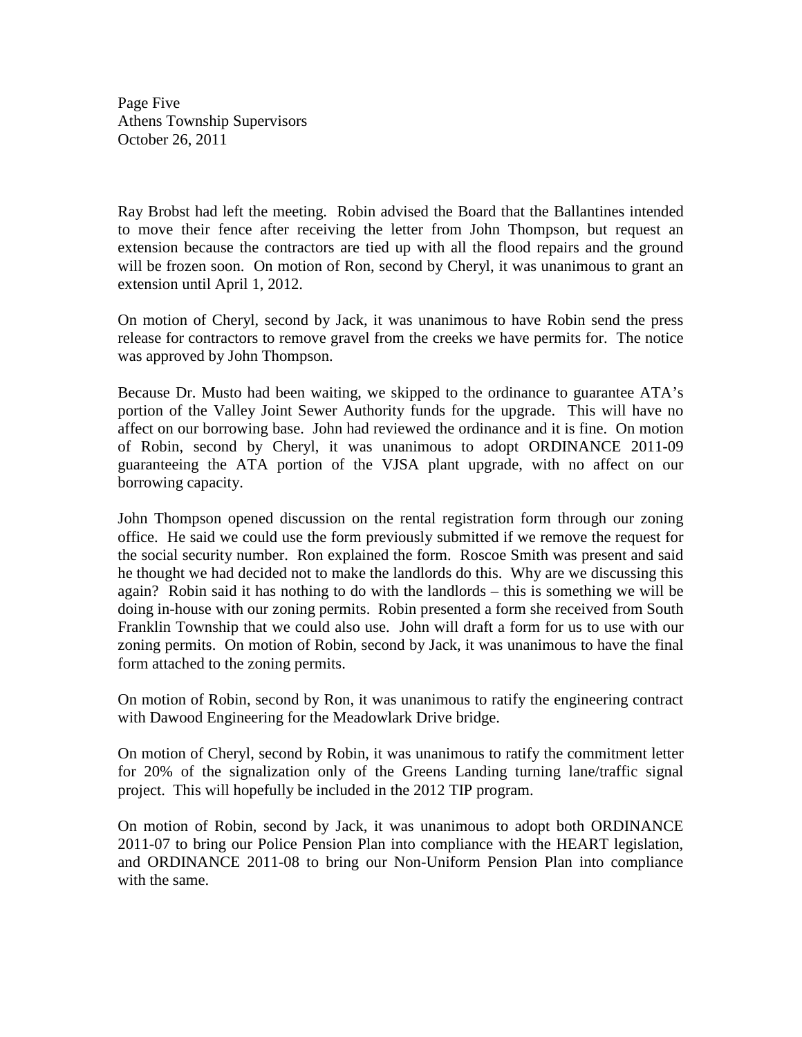Ray Brobst had left the meeting. Robin advised the Board that the Ballantines intended to move their fence after receiving the letter from John Thompson, but request an extension because the contractors are tied up with all the flood repairs and the ground will be frozen soon. On motion of Ron, second by Cheryl, it was unanimous to grant an extension until April 1, 2012.

On motion of Cheryl, second by Jack, it was unanimous to have Robin send the press release for contractors to remove gravel from the creeks we have permits for. The notice was approved by John Thompson.

Because Dr. Musto had been waiting, we skipped to the ordinance to guarantee ATA's portion of the Valley Joint Sewer Authority funds for the upgrade. This will have no affect on our borrowing base. John had reviewed the ordinance and it is fine. On motion of Robin, second by Cheryl, it was unanimous to adopt ORDINANCE 2011-09 guaranteeing the ATA portion of the VJSA plant upgrade, with no affect on our borrowing capacity.

John Thompson opened discussion on the rental registration form through our zoning office. He said we could use the form previously submitted if we remove the request for the social security number. Ron explained the form. Roscoe Smith was present and said he thought we had decided not to make the landlords do this. Why are we discussing this again? Robin said it has nothing to do with the landlords – this is something we will be doing in-house with our zoning permits. Robin presented a form she received from South Franklin Township that we could also use. John will draft a form for us to use with our zoning permits. On motion of Robin, second by Jack, it was unanimous to have the final form attached to the zoning permits.

On motion of Robin, second by Ron, it was unanimous to ratify the engineering contract with Dawood Engineering for the Meadowlark Drive bridge.

On motion of Cheryl, second by Robin, it was unanimous to ratify the commitment letter for 20% of the signalization only of the Greens Landing turning lane/traffic signal project. This will hopefully be included in the 2012 TIP program.

On motion of Robin, second by Jack, it was unanimous to adopt both ORDINANCE 2011-07 to bring our Police Pension Plan into compliance with the HEART legislation, and ORDINANCE 2011-08 to bring our Non-Uniform Pension Plan into compliance with the same.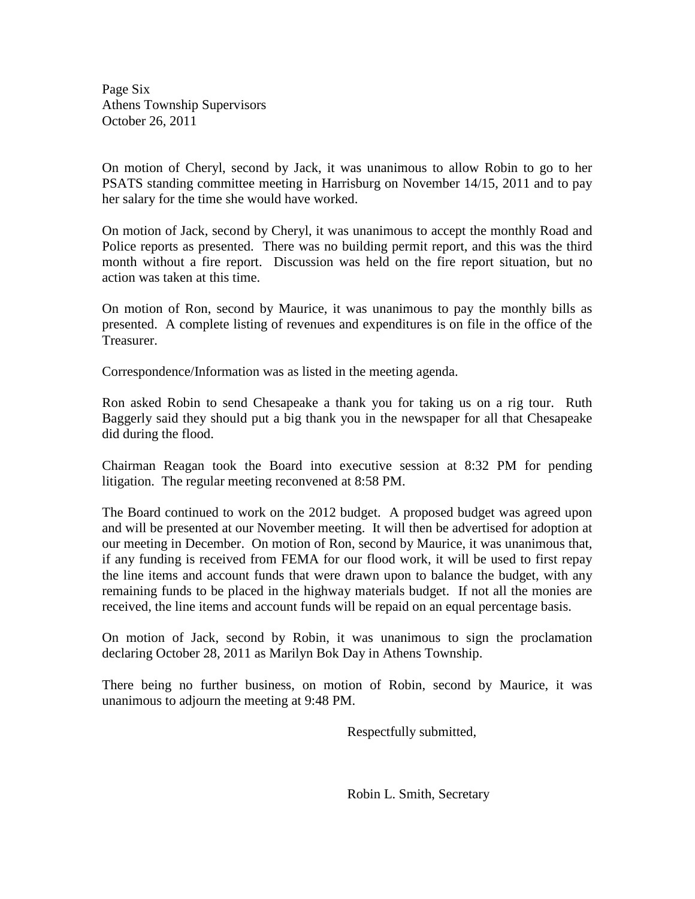On motion of Cheryl, second by Jack, it was unanimous to allow Robin to go to her PSATS standing committee meeting in Harrisburg on November 14/15, 2011 and to pay her salary for the time she would have worked.

On motion of Jack, second by Cheryl, it was unanimous to accept the monthly Road and Police reports as presented. There was no building permit report, and this was the third month without a fire report. Discussion was held on the fire report situation, but no action was taken at this time.

On motion of Ron, second by Maurice, it was unanimous to pay the monthly bills as presented. A complete listing of revenues and expenditures is on file in the office of the Treasurer.

Correspondence/Information was as listed in the meeting agenda.

Ron asked Robin to send Chesapeake a thank you for taking us on a rig tour. Ruth Baggerly said they should put a big thank you in the newspaper for all that Chesapeake did during the flood.

Chairman Reagan took the Board into executive session at 8:32 PM for pending litigation. The regular meeting reconvened at 8:58 PM.

The Board continued to work on the 2012 budget. A proposed budget was agreed upon and will be presented at our November meeting. It will then be advertised for adoption at our meeting in December. On motion of Ron, second by Maurice, it was unanimous that, if any funding is received from FEMA for our flood work, it will be used to first repay the line items and account funds that were drawn upon to balance the budget, with any remaining funds to be placed in the highway materials budget. If not all the monies are received, the line items and account funds will be repaid on an equal percentage basis.

On motion of Jack, second by Robin, it was unanimous to sign the proclamation declaring October 28, 2011 as Marilyn Bok Day in Athens Township.

There being no further business, on motion of Robin, second by Maurice, it was unanimous to adjourn the meeting at 9:48 PM.

Respectfully submitted,

Robin L. Smith, Secretary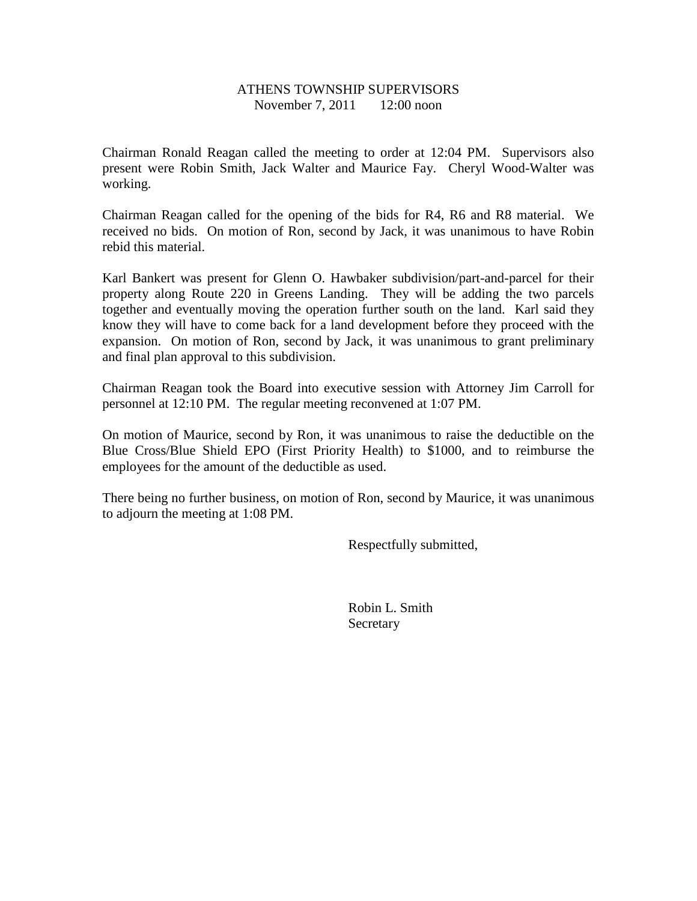# ATHENS TOWNSHIP SUPERVISORS

November 7, 2011 12:00 noon

Chairman Ronald Reagan called the meeting to order at 12:04 PM. Supervisors also present were Robin Smith, Jack Walter and Maurice Fay. Cheryl Wood-Walter was working.

Chairman Reagan called for the opening of the bids for R4, R6 and R8 material. We received no bids. On motion of Ron, second by Jack, it was unanimous to have Robin rebid this material.

Karl Bankert was present for Glenn O. Hawbaker subdivision/part-and-parcel for their property along Route 220 in Greens Landing. They will be adding the two parcels together and eventually moving the operation further south on the land. Karl said they know they will have to come back for a land development before they proceed with the expansion. On motion of Ron, second by Jack, it was unanimous to grant preliminary and final plan approval to this subdivision.

Chairman Reagan took the Board into executive session with Attorney Jim Carroll for personnel at 12:10 PM. The regular meeting reconvened at 1:07 PM.

On motion of Maurice, second by Ron, it was unanimous to raise the deductible on the Blue Cross/Blue Shield EPO (First Priority Health) to $1000, and to reimburse the employees for the amount of the deductible as used.

There being no further business, on motion of Ron, second by Maurice, it was unanimous to adjourn the meeting at 1:08 PM.

Respectfully submitted,

Robin L. Smith
Secretary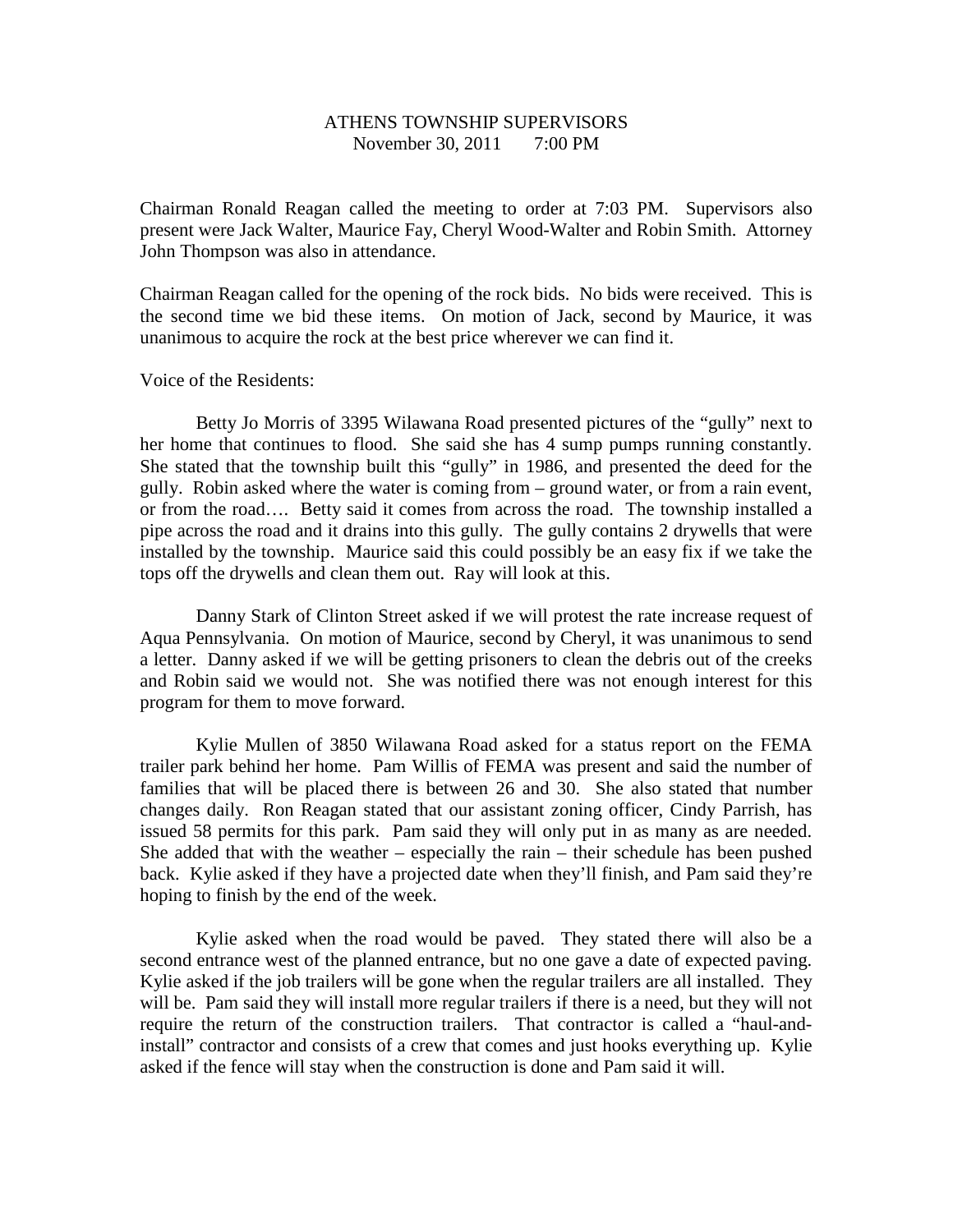ATHENS TOWNSHIP SUPERVISORS
November 30, 2011 7:00 PM

Chairman Ronald Reagan called the meeting to order at 7:03 PM. Supervisors also present were Jack Walter, Maurice Fay, Cheryl Wood-Walter and Robin Smith. Attorney John Thompson was also in attendance.

Chairman Reagan called for the opening of the rock bids. No bids were received. This is the second time we bid these items. On motion of Jack, second by Maurice, it was unanimous to acquire the rock at the best price wherever we can find it.

Voice of the Residents:

Betty Jo Morris of 3395 Wilawana Road presented pictures of the "gully" next to her home that continues to flood. She said she has 4 sump pumps running constantly. She stated that the township built this "gully" in 1986, and presented the deed for the gully. Robin asked where the water is coming from – ground water, or from a rain event, or from the road…. Betty said it comes from across the road. The township installed a pipe across the road and it drains into this gully. The gully contains 2 drywells that were installed by the township. Maurice said this could possibly be an easy fix if we take the tops off the drywells and clean them out. Ray will look at this.

Danny Stark of Clinton Street asked if we will protest the rate increase request of Aqua Pennsylvania. On motion of Maurice, second by Cheryl, it was unanimous to send a letter. Danny asked if we will be getting prisoners to clean the debris out of the creeks and Robin said we would not. She was notified there was not enough interest for this program for them to move forward.

Kylie Mullen of 3850 Wilawana Road asked for a status report on the FEMA trailer park behind her home. Pam Willis of FEMA was present and said the number of families that will be placed there is between 26 and 30. She also stated that number changes daily. Ron Reagan stated that our assistant zoning officer, Cindy Parrish, has issued 58 permits for this park. Pam said they will only put in as many as are needed. She added that with the weather – especially the rain – their schedule has been pushed back. Kylie asked if they have a projected date when they'll finish, and Pam said they're hoping to finish by the end of the week.

Kylie asked when the road would be paved. They stated there will also be a second entrance west of the planned entrance, but no one gave a date of expected paving. Kylie asked if the job trailers will be gone when the regular trailers are all installed. They will be. Pam said they will install more regular trailers if there is a need, but they will not require the return of the construction trailers. That contractor is called a "haul-and-install" contractor and consists of a crew that comes and just hooks everything up. Kylie asked if the fence will stay when the construction is done and Pam said it will.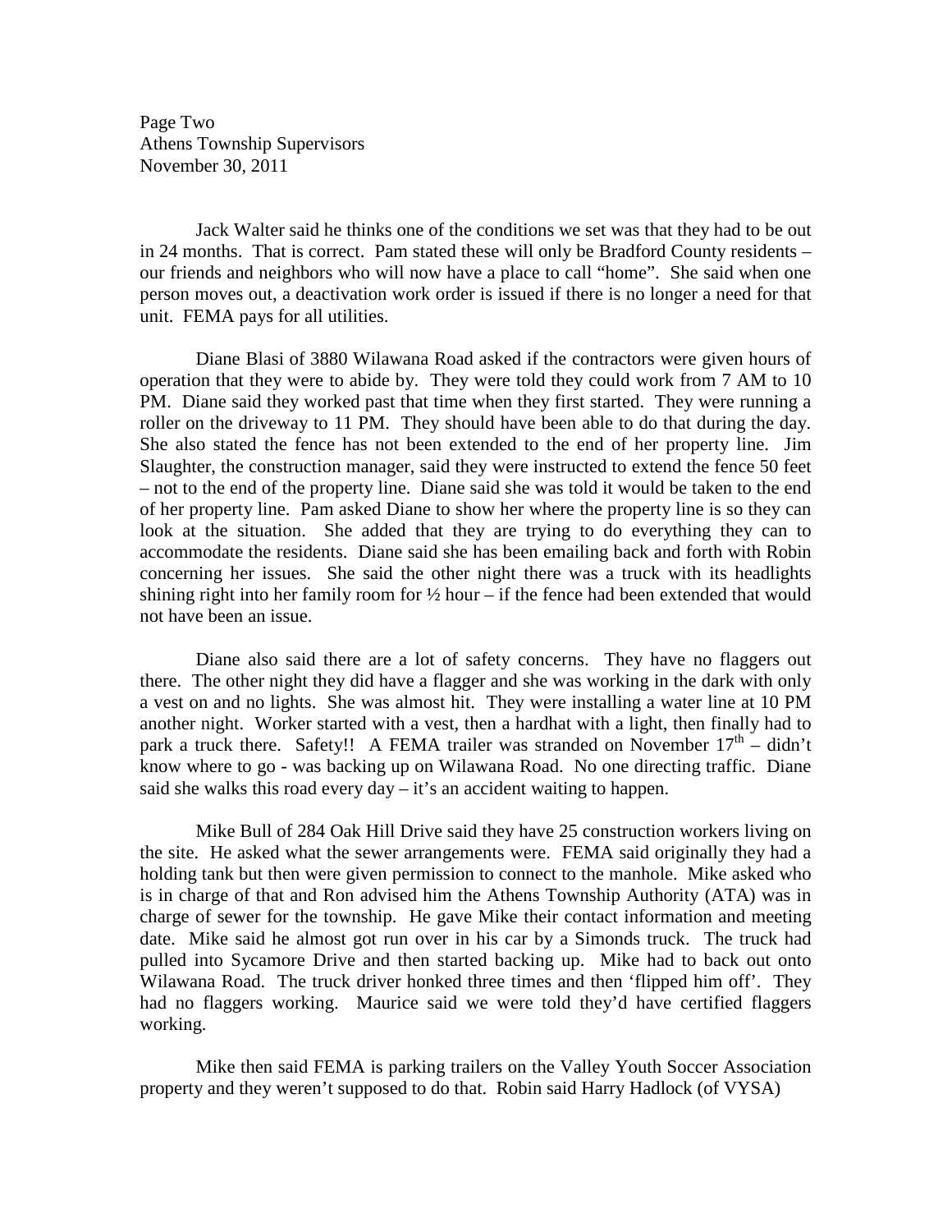Jack Walter said he thinks one of the conditions we set was that they had to be out in 24 months. That is correct. Pam stated these will only be Bradford County residents – our friends and neighbors who will now have a place to call "home". She said when one person moves out, a deactivation work order is issued if there is no longer a need for that unit. FEMA pays for all utilities.

Diane Blasi of 3880 Wilawana Road asked if the contractors were given hours of operation that they were to abide by. They were told they could work from 7 AM to 10 PM. Diane said they worked past that time when they first started. They were running a roller on the driveway to 11 PM. They should have been able to do that during the day. She also stated the fence has not been extended to the end of her property line. Jim Slaughter, the construction manager, said they were instructed to extend the fence 50 feet – not to the end of the property line. Diane said she was told it would be taken to the end of her property line. Pam asked Diane to show her where the property line is so they can look at the situation. She added that they are trying to do everything they can to accommodate the residents. Diane said she has been emailing back and forth with Robin concerning her issues. She said the other night there was a truck with its headlights shining right into her family room for ½ hour – if the fence had been extended that would not have been an issue.

Diane also said there are a lot of safety concerns. They have no flaggers out there. The other night they did have a flagger and she was working in the dark with only a vest on and no lights. She was almost hit. They were installing a water line at 10 PM another night. Worker started with a vest, then a hardhat with a light, then finally had to park a truck there. Safety!! A FEMA trailer was stranded on November 17th – didn't know where to go - was backing up on Wilawana Road. No one directing traffic. Diane said she walks this road every day – it's an accident waiting to happen.

Mike Bull of 284 Oak Hill Drive said they have 25 construction workers living on the site. He asked what the sewer arrangements were. FEMA said originally they had a holding tank but then were given permission to connect to the manhole. Mike asked who is in charge of that and Ron advised him the Athens Township Authority (ATA) was in charge of sewer for the township. He gave Mike their contact information and meeting date. Mike said he almost got run over in his car by a Simonds truck. The truck had pulled into Sycamore Drive and then started backing up. Mike had to back out onto Wilawana Road. The truck driver honked three times and then 'flipped him off'. They had no flaggers working. Maurice said we were told they'd have certified flaggers working.

Mike then said FEMA is parking trailers on the Valley Youth Soccer Association property and they weren't supposed to do that. Robin said Harry Hadlock (of VYSA)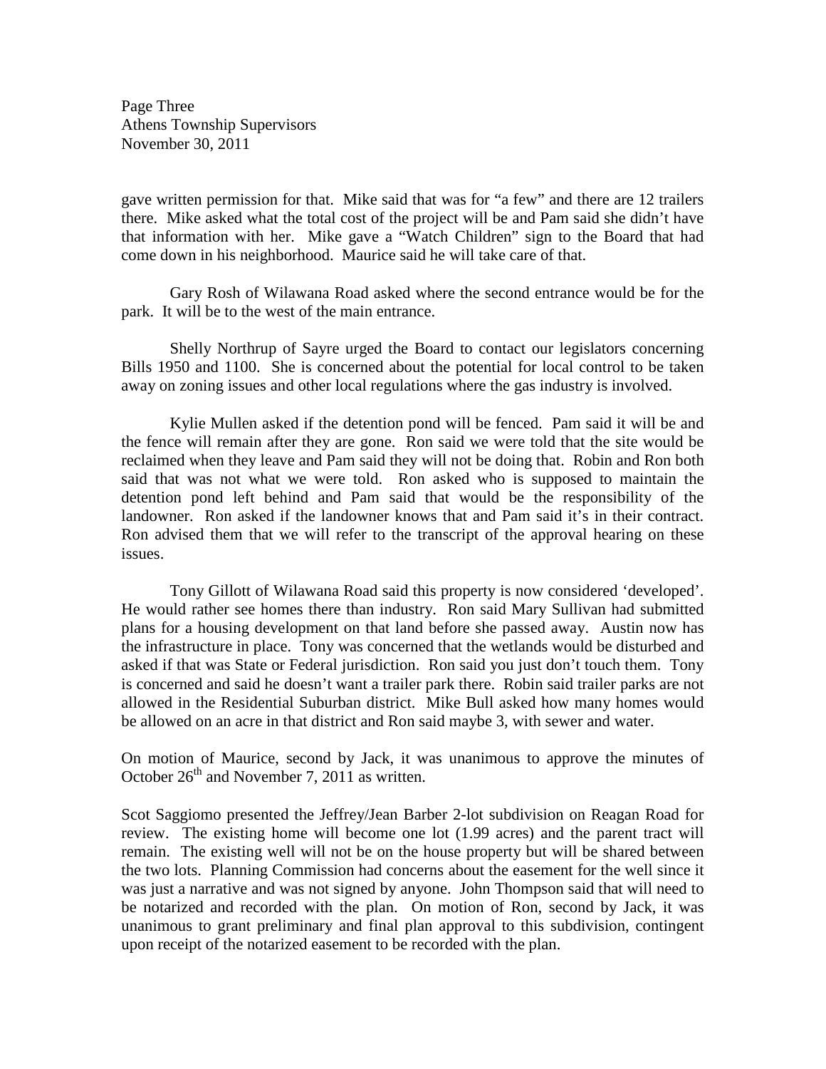gave written permission for that. Mike said that was for "a few" and there are 12 trailers there. Mike asked what the total cost of the project will be and Pam said she didn't have that information with her. Mike gave a "Watch Children" sign to the Board that had come down in his neighborhood. Maurice said he will take care of that.

Gary Rosh of Wilawana Road asked where the second entrance would be for the park. It will be to the west of the main entrance.

Shelly Northrup of Sayre urged the Board to contact our legislators concerning Bills 1950 and 1100. She is concerned about the potential for local control to be taken away on zoning issues and other local regulations where the gas industry is involved.

Kylie Mullen asked if the detention pond will be fenced. Pam said it will be and the fence will remain after they are gone. Ron said we were told that the site would be reclaimed when they leave and Pam said they will not be doing that. Robin and Ron both said that was not what we were told. Ron asked who is supposed to maintain the detention pond left behind and Pam said that would be the responsibility of the landowner. Ron asked if the landowner knows that and Pam said it's in their contract. Ron advised them that we will refer to the transcript of the approval hearing on these issues.

Tony Gillott of Wilawana Road said this property is now considered 'developed'. He would rather see homes there than industry. Ron said Mary Sullivan had submitted plans for a housing development on that land before she passed away. Austin now has the infrastructure in place. Tony was concerned that the wetlands would be disturbed and asked if that was State or Federal jurisdiction. Ron said you just don't touch them. Tony is concerned and said he doesn't want a trailer park there. Robin said trailer parks are not allowed in the Residential Suburban district. Mike Bull asked how many homes would be allowed on an acre in that district and Ron said maybe 3, with sewer and water.

On motion of Maurice, second by Jack, it was unanimous to approve the minutes of October 26th and November 7, 2011 as written.

Scot Saggiomo presented the Jeffrey/Jean Barber 2-lot subdivision on Reagan Road for review. The existing home will become one lot (1.99 acres) and the parent tract will remain. The existing well will not be on the house property but will be shared between the two lots. Planning Commission had concerns about the easement for the well since it was just a narrative and was not signed by anyone. John Thompson said that will need to be notarized and recorded with the plan. On motion of Ron, second by Jack, it was unanimous to grant preliminary and final plan approval to this subdivision, contingent upon receipt of the notarized easement to be recorded with the plan.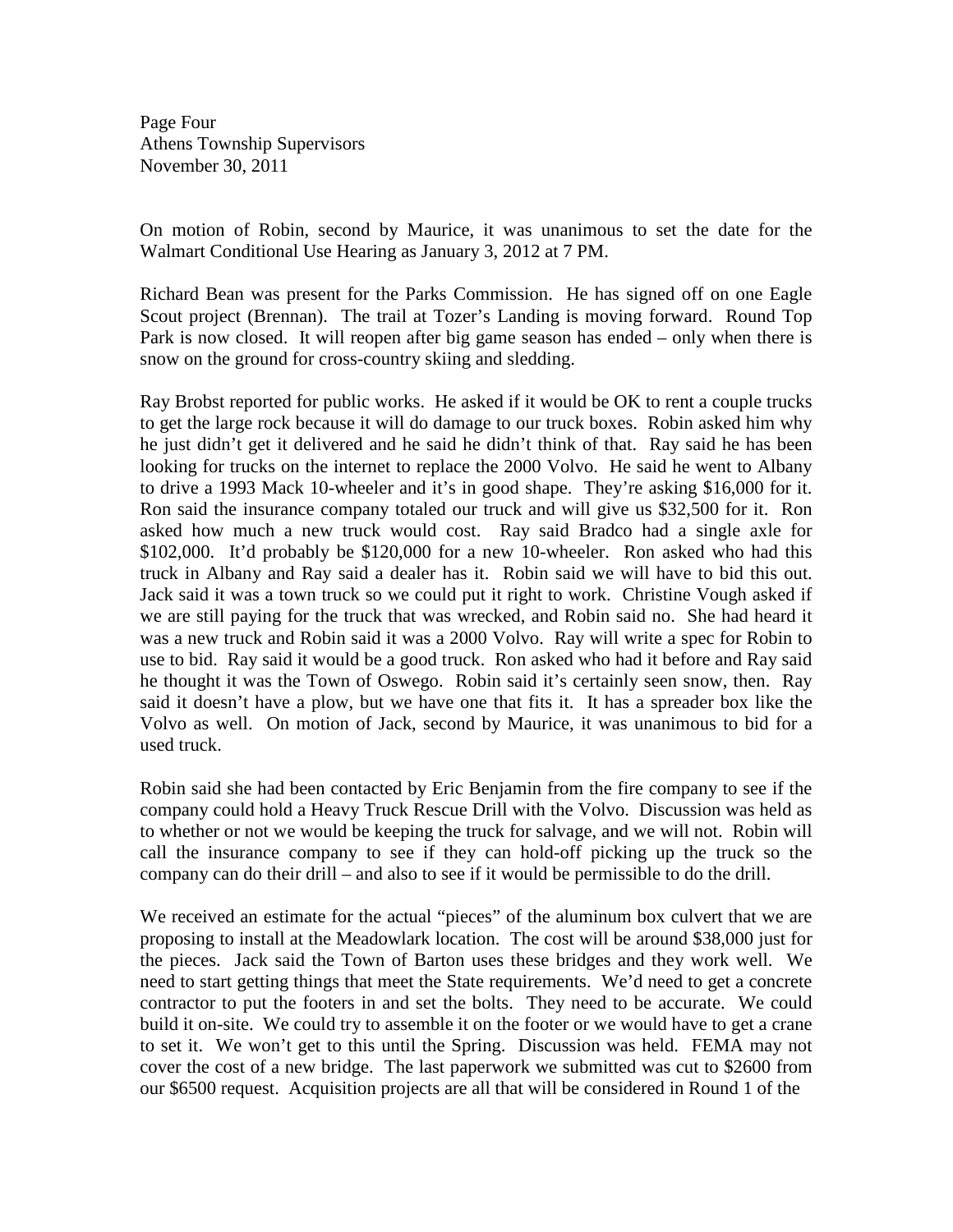On motion of Robin, second by Maurice, it was unanimous to set the date for the Walmart Conditional Use Hearing as January 3, 2012 at 7 PM.

Richard Bean was present for the Parks Commission. He has signed off on one Eagle Scout project (Brennan). The trail at Tozer's Landing is moving forward. Round Top Park is now closed. It will reopen after big game season has ended – only when there is snow on the ground for cross-country skiing and sledding.

Ray Brobst reported for public works. He asked if it would be OK to rent a couple trucks to get the large rock because it will do damage to our truck boxes. Robin asked him why he just didn't get it delivered and he said he didn't think of that. Ray said he has been looking for trucks on the internet to replace the 2000 Volvo. He said he went to Albany to drive a 1993 Mack 10-wheeler and it's in good shape. They're asking $16,000 for it. Ron said the insurance company totaled our truck and will give us $32,500 for it. Ron asked how much a new truck would cost. Ray said Bradco had a single axle for $102,000. It'd probably be $120,000 for a new 10-wheeler. Ron asked who had this truck in Albany and Ray said a dealer has it. Robin said we will have to bid this out. Jack said it was a town truck so we could put it right to work. Christine Vough asked if we are still paying for the truck that was wrecked, and Robin said no. She had heard it was a new truck and Robin said it was a 2000 Volvo. Ray will write a spec for Robin to use to bid. Ray said it would be a good truck. Ron asked who had it before and Ray said he thought it was the Town of Oswego. Robin said it's certainly seen snow, then. Ray said it doesn't have a plow, but we have one that fits it. It has a spreader box like the Volvo as well. On motion of Jack, second by Maurice, it was unanimous to bid for a used truck.

Robin said she had been contacted by Eric Benjamin from the fire company to see if the company could hold a Heavy Truck Rescue Drill with the Volvo. Discussion was held as to whether or not we would be keeping the truck for salvage, and we will not. Robin will call the insurance company to see if they can hold-off picking up the truck so the company can do their drill – and also to see if it would be permissible to do the drill.

We received an estimate for the actual "pieces" of the aluminum box culvert that we are proposing to install at the Meadowlark location. The cost will be around $38,000 just for the pieces. Jack said the Town of Barton uses these bridges and they work well. We need to start getting things that meet the State requirements. We'd need to get a concrete contractor to put the footers in and set the bolts. They need to be accurate. We could build it on-site. We could try to assemble it on the footer or we would have to get a crane to set it. We won't get to this until the Spring. Discussion was held. FEMA may not cover the cost of a new bridge. The last paperwork we submitted was cut to $2600 from our $6500 request. Acquisition projects are all that will be considered in Round 1 of the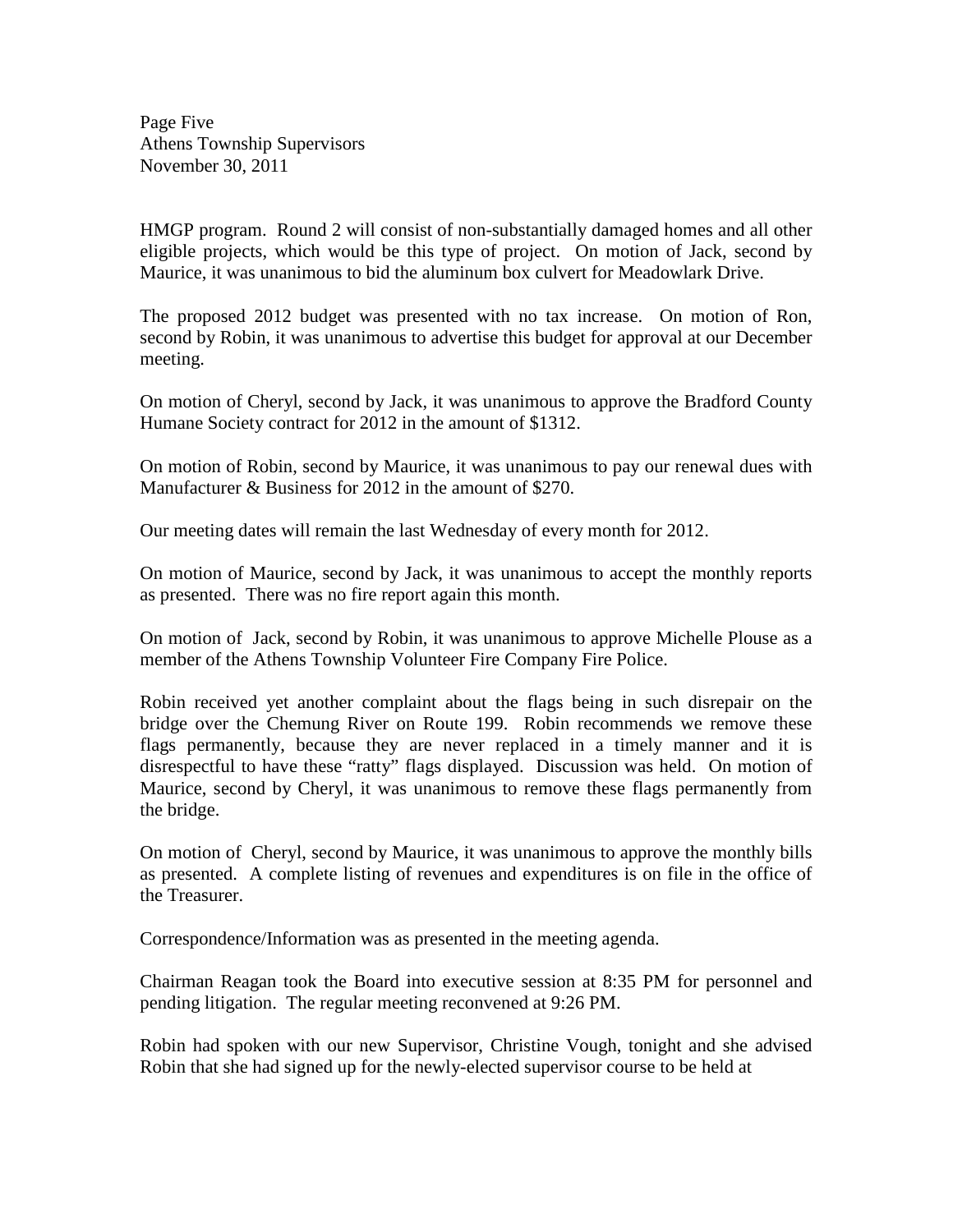HMGP program. Round 2 will consist of non-substantially damaged homes and all other eligible projects, which would be this type of project. On motion of Jack, second by Maurice, it was unanimous to bid the aluminum box culvert for Meadowlark Drive.

The proposed 2012 budget was presented with no tax increase. On motion of Ron, second by Robin, it was unanimous to advertise this budget for approval at our December meeting.

On motion of Cheryl, second by Jack, it was unanimous to approve the Bradford County Humane Society contract for 2012 in the amount of $1312.

On motion of Robin, second by Maurice, it was unanimous to pay our renewal dues with Manufacturer & Business for 2012 in the amount of $270.

Our meeting dates will remain the last Wednesday of every month for 2012.

On motion of Maurice, second by Jack, it was unanimous to accept the monthly reports as presented. There was no fire report again this month.

On motion of Jack, second by Robin, it was unanimous to approve Michelle Plouse as a member of the Athens Township Volunteer Fire Company Fire Police.

Robin received yet another complaint about the flags being in such disrepair on the bridge over the Chemung River on Route 199. Robin recommends we remove these flags permanently, because they are never replaced in a timely manner and it is disrespectful to have these "ratty" flags displayed. Discussion was held. On motion of Maurice, second by Cheryl, it was unanimous to remove these flags permanently from the bridge.

On motion of Cheryl, second by Maurice, it was unanimous to approve the monthly bills as presented. A complete listing of revenues and expenditures is on file in the office of the Treasurer.

Correspondence/Information was as presented in the meeting agenda.

Chairman Reagan took the Board into executive session at 8:35 PM for personnel and pending litigation. The regular meeting reconvened at 9:26 PM.

Robin had spoken with our new Supervisor, Christine Vough, tonight and she advised Robin that she had signed up for the newly-elected supervisor course to be held at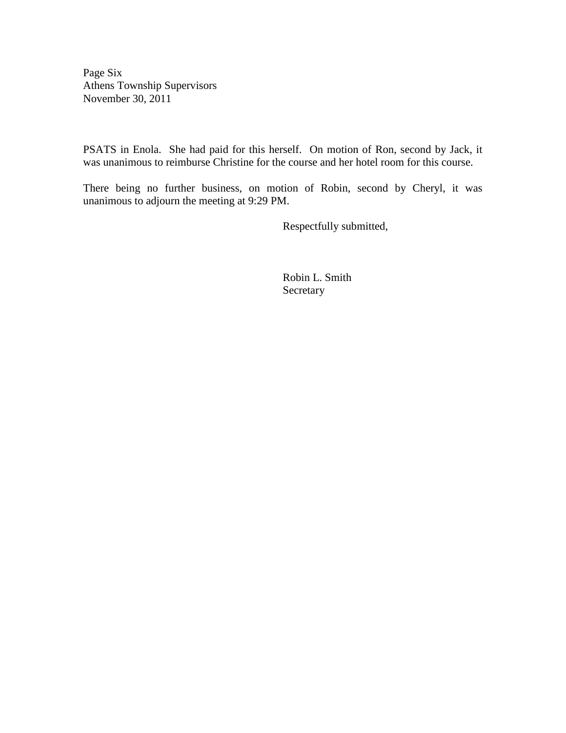PSATS in Enola. She had paid for this herself. On motion of Ron, second by Jack, it was unanimous to reimburse Christine for the course and her hotel room for this course.

There being no further business, on motion of Robin, second by Cheryl, it was unanimous to adjourn the meeting at 9:29 PM.

Respectfully submitted,

Robin L. Smith  
Secretary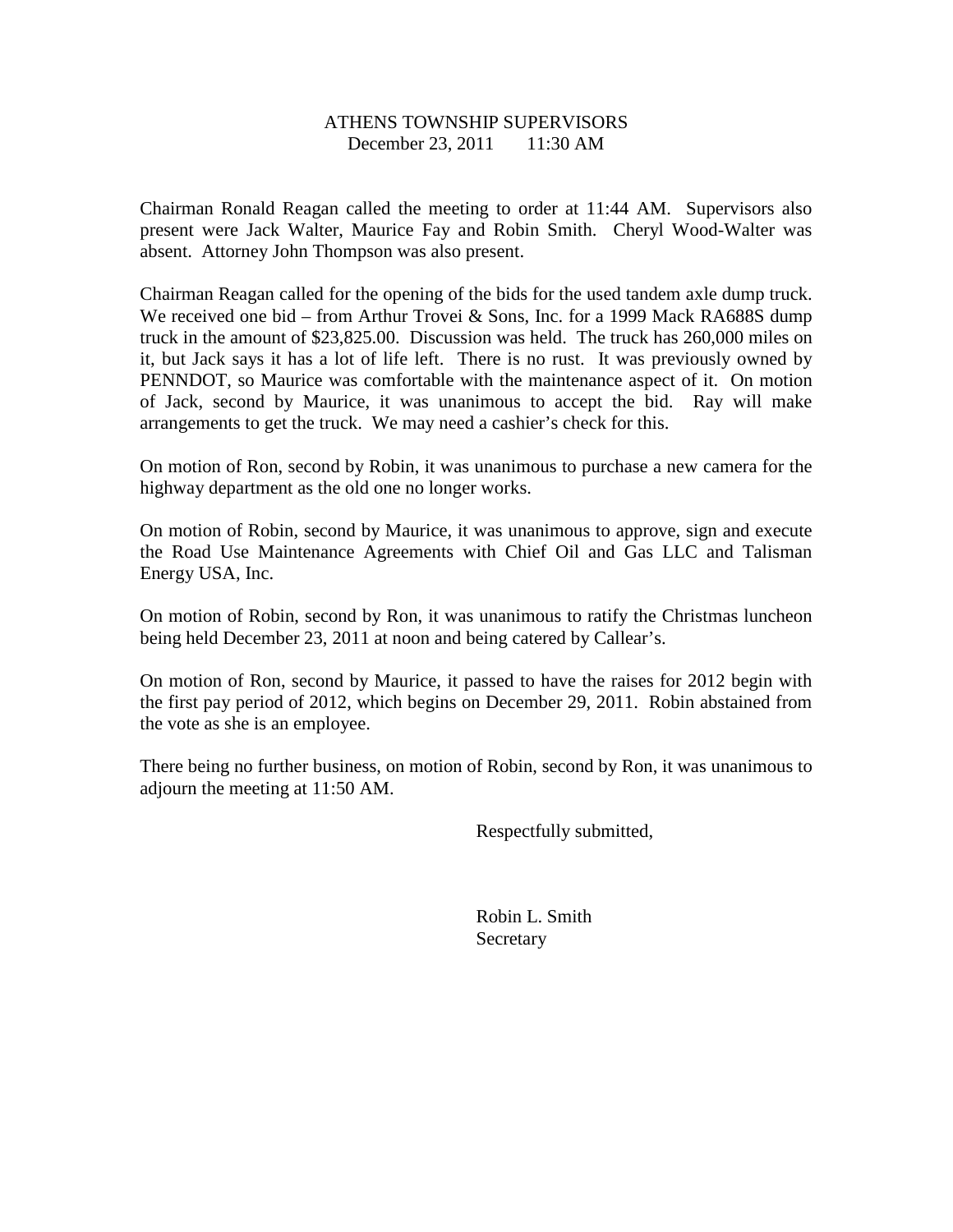# ATHENS TOWNSHIP SUPERVISORS

December 23, 2011 11:30 AM

Chairman Ronald Reagan called the meeting to order at 11:44 AM. Supervisors also present were Jack Walter, Maurice Fay and Robin Smith. Cheryl Wood-Walter was absent. Attorney John Thompson was also present.

Chairman Reagan called for the opening of the bids for the used tandem axle dump truck. We received one bid – from Arthur Trovei & Sons, Inc. for a 1999 Mack RA688S dump truck in the amount of $23,825.00. Discussion was held. The truck has 260,000 miles on it, but Jack says it has a lot of life left. There is no rust. It was previously owned by PENNDOT, so Maurice was comfortable with the maintenance aspect of it. On motion of Jack, second by Maurice, it was unanimous to accept the bid. Ray will make arrangements to get the truck. We may need a cashier's check for this.

On motion of Ron, second by Robin, it was unanimous to purchase a new camera for the highway department as the old one no longer works.

On motion of Robin, second by Maurice, it was unanimous to approve, sign and execute the Road Use Maintenance Agreements with Chief Oil and Gas LLC and Talisman Energy USA, Inc.

On motion of Robin, second by Ron, it was unanimous to ratify the Christmas luncheon being held December 23, 2011 at noon and being catered by Callear's.

On motion of Ron, second by Maurice, it passed to have the raises for 2012 begin with the first pay period of 2012, which begins on December 29, 2011. Robin abstained from the vote as she is an employee.

There being no further business, on motion of Robin, second by Ron, it was unanimous to adjourn the meeting at 11:50 AM.

Respectfully submitted,

Robin L. Smith
Secretary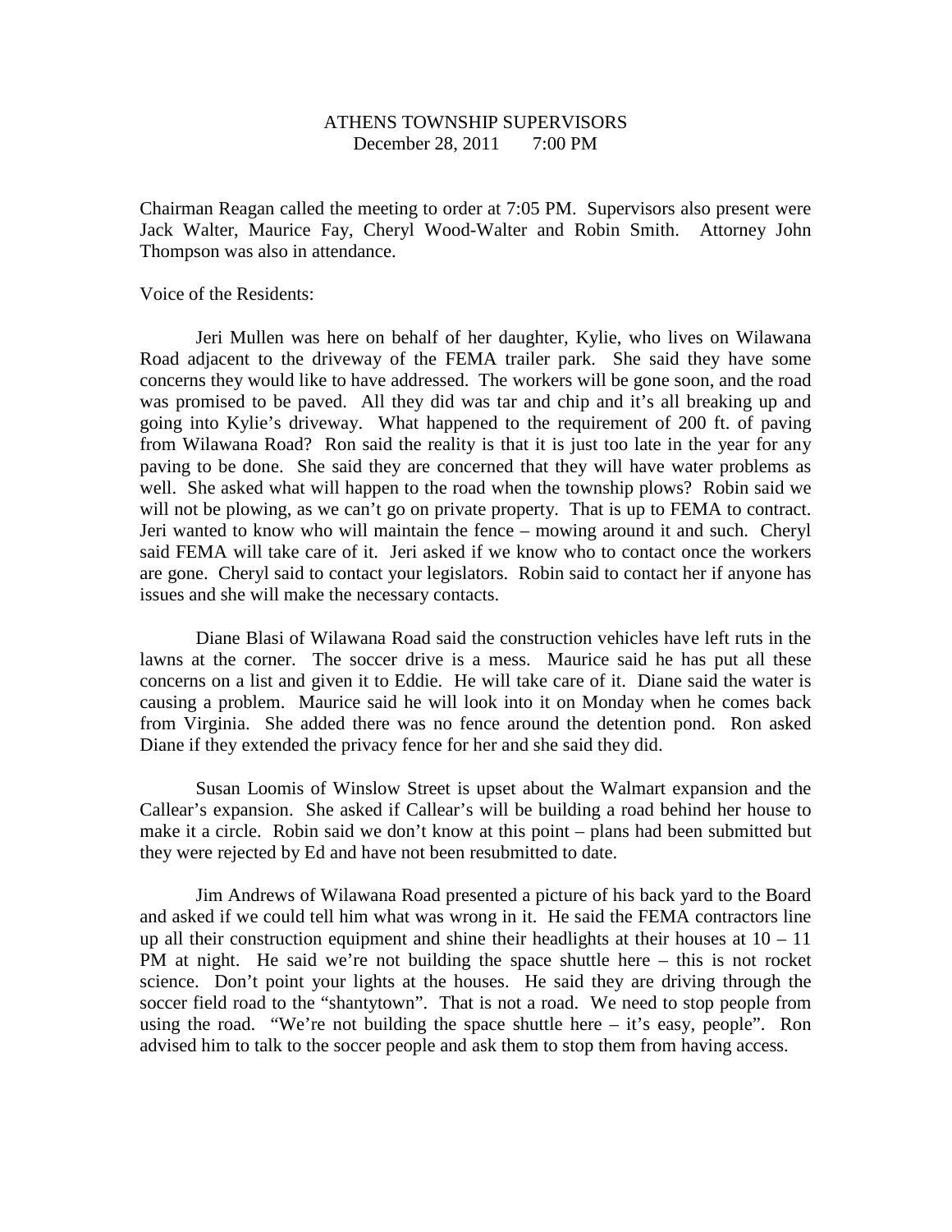ATHENS TOWNSHIP SUPERVISORS
December 28, 2011 7:00 PM

Chairman Reagan called the meeting to order at 7:05 PM. Supervisors also present were Jack Walter, Maurice Fay, Cheryl Wood-Walter and Robin Smith. Attorney John Thompson was also in attendance.

Voice of the Residents:

Jeri Mullen was here on behalf of her daughter, Kylie, who lives on Wilawana Road adjacent to the driveway of the FEMA trailer park. She said they have some concerns they would like to have addressed. The workers will be gone soon, and the road was promised to be paved. All they did was tar and chip and it's all breaking up and going into Kylie's driveway. What happened to the requirement of 200 ft. of paving from Wilawana Road? Ron said the reality is that it is just too late in the year for any paving to be done. She said they are concerned that they will have water problems as well. She asked what will happen to the road when the township plows? Robin said we will not be plowing, as we can't go on private property. That is up to FEMA to contract. Jeri wanted to know who will maintain the fence – mowing around it and such. Cheryl said FEMA will take care of it. Jeri asked if we know who to contact once the workers are gone. Cheryl said to contact your legislators. Robin said to contact her if anyone has issues and she will make the necessary contacts.

Diane Blasi of Wilawana Road said the construction vehicles have left ruts in the lawns at the corner. The soccer drive is a mess. Maurice said he has put all these concerns on a list and given it to Eddie. He will take care of it. Diane said the water is causing a problem. Maurice said he will look into it on Monday when he comes back from Virginia. She added there was no fence around the detention pond. Ron asked Diane if they extended the privacy fence for her and she said they did.

Susan Loomis of Winslow Street is upset about the Walmart expansion and the Callear's expansion. She asked if Callear's will be building a road behind her house to make it a circle. Robin said we don't know at this point – plans had been submitted but they were rejected by Ed and have not been resubmitted to date.

Jim Andrews of Wilawana Road presented a picture of his back yard to the Board and asked if we could tell him what was wrong in it. He said the FEMA contractors line up all their construction equipment and shine their headlights at their houses at 10 – 11 PM at night. He said we're not building the space shuttle here – this is not rocket science. Don't point your lights at the houses. He said they are driving through the soccer field road to the "shantytown". That is not a road. We need to stop people from using the road. "We're not building the space shuttle here – it's easy, people". Ron advised him to talk to the soccer people and ask them to stop them from having access.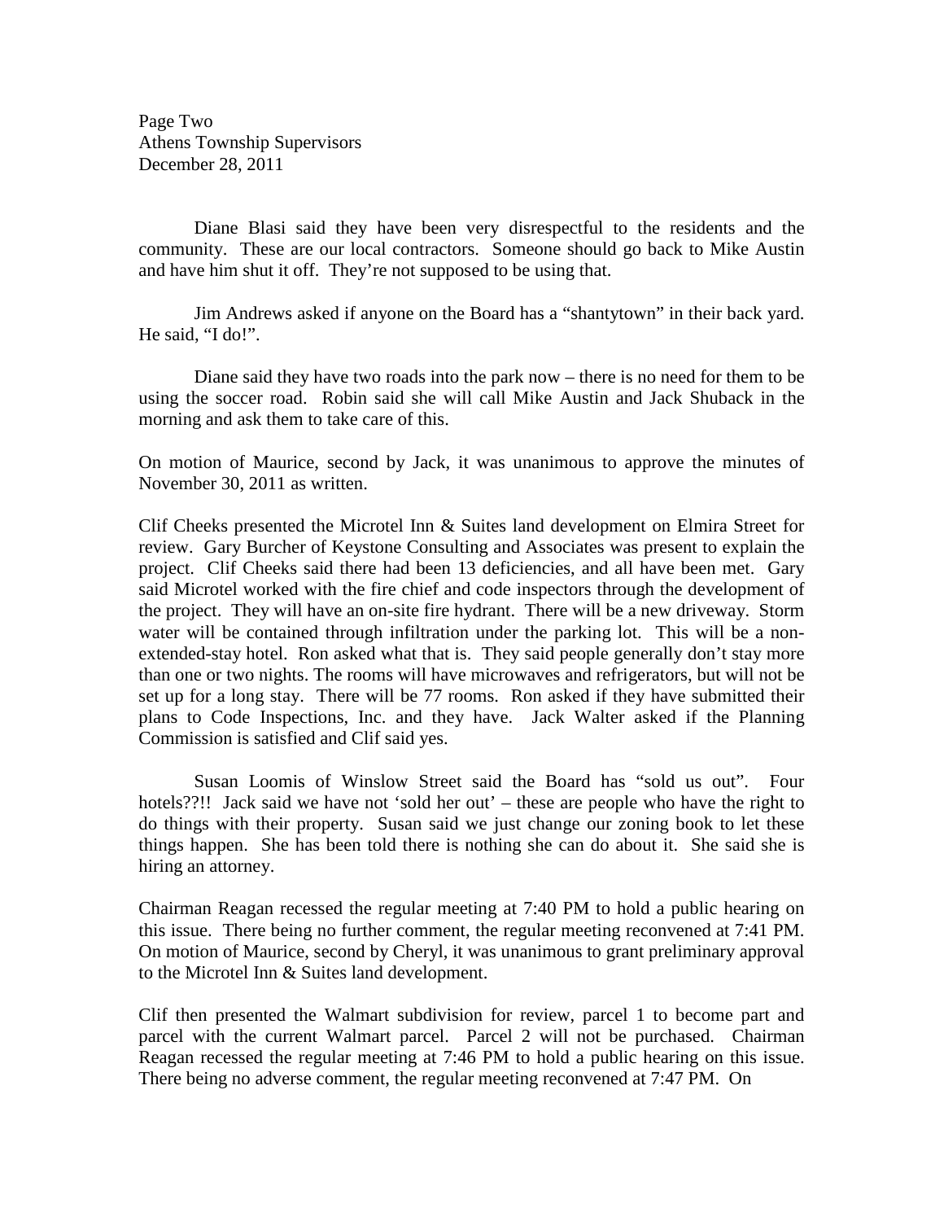Diane Blasi said they have been very disrespectful to the residents and the community. These are our local contractors. Someone should go back to Mike Austin and have him shut it off. They're not supposed to be using that.

Jim Andrews asked if anyone on the Board has a "shantytown" in their back yard. He said, "I do!".

Diane said they have two roads into the park now – there is no need for them to be using the soccer road. Robin said she will call Mike Austin and Jack Shuback in the morning and ask them to take care of this.

On motion of Maurice, second by Jack, it was unanimous to approve the minutes of November 30, 2011 as written.

Clif Cheeks presented the Microtel Inn & Suites land development on Elmira Street for review. Gary Burcher of Keystone Consulting and Associates was present to explain the project. Clif Cheeks said there had been 13 deficiencies, and all have been met. Gary said Microtel worked with the fire chief and code inspectors through the development of the project. They will have an on-site fire hydrant. There will be a new driveway. Storm water will be contained through infiltration under the parking lot. This will be a non-extended-stay hotel. Ron asked what that is. They said people generally don't stay more than one or two nights. The rooms will have microwaves and refrigerators, but will not be set up for a long stay. There will be 77 rooms. Ron asked if they have submitted their plans to Code Inspections, Inc. and they have. Jack Walter asked if the Planning Commission is satisfied and Clif said yes.

Susan Loomis of Winslow Street said the Board has "sold us out". Four hotels??!! Jack said we have not 'sold her out' – these are people who have the right to do things with their property. Susan said we just change our zoning book to let these things happen. She has been told there is nothing she can do about it. She said she is hiring an attorney.

Chairman Reagan recessed the regular meeting at 7:40 PM to hold a public hearing on this issue. There being no further comment, the regular meeting reconvened at 7:41 PM. On motion of Maurice, second by Cheryl, it was unanimous to grant preliminary approval to the Microtel Inn & Suites land development.

Clif then presented the Walmart subdivision for review, parcel 1 to become part and parcel with the current Walmart parcel. Parcel 2 will not be purchased. Chairman Reagan recessed the regular meeting at 7:46 PM to hold a public hearing on this issue. There being no adverse comment, the regular meeting reconvened at 7:47 PM. On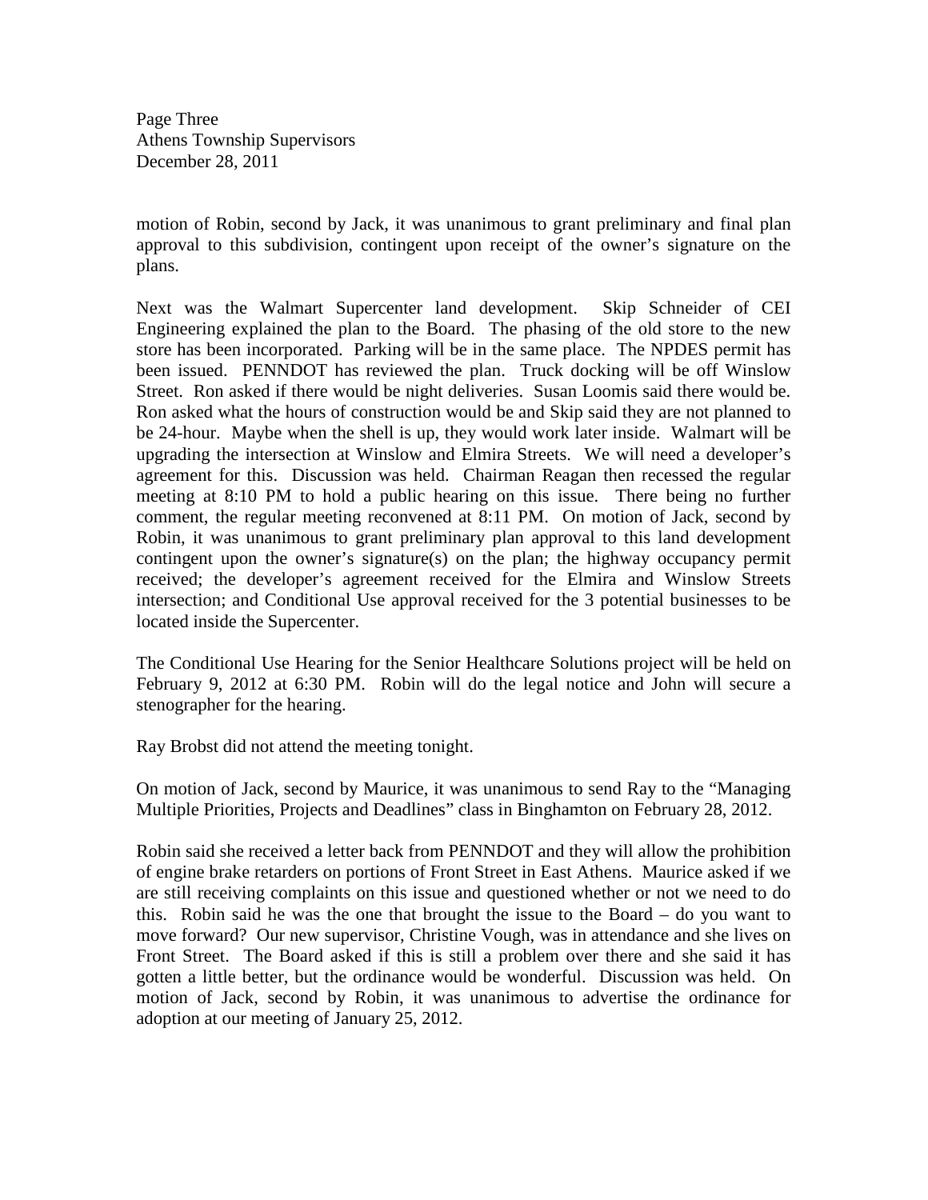motion of Robin, second by Jack, it was unanimous to grant preliminary and final plan approval to this subdivision, contingent upon receipt of the owner's signature on the plans.

Next was the Walmart Supercenter land development. Skip Schneider of CEI Engineering explained the plan to the Board. The phasing of the old store to the new store has been incorporated. Parking will be in the same place. The NPDES permit has been issued. PENNDOT has reviewed the plan. Truck docking will be off Winslow Street. Ron asked if there would be night deliveries. Susan Loomis said there would be. Ron asked what the hours of construction would be and Skip said they are not planned to be 24-hour. Maybe when the shell is up, they would work later inside. Walmart will be upgrading the intersection at Winslow and Elmira Streets. We will need a developer's agreement for this. Discussion was held. Chairman Reagan then recessed the regular meeting at 8:10 PM to hold a public hearing on this issue. There being no further comment, the regular meeting reconvened at 8:11 PM. On motion of Jack, second by Robin, it was unanimous to grant preliminary plan approval to this land development contingent upon the owner's signature(s) on the plan; the highway occupancy permit received; the developer's agreement received for the Elmira and Winslow Streets intersection; and Conditional Use approval received for the 3 potential businesses to be located inside the Supercenter.

The Conditional Use Hearing for the Senior Healthcare Solutions project will be held on February 9, 2012 at 6:30 PM. Robin will do the legal notice and John will secure a stenographer for the hearing.

Ray Brobst did not attend the meeting tonight.

On motion of Jack, second by Maurice, it was unanimous to send Ray to the "Managing Multiple Priorities, Projects and Deadlines" class in Binghamton on February 28, 2012.

Robin said she received a letter back from PENNDOT and they will allow the prohibition of engine brake retarders on portions of Front Street in East Athens. Maurice asked if we are still receiving complaints on this issue and questioned whether or not we need to do this. Robin said he was the one that brought the issue to the Board – do you want to move forward? Our new supervisor, Christine Vough, was in attendance and she lives on Front Street. The Board asked if this is still a problem over there and she said it has gotten a little better, but the ordinance would be wonderful. Discussion was held. On motion of Jack, second by Robin, it was unanimous to advertise the ordinance for adoption at our meeting of January 25, 2012.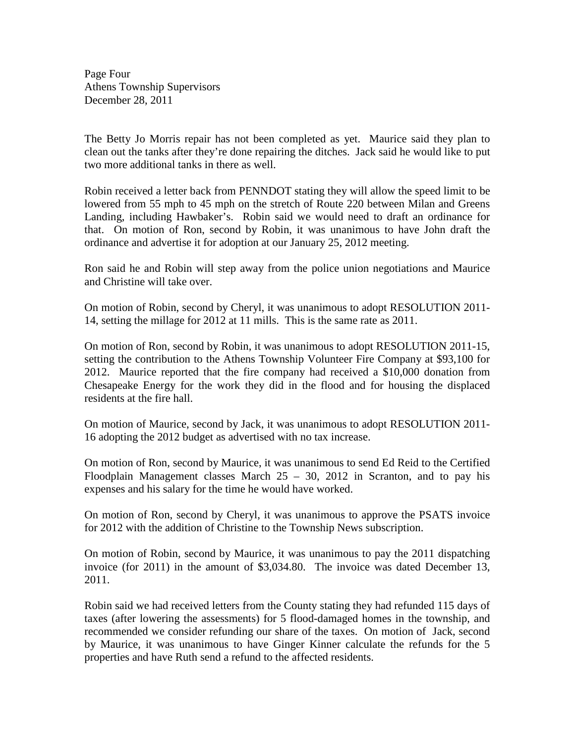The Betty Jo Morris repair has not been completed as yet. Maurice said they plan to clean out the tanks after they're done repairing the ditches. Jack said he would like to put two more additional tanks in there as well.

Robin received a letter back from PENNDOT stating they will allow the speed limit to be lowered from 55 mph to 45 mph on the stretch of Route 220 between Milan and Greens Landing, including Hawbaker's. Robin said we would need to draft an ordinance for that. On motion of Ron, second by Robin, it was unanimous to have John draft the ordinance and advertise it for adoption at our January 25, 2012 meeting.

Ron said he and Robin will step away from the police union negotiations and Maurice and Christine will take over.

On motion of Robin, second by Cheryl, it was unanimous to adopt RESOLUTION 2011-14, setting the millage for 2012 at 11 mills. This is the same rate as 2011.

On motion of Ron, second by Robin, it was unanimous to adopt RESOLUTION 2011-15, setting the contribution to the Athens Township Volunteer Fire Company at $93,100 for 2012. Maurice reported that the fire company had received a $10,000 donation from Chesapeake Energy for the work they did in the flood and for housing the displaced residents at the fire hall.

On motion of Maurice, second by Jack, it was unanimous to adopt RESOLUTION 2011-16 adopting the 2012 budget as advertised with no tax increase.

On motion of Ron, second by Maurice, it was unanimous to send Ed Reid to the Certified Floodplain Management classes March 25 – 30, 2012 in Scranton, and to pay his expenses and his salary for the time he would have worked.

On motion of Ron, second by Cheryl, it was unanimous to approve the PSATS invoice for 2012 with the addition of Christine to the Township News subscription.

On motion of Robin, second by Maurice, it was unanimous to pay the 2011 dispatching invoice (for 2011) in the amount of $3,034.80. The invoice was dated December 13, 2011.

Robin said we had received letters from the County stating they had refunded 115 days of taxes (after lowering the assessments) for 5 flood-damaged homes in the township, and recommended we consider refunding our share of the taxes. On motion of Jack, second by Maurice, it was unanimous to have Ginger Kinner calculate the refunds for the 5 properties and have Ruth send a refund to the affected residents.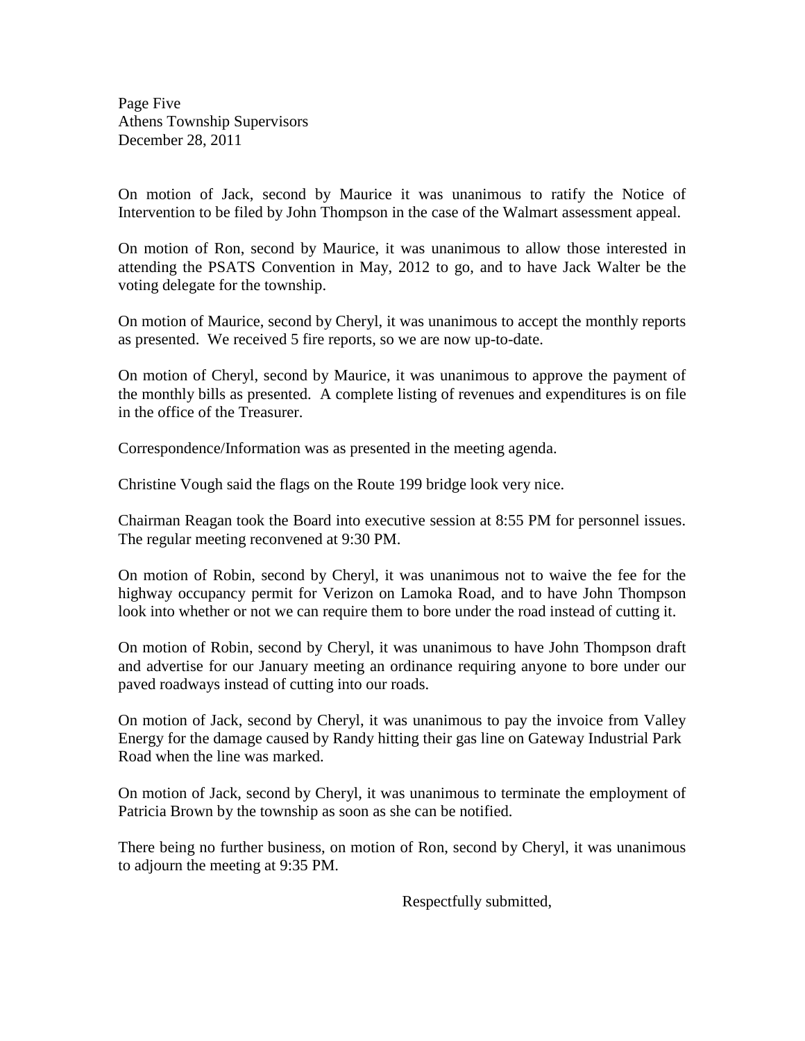Page Five
Athens Township Supervisors
December 28, 2011

On motion of Jack, second by Maurice it was unanimous to ratify the Notice of Intervention to be filed by John Thompson in the case of the Walmart assessment appeal.

On motion of Ron, second by Maurice, it was unanimous to allow those interested in attending the PSATS Convention in May, 2012 to go, and to have Jack Walter be the voting delegate for the township.

On motion of Maurice, second by Cheryl, it was unanimous to accept the monthly reports as presented. We received 5 fire reports, so we are now up-to-date.

On motion of Cheryl, second by Maurice, it was unanimous to approve the payment of the monthly bills as presented. A complete listing of revenues and expenditures is on file in the office of the Treasurer.

Correspondence/Information was as presented in the meeting agenda.

Christine Vough said the flags on the Route 199 bridge look very nice.

Chairman Reagan took the Board into executive session at 8:55 PM for personnel issues. The regular meeting reconvened at 9:30 PM.

On motion of Robin, second by Cheryl, it was unanimous not to waive the fee for the highway occupancy permit for Verizon on Lamoka Road, and to have John Thompson look into whether or not we can require them to bore under the road instead of cutting it.

On motion of Robin, second by Cheryl, it was unanimous to have John Thompson draft and advertise for our January meeting an ordinance requiring anyone to bore under our paved roadways instead of cutting into our roads.

On motion of Jack, second by Cheryl, it was unanimous to pay the invoice from Valley Energy for the damage caused by Randy hitting their gas line on Gateway Industrial Park Road when the line was marked.

On motion of Jack, second by Cheryl, it was unanimous to terminate the employment of Patricia Brown by the township as soon as she can be notified.

There being no further business, on motion of Ron, second by Cheryl, it was unanimous to adjourn the meeting at 9:35 PM.

Respectfully submitted,